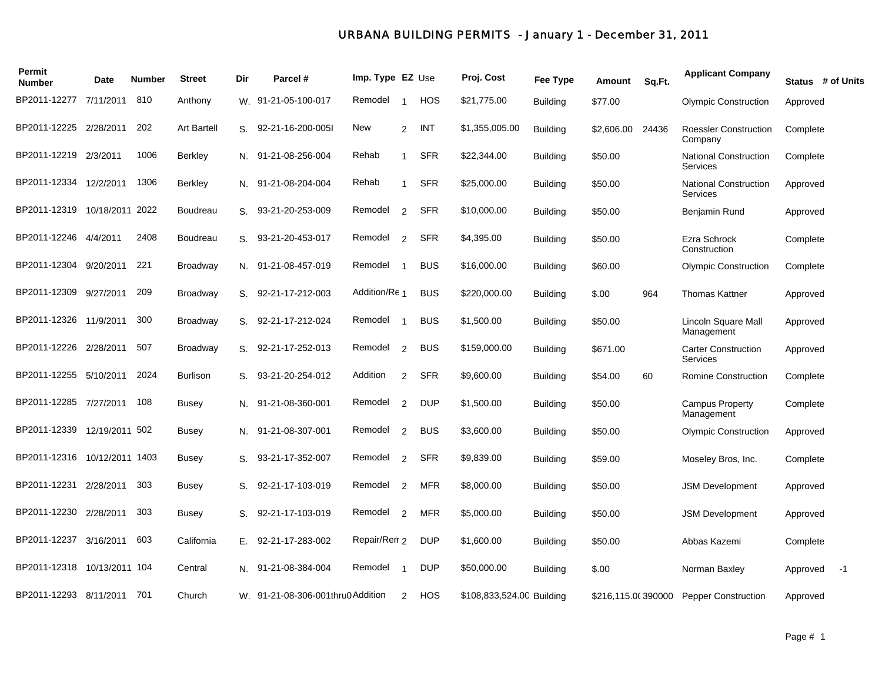# URBANA BUILDING PERMITS - January 1 - December 31, 2011

| Permit Number | Date | Number | Street | Dir | Parcel # | Imp. Type | EZ | Use | Proj. Cost | Fee Type | Amount | Sq.Ft. | Applicant Company | Status | # of Units |
|---|---|---|---|---|---|---|---|---|---|---|---|---|---|---|---|
| BP2011-12277 | 7/11/2011 | 810 | Anthony | W. | 91-21-05-100-017 | Remodel | 1 | HOS | $21,775.00 | Building | $77.00 | | Olympic Construction | Approved | |
| BP2011-12225 | 2/28/2011 | 202 | Art Bartell | S. | 92-21-16-200-005I | New | 2 | INT | $1,355,005.00 | Building | $2,606.00 | 24436 | Roessler Construction Company | Complete | |
| BP2011-12219 | 2/3/2011 | 1006 | Berkley | N. | 91-21-08-256-004 | Rehab | 1 | SFR | $22,344.00 | Building | $50.00 | | National Construction Services | Complete | |
| BP2011-12334 | 12/2/2011 | 1306 | Berkley | N. | 91-21-08-204-004 | Rehab | 1 | SFR | $25,000.00 | Building | $50.00 | | National Construction Services | Approved | |
| BP2011-12319 | 10/18/2011 | 2022 | Boudreau | S. | 93-21-20-253-009 | Remodel | 2 | SFR | $10,000.00 | Building | $50.00 | | Benjamin Rund | Approved | |
| BP2011-12246 | 4/4/2011 | 2408 | Boudreau | S. | 93-21-20-453-017 | Remodel | 2 | SFR | $4,395.00 | Building | $50.00 | | Ezra Schrock Construction | Complete | |
| BP2011-12304 | 9/20/2011 | 221 | Broadway | N. | 91-21-08-457-019 | Remodel | 1 | BUS | $16,000.00 | Building | $60.00 | | Olympic Construction | Complete | |
| BP2011-12309 | 9/27/2011 | 209 | Broadway | S. | 92-21-17-212-003 | Addition/Re | 1 | BUS | $220,000.00 | Building | $.00 | 964 | Thomas Kattner | Approved | |
| BP2011-12326 | 11/9/2011 | 300 | Broadway | S. | 92-21-17-212-024 | Remodel | 1 | BUS | $1,500.00 | Building | $50.00 | | Lincoln Square Mall Management | Approved | |
| BP2011-12226 | 2/28/2011 | 507 | Broadway | S. | 92-21-17-252-013 | Remodel | 2 | BUS | $159,000.00 | Building | $671.00 | | Carter Construction Services | Approved | |
| BP2011-12255 | 5/10/2011 | 2024 | Burlison | S. | 93-21-20-254-012 | Addition | 2 | SFR | $9,600.00 | Building | $54.00 | 60 | Romine Construction | Complete | |
| BP2011-12285 | 7/27/2011 | 108 | Busey | N. | 91-21-08-360-001 | Remodel | 2 | DUP | $1,500.00 | Building | $50.00 | | Campus Property Management | Complete | |
| BP2011-12339 | 12/19/2011 | 502 | Busey | N. | 91-21-08-307-001 | Remodel | 2 | BUS | $3,600.00 | Building | $50.00 | | Olympic Construction | Approved | |
| BP2011-12316 | 10/12/2011 | 1403 | Busey | S. | 93-21-17-352-007 | Remodel | 2 | SFR | $9,839.00 | Building | $59.00 | | Moseley Bros, Inc. | Complete | |
| BP2011-12231 | 2/28/2011 | 303 | Busey | S. | 92-21-17-103-019 | Remodel | 2 | MFR | $8,000.00 | Building | $50.00 | | JSM Development | Approved | |
| BP2011-12230 | 2/28/2011 | 303 | Busey | S. | 92-21-17-103-019 | Remodel | 2 | MFR | $5,000.00 | Building | $50.00 | | JSM Development | Approved | |
| BP2011-12237 | 3/16/2011 | 603 | California | E. | 92-21-17-283-002 | Repair/Rem | 2 | DUP | $1,600.00 | Building | $50.00 | | Abbas Kazemi | Complete | |
| BP2011-12318 | 10/13/2011 | 104 | Central | N. | 91-21-08-384-004 | Remodel | 1 | DUP | $50,000.00 | Building | $.00 | | Norman Baxley | Approved | -1 |
| BP2011-12293 | 8/11/2011 | 701 | Church | W. | 91-21-08-306-001thru0 | Addition | 2 | HOS | $108,833,524.00 | Building | $216,115.0( | 390000 | Pepper Construction | Approved | |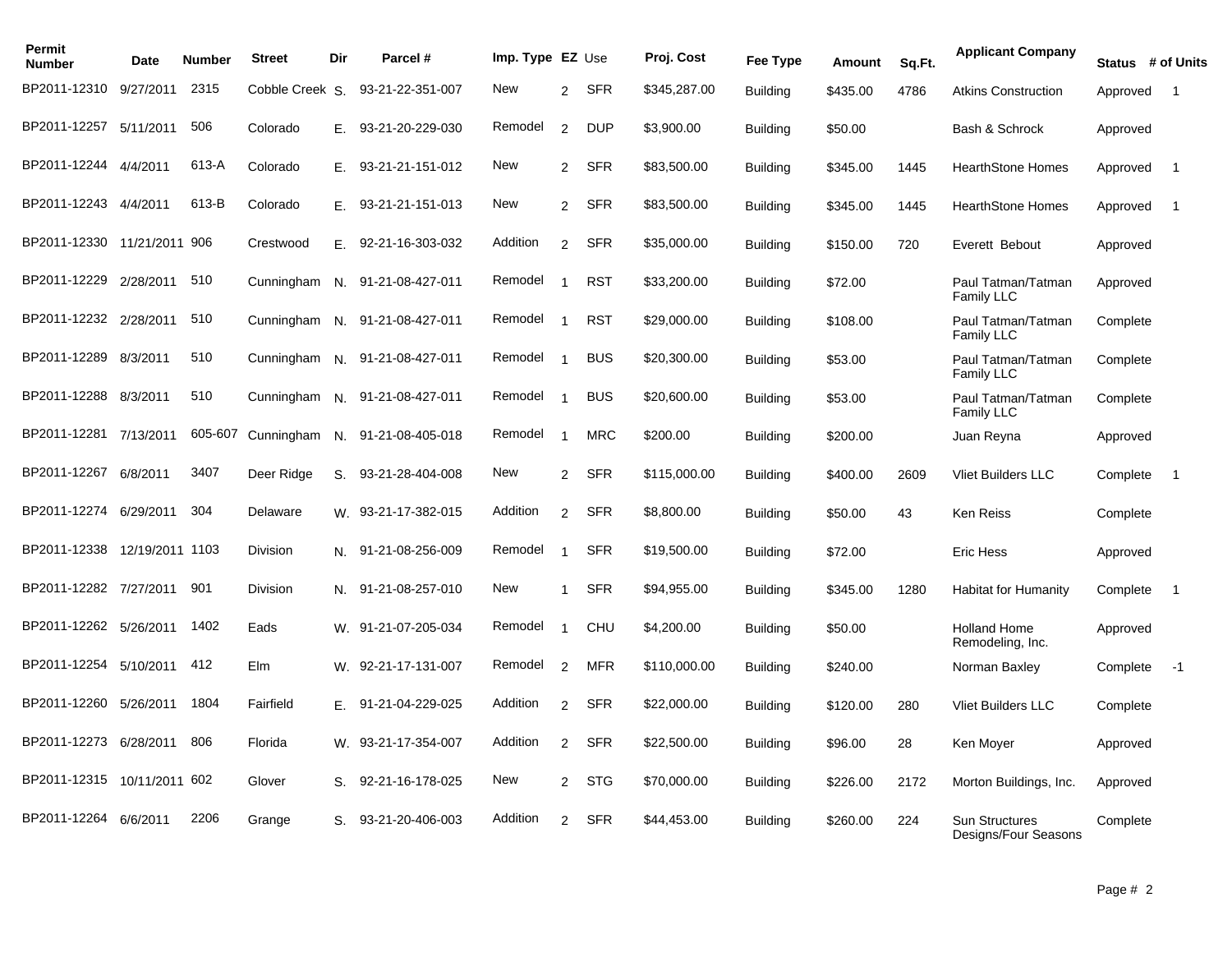| Permit Number | Date | Number | Street | Dir | Parcel # | Imp. Type | EZ | Use | Proj. Cost | Fee Type | Amount | Sq.Ft. | Applicant Company | Status | # of Units |
|---|---|---|---|---|---|---|---|---|---|---|---|---|---|---|---|
| BP2011-12310 | 9/27/2011 | 2315 | Cobble Creek | S. | 93-21-22-351-007 | New | 2 | SFR | $345,287.00 | Building | $435.00 | 4786 | Atkins Construction | Approved | 1 |
| BP2011-12257 | 5/11/2011 | 506 | Colorado | E. | 93-21-20-229-030 | Remodel | 2 | DUP | $3,900.00 | Building | $50.00 | | Bash & Schrock | Approved | |
| BP2011-12244 | 4/4/2011 | 613-A | Colorado | E. | 93-21-21-151-012 | New | 2 | SFR | $83,500.00 | Building | $345.00 | 1445 | HearthStone Homes | Approved | 1 |
| BP2011-12243 | 4/4/2011 | 613-B | Colorado | E. | 93-21-21-151-013 | New | 2 | SFR | $83,500.00 | Building | $345.00 | 1445 | HearthStone Homes | Approved | 1 |
| BP2011-12330 | 11/21/2011 | 906 | Crestwood | E. | 92-21-16-303-032 | Addition | 2 | SFR | $35,000.00 | Building | $150.00 | 720 | Everett Bebout | Approved | |
| BP2011-12229 | 2/28/2011 | 510 | Cunningham | N. | 91-21-08-427-011 | Remodel | 1 | RST | $33,200.00 | Building | $72.00 | | Paul Tatman/Tatman Family LLC | Approved | |
| BP2011-12232 | 2/28/2011 | 510 | Cunningham | N. | 91-21-08-427-011 | Remodel | 1 | RST | $29,000.00 | Building | $108.00 | | Paul Tatman/Tatman Family LLC | Complete | |
| BP2011-12289 | 8/3/2011 | 510 | Cunningham | N. | 91-21-08-427-011 | Remodel | 1 | BUS | $20,300.00 | Building | $53.00 | | Paul Tatman/Tatman Family LLC | Complete | |
| BP2011-12288 | 8/3/2011 | 510 | Cunningham | N. | 91-21-08-427-011 | Remodel | 1 | BUS | $20,600.00 | Building | $53.00 | | Paul Tatman/Tatman Family LLC | Complete | |
| BP2011-12281 | 7/13/2011 | 605-607 | Cunningham | N. | 91-21-08-405-018 | Remodel | 1 | MRC | $200.00 | Building | $200.00 | | Juan Reyna | Approved | |
| BP2011-12267 | 6/8/2011 | 3407 | Deer Ridge | S. | 93-21-28-404-008 | New | 2 | SFR | $115,000.00 | Building | $400.00 | 2609 | Vliet Builders LLC | Complete | 1 |
| BP2011-12274 | 6/29/2011 | 304 | Delaware | W. | 93-21-17-382-015 | Addition | 2 | SFR | $8,800.00 | Building | $50.00 | 43 | Ken Reiss | Complete | |
| BP2011-12338 | 12/19/2011 | 1103 | Division | N. | 91-21-08-256-009 | Remodel | 1 | SFR | $19,500.00 | Building | $72.00 | | Eric Hess | Approved | |
| BP2011-12282 | 7/27/2011 | 901 | Division | N. | 91-21-08-257-010 | New | 1 | SFR | $94,955.00 | Building | $345.00 | 1280 | Habitat for Humanity | Complete | 1 |
| BP2011-12262 | 5/26/2011 | 1402 | Eads | W. | 91-21-07-205-034 | Remodel | 1 | CHU | $4,200.00 | Building | $50.00 | | Holland Home Remodeling, Inc. | Approved | |
| BP2011-12254 | 5/10/2011 | 412 | Elm | W. | 92-21-17-131-007 | Remodel | 2 | MFR | $110,000.00 | Building | $240.00 | | Norman Baxley | Complete | -1 |
| BP2011-12260 | 5/26/2011 | 1804 | Fairfield | E. | 91-21-04-229-025 | Addition | 2 | SFR | $22,000.00 | Building | $120.00 | 280 | Vliet Builders LLC | Complete | |
| BP2011-12273 | 6/28/2011 | 806 | Florida | W. | 93-21-17-354-007 | Addition | 2 | SFR | $22,500.00 | Building | $96.00 | 28 | Ken Moyer | Approved | |
| BP2011-12315 | 10/11/2011 | 602 | Glover | S. | 92-21-16-178-025 | New | 2 | STG | $70,000.00 | Building | $226.00 | 2172 | Morton Buildings, Inc. | Approved | |
| BP2011-12264 | 6/6/2011 | 2206 | Grange | S. | 93-21-20-406-003 | Addition | 2 | SFR | $44,453.00 | Building | $260.00 | 224 | Sun Structures Designs/Four Seasons | Complete | |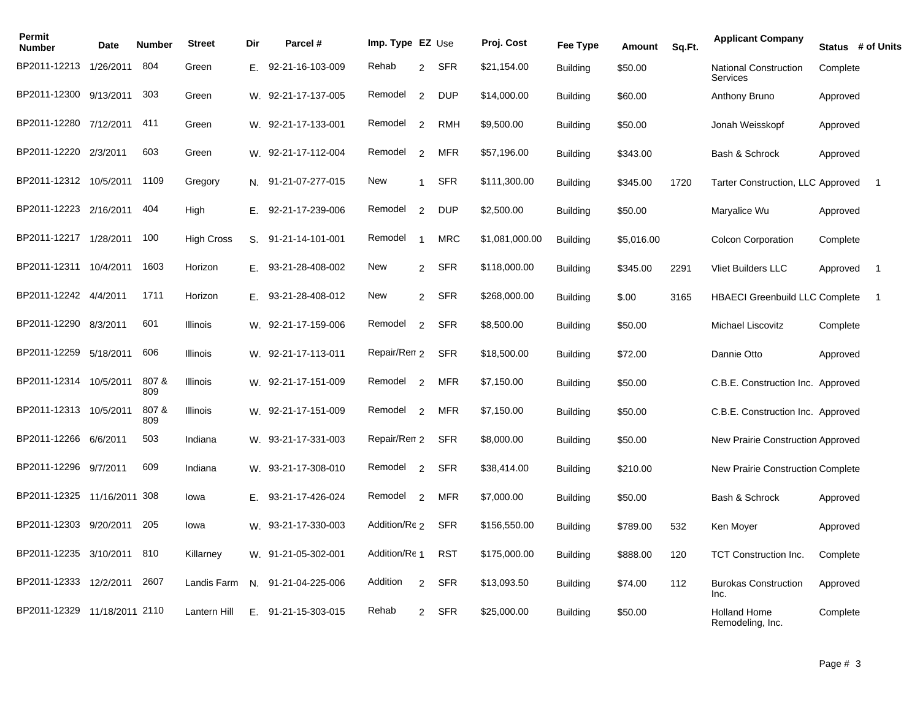| Permit Number | Date | Number | Street | Dir | Parcel # | Imp. Type | EZ | Use | Proj. Cost | Fee Type | Amount | Sq.Ft. | Applicant Company | Status | # of Units |
|---|---|---|---|---|---|---|---|---|---|---|---|---|---|---|---|
| BP2011-12213 | 1/26/2011 | 804 | Green | E. | 92-21-16-103-009 | Rehab | 2 | SFR | $21,154.00 | Building | $50.00 | | National Construction Services | Complete | |
| BP2011-12300 | 9/13/2011 | 303 | Green | W. | 92-21-17-137-005 | Remodel | 2 | DUP | $14,000.00 | Building | $60.00 | | Anthony Bruno | Approved | |
| BP2011-12280 | 7/12/2011 | 411 | Green | W. | 92-21-17-133-001 | Remodel | 2 | RMH | $9,500.00 | Building | $50.00 | | Jonah Weisskopf | Approved | |
| BP2011-12220 | 2/3/2011 | 603 | Green | W. | 92-21-17-112-004 | Remodel | 2 | MFR | $57,196.00 | Building | $343.00 | | Bash & Schrock | Approved | |
| BP2011-12312 | 10/5/2011 | 1109 | Gregory | N. | 91-21-07-277-015 | New | 1 | SFR | $111,300.00 | Building | $345.00 | 1720 | Tarter Construction, LLC | Approved | 1 |
| BP2011-12223 | 2/16/2011 | 404 | High | E. | 92-21-17-239-006 | Remodel | 2 | DUP | $2,500.00 | Building | $50.00 | | Maryalice Wu | Approved | |
| BP2011-12217 | 1/28/2011 | 100 | High Cross | S. | 91-21-14-101-001 | Remodel | 1 | MRC | $1,081,000.00 | Building | $5,016.00 | | Colcon Corporation | Complete | |
| BP2011-12311 | 10/4/2011 | 1603 | Horizon | E. | 93-21-28-408-002 | New | 2 | SFR | $118,000.00 | Building | $345.00 | 2291 | Vliet Builders LLC | Approved | 1 |
| BP2011-12242 | 4/4/2011 | 1711 | Horizon | E. | 93-21-28-408-012 | New | 2 | SFR | $268,000.00 | Building | $.00 | 3165 | HBAECI Greenbuild LLC | Complete | 1 |
| BP2011-12290 | 8/3/2011 | 601 | Illinois | W. | 92-21-17-159-006 | Remodel | 2 | SFR | $8,500.00 | Building | $50.00 | | Michael Liscovitz | Complete | |
| BP2011-12259 | 5/18/2011 | 606 | Illinois | W. | 92-21-17-113-011 | Repair/Ren | 2 | SFR | $18,500.00 | Building | $72.00 | | Dannie Otto | Approved | |
| BP2011-12314 | 10/5/2011 | 807 & 809 | Illinois | W. | 92-21-17-151-009 | Remodel | 2 | MFR | $7,150.00 | Building | $50.00 | | C.B.E. Construction Inc. | Approved | |
| BP2011-12313 | 10/5/2011 | 807 & 809 | Illinois | W. | 92-21-17-151-009 | Remodel | 2 | MFR | $7,150.00 | Building | $50.00 | | C.B.E. Construction Inc. | Approved | |
| BP2011-12266 | 6/6/2011 | 503 | Indiana | W. | 93-21-17-331-003 | Repair/Ren | 2 | SFR | $8,000.00 | Building | $50.00 | | New Prairie Construction | Approved | |
| BP2011-12296 | 9/7/2011 | 609 | Indiana | W. | 93-21-17-308-010 | Remodel | 2 | SFR | $38,414.00 | Building | $210.00 | | New Prairie Construction | Complete | |
| BP2011-12325 | 11/16/2011 | 308 | Iowa | E. | 93-21-17-426-024 | Remodel | 2 | MFR | $7,000.00 | Building | $50.00 | | Bash & Schrock | Approved | |
| BP2011-12303 | 9/20/2011 | 205 | Iowa | W. | 93-21-17-330-003 | Addition/Re | 2 | SFR | $156,550.00 | Building | $789.00 | 532 | Ken Moyer | Approved | |
| BP2011-12235 | 3/10/2011 | 810 | Killarney | W. | 91-21-05-302-001 | Addition/Re | 1 | RST | $175,000.00 | Building | $888.00 | 120 | TCT Construction Inc. | Complete | |
| BP2011-12333 | 12/2/2011 | 2607 | Landis Farm | N. | 91-21-04-225-006 | Addition | 2 | SFR | $13,093.50 | Building | $74.00 | 112 | Burokas Construction Inc. | Approved | |
| BP2011-12329 | 11/18/2011 | 2110 | Lantern Hill | E. | 91-21-15-303-015 | Rehab | 2 | SFR | $25,000.00 | Building | $50.00 | | Holland Home Remodeling, Inc. | Complete | |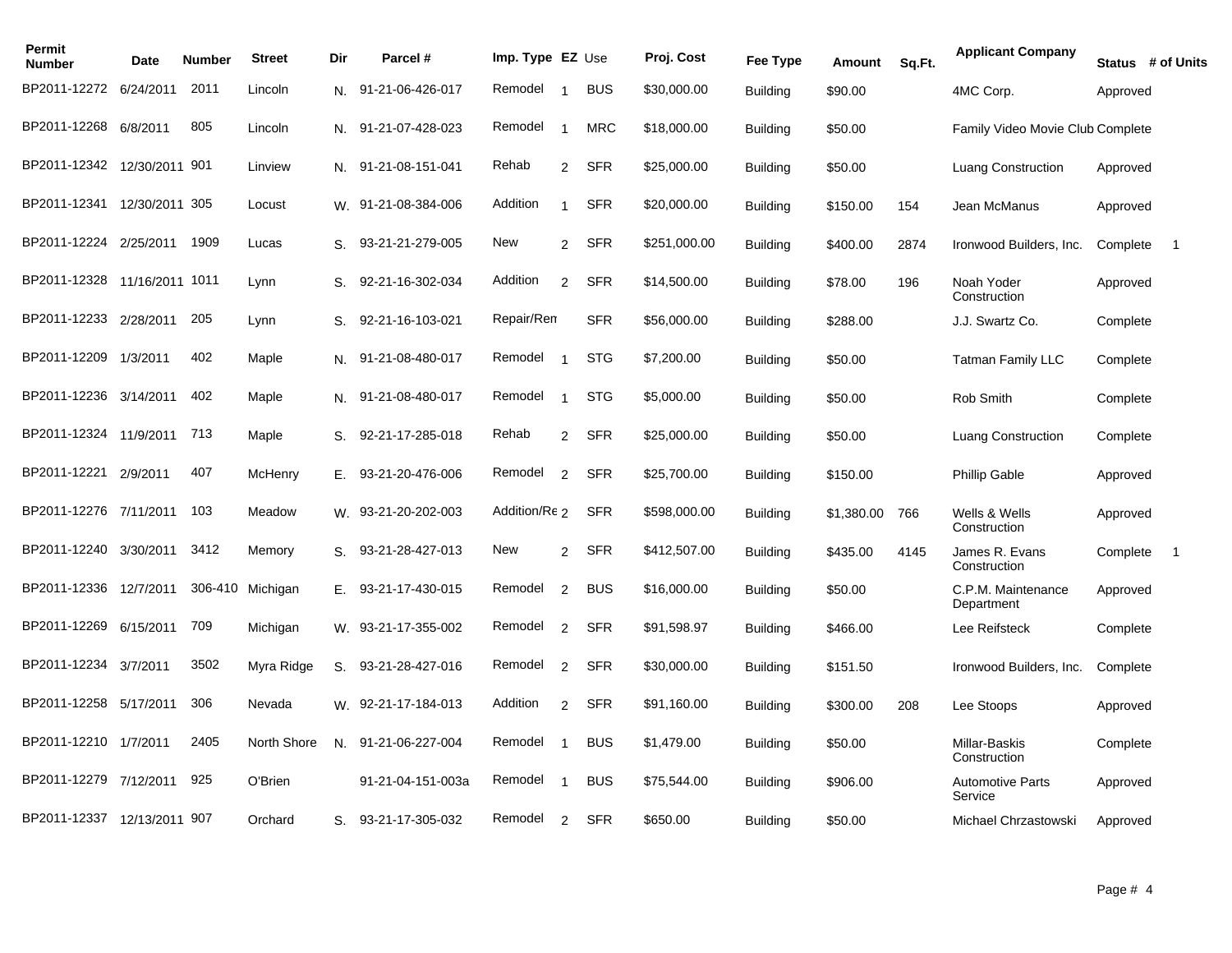| Permit Number | Date | Number | Street | Dir | Parcel # | Imp. Type | EZ | Use | Proj. Cost | Fee Type | Amount | Sq.Ft. | Applicant Company | Status | # of Units |
|---|---|---|---|---|---|---|---|---|---|---|---|---|---|---|---|
| BP2011-12272 | 6/24/2011 | 2011 | Lincoln | N. | 91-21-06-426-017 | Remodel | 1 | BUS | $30,000.00 | Building | $90.00 | | 4MC Corp. | Approved | |
| BP2011-12268 | 6/8/2011 | 805 | Lincoln | N. | 91-21-07-428-023 | Remodel | 1 | MRC | $18,000.00 | Building | $50.00 | | Family Video Movie Club | Complete | |
| BP2011-12342 | 12/30/2011 | 901 | Linview | N. | 91-21-08-151-041 | Rehab | 2 | SFR | $25,000.00 | Building | $50.00 | | Luang Construction | Approved | |
| BP2011-12341 | 12/30/2011 | 305 | Locust | W. | 91-21-08-384-006 | Addition | 1 | SFR | $20,000.00 | Building | $150.00 | 154 | Jean McManus | Approved | |
| BP2011-12224 | 2/25/2011 | 1909 | Lucas | S. | 93-21-21-279-005 | New | 2 | SFR | $251,000.00 | Building | $400.00 | 2874 | Ironwood Builders, Inc. | Complete | 1 |
| BP2011-12328 | 11/16/2011 | 1011 | Lynn | S. | 92-21-16-302-034 | Addition | 2 | SFR | $14,500.00 | Building | $78.00 | 196 | Noah Yoder Construction | Approved | |
| BP2011-12233 | 2/28/2011 | 205 | Lynn | S. | 92-21-16-103-021 | Repair/Ren | | SFR | $56,000.00 | Building | $288.00 | | J.J. Swartz Co. | Complete | |
| BP2011-12209 | 1/3/2011 | 402 | Maple | N. | 91-21-08-480-017 | Remodel | 1 | STG | $7,200.00 | Building | $50.00 | | Tatman Family LLC | Complete | |
| BP2011-12236 | 3/14/2011 | 402 | Maple | N. | 91-21-08-480-017 | Remodel | 1 | STG | $5,000.00 | Building | $50.00 | | Rob Smith | Complete | |
| BP2011-12324 | 11/9/2011 | 713 | Maple | S. | 92-21-17-285-018 | Rehab | 2 | SFR | $25,000.00 | Building | $50.00 | | Luang Construction | Complete | |
| BP2011-12221 | 2/9/2011 | 407 | McHenry | E. | 93-21-20-476-006 | Remodel | 2 | SFR | $25,700.00 | Building | $150.00 | | Phillip Gable | Approved | |
| BP2011-12276 | 7/11/2011 | 103 | Meadow | W. | 93-21-20-202-003 | Addition/Re | 2 | SFR | $598,000.00 | Building | $1,380.00 | 766 | Wells & Wells Construction | Approved | |
| BP2011-12240 | 3/30/2011 | 3412 | Memory | S. | 93-21-28-427-013 | New | 2 | SFR | $412,507.00 | Building | $435.00 | 4145 | James R. Evans Construction | Complete | 1 |
| BP2011-12336 | 12/7/2011 | 306-410 | Michigan | E. | 93-21-17-430-015 | Remodel | 2 | BUS | $16,000.00 | Building | $50.00 | | C.P.M. Maintenance Department | Approved | |
| BP2011-12269 | 6/15/2011 | 709 | Michigan | W. | 93-21-17-355-002 | Remodel | 2 | SFR | $91,598.97 | Building | $466.00 | | Lee Reifsteck | Complete | |
| BP2011-12234 | 3/7/2011 | 3502 | Myra Ridge | S. | 93-21-28-427-016 | Remodel | 2 | SFR | $30,000.00 | Building | $151.50 | | Ironwood Builders, Inc. | Complete | |
| BP2011-12258 | 5/17/2011 | 306 | Nevada | W. | 92-21-17-184-013 | Addition | 2 | SFR | $91,160.00 | Building | $300.00 | 208 | Lee Stoops | Approved | |
| BP2011-12210 | 1/7/2011 | 2405 | North Shore | N. | 91-21-06-227-004 | Remodel | 1 | BUS | $1,479.00 | Building | $50.00 | | Millar-Baskis Construction | Complete | |
| BP2011-12279 | 7/12/2011 | 925 | O'Brien | | 91-21-04-151-003a | Remodel | 1 | BUS | $75,544.00 | Building | $906.00 | | Automotive Parts Service | Approved | |
| BP2011-12337 | 12/13/2011 | 907 | Orchard | S. | 93-21-17-305-032 | Remodel | 2 | SFR | $650.00 | Building | $50.00 | | Michael Chrzastowski | Approved | |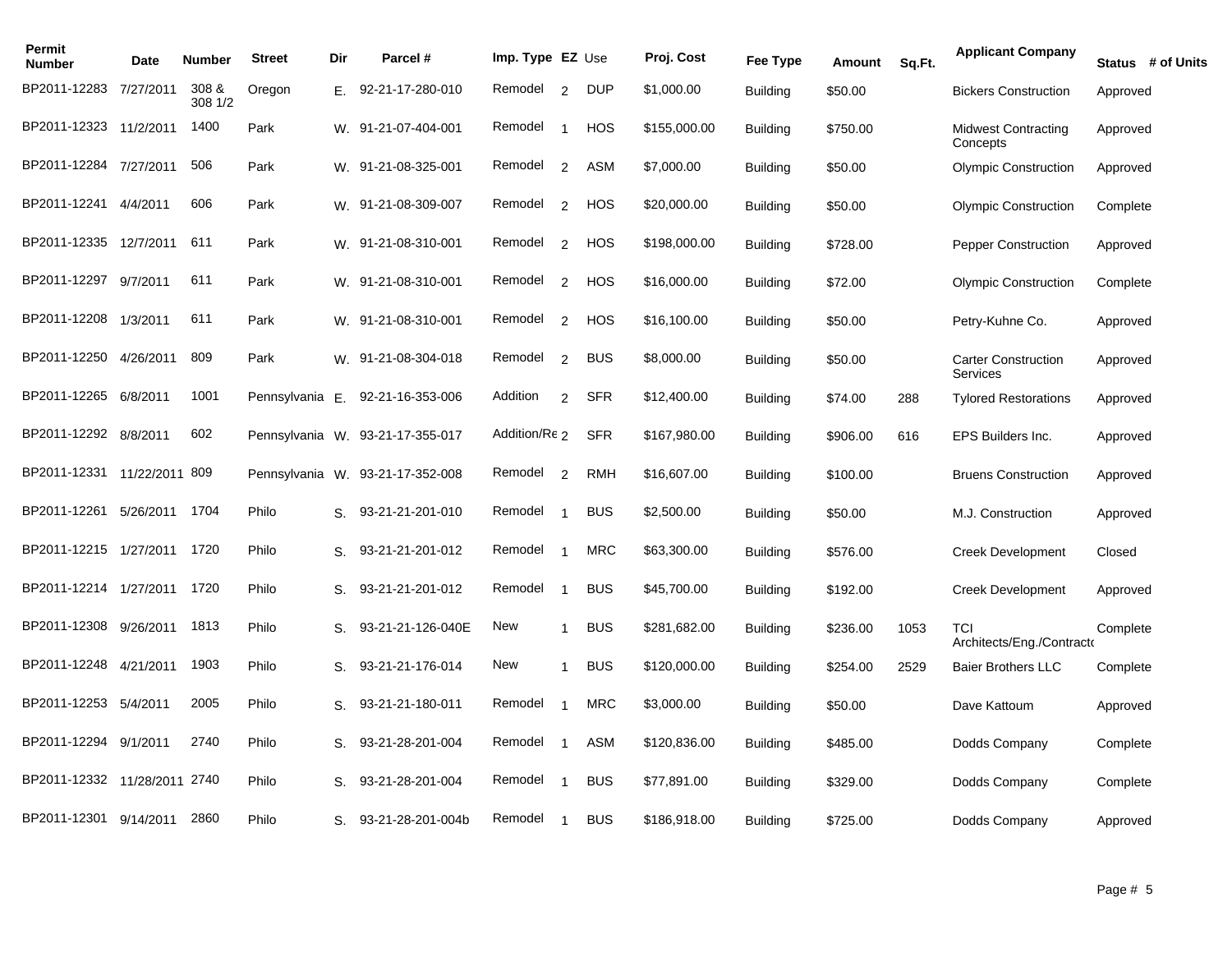| Permit Number | Date | Number | Street | Dir | Parcel # | Imp. Type | EZ | Use | Proj. Cost | Fee Type | Amount | Sq.Ft. | Applicant Company | Status | # of Units |
|---|---|---|---|---|---|---|---|---|---|---|---|---|---|---|---|
| BP2011-12283 | 7/27/2011 | 308 & 308 1/2 | Oregon | E. | 92-21-17-280-010 | Remodel | 2 | DUP | $1,000.00 | Building | $50.00 | | Bickers Construction | Approved | |
| BP2011-12323 | 11/2/2011 | 1400 | Park | W. | 91-21-07-404-001 | Remodel | 1 | HOS | $155,000.00 | Building | $750.00 | | Midwest Contracting Concepts | Approved | |
| BP2011-12284 | 7/27/2011 | 506 | Park | W. | 91-21-08-325-001 | Remodel | 2 | ASM | $7,000.00 | Building | $50.00 | | Olympic Construction | Approved | |
| BP2011-12241 | 4/4/2011 | 606 | Park | W. | 91-21-08-309-007 | Remodel | 2 | HOS | $20,000.00 | Building | $50.00 | | Olympic Construction | Complete | |
| BP2011-12335 | 12/7/2011 | 611 | Park | W. | 91-21-08-310-001 | Remodel | 2 | HOS | $198,000.00 | Building | $728.00 | | Pepper Construction | Approved | |
| BP2011-12297 | 9/7/2011 | 611 | Park | W. | 91-21-08-310-001 | Remodel | 2 | HOS | $16,000.00 | Building | $72.00 | | Olympic Construction | Complete | |
| BP2011-12208 | 1/3/2011 | 611 | Park | W. | 91-21-08-310-001 | Remodel | 2 | HOS | $16,100.00 | Building | $50.00 | | Petry-Kuhne Co. | Approved | |
| BP2011-12250 | 4/26/2011 | 809 | Park | W. | 91-21-08-304-018 | Remodel | 2 | BUS | $8,000.00 | Building | $50.00 | | Carter Construction Services | Approved | |
| BP2011-12265 | 6/8/2011 | 1001 | Pennsylvania | E. | 92-21-16-353-006 | Addition | 2 | SFR | $12,400.00 | Building | $74.00 | 288 | Tylored Restorations | Approved | |
| BP2011-12292 | 8/8/2011 | 602 | Pennsylvania | W. | 93-21-17-355-017 | Addition/Re | 2 | SFR | $167,980.00 | Building | $906.00 | 616 | EPS Builders Inc. | Approved | |
| BP2011-12331 | 11/22/2011 | 809 | Pennsylvania | W. | 93-21-17-352-008 | Remodel | 2 | RMH | $16,607.00 | Building | $100.00 | | Bruens Construction | Approved | |
| BP2011-12261 | 5/26/2011 | 1704 | Philo | S. | 93-21-21-201-010 | Remodel | 1 | BUS | $2,500.00 | Building | $50.00 | | M.J. Construction | Approved | |
| BP2011-12215 | 1/27/2011 | 1720 | Philo | S. | 93-21-21-201-012 | Remodel | 1 | MRC | $63,300.00 | Building | $576.00 | | Creek Development | Closed | |
| BP2011-12214 | 1/27/2011 | 1720 | Philo | S. | 93-21-21-201-012 | Remodel | 1 | BUS | $45,700.00 | Building | $192.00 | | Creek Development | Approved | |
| BP2011-12308 | 9/26/2011 | 1813 | Philo | S. | 93-21-21-126-040E | New | 1 | BUS | $281,682.00 | Building | $236.00 | 1053 | TCI Architects/Eng./Contracto | Complete | |
| BP2011-12248 | 4/21/2011 | 1903 | Philo | S. | 93-21-21-176-014 | New | 1 | BUS | $120,000.00 | Building | $254.00 | 2529 | Baier Brothers LLC | Complete | |
| BP2011-12253 | 5/4/2011 | 2005 | Philo | S. | 93-21-21-180-011 | Remodel | 1 | MRC | $3,000.00 | Building | $50.00 | | Dave Kattoum | Approved | |
| BP2011-12294 | 9/1/2011 | 2740 | Philo | S. | 93-21-28-201-004 | Remodel | 1 | ASM | $120,836.00 | Building | $485.00 | | Dodds Company | Complete | |
| BP2011-12332 | 11/28/2011 | 2740 | Philo | S. | 93-21-28-201-004 | Remodel | 1 | BUS | $77,891.00 | Building | $329.00 | | Dodds Company | Complete | |
| BP2011-12301 | 9/14/2011 | 2860 | Philo | S. | 93-21-28-201-004b | Remodel | 1 | BUS | $186,918.00 | Building | $725.00 | | Dodds Company | Approved | |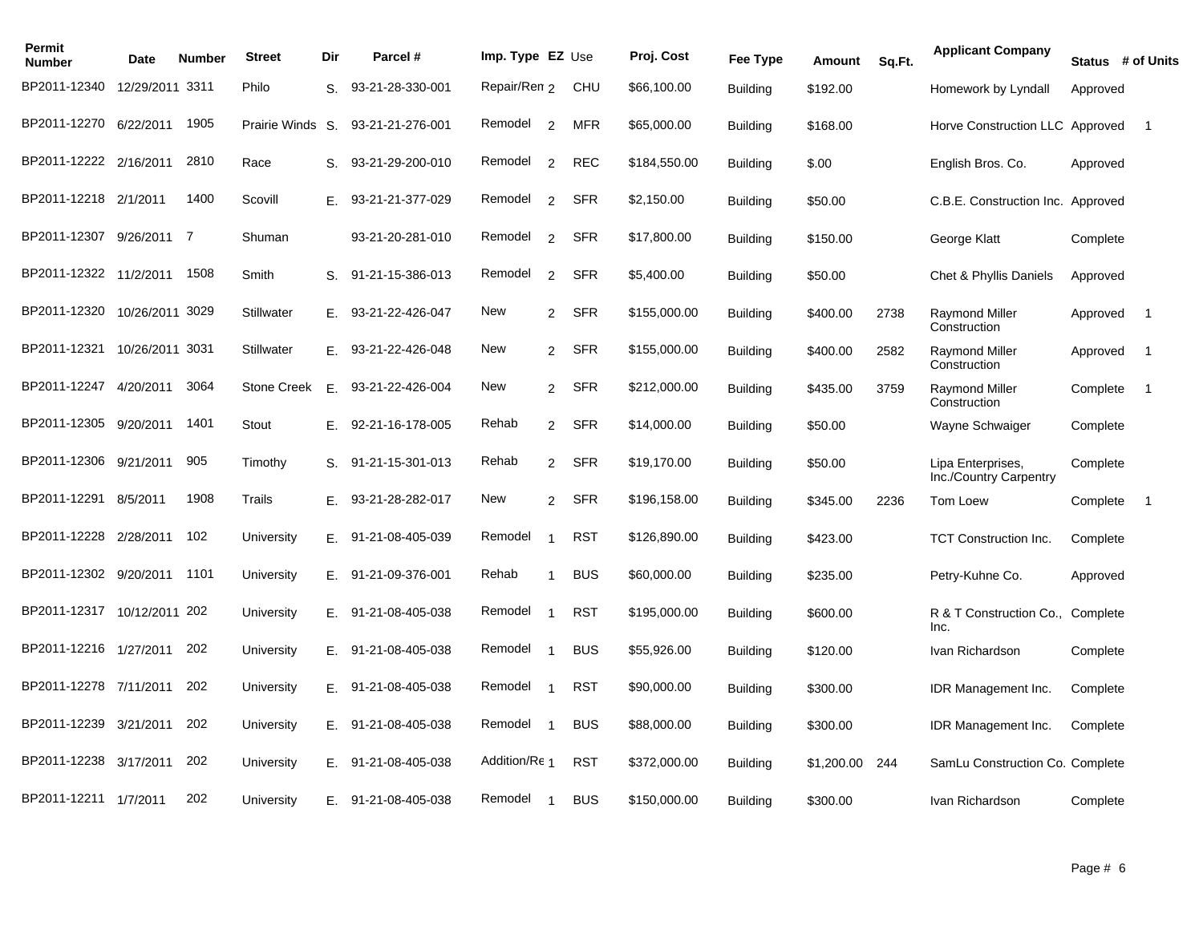| Permit Number | Date | Number | Street | Dir | Parcel # | Imp. Type | EZ | Use | Proj. Cost | Fee Type | Amount | Sq.Ft. | Applicant Company | Status | # of Units |
|---|---|---|---|---|---|---|---|---|---|---|---|---|---|---|---|
| BP2011-12340 | 12/29/2011 | 3311 | Philo | S. | 93-21-28-330-001 | Repair/Ren | 2 | CHU | $66,100.00 | Building | $192.00 | | Homework by Lyndall | Approved | |
| BP2011-12270 | 6/22/2011 | 1905 | Prairie Winds | S. | 93-21-21-276-001 | Remodel | 2 | MFR | $65,000.00 | Building | $168.00 | | Horve Construction LLC | Approved | 1 |
| BP2011-12222 | 2/16/2011 | 2810 | Race | S. | 93-21-29-200-010 | Remodel | 2 | REC | $184,550.00 | Building | $.00 | | English Bros. Co. | Approved | |
| BP2011-12218 | 2/1/2011 | 1400 | Scovill | E. | 93-21-21-377-029 | Remodel | 2 | SFR | $2,150.00 | Building | $50.00 | | C.B.E. Construction Inc. | Approved | |
| BP2011-12307 | 9/26/2011 | 7 | Shuman | | 93-21-20-281-010 | Remodel | 2 | SFR | $17,800.00 | Building | $150.00 | | George Klatt | Complete | |
| BP2011-12322 | 11/2/2011 | 1508 | Smith | S. | 91-21-15-386-013 | Remodel | 2 | SFR | $5,400.00 | Building | $50.00 | | Chet & Phyllis Daniels | Approved | |
| BP2011-12320 | 10/26/2011 | 3029 | Stillwater | E. | 93-21-22-426-047 | New | 2 | SFR | $155,000.00 | Building | $400.00 | 2738 | Raymond Miller Construction | Approved | 1 |
| BP2011-12321 | 10/26/2011 | 3031 | Stillwater | E. | 93-21-22-426-048 | New | 2 | SFR | $155,000.00 | Building | $400.00 | 2582 | Raymond Miller Construction | Approved | 1 |
| BP2011-12247 | 4/20/2011 | 3064 | Stone Creek | E. | 93-21-22-426-004 | New | 2 | SFR | $212,000.00 | Building | $435.00 | 3759 | Raymond Miller Construction | Complete | 1 |
| BP2011-12305 | 9/20/2011 | 1401 | Stout | E. | 92-21-16-178-005 | Rehab | 2 | SFR | $14,000.00 | Building | $50.00 | | Wayne Schwaiger | Complete | |
| BP2011-12306 | 9/21/2011 | 905 | Timothy | S. | 91-21-15-301-013 | Rehab | 2 | SFR | $19,170.00 | Building | $50.00 | | Lipa Enterprises, Inc./Country Carpentry | Complete | |
| BP2011-12291 | 8/5/2011 | 1908 | Trails | E. | 93-21-28-282-017 | New | 2 | SFR | $196,158.00 | Building | $345.00 | 2236 | Tom Loew | Complete | 1 |
| BP2011-12228 | 2/28/2011 | 102 | University | E. | 91-21-08-405-039 | Remodel | 1 | RST | $126,890.00 | Building | $423.00 | | TCT Construction Inc. | Complete | |
| BP2011-12302 | 9/20/2011 | 1101 | University | E. | 91-21-09-376-001 | Rehab | 1 | BUS | $60,000.00 | Building | $235.00 | | Petry-Kuhne Co. | Approved | |
| BP2011-12317 | 10/12/2011 | 202 | University | E. | 91-21-08-405-038 | Remodel | 1 | RST | $195,000.00 | Building | $600.00 | | R & T Construction Co., Inc. | Complete | |
| BP2011-12216 | 1/27/2011 | 202 | University | E. | 91-21-08-405-038 | Remodel | 1 | BUS | $55,926.00 | Building | $120.00 | | Ivan Richardson | Complete | |
| BP2011-12278 | 7/11/2011 | 202 | University | E. | 91-21-08-405-038 | Remodel | 1 | RST | $90,000.00 | Building | $300.00 | | IDR Management Inc. | Complete | |
| BP2011-12239 | 3/21/2011 | 202 | University | E. | 91-21-08-405-038 | Remodel | 1 | BUS | $88,000.00 | Building | $300.00 | | IDR Management Inc. | Complete | |
| BP2011-12238 | 3/17/2011 | 202 | University | E. | 91-21-08-405-038 | Addition/Re | 1 | RST | $372,000.00 | Building | $1,200.00 | 244 | SamLu Construction Co. | Complete | |
| BP2011-12211 | 1/7/2011 | 202 | University | E. | 91-21-08-405-038 | Remodel | 1 | BUS | $150,000.00 | Building | $300.00 | | Ivan Richardson | Complete | |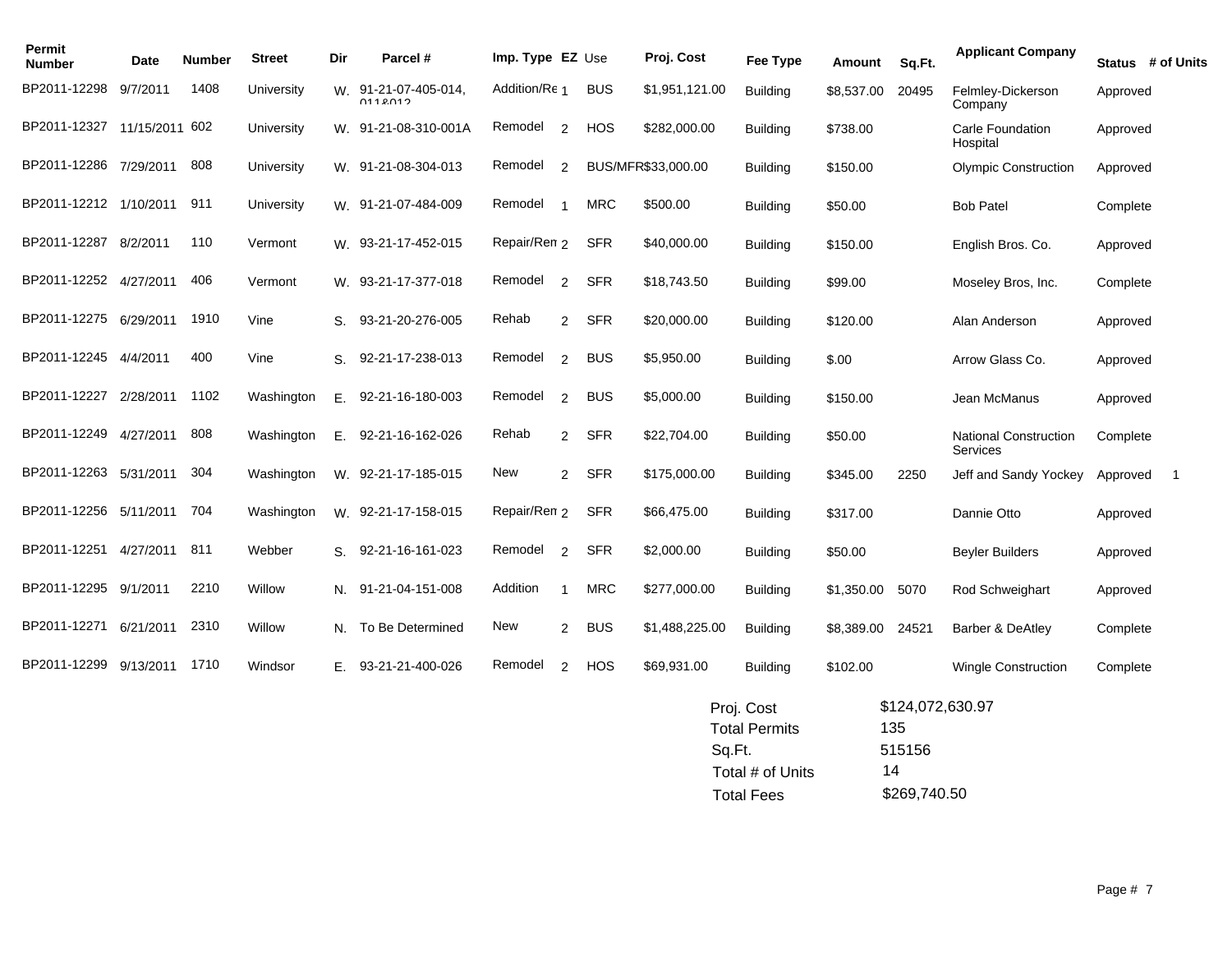| Permit Number | Date | Number | Street | Dir | Parcel # | Imp. Type | EZ | Use | Proj. Cost | Fee Type | Amount | Sq.Ft. | Applicant Company | Status | # of Units |
|---|---|---|---|---|---|---|---|---|---|---|---|---|---|---|---|
| BP2011-12298 | 9/7/2011 | 1408 | University | W. | 91-21-07-405-014, 011&012 | Addition/Re | 1 | BUS | $1,951,121.00 | Building | $8,537.00 | 20495 | Felmley-Dickerson Company | Approved | |
| BP2011-12327 | 11/15/2011 | 602 | University | W. | 91-21-08-310-001A | Remodel | 2 | HOS | $282,000.00 | Building | $738.00 | | Carle Foundation Hospital | Approved | |
| BP2011-12286 | 7/29/2011 | 808 | University | W. | 91-21-08-304-013 | Remodel | 2 | BUS/MFR | $33,000.00 | Building | $150.00 | | Olympic Construction | Approved | |
| BP2011-12212 | 1/10/2011 | 911 | University | W. | 91-21-07-484-009 | Remodel | 1 | MRC | $500.00 | Building | $50.00 | | Bob Patel | Complete | |
| BP2011-12287 | 8/2/2011 | 110 | Vermont | W. | 93-21-17-452-015 | Repair/Ren | 2 | SFR | $40,000.00 | Building | $150.00 | | English Bros. Co. | Approved | |
| BP2011-12252 | 4/27/2011 | 406 | Vermont | W. | 93-21-17-377-018 | Remodel | 2 | SFR | $18,743.50 | Building | $99.00 | | Moseley Bros, Inc. | Complete | |
| BP2011-12275 | 6/29/2011 | 1910 | Vine | S. | 93-21-20-276-005 | Rehab | 2 | SFR | $20,000.00 | Building | $120.00 | | Alan Anderson | Approved | |
| BP2011-12245 | 4/4/2011 | 400 | Vine | S. | 92-21-17-238-013 | Remodel | 2 | BUS | $5,950.00 | Building | $.00 | | Arrow Glass Co. | Approved | |
| BP2011-12227 | 2/28/2011 | 1102 | Washington | E. | 92-21-16-180-003 | Remodel | 2 | BUS | $5,000.00 | Building | $150.00 | | Jean McManus | Approved | |
| BP2011-12249 | 4/27/2011 | 808 | Washington | E. | 92-21-16-162-026 | Rehab | 2 | SFR | $22,704.00 | Building | $50.00 | | National Construction Services | Complete | |
| BP2011-12263 | 5/31/2011 | 304 | Washington | W. | 92-21-17-185-015 | New | 2 | SFR | $175,000.00 | Building | $345.00 | 2250 | Jeff and Sandy Yockey | Approved | 1 |
| BP2011-12256 | 5/11/2011 | 704 | Washington | W. | 92-21-17-158-015 | Repair/Ren | 2 | SFR | $66,475.00 | Building | $317.00 | | Dannie Otto | Approved | |
| BP2011-12251 | 4/27/2011 | 811 | Webber | S. | 92-21-16-161-023 | Remodel | 2 | SFR | $2,000.00 | Building | $50.00 | | Beyler Builders | Approved | |
| BP2011-12295 | 9/1/2011 | 2210 | Willow | N. | 91-21-04-151-008 | Addition | 1 | MRC | $277,000.00 | Building | $1,350.00 | 5070 | Rod Schweighart | Approved | |
| BP2011-12271 | 6/21/2011 | 2310 | Willow | N. | To Be Determined | New | 2 | BUS | $1,488,225.00 | Building | $8,389.00 | 24521 | Barber & DeAtley | Complete | |
| BP2011-12299 | 9/13/2011 | 1710 | Windsor | E. | 93-21-21-400-026 | Remodel | 2 | HOS | $69,931.00 | Building | $102.00 | | Wingle Construction | Complete | |

| | |
|---|---|
| Proj. Cost | $124,072,630.97 |
| Total Permits | 135 |
| Sq.Ft. | 515156 |
| Total # of Units | 14 |
| Total Fees | $269,740.50 |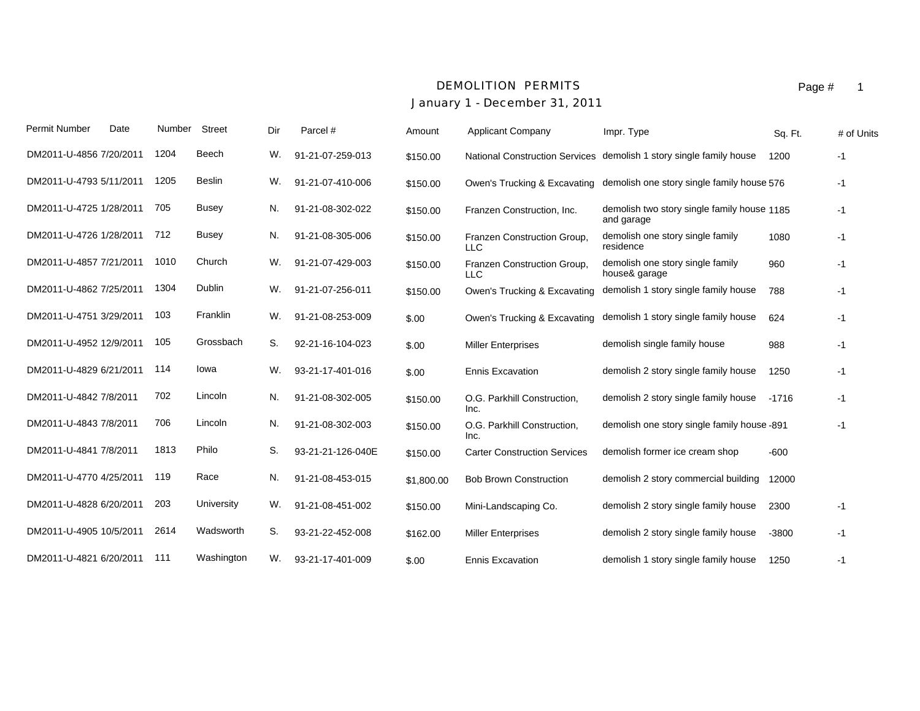# DEMOLITION PERMITS

## January 1 - December 31, 2011

| Permit Number | Date | Number | Street | Dir | Parcel # | Amount | Applicant Company | Impr. Type | Sq. Ft. | # of Units |
|---|---|---|---|---|---|---|---|---|---|---|
| DM2011-U-4856 | 7/20/2011 | 1204 | Beech | W. | 91-21-07-259-013 | $150.00 | National Construction Services | demolish 1 story single family house | 1200 | -1 |
| DM2011-U-4793 | 5/11/2011 | 1205 | Beslin | W. | 91-21-07-410-006 | $150.00 | Owen's Trucking & Excavating | demolish one story single family house | 576 | -1 |
| DM2011-U-4725 | 1/28/2011 | 705 | Busey | N. | 91-21-08-302-022 | $150.00 | Franzen Construction, Inc. | demolish two story single family house and garage | 1185 | -1 |
| DM2011-U-4726 | 1/28/2011 | 712 | Busey | N. | 91-21-08-305-006 | $150.00 | Franzen Construction Group, LLC | demolish one story single family residence | 1080 | -1 |
| DM2011-U-4857 | 7/21/2011 | 1010 | Church | W. | 91-21-07-429-003 | $150.00 | Franzen Construction Group, LLC | demolish one story single family house& garage | 960 | -1 |
| DM2011-U-4862 | 7/25/2011 | 1304 | Dublin | W. | 91-21-07-256-011 | $150.00 | Owen's Trucking & Excavating | demolish 1 story single family house | 788 | -1 |
| DM2011-U-4751 | 3/29/2011 | 103 | Franklin | W. | 91-21-08-253-009 | $.00 | Owen's Trucking & Excavating | demolish 1 story single family house | 624 | -1 |
| DM2011-U-4952 | 12/9/2011 | 105 | Grossbach | S. | 92-21-16-104-023 | $.00 | Miller Enterprises | demolish single family house | 988 | -1 |
| DM2011-U-4829 | 6/21/2011 | 114 | Iowa | W. | 93-21-17-401-016 | $.00 | Ennis Excavation | demolish 2 story single family house | 1250 | -1 |
| DM2011-U-4842 | 7/8/2011 | 702 | Lincoln | N. | 91-21-08-302-005 | $150.00 | O.G. Parkhill Construction, Inc. | demolish 2 story single family house | -1716 | -1 |
| DM2011-U-4843 | 7/8/2011 | 706 | Lincoln | N. | 91-21-08-302-003 | $150.00 | O.G. Parkhill Construction, Inc. | demolish one story single family house | -891 | -1 |
| DM2011-U-4841 | 7/8/2011 | 1813 | Philo | S. | 93-21-21-126-040E | $150.00 | Carter Construction Services | demolish former ice cream shop | -600 | |
| DM2011-U-4770 | 4/25/2011 | 119 | Race | N. | 91-21-08-453-015 | $1,800.00 | Bob Brown Construction | demolish 2 story commercial building | 12000 | |
| DM2011-U-4828 | 6/20/2011 | 203 | University | W. | 91-21-08-451-002 | $150.00 | Mini-Landscaping Co. | demolish 2 story single family house | 2300 | -1 |
| DM2011-U-4905 | 10/5/2011 | 2614 | Wadsworth | S. | 93-21-22-452-008 | $162.00 | Miller Enterprises | demolish 2 story single family house | -3800 | -1 |
| DM2011-U-4821 | 6/20/2011 | 111 | Washington | W. | 93-21-17-401-009 | $.00 | Ennis Excavation | demolish 1 story single family house | 1250 | -1 |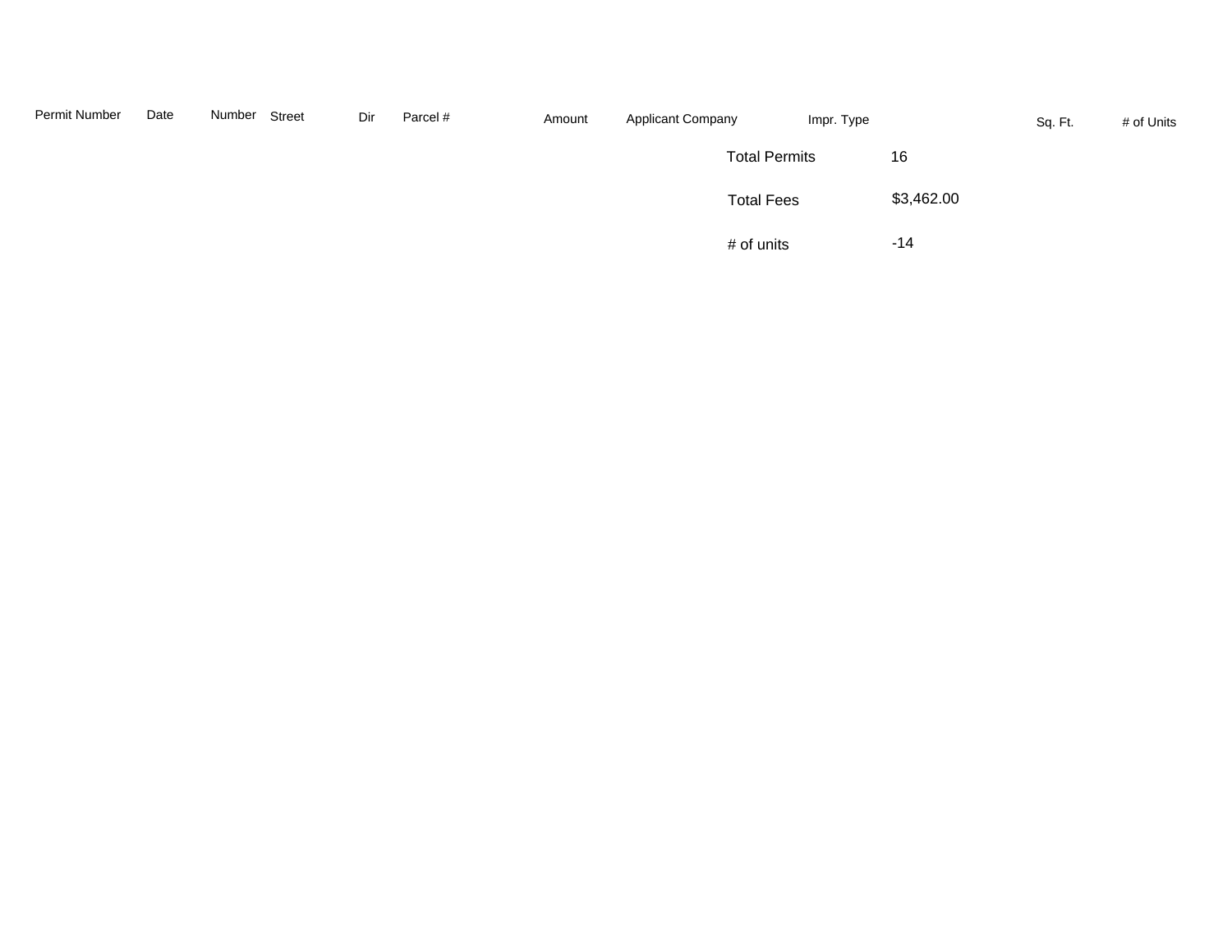| Permit Number | Date | Number | Street | Dir | Parcel # | Amount | Applicant Company | Impr. Type | Sq. Ft. | # of Units |
|---|---|---|---|---|---|---|---|---|---|---|

| | |
|---|---|
| Total Permits | 16 |
| Total Fees | $3,462.00 |
| # of units | -14 |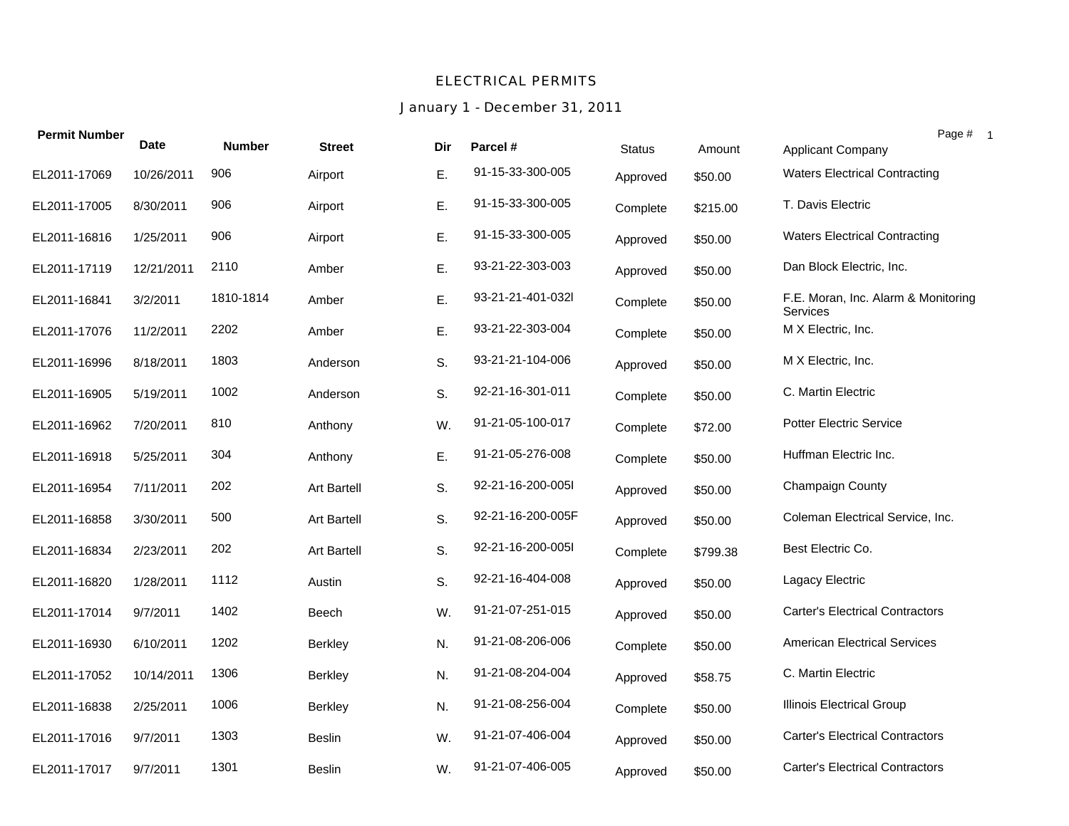# ELECTRICAL PERMITS

## January 1 - December 31, 2011

| Permit Number | Date | Number | Street | Dir | Parcel # | Status | Amount | Applicant Company |
|---|---|---|---|---|---|---|---|---|
| EL2011-17069 | 10/26/2011 | 906 | Airport | E. | 91-15-33-300-005 | Approved | $50.00 | Waters Electrical Contracting |
| EL2011-17005 | 8/30/2011 | 906 | Airport | E. | 91-15-33-300-005 | Complete | $215.00 | T. Davis Electric |
| EL2011-16816 | 1/25/2011 | 906 | Airport | E. | 91-15-33-300-005 | Approved | $50.00 | Waters Electrical Contracting |
| EL2011-17119 | 12/21/2011 | 2110 | Amber | E. | 93-21-22-303-003 | Approved | $50.00 | Dan Block Electric, Inc. |
| EL2011-16841 | 3/2/2011 | 1810-1814 | Amber | E. | 93-21-21-401-032I | Complete | $50.00 | F.E. Moran, Inc. Alarm & Monitoring Services |
| EL2011-17076 | 11/2/2011 | 2202 | Amber | E. | 93-21-22-303-004 | Complete | $50.00 | M X Electric, Inc. |
| EL2011-16996 | 8/18/2011 | 1803 | Anderson | S. | 93-21-21-104-006 | Approved | $50.00 | M X Electric, Inc. |
| EL2011-16905 | 5/19/2011 | 1002 | Anderson | S. | 92-21-16-301-011 | Complete | $50.00 | C. Martin Electric |
| EL2011-16962 | 7/20/2011 | 810 | Anthony | W. | 91-21-05-100-017 | Complete | $72.00 | Potter Electric Service |
| EL2011-16918 | 5/25/2011 | 304 | Anthony | E. | 91-21-05-276-008 | Complete | $50.00 | Huffman Electric Inc. |
| EL2011-16954 | 7/11/2011 | 202 | Art Bartell | S. | 92-21-16-200-005I | Approved | $50.00 | Champaign County |
| EL2011-16858 | 3/30/2011 | 500 | Art Bartell | S. | 92-21-16-200-005F | Approved | $50.00 | Coleman Electrical Service, Inc. |
| EL2011-16834 | 2/23/2011 | 202 | Art Bartell | S. | 92-21-16-200-005I | Complete | $799.38 | Best Electric Co. |
| EL2011-16820 | 1/28/2011 | 1112 | Austin | S. | 92-21-16-404-008 | Approved | $50.00 | Lagacy Electric |
| EL2011-17014 | 9/7/2011 | 1402 | Beech | W. | 91-21-07-251-015 | Approved | $50.00 | Carter's Electrical Contractors |
| EL2011-16930 | 6/10/2011 | 1202 | Berkley | N. | 91-21-08-206-006 | Complete | $50.00 | American Electrical Services |
| EL2011-17052 | 10/14/2011 | 1306 | Berkley | N. | 91-21-08-204-004 | Approved | $58.75 | C. Martin Electric |
| EL2011-16838 | 2/25/2011 | 1006 | Berkley | N. | 91-21-08-256-004 | Complete | $50.00 | Illinois Electrical Group |
| EL2011-17016 | 9/7/2011 | 1303 | Beslin | W. | 91-21-07-406-004 | Approved | $50.00 | Carter's Electrical Contractors |
| EL2011-17017 | 9/7/2011 | 1301 | Beslin | W. | 91-21-07-406-005 | Approved | $50.00 | Carter's Electrical Contractors |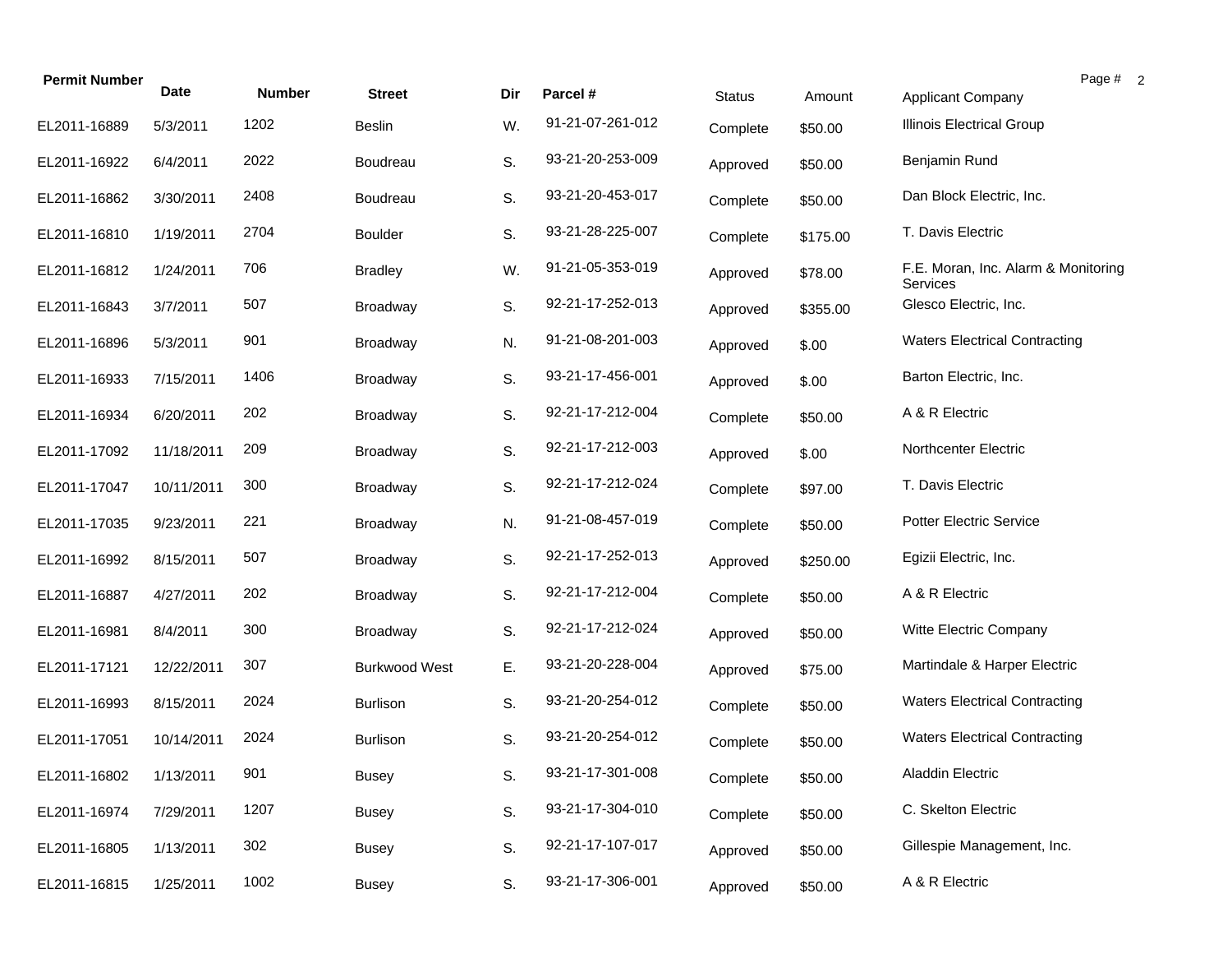| Permit Number | Date | Number | Street | Dir | Parcel # | Status | Amount | Applicant Company |
|---|---|---|---|---|---|---|---|---|
| EL2011-16889 | 5/3/2011 | 1202 | Beslin | W. | 91-21-07-261-012 | Complete | $50.00 | Illinois Electrical Group |
| EL2011-16922 | 6/4/2011 | 2022 | Boudreau | S. | 93-21-20-253-009 | Approved | $50.00 | Benjamin Rund |
| EL2011-16862 | 3/30/2011 | 2408 | Boudreau | S. | 93-21-20-453-017 | Complete | $50.00 | Dan Block Electric, Inc. |
| EL2011-16810 | 1/19/2011 | 2704 | Boulder | S. | 93-21-28-225-007 | Complete | $175.00 | T. Davis Electric |
| EL2011-16812 | 1/24/2011 | 706 | Bradley | W. | 91-21-05-353-019 | Approved | $78.00 | F.E. Moran, Inc. Alarm & Monitoring Services |
| EL2011-16843 | 3/7/2011 | 507 | Broadway | S. | 92-21-17-252-013 | Approved | $355.00 | Glesco Electric, Inc. |
| EL2011-16896 | 5/3/2011 | 901 | Broadway | N. | 91-21-08-201-003 | Approved | $.00 | Waters Electrical Contracting |
| EL2011-16933 | 7/15/2011 | 1406 | Broadway | S. | 93-21-17-456-001 | Approved | $.00 | Barton Electric, Inc. |
| EL2011-16934 | 6/20/2011 | 202 | Broadway | S. | 92-21-17-212-004 | Complete | $50.00 | A & R Electric |
| EL2011-17092 | 11/18/2011 | 209 | Broadway | S. | 92-21-17-212-003 | Approved | $.00 | Northcenter Electric |
| EL2011-17047 | 10/11/2011 | 300 | Broadway | S. | 92-21-17-212-024 | Complete | $97.00 | T. Davis Electric |
| EL2011-17035 | 9/23/2011 | 221 | Broadway | N. | 91-21-08-457-019 | Complete | $50.00 | Potter Electric Service |
| EL2011-16992 | 8/15/2011 | 507 | Broadway | S. | 92-21-17-252-013 | Approved | $250.00 | Egizii Electric, Inc. |
| EL2011-16887 | 4/27/2011 | 202 | Broadway | S. | 92-21-17-212-004 | Complete | $50.00 | A & R Electric |
| EL2011-16981 | 8/4/2011 | 300 | Broadway | S. | 92-21-17-212-024 | Approved | $50.00 | Witte Electric Company |
| EL2011-17121 | 12/22/2011 | 307 | Burkwood West | E. | 93-21-20-228-004 | Approved | $75.00 | Martindale & Harper Electric |
| EL2011-16993 | 8/15/2011 | 2024 | Burlison | S. | 93-21-20-254-012 | Complete | $50.00 | Waters Electrical Contracting |
| EL2011-17051 | 10/14/2011 | 2024 | Burlison | S. | 93-21-20-254-012 | Complete | $50.00 | Waters Electrical Contracting |
| EL2011-16802 | 1/13/2011 | 901 | Busey | S. | 93-21-17-301-008 | Complete | $50.00 | Aladdin Electric |
| EL2011-16974 | 7/29/2011 | 1207 | Busey | S. | 93-21-17-304-010 | Complete | $50.00 | C. Skelton Electric |
| EL2011-16805 | 1/13/2011 | 302 | Busey | S. | 92-21-17-107-017 | Approved | $50.00 | Gillespie Management, Inc. |
| EL2011-16815 | 1/25/2011 | 1002 | Busey | S. | 93-21-17-306-001 | Approved | $50.00 | A & R Electric |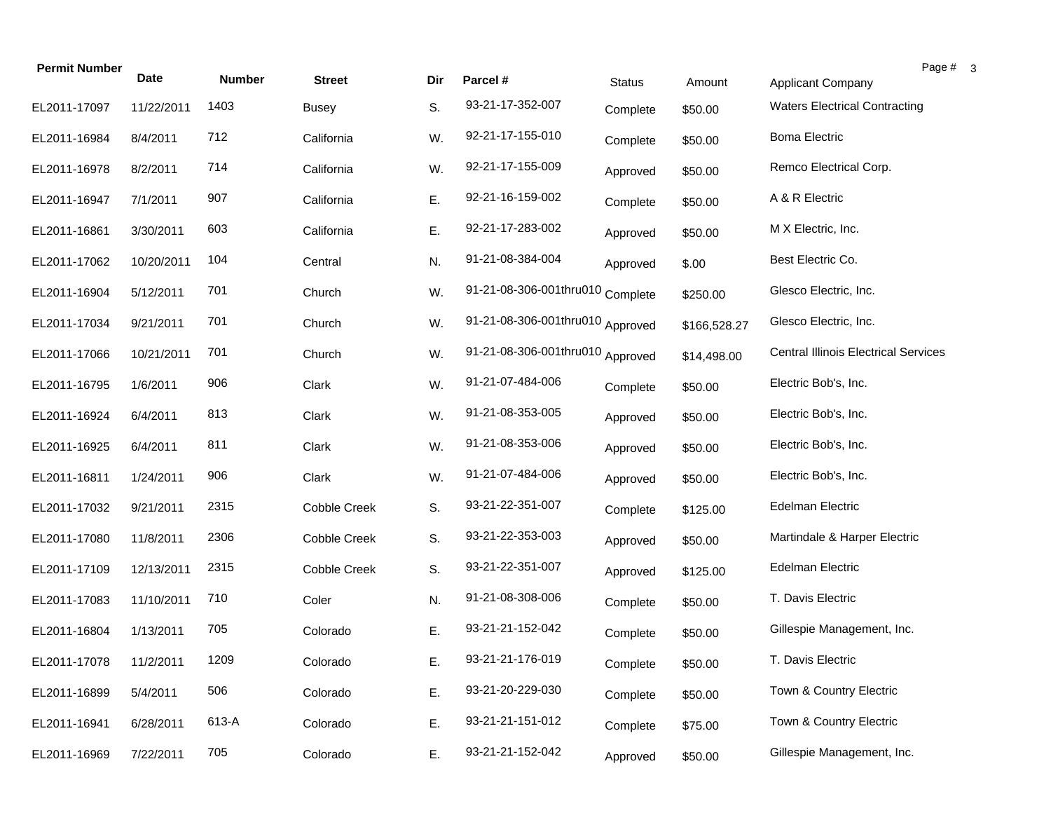| Permit Number | Date | Number | Street | Dir | Parcel # | Status | Amount | Applicant Company |
|---|---|---|---|---|---|---|---|---|
| EL2011-17097 | 11/22/2011 | 1403 | Busey | S. | 93-21-17-352-007 | Complete | $50.00 | Waters Electrical Contracting |
| EL2011-16984 | 8/4/2011 | 712 | California | W. | 92-21-17-155-010 | Complete | $50.00 | Boma Electric |
| EL2011-16978 | 8/2/2011 | 714 | California | W. | 92-21-17-155-009 | Approved | $50.00 | Remco Electrical Corp. |
| EL2011-16947 | 7/1/2011 | 907 | California | E. | 92-21-16-159-002 | Complete | $50.00 | A & R Electric |
| EL2011-16861 | 3/30/2011 | 603 | California | E. | 92-21-17-283-002 | Approved | $50.00 | M X Electric, Inc. |
| EL2011-17062 | 10/20/2011 | 104 | Central | N. | 91-21-08-384-004 | Approved | $.00 | Best Electric Co. |
| EL2011-16904 | 5/12/2011 | 701 | Church | W. | 91-21-08-306-001thru010 | Complete | $250.00 | Glesco Electric, Inc. |
| EL2011-17034 | 9/21/2011 | 701 | Church | W. | 91-21-08-306-001thru010 | Approved | $166,528.27 | Glesco Electric, Inc. |
| EL2011-17066 | 10/21/2011 | 701 | Church | W. | 91-21-08-306-001thru010 | Approved | $14,498.00 | Central Illinois Electrical Services |
| EL2011-16795 | 1/6/2011 | 906 | Clark | W. | 91-21-07-484-006 | Complete | $50.00 | Electric Bob's, Inc. |
| EL2011-16924 | 6/4/2011 | 813 | Clark | W. | 91-21-08-353-005 | Approved | $50.00 | Electric Bob's, Inc. |
| EL2011-16925 | 6/4/2011 | 811 | Clark | W. | 91-21-08-353-006 | Approved | $50.00 | Electric Bob's, Inc. |
| EL2011-16811 | 1/24/2011 | 906 | Clark | W. | 91-21-07-484-006 | Approved | $50.00 | Electric Bob's, Inc. |
| EL2011-17032 | 9/21/2011 | 2315 | Cobble Creek | S. | 93-21-22-351-007 | Complete | $125.00 | Edelman Electric |
| EL2011-17080 | 11/8/2011 | 2306 | Cobble Creek | S. | 93-21-22-353-003 | Approved | $50.00 | Martindale & Harper Electric |
| EL2011-17109 | 12/13/2011 | 2315 | Cobble Creek | S. | 93-21-22-351-007 | Approved | $125.00 | Edelman Electric |
| EL2011-17083 | 11/10/2011 | 710 | Coler | N. | 91-21-08-308-006 | Complete | $50.00 | T. Davis Electric |
| EL2011-16804 | 1/13/2011 | 705 | Colorado | E. | 93-21-21-152-042 | Complete | $50.00 | Gillespie Management, Inc. |
| EL2011-17078 | 11/2/2011 | 1209 | Colorado | E. | 93-21-21-176-019 | Complete | $50.00 | T. Davis Electric |
| EL2011-16899 | 5/4/2011 | 506 | Colorado | E. | 93-21-20-229-030 | Complete | $50.00 | Town & Country Electric |
| EL2011-16941 | 6/28/2011 | 613-A | Colorado | E. | 93-21-21-151-012 | Complete | $75.00 | Town & Country Electric |
| EL2011-16969 | 7/22/2011 | 705 | Colorado | E. | 93-21-21-152-042 | Approved | $50.00 | Gillespie Management, Inc. |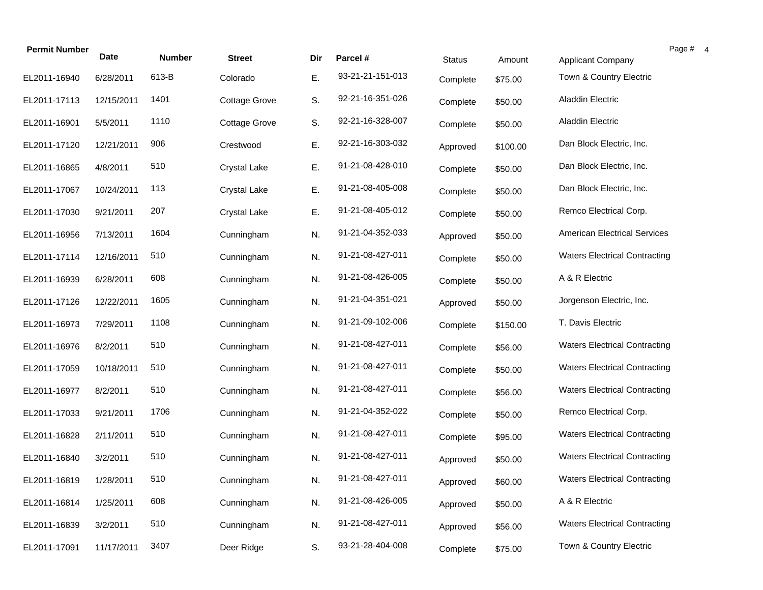| Permit Number | Date | Number | Street | Dir | Parcel # | Status | Amount | Applicant Company |
|---|---|---|---|---|---|---|---|---|
| EL2011-16940 | 6/28/2011 | 613-B | Colorado | E. | 93-21-21-151-013 | Complete | $75.00 | Town & Country Electric |
| EL2011-17113 | 12/15/2011 | 1401 | Cottage Grove | S. | 92-21-16-351-026 | Complete | $50.00 | Aladdin Electric |
| EL2011-16901 | 5/5/2011 | 1110 | Cottage Grove | S. | 92-21-16-328-007 | Complete | $50.00 | Aladdin Electric |
| EL2011-17120 | 12/21/2011 | 906 | Crestwood | E. | 92-21-16-303-032 | Approved | $100.00 | Dan Block Electric, Inc. |
| EL2011-16865 | 4/8/2011 | 510 | Crystal Lake | E. | 91-21-08-428-010 | Complete | $50.00 | Dan Block Electric, Inc. |
| EL2011-17067 | 10/24/2011 | 113 | Crystal Lake | E. | 91-21-08-405-008 | Complete | $50.00 | Dan Block Electric, Inc. |
| EL2011-17030 | 9/21/2011 | 207 | Crystal Lake | E. | 91-21-08-405-012 | Complete | $50.00 | Remco Electrical Corp. |
| EL2011-16956 | 7/13/2011 | 1604 | Cunningham | N. | 91-21-04-352-033 | Approved | $50.00 | American Electrical Services |
| EL2011-17114 | 12/16/2011 | 510 | Cunningham | N. | 91-21-08-427-011 | Complete | $50.00 | Waters Electrical Contracting |
| EL2011-16939 | 6/28/2011 | 608 | Cunningham | N. | 91-21-08-426-005 | Complete | $50.00 | A & R Electric |
| EL2011-17126 | 12/22/2011 | 1605 | Cunningham | N. | 91-21-04-351-021 | Approved | $50.00 | Jorgenson Electric, Inc. |
| EL2011-16973 | 7/29/2011 | 1108 | Cunningham | N. | 91-21-09-102-006 | Complete | $150.00 | T. Davis Electric |
| EL2011-16976 | 8/2/2011 | 510 | Cunningham | N. | 91-21-08-427-011 | Complete | $56.00 | Waters Electrical Contracting |
| EL2011-17059 | 10/18/2011 | 510 | Cunningham | N. | 91-21-08-427-011 | Complete | $50.00 | Waters Electrical Contracting |
| EL2011-16977 | 8/2/2011 | 510 | Cunningham | N. | 91-21-08-427-011 | Complete | $56.00 | Waters Electrical Contracting |
| EL2011-17033 | 9/21/2011 | 1706 | Cunningham | N. | 91-21-04-352-022 | Complete | $50.00 | Remco Electrical Corp. |
| EL2011-16828 | 2/11/2011 | 510 | Cunningham | N. | 91-21-08-427-011 | Complete | $95.00 | Waters Electrical Contracting |
| EL2011-16840 | 3/2/2011 | 510 | Cunningham | N. | 91-21-08-427-011 | Approved | $50.00 | Waters Electrical Contracting |
| EL2011-16819 | 1/28/2011 | 510 | Cunningham | N. | 91-21-08-427-011 | Approved | $60.00 | Waters Electrical Contracting |
| EL2011-16814 | 1/25/2011 | 608 | Cunningham | N. | 91-21-08-426-005 | Approved | $50.00 | A & R Electric |
| EL2011-16839 | 3/2/2011 | 510 | Cunningham | N. | 91-21-08-427-011 | Approved | $56.00 | Waters Electrical Contracting |
| EL2011-17091 | 11/17/2011 | 3407 | Deer Ridge | S. | 93-21-28-404-008 | Complete | $75.00 | Town & Country Electric |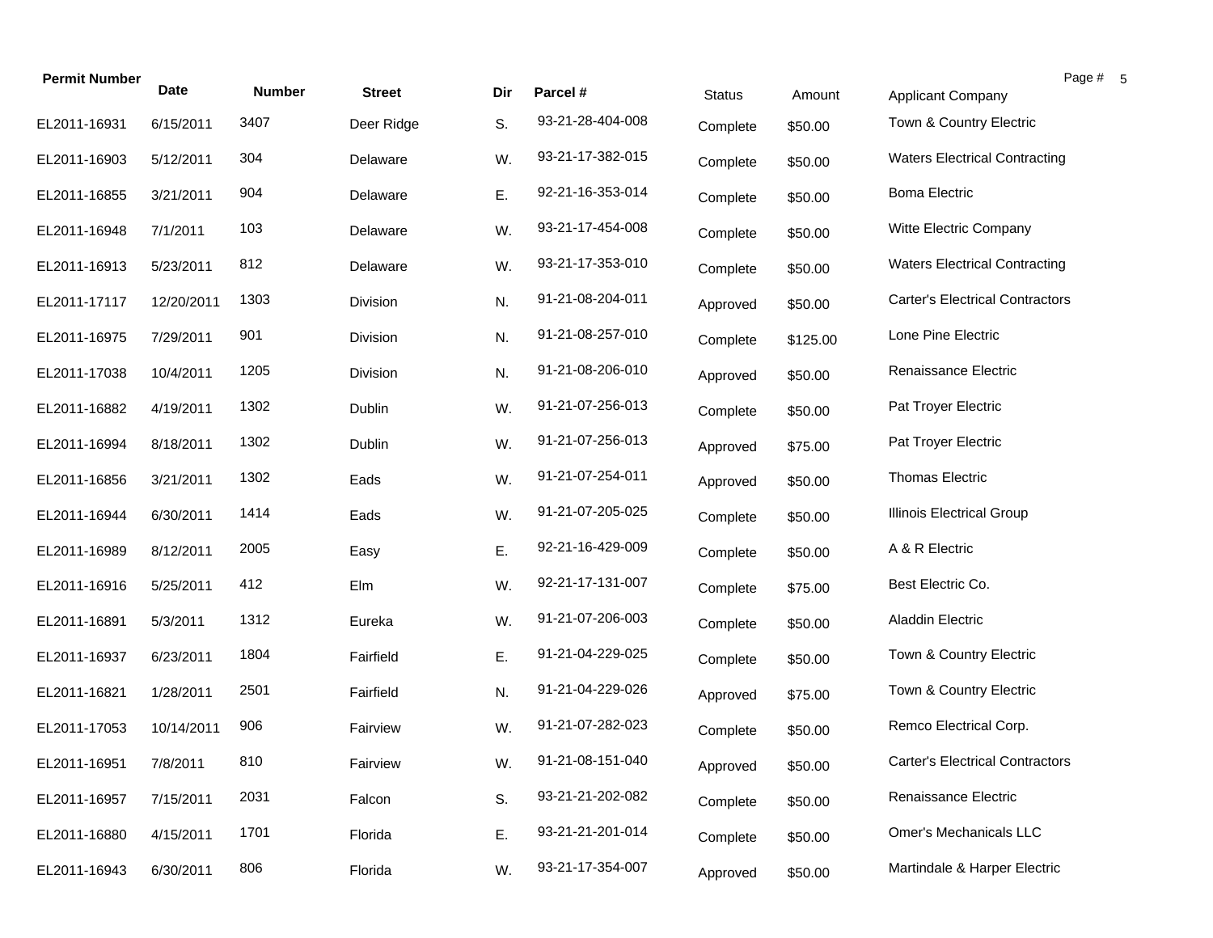| Permit Number | Date | Number | Street | Dir | Parcel # | Status | Amount | Applicant Company |
|---|---|---|---|---|---|---|---|---|
| EL2011-16931 | 6/15/2011 | 3407 | Deer Ridge | S. | 93-21-28-404-008 | Complete | $50.00 | Town & Country Electric |
| EL2011-16903 | 5/12/2011 | 304 | Delaware | W. | 93-21-17-382-015 | Complete | $50.00 | Waters Electrical Contracting |
| EL2011-16855 | 3/21/2011 | 904 | Delaware | E. | 92-21-16-353-014 | Complete | $50.00 | Boma Electric |
| EL2011-16948 | 7/1/2011 | 103 | Delaware | W. | 93-21-17-454-008 | Complete | $50.00 | Witte Electric Company |
| EL2011-16913 | 5/23/2011 | 812 | Delaware | W. | 93-21-17-353-010 | Complete | $50.00 | Waters Electrical Contracting |
| EL2011-17117 | 12/20/2011 | 1303 | Division | N. | 91-21-08-204-011 | Approved | $50.00 | Carter's Electrical Contractors |
| EL2011-16975 | 7/29/2011 | 901 | Division | N. | 91-21-08-257-010 | Complete | $125.00 | Lone Pine Electric |
| EL2011-17038 | 10/4/2011 | 1205 | Division | N. | 91-21-08-206-010 | Approved | $50.00 | Renaissance Electric |
| EL2011-16882 | 4/19/2011 | 1302 | Dublin | W. | 91-21-07-256-013 | Complete | $50.00 | Pat Troyer Electric |
| EL2011-16994 | 8/18/2011 | 1302 | Dublin | W. | 91-21-07-256-013 | Approved | $75.00 | Pat Troyer Electric |
| EL2011-16856 | 3/21/2011 | 1302 | Eads | W. | 91-21-07-254-011 | Approved | $50.00 | Thomas Electric |
| EL2011-16944 | 6/30/2011 | 1414 | Eads | W. | 91-21-07-205-025 | Complete | $50.00 | Illinois Electrical Group |
| EL2011-16989 | 8/12/2011 | 2005 | Easy | E. | 92-21-16-429-009 | Complete | $50.00 | A & R Electric |
| EL2011-16916 | 5/25/2011 | 412 | Elm | W. | 92-21-17-131-007 | Complete | $75.00 | Best Electric Co. |
| EL2011-16891 | 5/3/2011 | 1312 | Eureka | W. | 91-21-07-206-003 | Complete | $50.00 | Aladdin Electric |
| EL2011-16937 | 6/23/2011 | 1804 | Fairfield | E. | 91-21-04-229-025 | Complete | $50.00 | Town & Country Electric |
| EL2011-16821 | 1/28/2011 | 2501 | Fairfield | N. | 91-21-04-229-026 | Approved | $75.00 | Town & Country Electric |
| EL2011-17053 | 10/14/2011 | 906 | Fairview | W. | 91-21-07-282-023 | Complete | $50.00 | Remco Electrical Corp. |
| EL2011-16951 | 7/8/2011 | 810 | Fairview | W. | 91-21-08-151-040 | Approved | $50.00 | Carter's Electrical Contractors |
| EL2011-16957 | 7/15/2011 | 2031 | Falcon | S. | 93-21-21-202-082 | Complete | $50.00 | Renaissance Electric |
| EL2011-16880 | 4/15/2011 | 1701 | Florida | E. | 93-21-21-201-014 | Complete | $50.00 | Omer's Mechanicals LLC |
| EL2011-16943 | 6/30/2011 | 806 | Florida | W. | 93-21-17-354-007 | Approved | $50.00 | Martindale & Harper Electric |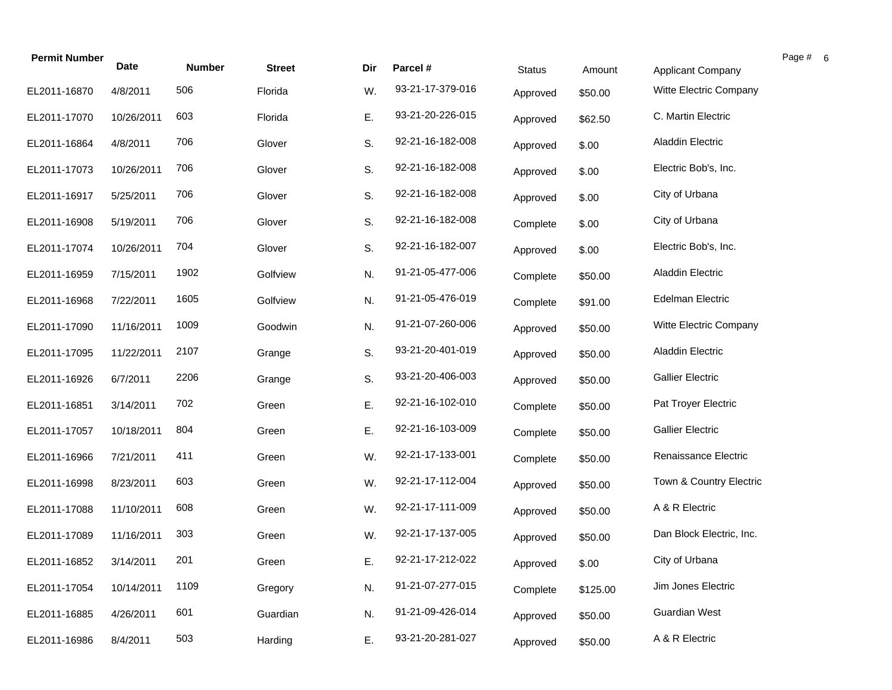| Permit Number | Date | Number | Street | Dir | Parcel # | Status | Amount | Applicant Company |
|---|---|---|---|---|---|---|---|---|
| EL2011-16870 | 4/8/2011 | 506 | Florida | W. | 93-21-17-379-016 | Approved | $50.00 | Witte Electric Company |
| EL2011-17070 | 10/26/2011 | 603 | Florida | E. | 93-21-20-226-015 | Approved | $62.50 | C. Martin Electric |
| EL2011-16864 | 4/8/2011 | 706 | Glover | S. | 92-21-16-182-008 | Approved | $.00 | Aladdin Electric |
| EL2011-17073 | 10/26/2011 | 706 | Glover | S. | 92-21-16-182-008 | Approved | $.00 | Electric Bob's, Inc. |
| EL2011-16917 | 5/25/2011 | 706 | Glover | S. | 92-21-16-182-008 | Approved | $.00 | City of Urbana |
| EL2011-16908 | 5/19/2011 | 706 | Glover | S. | 92-21-16-182-008 | Complete | $.00 | City of Urbana |
| EL2011-17074 | 10/26/2011 | 704 | Glover | S. | 92-21-16-182-007 | Approved | $.00 | Electric Bob's, Inc. |
| EL2011-16959 | 7/15/2011 | 1902 | Golfview | N. | 91-21-05-477-006 | Complete | $50.00 | Aladdin Electric |
| EL2011-16968 | 7/22/2011 | 1605 | Golfview | N. | 91-21-05-476-019 | Complete | $91.00 | Edelman Electric |
| EL2011-17090 | 11/16/2011 | 1009 | Goodwin | N. | 91-21-07-260-006 | Approved | $50.00 | Witte Electric Company |
| EL2011-17095 | 11/22/2011 | 2107 | Grange | S. | 93-21-20-401-019 | Approved | $50.00 | Aladdin Electric |
| EL2011-16926 | 6/7/2011 | 2206 | Grange | S. | 93-21-20-406-003 | Approved | $50.00 | Gallier Electric |
| EL2011-16851 | 3/14/2011 | 702 | Green | E. | 92-21-16-102-010 | Complete | $50.00 | Pat Troyer Electric |
| EL2011-17057 | 10/18/2011 | 804 | Green | E. | 92-21-16-103-009 | Complete | $50.00 | Gallier Electric |
| EL2011-16966 | 7/21/2011 | 411 | Green | W. | 92-21-17-133-001 | Complete | $50.00 | Renaissance Electric |
| EL2011-16998 | 8/23/2011 | 603 | Green | W. | 92-21-17-112-004 | Approved | $50.00 | Town & Country Electric |
| EL2011-17088 | 11/10/2011 | 608 | Green | W. | 92-21-17-111-009 | Approved | $50.00 | A & R Electric |
| EL2011-17089 | 11/16/2011 | 303 | Green | W. | 92-21-17-137-005 | Approved | $50.00 | Dan Block Electric, Inc. |
| EL2011-16852 | 3/14/2011 | 201 | Green | E. | 92-21-17-212-022 | Approved | $.00 | City of Urbana |
| EL2011-17054 | 10/14/2011 | 1109 | Gregory | N. | 91-21-07-277-015 | Complete | $125.00 | Jim Jones Electric |
| EL2011-16885 | 4/26/2011 | 601 | Guardian | N. | 91-21-09-426-014 | Approved | $50.00 | Guardian West |
| EL2011-16986 | 8/4/2011 | 503 | Harding | E. | 93-21-20-281-027 | Approved | $50.00 | A & R Electric |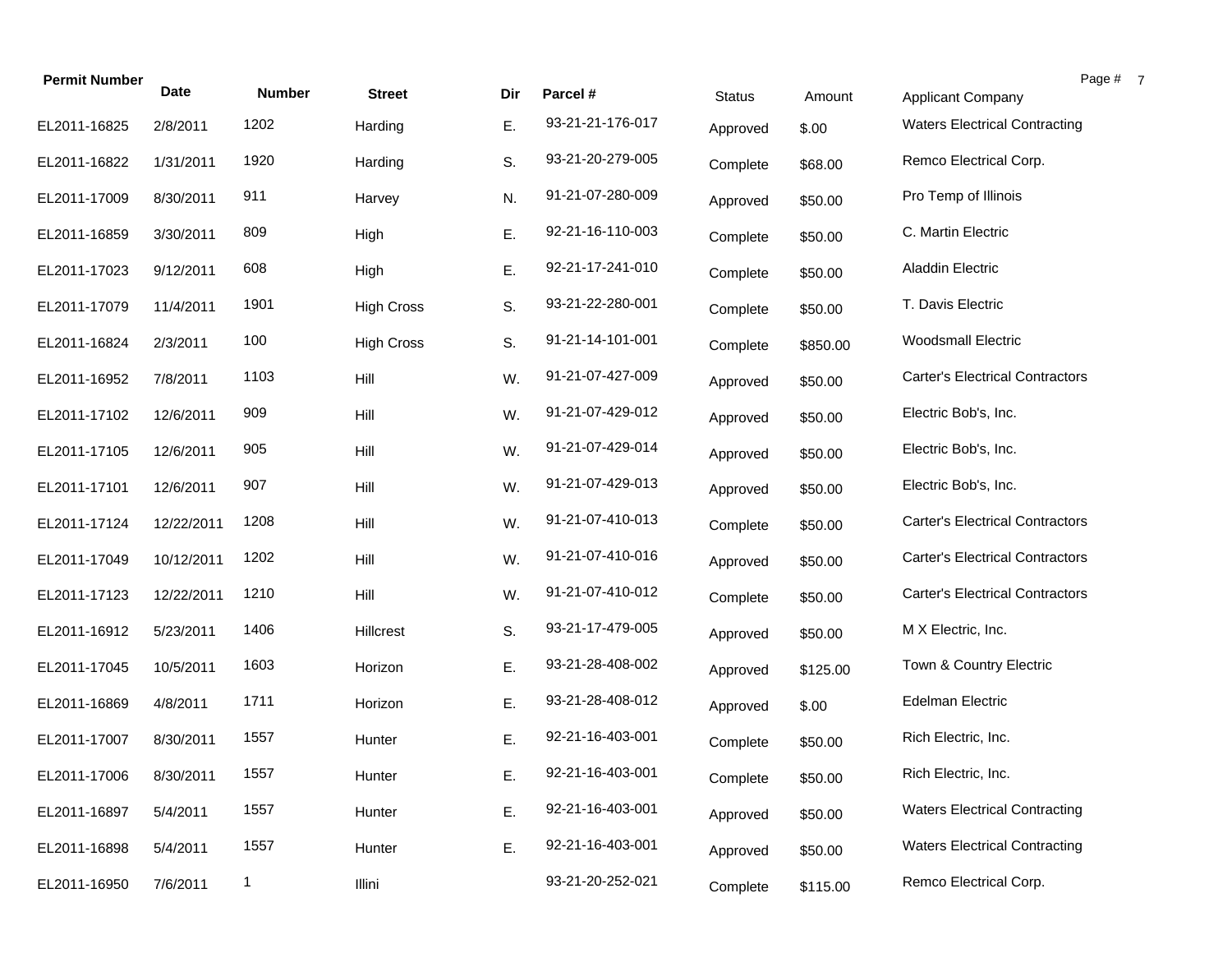| Permit Number | Date | Number | Street | Dir | Parcel # | Status | Amount | Applicant Company |
|---|---|---|---|---|---|---|---|---|
| EL2011-16825 | 2/8/2011 | 1202 | Harding | E. | 93-21-21-176-017 | Approved | $.00 | Waters Electrical Contracting |
| EL2011-16822 | 1/31/2011 | 1920 | Harding | S. | 93-21-20-279-005 | Complete | $68.00 | Remco Electrical Corp. |
| EL2011-17009 | 8/30/2011 | 911 | Harvey | N. | 91-21-07-280-009 | Approved | $50.00 | Pro Temp of Illinois |
| EL2011-16859 | 3/30/2011 | 809 | High | E. | 92-21-16-110-003 | Complete | $50.00 | C. Martin Electric |
| EL2011-17023 | 9/12/2011 | 608 | High | E. | 92-21-17-241-010 | Complete | $50.00 | Aladdin Electric |
| EL2011-17079 | 11/4/2011 | 1901 | High Cross | S. | 93-21-22-280-001 | Complete | $50.00 | T. Davis Electric |
| EL2011-16824 | 2/3/2011 | 100 | High Cross | S. | 91-21-14-101-001 | Complete | $850.00 | Woodsmall Electric |
| EL2011-16952 | 7/8/2011 | 1103 | Hill | W. | 91-21-07-427-009 | Approved | $50.00 | Carter's Electrical Contractors |
| EL2011-17102 | 12/6/2011 | 909 | Hill | W. | 91-21-07-429-012 | Approved | $50.00 | Electric Bob's, Inc. |
| EL2011-17105 | 12/6/2011 | 905 | Hill | W. | 91-21-07-429-014 | Approved | $50.00 | Electric Bob's, Inc. |
| EL2011-17101 | 12/6/2011 | 907 | Hill | W. | 91-21-07-429-013 | Approved | $50.00 | Electric Bob's, Inc. |
| EL2011-17124 | 12/22/2011 | 1208 | Hill | W. | 91-21-07-410-013 | Complete | $50.00 | Carter's Electrical Contractors |
| EL2011-17049 | 10/12/2011 | 1202 | Hill | W. | 91-21-07-410-016 | Approved | $50.00 | Carter's Electrical Contractors |
| EL2011-17123 | 12/22/2011 | 1210 | Hill | W. | 91-21-07-410-012 | Complete | $50.00 | Carter's Electrical Contractors |
| EL2011-16912 | 5/23/2011 | 1406 | Hillcrest | S. | 93-21-17-479-005 | Approved | $50.00 | M X Electric, Inc. |
| EL2011-17045 | 10/5/2011 | 1603 | Horizon | E. | 93-21-28-408-002 | Approved | $125.00 | Town & Country Electric |
| EL2011-16869 | 4/8/2011 | 1711 | Horizon | E. | 93-21-28-408-012 | Approved | $.00 | Edelman Electric |
| EL2011-17007 | 8/30/2011 | 1557 | Hunter | E. | 92-21-16-403-001 | Complete | $50.00 | Rich Electric, Inc. |
| EL2011-17006 | 8/30/2011 | 1557 | Hunter | E. | 92-21-16-403-001 | Complete | $50.00 | Rich Electric, Inc. |
| EL2011-16897 | 5/4/2011 | 1557 | Hunter | E. | 92-21-16-403-001 | Approved | $50.00 | Waters Electrical Contracting |
| EL2011-16898 | 5/4/2011 | 1557 | Hunter | E. | 92-21-16-403-001 | Approved | $50.00 | Waters Electrical Contracting |
| EL2011-16950 | 7/6/2011 | 1 | Illini | | 93-21-20-252-021 | Complete | $115.00 | Remco Electrical Corp. |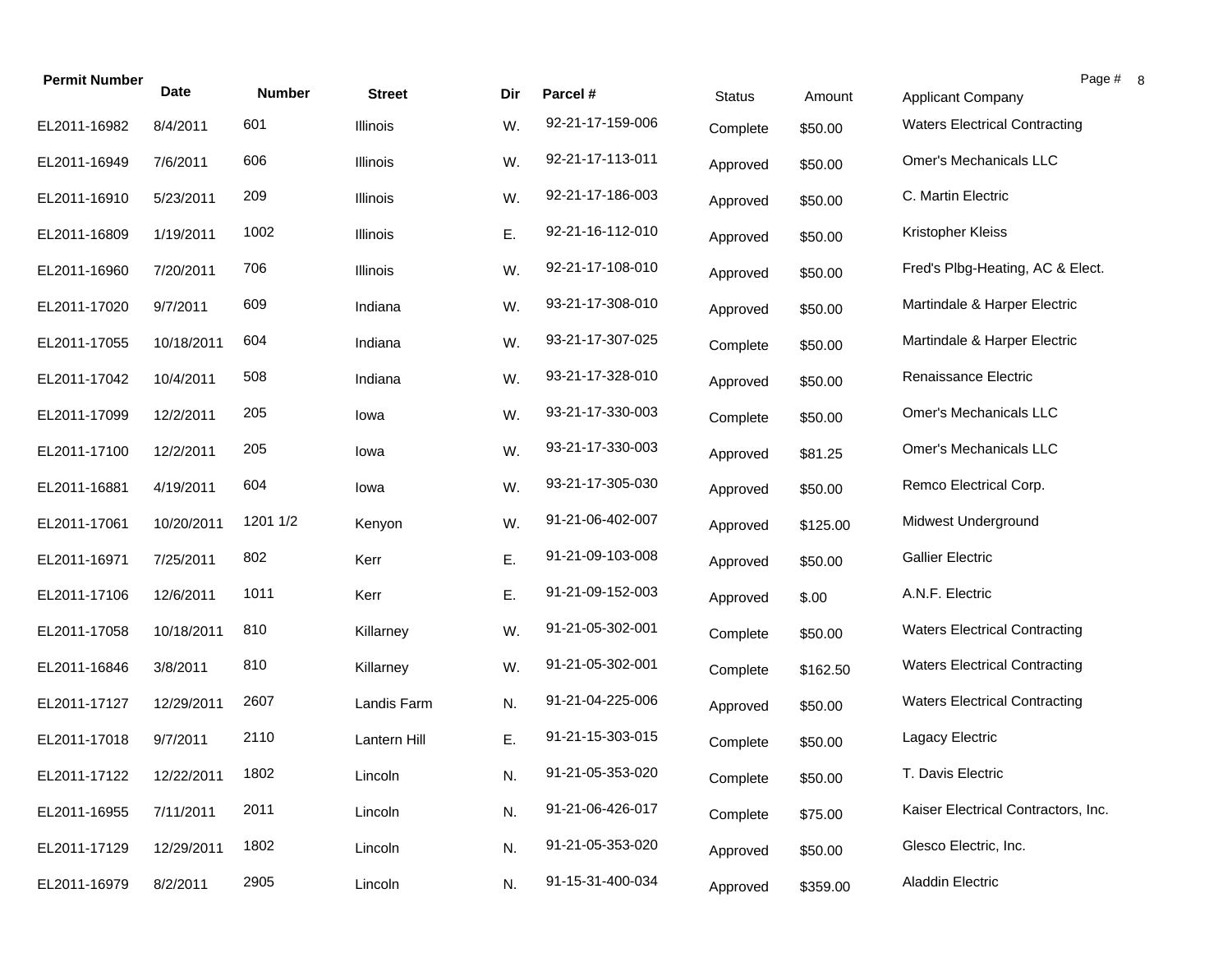| Permit Number | Date | Number | Street | Dir | Parcel # | Status | Amount | Applicant Company |
|---|---|---|---|---|---|---|---|---|
| EL2011-16982 | 8/4/2011 | 601 | Illinois | W. | 92-21-17-159-006 | Complete | $50.00 | Waters Electrical Contracting |
| EL2011-16949 | 7/6/2011 | 606 | Illinois | W. | 92-21-17-113-011 | Approved | $50.00 | Omer's Mechanicals LLC |
| EL2011-16910 | 5/23/2011 | 209 | Illinois | W. | 92-21-17-186-003 | Approved | $50.00 | C. Martin Electric |
| EL2011-16809 | 1/19/2011 | 1002 | Illinois | E. | 92-21-16-112-010 | Approved | $50.00 | Kristopher Kleiss |
| EL2011-16960 | 7/20/2011 | 706 | Illinois | W. | 92-21-17-108-010 | Approved | $50.00 | Fred's Plbg-Heating, AC & Elect. |
| EL2011-17020 | 9/7/2011 | 609 | Indiana | W. | 93-21-17-308-010 | Approved | $50.00 | Martindale & Harper Electric |
| EL2011-17055 | 10/18/2011 | 604 | Indiana | W. | 93-21-17-307-025 | Complete | $50.00 | Martindale & Harper Electric |
| EL2011-17042 | 10/4/2011 | 508 | Indiana | W. | 93-21-17-328-010 | Approved | $50.00 | Renaissance Electric |
| EL2011-17099 | 12/2/2011 | 205 | Iowa | W. | 93-21-17-330-003 | Complete | $50.00 | Omer's Mechanicals LLC |
| EL2011-17100 | 12/2/2011 | 205 | Iowa | W. | 93-21-17-330-003 | Approved | $81.25 | Omer's Mechanicals LLC |
| EL2011-16881 | 4/19/2011 | 604 | Iowa | W. | 93-21-17-305-030 | Approved | $50.00 | Remco Electrical Corp. |
| EL2011-17061 | 10/20/2011 | 1201 1/2 | Kenyon | W. | 91-21-06-402-007 | Approved | $125.00 | Midwest Underground |
| EL2011-16971 | 7/25/2011 | 802 | Kerr | E. | 91-21-09-103-008 | Approved | $50.00 | Gallier Electric |
| EL2011-17106 | 12/6/2011 | 1011 | Kerr | E. | 91-21-09-152-003 | Approved | $.00 | A.N.F. Electric |
| EL2011-17058 | 10/18/2011 | 810 | Killarney | W. | 91-21-05-302-001 | Complete | $50.00 | Waters Electrical Contracting |
| EL2011-16846 | 3/8/2011 | 810 | Killarney | W. | 91-21-05-302-001 | Complete | $162.50 | Waters Electrical Contracting |
| EL2011-17127 | 12/29/2011 | 2607 | Landis Farm | N. | 91-21-04-225-006 | Approved | $50.00 | Waters Electrical Contracting |
| EL2011-17018 | 9/7/2011 | 2110 | Lantern Hill | E. | 91-21-15-303-015 | Complete | $50.00 | Lagacy Electric |
| EL2011-17122 | 12/22/2011 | 1802 | Lincoln | N. | 91-21-05-353-020 | Complete | $50.00 | T. Davis Electric |
| EL2011-16955 | 7/11/2011 | 2011 | Lincoln | N. | 91-21-06-426-017 | Complete | $75.00 | Kaiser Electrical Contractors, Inc. |
| EL2011-17129 | 12/29/2011 | 1802 | Lincoln | N. | 91-21-05-353-020 | Approved | $50.00 | Glesco Electric, Inc. |
| EL2011-16979 | 8/2/2011 | 2905 | Lincoln | N. | 91-15-31-400-034 | Approved | $359.00 | Aladdin Electric |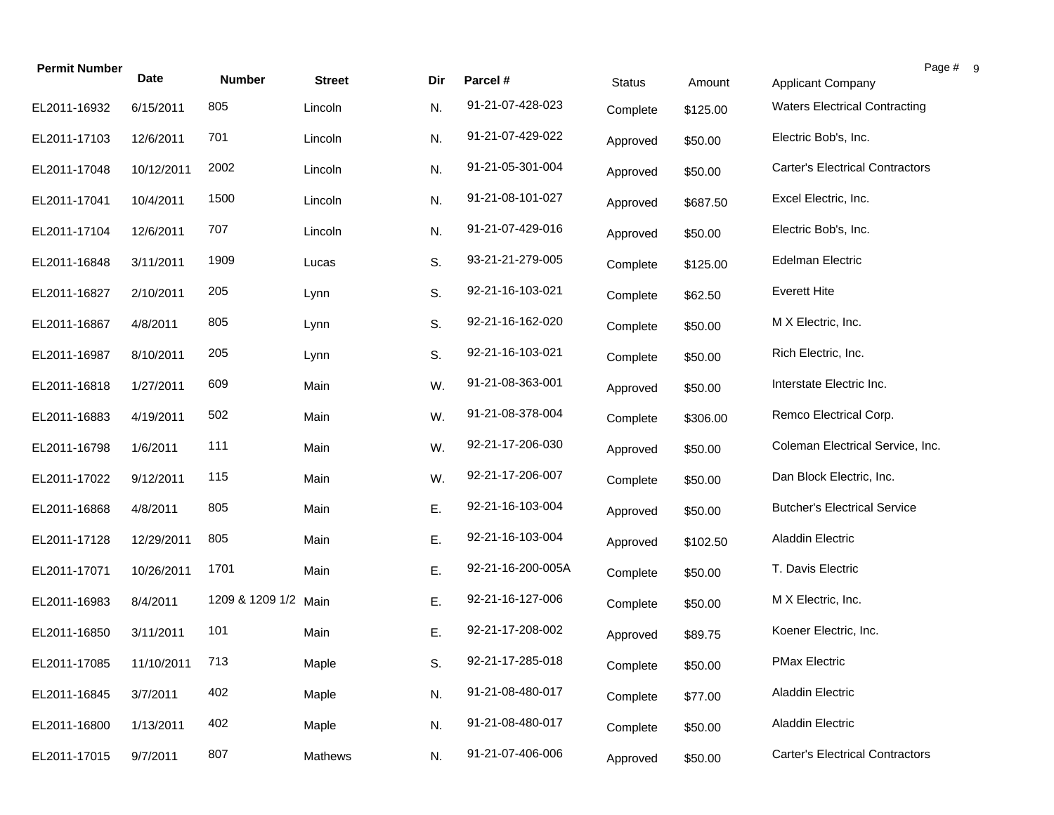| Permit Number | Date | Number | Street | Dir | Parcel # | Status | Amount | Applicant Company |
|---|---|---|---|---|---|---|---|---|
| EL2011-16932 | 6/15/2011 | 805 | Lincoln | N. | 91-21-07-428-023 | Complete | $125.00 | Waters Electrical Contracting |
| EL2011-17103 | 12/6/2011 | 701 | Lincoln | N. | 91-21-07-429-022 | Approved | $50.00 | Electric Bob's, Inc. |
| EL2011-17048 | 10/12/2011 | 2002 | Lincoln | N. | 91-21-05-301-004 | Approved | $50.00 | Carter's Electrical Contractors |
| EL2011-17041 | 10/4/2011 | 1500 | Lincoln | N. | 91-21-08-101-027 | Approved | $687.50 | Excel Electric, Inc. |
| EL2011-17104 | 12/6/2011 | 707 | Lincoln | N. | 91-21-07-429-016 | Approved | $50.00 | Electric Bob's, Inc. |
| EL2011-16848 | 3/11/2011 | 1909 | Lucas | S. | 93-21-21-279-005 | Complete | $125.00 | Edelman Electric |
| EL2011-16827 | 2/10/2011 | 205 | Lynn | S. | 92-21-16-103-021 | Complete | $62.50 | Everett Hite |
| EL2011-16867 | 4/8/2011 | 805 | Lynn | S. | 92-21-16-162-020 | Complete | $50.00 | M X Electric, Inc. |
| EL2011-16987 | 8/10/2011 | 205 | Lynn | S. | 92-21-16-103-021 | Complete | $50.00 | Rich Electric, Inc. |
| EL2011-16818 | 1/27/2011 | 609 | Main | W. | 91-21-08-363-001 | Approved | $50.00 | Interstate Electric Inc. |
| EL2011-16883 | 4/19/2011 | 502 | Main | W. | 91-21-08-378-004 | Complete | $306.00 | Remco Electrical Corp. |
| EL2011-16798 | 1/6/2011 | 111 | Main | W. | 92-21-17-206-030 | Approved | $50.00 | Coleman Electrical Service, Inc. |
| EL2011-17022 | 9/12/2011 | 115 | Main | W. | 92-21-17-206-007 | Complete | $50.00 | Dan Block Electric, Inc. |
| EL2011-16868 | 4/8/2011 | 805 | Main | E. | 92-21-16-103-004 | Approved | $50.00 | Butcher's Electrical Service |
| EL2011-17128 | 12/29/2011 | 805 | Main | E. | 92-21-16-103-004 | Approved | $102.50 | Aladdin Electric |
| EL2011-17071 | 10/26/2011 | 1701 | Main | E. | 92-21-16-200-005A | Complete | $50.00 | T. Davis Electric |
| EL2011-16983 | 8/4/2011 | 1209 & 1209 1/2 | Main | E. | 92-21-16-127-006 | Complete | $50.00 | M X Electric, Inc. |
| EL2011-16850 | 3/11/2011 | 101 | Main | E. | 92-21-17-208-002 | Approved | $89.75 | Koener Electric, Inc. |
| EL2011-17085 | 11/10/2011 | 713 | Maple | S. | 92-21-17-285-018 | Complete | $50.00 | PMax Electric |
| EL2011-16845 | 3/7/2011 | 402 | Maple | N. | 91-21-08-480-017 | Complete | $77.00 | Aladdin Electric |
| EL2011-16800 | 1/13/2011 | 402 | Maple | N. | 91-21-08-480-017 | Complete | $50.00 | Aladdin Electric |
| EL2011-17015 | 9/7/2011 | 807 | Mathews | N. | 91-21-07-406-006 | Approved | $50.00 | Carter's Electrical Contractors |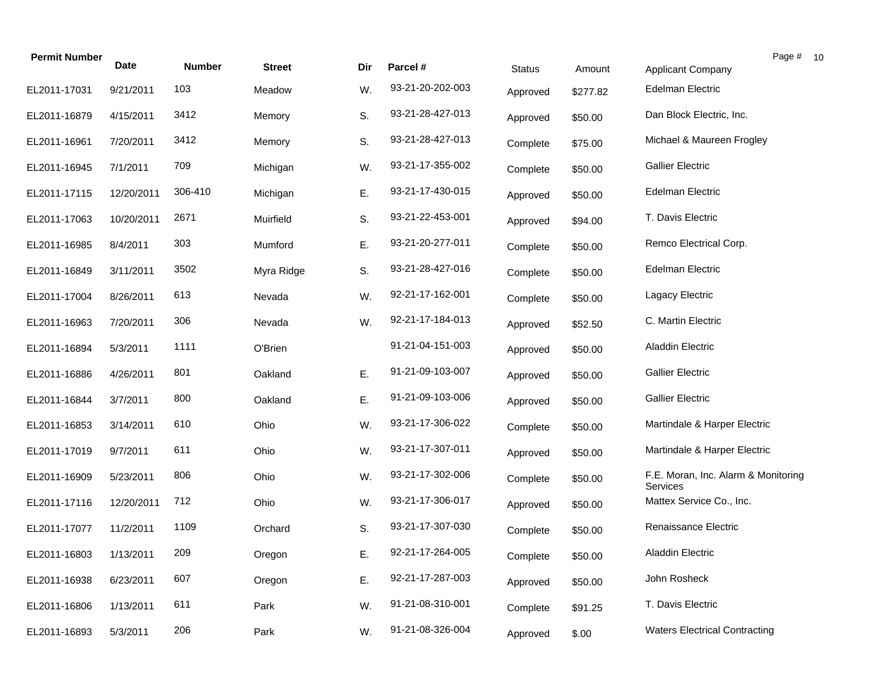| Permit Number | Date | Number | Street | Dir | Parcel # | Status | Amount | Applicant Company |
|---|---|---|---|---|---|---|---|---|
| EL2011-17031 | 9/21/2011 | 103 | Meadow | W. | 93-21-20-202-003 | Approved | $277.82 | Edelman Electric |
| EL2011-16879 | 4/15/2011 | 3412 | Memory | S. | 93-21-28-427-013 | Approved | $50.00 | Dan Block Electric, Inc. |
| EL2011-16961 | 7/20/2011 | 3412 | Memory | S. | 93-21-28-427-013 | Complete | $75.00 | Michael & Maureen Frogley |
| EL2011-16945 | 7/1/2011 | 709 | Michigan | W. | 93-21-17-355-002 | Complete | $50.00 | Gallier Electric |
| EL2011-17115 | 12/20/2011 | 306-410 | Michigan | E. | 93-21-17-430-015 | Approved | $50.00 | Edelman Electric |
| EL2011-17063 | 10/20/2011 | 2671 | Muirfield | S. | 93-21-22-453-001 | Approved | $94.00 | T. Davis Electric |
| EL2011-16985 | 8/4/2011 | 303 | Mumford | E. | 93-21-20-277-011 | Complete | $50.00 | Remco Electrical Corp. |
| EL2011-16849 | 3/11/2011 | 3502 | Myra Ridge | S. | 93-21-28-427-016 | Complete | $50.00 | Edelman Electric |
| EL2011-17004 | 8/26/2011 | 613 | Nevada | W. | 92-21-17-162-001 | Complete | $50.00 | Lagacy Electric |
| EL2011-16963 | 7/20/2011 | 306 | Nevada | W. | 92-21-17-184-013 | Approved | $52.50 | C. Martin Electric |
| EL2011-16894 | 5/3/2011 | 1111 | O'Brien | | 91-21-04-151-003 | Approved | $50.00 | Aladdin Electric |
| EL2011-16886 | 4/26/2011 | 801 | Oakland | E. | 91-21-09-103-007 | Approved | $50.00 | Gallier Electric |
| EL2011-16844 | 3/7/2011 | 800 | Oakland | E. | 91-21-09-103-006 | Approved | $50.00 | Gallier Electric |
| EL2011-16853 | 3/14/2011 | 610 | Ohio | W. | 93-21-17-306-022 | Complete | $50.00 | Martindale & Harper Electric |
| EL2011-17019 | 9/7/2011 | 611 | Ohio | W. | 93-21-17-307-011 | Approved | $50.00 | Martindale & Harper Electric |
| EL2011-16909 | 5/23/2011 | 806 | Ohio | W. | 93-21-17-302-006 | Complete | $50.00 | F.E. Moran, Inc. Alarm & Monitoring Services |
| EL2011-17116 | 12/20/2011 | 712 | Ohio | W. | 93-21-17-306-017 | Approved | $50.00 | Mattex Service Co., Inc. |
| EL2011-17077 | 11/2/2011 | 1109 | Orchard | S. | 93-21-17-307-030 | Complete | $50.00 | Renaissance Electric |
| EL2011-16803 | 1/13/2011 | 209 | Oregon | E. | 92-21-17-264-005 | Complete | $50.00 | Aladdin Electric |
| EL2011-16938 | 6/23/2011 | 607 | Oregon | E. | 92-21-17-287-003 | Approved | $50.00 | John Rosheck |
| EL2011-16806 | 1/13/2011 | 611 | Park | W. | 91-21-08-310-001 | Complete | $91.25 | T. Davis Electric |
| EL2011-16893 | 5/3/2011 | 206 | Park | W. | 91-21-08-326-004 | Approved | $.00 | Waters Electrical Contracting |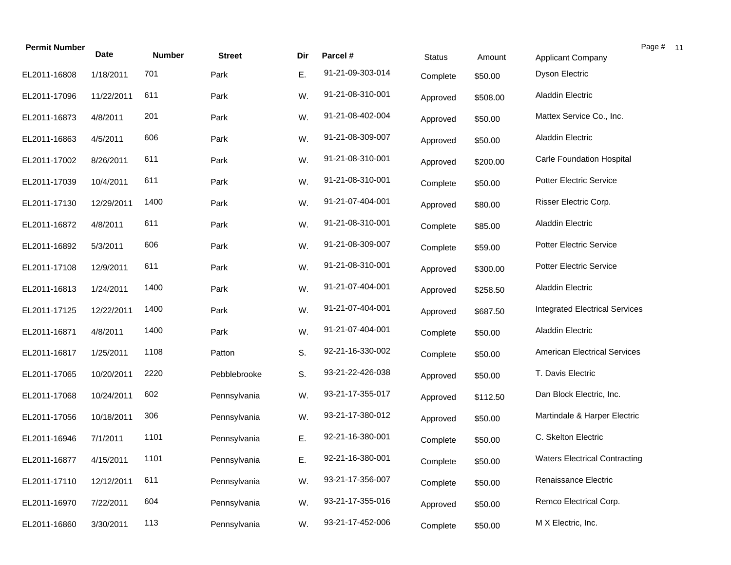| Permit Number | Date | Number | Street | Dir | Parcel # | Status | Amount | Applicant Company |
|---|---|---|---|---|---|---|---|---|
| EL2011-16808 | 1/18/2011 | 701 | Park | E. | 91-21-09-303-014 | Complete | $50.00 | Dyson Electric |
| EL2011-17096 | 11/22/2011 | 611 | Park | W. | 91-21-08-310-001 | Approved | $508.00 | Aladdin Electric |
| EL2011-16873 | 4/8/2011 | 201 | Park | W. | 91-21-08-402-004 | Approved | $50.00 | Mattex Service Co., Inc. |
| EL2011-16863 | 4/5/2011 | 606 | Park | W. | 91-21-08-309-007 | Approved | $50.00 | Aladdin Electric |
| EL2011-17002 | 8/26/2011 | 611 | Park | W. | 91-21-08-310-001 | Approved | $200.00 | Carle Foundation Hospital |
| EL2011-17039 | 10/4/2011 | 611 | Park | W. | 91-21-08-310-001 | Complete | $50.00 | Potter Electric Service |
| EL2011-17130 | 12/29/2011 | 1400 | Park | W. | 91-21-07-404-001 | Approved | $80.00 | Risser Electric Corp. |
| EL2011-16872 | 4/8/2011 | 611 | Park | W. | 91-21-08-310-001 | Complete | $85.00 | Aladdin Electric |
| EL2011-16892 | 5/3/2011 | 606 | Park | W. | 91-21-08-309-007 | Complete | $59.00 | Potter Electric Service |
| EL2011-17108 | 12/9/2011 | 611 | Park | W. | 91-21-08-310-001 | Approved | $300.00 | Potter Electric Service |
| EL2011-16813 | 1/24/2011 | 1400 | Park | W. | 91-21-07-404-001 | Approved | $258.50 | Aladdin Electric |
| EL2011-17125 | 12/22/2011 | 1400 | Park | W. | 91-21-07-404-001 | Approved | $687.50 | Integrated Electrical Services |
| EL2011-16871 | 4/8/2011 | 1400 | Park | W. | 91-21-07-404-001 | Complete | $50.00 | Aladdin Electric |
| EL2011-16817 | 1/25/2011 | 1108 | Patton | S. | 92-21-16-330-002 | Complete | $50.00 | American Electrical Services |
| EL2011-17065 | 10/20/2011 | 2220 | Pebblebrooke | S. | 93-21-22-426-038 | Approved | $50.00 | T. Davis Electric |
| EL2011-17068 | 10/24/2011 | 602 | Pennsylvania | W. | 93-21-17-355-017 | Approved | $112.50 | Dan Block Electric, Inc. |
| EL2011-17056 | 10/18/2011 | 306 | Pennsylvania | W. | 93-21-17-380-012 | Approved | $50.00 | Martindale & Harper Electric |
| EL2011-16946 | 7/1/2011 | 1101 | Pennsylvania | E. | 92-21-16-380-001 | Complete | $50.00 | C. Skelton Electric |
| EL2011-16877 | 4/15/2011 | 1101 | Pennsylvania | E. | 92-21-16-380-001 | Complete | $50.00 | Waters Electrical Contracting |
| EL2011-17110 | 12/12/2011 | 611 | Pennsylvania | W. | 93-21-17-356-007 | Complete | $50.00 | Renaissance Electric |
| EL2011-16970 | 7/22/2011 | 604 | Pennsylvania | W. | 93-21-17-355-016 | Approved | $50.00 | Remco Electrical Corp. |
| EL2011-16860 | 3/30/2011 | 113 | Pennsylvania | W. | 93-21-17-452-006 | Complete | $50.00 | M X Electric, Inc. |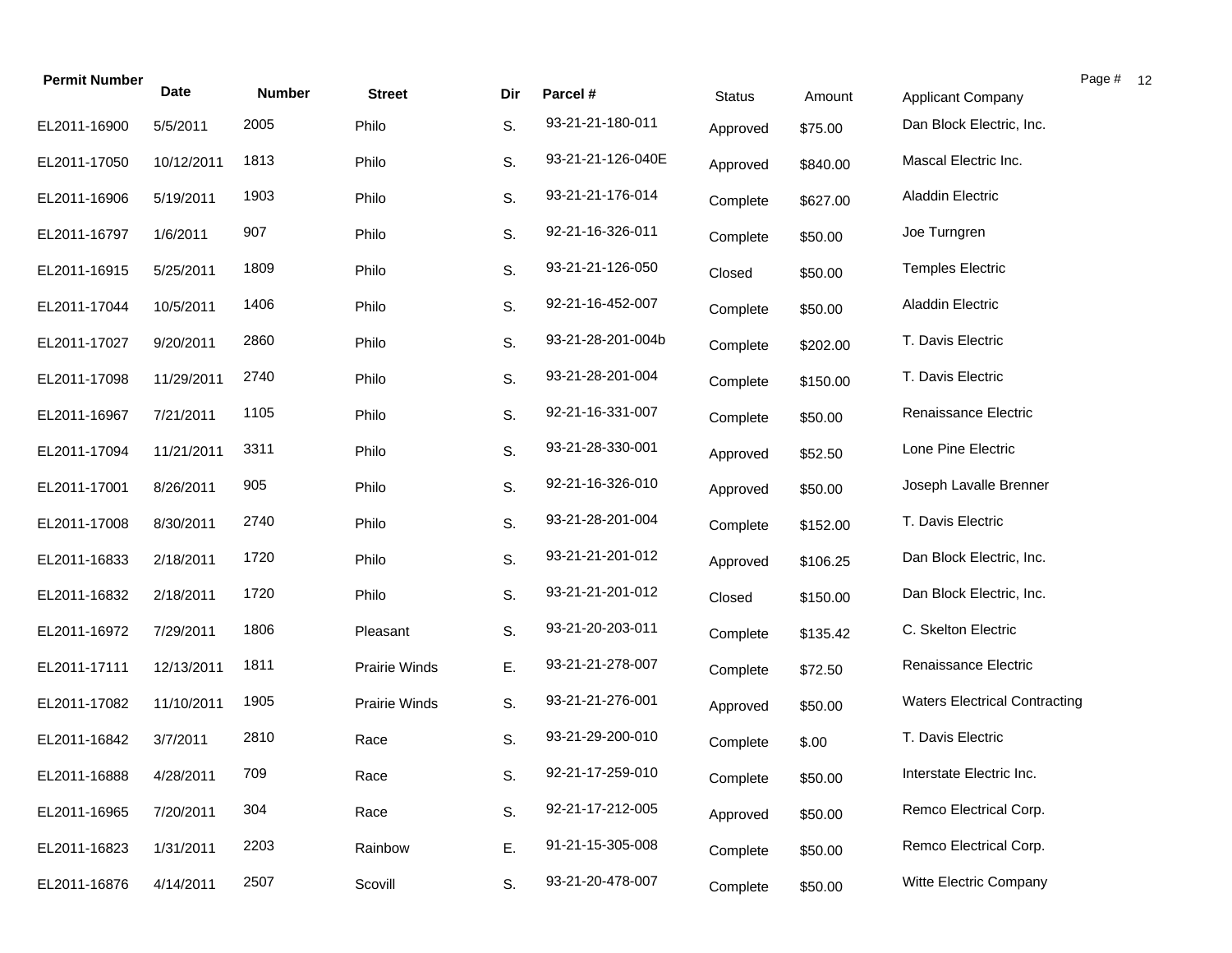| Permit Number | Date | Number | Street | Dir | Parcel # | Status | Amount | Applicant Company |
|---|---|---|---|---|---|---|---|---|
| EL2011-16900 | 5/5/2011 | 2005 | Philo | S. | 93-21-21-180-011 | Approved | $75.00 | Dan Block Electric, Inc. |
| EL2011-17050 | 10/12/2011 | 1813 | Philo | S. | 93-21-21-126-040E | Approved | $840.00 | Mascal Electric Inc. |
| EL2011-16906 | 5/19/2011 | 1903 | Philo | S. | 93-21-21-176-014 | Complete | $627.00 | Aladdin Electric |
| EL2011-16797 | 1/6/2011 | 907 | Philo | S. | 92-21-16-326-011 | Complete | $50.00 | Joe Turngren |
| EL2011-16915 | 5/25/2011 | 1809 | Philo | S. | 93-21-21-126-050 | Closed | $50.00 | Temples Electric |
| EL2011-17044 | 10/5/2011 | 1406 | Philo | S. | 92-21-16-452-007 | Complete | $50.00 | Aladdin Electric |
| EL2011-17027 | 9/20/2011 | 2860 | Philo | S. | 93-21-28-201-004b | Complete | $202.00 | T. Davis Electric |
| EL2011-17098 | 11/29/2011 | 2740 | Philo | S. | 93-21-28-201-004 | Complete | $150.00 | T. Davis Electric |
| EL2011-16967 | 7/21/2011 | 1105 | Philo | S. | 92-21-16-331-007 | Complete | $50.00 | Renaissance Electric |
| EL2011-17094 | 11/21/2011 | 3311 | Philo | S. | 93-21-28-330-001 | Approved | $52.50 | Lone Pine Electric |
| EL2011-17001 | 8/26/2011 | 905 | Philo | S. | 92-21-16-326-010 | Approved | $50.00 | Joseph Lavalle Brenner |
| EL2011-17008 | 8/30/2011 | 2740 | Philo | S. | 93-21-28-201-004 | Complete | $152.00 | T. Davis Electric |
| EL2011-16833 | 2/18/2011 | 1720 | Philo | S. | 93-21-21-201-012 | Approved | $106.25 | Dan Block Electric, Inc. |
| EL2011-16832 | 2/18/2011 | 1720 | Philo | S. | 93-21-21-201-012 | Closed | $150.00 | Dan Block Electric, Inc. |
| EL2011-16972 | 7/29/2011 | 1806 | Pleasant | S. | 93-21-20-203-011 | Complete | $135.42 | C. Skelton Electric |
| EL2011-17111 | 12/13/2011 | 1811 | Prairie Winds | E. | 93-21-21-278-007 | Complete | $72.50 | Renaissance Electric |
| EL2011-17082 | 11/10/2011 | 1905 | Prairie Winds | S. | 93-21-21-276-001 | Approved | $50.00 | Waters Electrical Contracting |
| EL2011-16842 | 3/7/2011 | 2810 | Race | S. | 93-21-29-200-010 | Complete | $.00 | T. Davis Electric |
| EL2011-16888 | 4/28/2011 | 709 | Race | S. | 92-21-17-259-010 | Complete | $50.00 | Interstate Electric Inc. |
| EL2011-16965 | 7/20/2011 | 304 | Race | S. | 92-21-17-212-005 | Approved | $50.00 | Remco Electrical Corp. |
| EL2011-16823 | 1/31/2011 | 2203 | Rainbow | E. | 91-21-15-305-008 | Complete | $50.00 | Remco Electrical Corp. |
| EL2011-16876 | 4/14/2011 | 2507 | Scovill | S. | 93-21-20-478-007 | Complete | $50.00 | Witte Electric Company |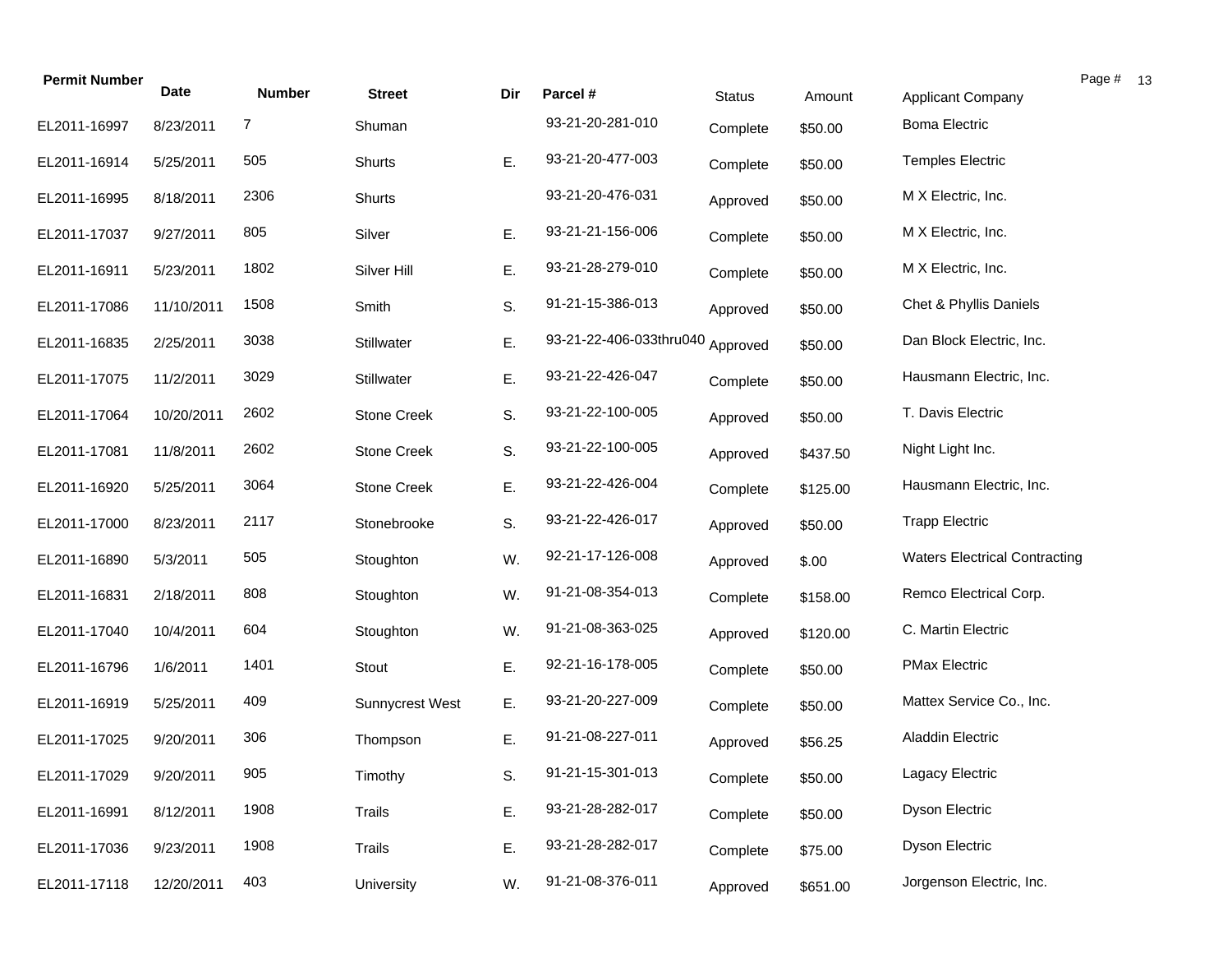| Permit Number | Date | Number | Street | Dir | Parcel # | Status | Amount | Applicant Company |
|---|---|---|---|---|---|---|---|---|
| EL2011-16997 | 8/23/2011 | 7 | Shuman | | 93-21-20-281-010 | Complete | $50.00 | Boma Electric |
| EL2011-16914 | 5/25/2011 | 505 | Shurts | E. | 93-21-20-477-003 | Complete | $50.00 | Temples Electric |
| EL2011-16995 | 8/18/2011 | 2306 | Shurts | | 93-21-20-476-031 | Approved | $50.00 | M X Electric, Inc. |
| EL2011-17037 | 9/27/2011 | 805 | Silver | E. | 93-21-21-156-006 | Complete | $50.00 | M X Electric, Inc. |
| EL2011-16911 | 5/23/2011 | 1802 | Silver Hill | E. | 93-21-28-279-010 | Complete | $50.00 | M X Electric, Inc. |
| EL2011-17086 | 11/10/2011 | 1508 | Smith | S. | 91-21-15-386-013 | Approved | $50.00 | Chet & Phyllis Daniels |
| EL2011-16835 | 2/25/2011 | 3038 | Stillwater | E. | 93-21-22-406-033thru040 | Approved | $50.00 | Dan Block Electric, Inc. |
| EL2011-17075 | 11/2/2011 | 3029 | Stillwater | E. | 93-21-22-426-047 | Complete | $50.00 | Hausmann Electric, Inc. |
| EL2011-17064 | 10/20/2011 | 2602 | Stone Creek | S. | 93-21-22-100-005 | Approved | $50.00 | T. Davis Electric |
| EL2011-17081 | 11/8/2011 | 2602 | Stone Creek | S. | 93-21-22-100-005 | Approved | $437.50 | Night Light Inc. |
| EL2011-16920 | 5/25/2011 | 3064 | Stone Creek | E. | 93-21-22-426-004 | Complete | $125.00 | Hausmann Electric, Inc. |
| EL2011-17000 | 8/23/2011 | 2117 | Stonebrooke | S. | 93-21-22-426-017 | Approved | $50.00 | Trapp Electric |
| EL2011-16890 | 5/3/2011 | 505 | Stoughton | W. | 92-21-17-126-008 | Approved | $.00 | Waters Electrical Contracting |
| EL2011-16831 | 2/18/2011 | 808 | Stoughton | W. | 91-21-08-354-013 | Complete | $158.00 | Remco Electrical Corp. |
| EL2011-17040 | 10/4/2011 | 604 | Stoughton | W. | 91-21-08-363-025 | Approved | $120.00 | C. Martin Electric |
| EL2011-16796 | 1/6/2011 | 1401 | Stout | E. | 92-21-16-178-005 | Complete | $50.00 | PMax Electric |
| EL2011-16919 | 5/25/2011 | 409 | Sunnycrest West | E. | 93-21-20-227-009 | Complete | $50.00 | Mattex Service Co., Inc. |
| EL2011-17025 | 9/20/2011 | 306 | Thompson | E. | 91-21-08-227-011 | Approved | $56.25 | Aladdin Electric |
| EL2011-17029 | 9/20/2011 | 905 | Timothy | S. | 91-21-15-301-013 | Complete | $50.00 | Lagacy Electric |
| EL2011-16991 | 8/12/2011 | 1908 | Trails | E. | 93-21-28-282-017 | Complete | $50.00 | Dyson Electric |
| EL2011-17036 | 9/23/2011 | 1908 | Trails | E. | 93-21-28-282-017 | Complete | $75.00 | Dyson Electric |
| EL2011-17118 | 12/20/2011 | 403 | University | W. | 91-21-08-376-011 | Approved | $651.00 | Jorgenson Electric, Inc. |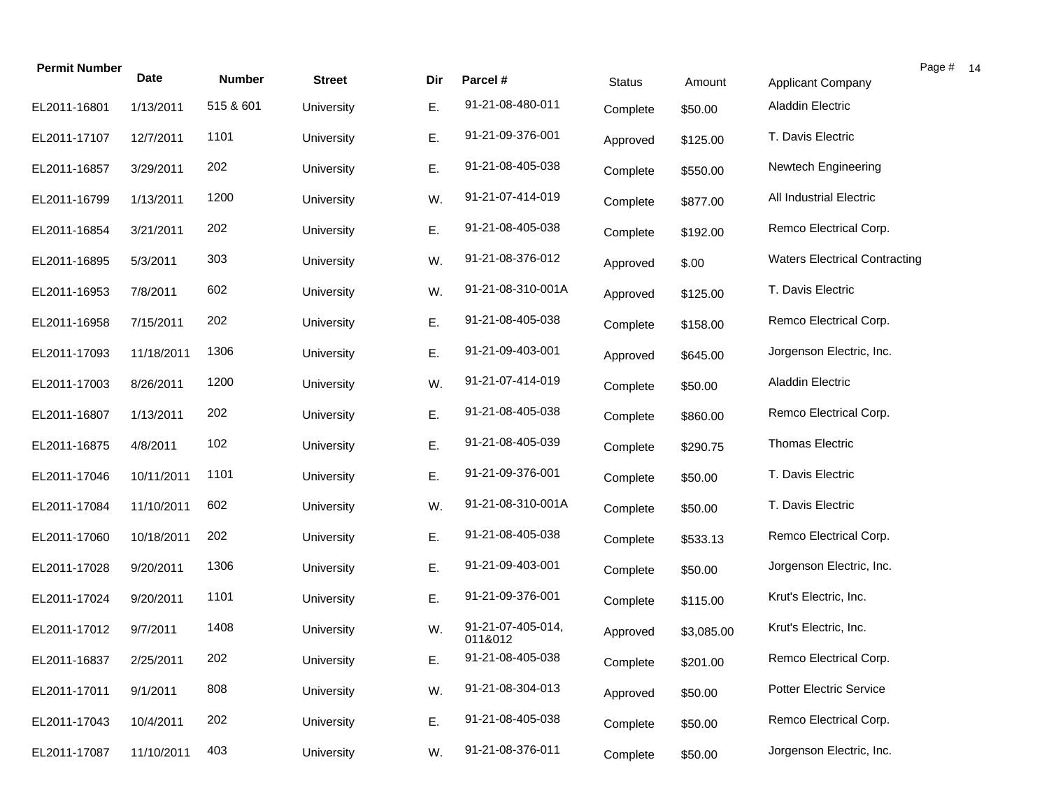| Permit Number | Date | Number | Street | Dir | Parcel # | Status | Amount | Applicant Company |
|---|---|---|---|---|---|---|---|---|
| EL2011-16801 | 1/13/2011 | 515 & 601 | University | E. | 91-21-08-480-011 | Complete | $50.00 | Aladdin Electric |
| EL2011-17107 | 12/7/2011 | 1101 | University | E. | 91-21-09-376-001 | Approved | $125.00 | T. Davis Electric |
| EL2011-16857 | 3/29/2011 | 202 | University | E. | 91-21-08-405-038 | Complete | $550.00 | Newtech Engineering |
| EL2011-16799 | 1/13/2011 | 1200 | University | W. | 91-21-07-414-019 | Complete | $877.00 | All Industrial Electric |
| EL2011-16854 | 3/21/2011 | 202 | University | E. | 91-21-08-405-038 | Complete | $192.00 | Remco Electrical Corp. |
| EL2011-16895 | 5/3/2011 | 303 | University | W. | 91-21-08-376-012 | Approved | $.00 | Waters Electrical Contracting |
| EL2011-16953 | 7/8/2011 | 602 | University | W. | 91-21-08-310-001A | Approved | $125.00 | T. Davis Electric |
| EL2011-16958 | 7/15/2011 | 202 | University | E. | 91-21-08-405-038 | Complete | $158.00 | Remco Electrical Corp. |
| EL2011-17093 | 11/18/2011 | 1306 | University | E. | 91-21-09-403-001 | Approved | $645.00 | Jorgenson Electric, Inc. |
| EL2011-17003 | 8/26/2011 | 1200 | University | W. | 91-21-07-414-019 | Complete | $50.00 | Aladdin Electric |
| EL2011-16807 | 1/13/2011 | 202 | University | E. | 91-21-08-405-038 | Complete | $860.00 | Remco Electrical Corp. |
| EL2011-16875 | 4/8/2011 | 102 | University | E. | 91-21-08-405-039 | Complete | $290.75 | Thomas Electric |
| EL2011-17046 | 10/11/2011 | 1101 | University | E. | 91-21-09-376-001 | Complete | $50.00 | T. Davis Electric |
| EL2011-17084 | 11/10/2011 | 602 | University | W. | 91-21-08-310-001A | Complete | $50.00 | T. Davis Electric |
| EL2011-17060 | 10/18/2011 | 202 | University | E. | 91-21-08-405-038 | Complete | $533.13 | Remco Electrical Corp. |
| EL2011-17028 | 9/20/2011 | 1306 | University | E. | 91-21-09-403-001 | Complete | $50.00 | Jorgenson Electric, Inc. |
| EL2011-17024 | 9/20/2011 | 1101 | University | E. | 91-21-09-376-001 | Complete | $115.00 | Krut's Electric, Inc. |
| EL2011-17012 | 9/7/2011 | 1408 | University | W. | 91-21-07-405-014, 011&012 | Approved | $3,085.00 | Krut's Electric, Inc. |
| EL2011-16837 | 2/25/2011 | 202 | University | E. | 91-21-08-405-038 | Complete | $201.00 | Remco Electrical Corp. |
| EL2011-17011 | 9/1/2011 | 808 | University | W. | 91-21-08-304-013 | Approved | $50.00 | Potter Electric Service |
| EL2011-17043 | 10/4/2011 | 202 | University | E. | 91-21-08-405-038 | Complete | $50.00 | Remco Electrical Corp. |
| EL2011-17087 | 11/10/2011 | 403 | University | W. | 91-21-08-376-011 | Complete | $50.00 | Jorgenson Electric, Inc. |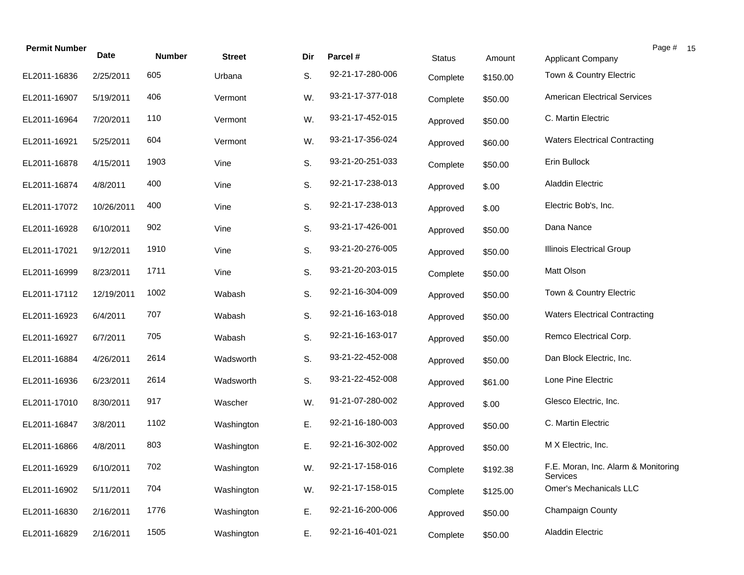| Permit Number | Date | Number | Street | Dir | Parcel # | Status | Amount | Applicant Company |
|---|---|---|---|---|---|---|---|---|
| EL2011-16836 | 2/25/2011 | 605 | Urbana | S. | 92-21-17-280-006 | Complete | $150.00 | Town & Country Electric |
| EL2011-16907 | 5/19/2011 | 406 | Vermont | W. | 93-21-17-377-018 | Complete | $50.00 | American Electrical Services |
| EL2011-16964 | 7/20/2011 | 110 | Vermont | W. | 93-21-17-452-015 | Approved | $50.00 | C. Martin Electric |
| EL2011-16921 | 5/25/2011 | 604 | Vermont | W. | 93-21-17-356-024 | Approved | $60.00 | Waters Electrical Contracting |
| EL2011-16878 | 4/15/2011 | 1903 | Vine | S. | 93-21-20-251-033 | Complete | $50.00 | Erin Bullock |
| EL2011-16874 | 4/8/2011 | 400 | Vine | S. | 92-21-17-238-013 | Approved | $.00 | Aladdin Electric |
| EL2011-17072 | 10/26/2011 | 400 | Vine | S. | 92-21-17-238-013 | Approved | $.00 | Electric Bob's, Inc. |
| EL2011-16928 | 6/10/2011 | 902 | Vine | S. | 93-21-17-426-001 | Approved | $50.00 | Dana Nance |
| EL2011-17021 | 9/12/2011 | 1910 | Vine | S. | 93-21-20-276-005 | Approved | $50.00 | Illinois Electrical Group |
| EL2011-16999 | 8/23/2011 | 1711 | Vine | S. | 93-21-20-203-015 | Complete | $50.00 | Matt Olson |
| EL2011-17112 | 12/19/2011 | 1002 | Wabash | S. | 92-21-16-304-009 | Approved | $50.00 | Town & Country Electric |
| EL2011-16923 | 6/4/2011 | 707 | Wabash | S. | 92-21-16-163-018 | Approved | $50.00 | Waters Electrical Contracting |
| EL2011-16927 | 6/7/2011 | 705 | Wabash | S. | 92-21-16-163-017 | Approved | $50.00 | Remco Electrical Corp. |
| EL2011-16884 | 4/26/2011 | 2614 | Wadsworth | S. | 93-21-22-452-008 | Approved | $50.00 | Dan Block Electric, Inc. |
| EL2011-16936 | 6/23/2011 | 2614 | Wadsworth | S. | 93-21-22-452-008 | Approved | $61.00 | Lone Pine Electric |
| EL2011-17010 | 8/30/2011 | 917 | Wascher | W. | 91-21-07-280-002 | Approved | $.00 | Glesco Electric, Inc. |
| EL2011-16847 | 3/8/2011 | 1102 | Washington | E. | 92-21-16-180-003 | Approved | $50.00 | C. Martin Electric |
| EL2011-16866 | 4/8/2011 | 803 | Washington | E. | 92-21-16-302-002 | Approved | $50.00 | M X Electric, Inc. |
| EL2011-16929 | 6/10/2011 | 702 | Washington | W. | 92-21-17-158-016 | Complete | $192.38 | F.E. Moran, Inc. Alarm & Monitoring Services |
| EL2011-16902 | 5/11/2011 | 704 | Washington | W. | 92-21-17-158-015 | Complete | $125.00 | Omer's Mechanicals LLC |
| EL2011-16830 | 2/16/2011 | 1776 | Washington | E. | 92-21-16-200-006 | Approved | $50.00 | Champaign County |
| EL2011-16829 | 2/16/2011 | 1505 | Washington | E. | 92-21-16-401-021 | Complete | $50.00 | Aladdin Electric |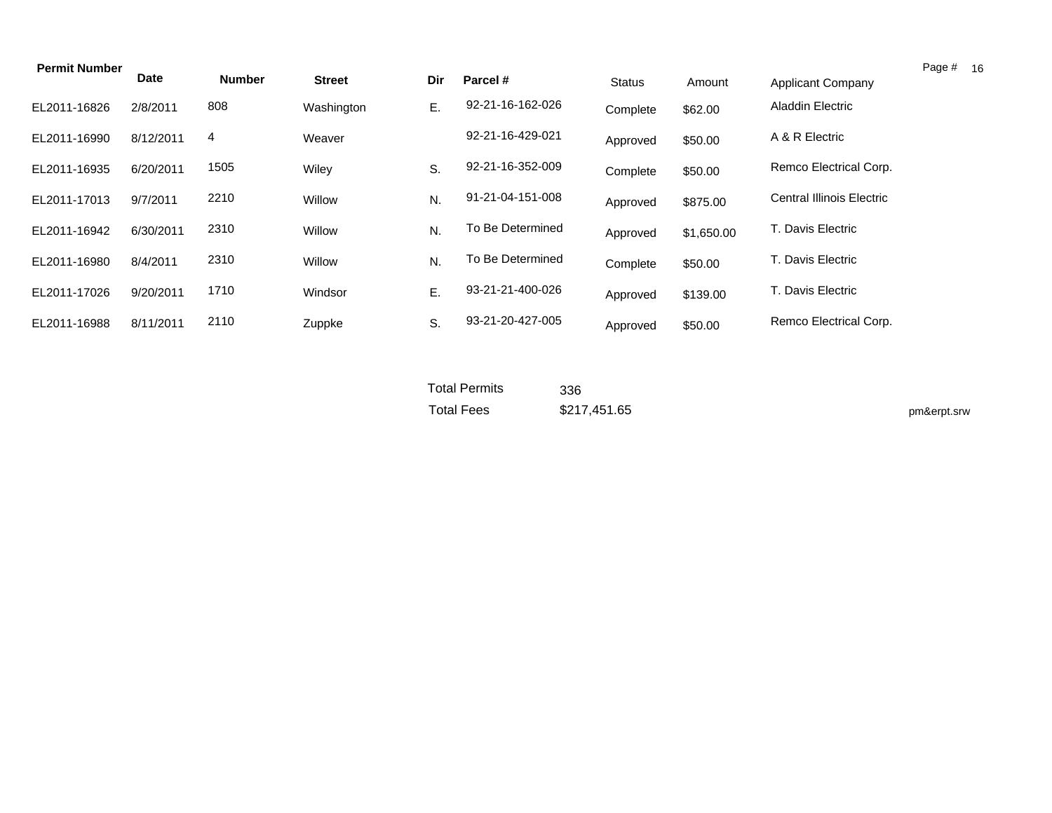| Permit Number | Date | Number | Street | Dir | Parcel # | Status | Amount | Applicant Company |
|---|---|---|---|---|---|---|---|---|
| EL2011-16826 | 2/8/2011 | 808 | Washington | E. | 92-21-16-162-026 | Complete | $62.00 | Aladdin Electric |
| EL2011-16990 | 8/12/2011 | 4 | Weaver | | 92-21-16-429-021 | Approved | $50.00 | A & R Electric |
| EL2011-16935 | 6/20/2011 | 1505 | Wiley | S. | 92-21-16-352-009 | Complete | $50.00 | Remco Electrical Corp. |
| EL2011-17013 | 9/7/2011 | 2210 | Willow | N. | 91-21-04-151-008 | Approved | $875.00 | Central Illinois Electric |
| EL2011-16942 | 6/30/2011 | 2310 | Willow | N. | To Be Determined | Approved | $1,650.00 | T. Davis Electric |
| EL2011-16980 | 8/4/2011 | 2310 | Willow | N. | To Be Determined | Complete | $50.00 | T. Davis Electric |
| EL2011-17026 | 9/20/2011 | 1710 | Windsor | E. | 93-21-21-400-026 | Approved | $139.00 | T. Davis Electric |
| EL2011-16988 | 8/11/2011 | 2110 | Zuppke | S. | 93-21-20-427-005 | Approved | $50.00 | Remco Electrical Corp. |

Total Permits 336

Total Fees $217,451.65

pm&erpt.srw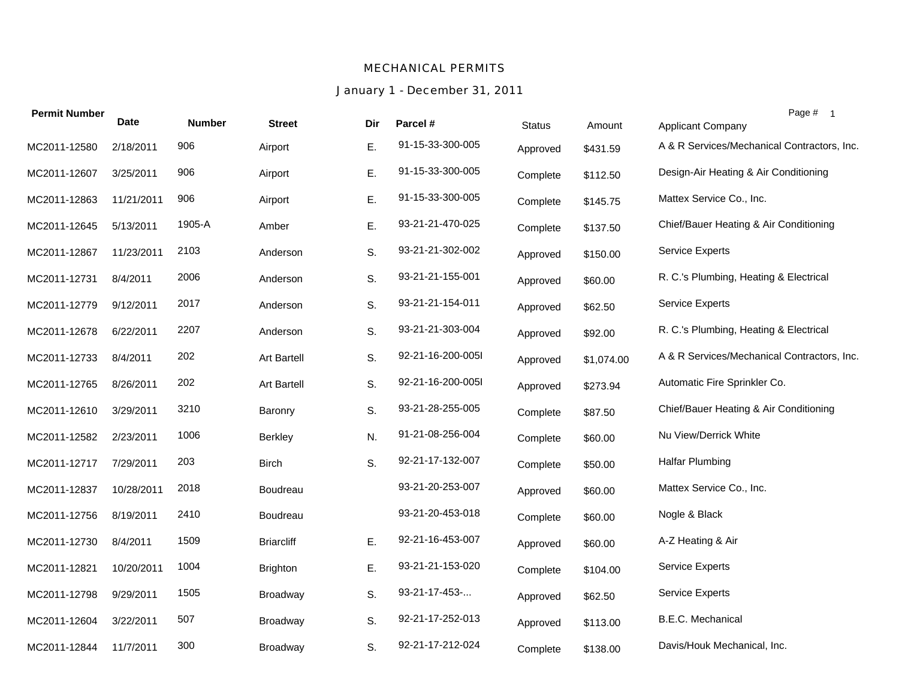# MECHANICAL PERMITS

## January 1 - December 31, 2011

| Permit Number | Date | Number | Street | Dir | Parcel # | Status | Amount | Applicant Company |
|---|---|---|---|---|---|---|---|---|
| MC2011-12580 | 2/18/2011 | 906 | Airport | E. | 91-15-33-300-005 | Approved | $431.59 | A & R Services/Mechanical Contractors, Inc. |
| MC2011-12607 | 3/25/2011 | 906 | Airport | E. | 91-15-33-300-005 | Complete | $112.50 | Design-Air Heating & Air Conditioning |
| MC2011-12863 | 11/21/2011 | 906 | Airport | E. | 91-15-33-300-005 | Complete | $145.75 | Mattex Service Co., Inc. |
| MC2011-12645 | 5/13/2011 | 1905-A | Amber | E. | 93-21-21-470-025 | Complete | $137.50 | Chief/Bauer Heating & Air Conditioning |
| MC2011-12867 | 11/23/2011 | 2103 | Anderson | S. | 93-21-21-302-002 | Approved | $150.00 | Service Experts |
| MC2011-12731 | 8/4/2011 | 2006 | Anderson | S. | 93-21-21-155-001 | Approved | $60.00 | R. C.'s Plumbing, Heating & Electrical |
| MC2011-12779 | 9/12/2011 | 2017 | Anderson | S. | 93-21-21-154-011 | Approved | $62.50 | Service Experts |
| MC2011-12678 | 6/22/2011 | 2207 | Anderson | S. | 93-21-21-303-004 | Approved | $92.00 | R. C.'s Plumbing, Heating & Electrical |
| MC2011-12733 | 8/4/2011 | 202 | Art Bartell | S. | 92-21-16-200-005I | Approved | $1,074.00 | A & R Services/Mechanical Contractors, Inc. |
| MC2011-12765 | 8/26/2011 | 202 | Art Bartell | S. | 92-21-16-200-005I | Approved | $273.94 | Automatic Fire Sprinkler Co. |
| MC2011-12610 | 3/29/2011 | 3210 | Baronry | S. | 93-21-28-255-005 | Complete | $87.50 | Chief/Bauer Heating & Air Conditioning |
| MC2011-12582 | 2/23/2011 | 1006 | Berkley | N. | 91-21-08-256-004 | Complete | $60.00 | Nu View/Derrick White |
| MC2011-12717 | 7/29/2011 | 203 | Birch | S. | 92-21-17-132-007 | Complete | $50.00 | Halfar Plumbing |
| MC2011-12837 | 10/28/2011 | 2018 | Boudreau | | 93-21-20-253-007 | Approved | $60.00 | Mattex Service Co., Inc. |
| MC2011-12756 | 8/19/2011 | 2410 | Boudreau | | 93-21-20-453-018 | Complete | $60.00 | Nogle & Black |
| MC2011-12730 | 8/4/2011 | 1509 | Briarcliff | E. | 92-21-16-453-007 | Approved | $60.00 | A-Z Heating & Air |
| MC2011-12821 | 10/20/2011 | 1004 | Brighton | E. | 93-21-21-153-020 | Complete | $104.00 | Service Experts |
| MC2011-12798 | 9/29/2011 | 1505 | Broadway | S. | 93-21-17-453-... | Approved | $62.50 | Service Experts |
| MC2011-12604 | 3/22/2011 | 507 | Broadway | S. | 92-21-17-252-013 | Approved | $113.00 | B.E.C. Mechanical |
| MC2011-12844 | 11/7/2011 | 300 | Broadway | S. | 92-21-17-212-024 | Complete | $138.00 | Davis/Houk Mechanical, Inc. |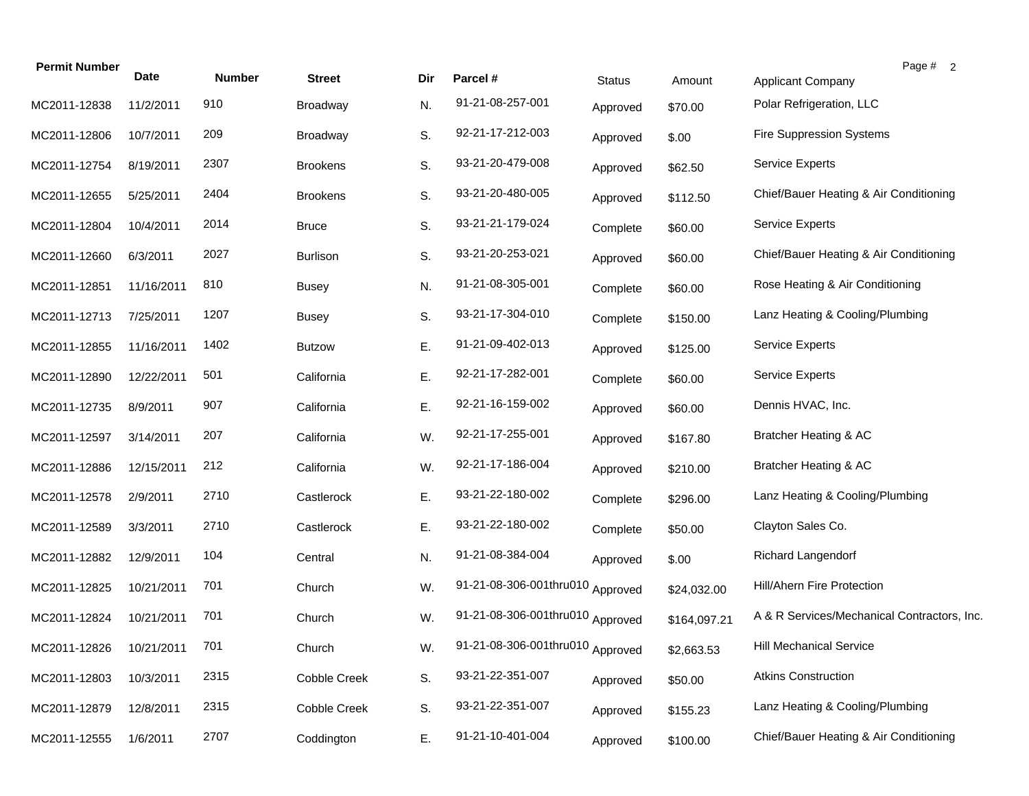| Permit Number | Date | Number | Street | Dir | Parcel # | Status | Amount | Applicant Company |
|---|---|---|---|---|---|---|---|---|
| MC2011-12838 | 11/2/2011 | 910 | Broadway | N. | 91-21-08-257-001 | Approved | $70.00 | Polar Refrigeration, LLC |
| MC2011-12806 | 10/7/2011 | 209 | Broadway | S. | 92-21-17-212-003 | Approved | $.00 | Fire Suppression Systems |
| MC2011-12754 | 8/19/2011 | 2307 | Brookens | S. | 93-21-20-479-008 | Approved | $62.50 | Service Experts |
| MC2011-12655 | 5/25/2011 | 2404 | Brookens | S. | 93-21-20-480-005 | Approved | $112.50 | Chief/Bauer Heating & Air Conditioning |
| MC2011-12804 | 10/4/2011 | 2014 | Bruce | S. | 93-21-21-179-024 | Complete | $60.00 | Service Experts |
| MC2011-12660 | 6/3/2011 | 2027 | Burlison | S. | 93-21-20-253-021 | Approved | $60.00 | Chief/Bauer Heating & Air Conditioning |
| MC2011-12851 | 11/16/2011 | 810 | Busey | N. | 91-21-08-305-001 | Complete | $60.00 | Rose Heating & Air Conditioning |
| MC2011-12713 | 7/25/2011 | 1207 | Busey | S. | 93-21-17-304-010 | Complete | $150.00 | Lanz Heating & Cooling/Plumbing |
| MC2011-12855 | 11/16/2011 | 1402 | Butzow | E. | 91-21-09-402-013 | Approved | $125.00 | Service Experts |
| MC2011-12890 | 12/22/2011 | 501 | California | E. | 92-21-17-282-001 | Complete | $60.00 | Service Experts |
| MC2011-12735 | 8/9/2011 | 907 | California | E. | 92-21-16-159-002 | Approved | $60.00 | Dennis HVAC, Inc. |
| MC2011-12597 | 3/14/2011 | 207 | California | W. | 92-21-17-255-001 | Approved | $167.80 | Bratcher Heating & AC |
| MC2011-12886 | 12/15/2011 | 212 | California | W. | 92-21-17-186-004 | Approved | $210.00 | Bratcher Heating & AC |
| MC2011-12578 | 2/9/2011 | 2710 | Castlerock | E. | 93-21-22-180-002 | Complete | $296.00 | Lanz Heating & Cooling/Plumbing |
| MC2011-12589 | 3/3/2011 | 2710 | Castlerock | E. | 93-21-22-180-002 | Complete | $50.00 | Clayton Sales Co. |
| MC2011-12882 | 12/9/2011 | 104 | Central | N. | 91-21-08-384-004 | Approved | $.00 | Richard Langendorf |
| MC2011-12825 | 10/21/2011 | 701 | Church | W. | 91-21-08-306-001thru010 | Approved | $24,032.00 | Hill/Ahern Fire Protection |
| MC2011-12824 | 10/21/2011 | 701 | Church | W. | 91-21-08-306-001thru010 | Approved | $164,097.21 | A & R Services/Mechanical Contractors, Inc. |
| MC2011-12826 | 10/21/2011 | 701 | Church | W. | 91-21-08-306-001thru010 | Approved | $2,663.53 | Hill Mechanical Service |
| MC2011-12803 | 10/3/2011 | 2315 | Cobble Creek | S. | 93-21-22-351-007 | Approved | $50.00 | Atkins Construction |
| MC2011-12879 | 12/8/2011 | 2315 | Cobble Creek | S. | 93-21-22-351-007 | Approved | $155.23 | Lanz Heating & Cooling/Plumbing |
| MC2011-12555 | 1/6/2011 | 2707 | Coddington | E. | 91-21-10-401-004 | Approved | $100.00 | Chief/Bauer Heating & Air Conditioning |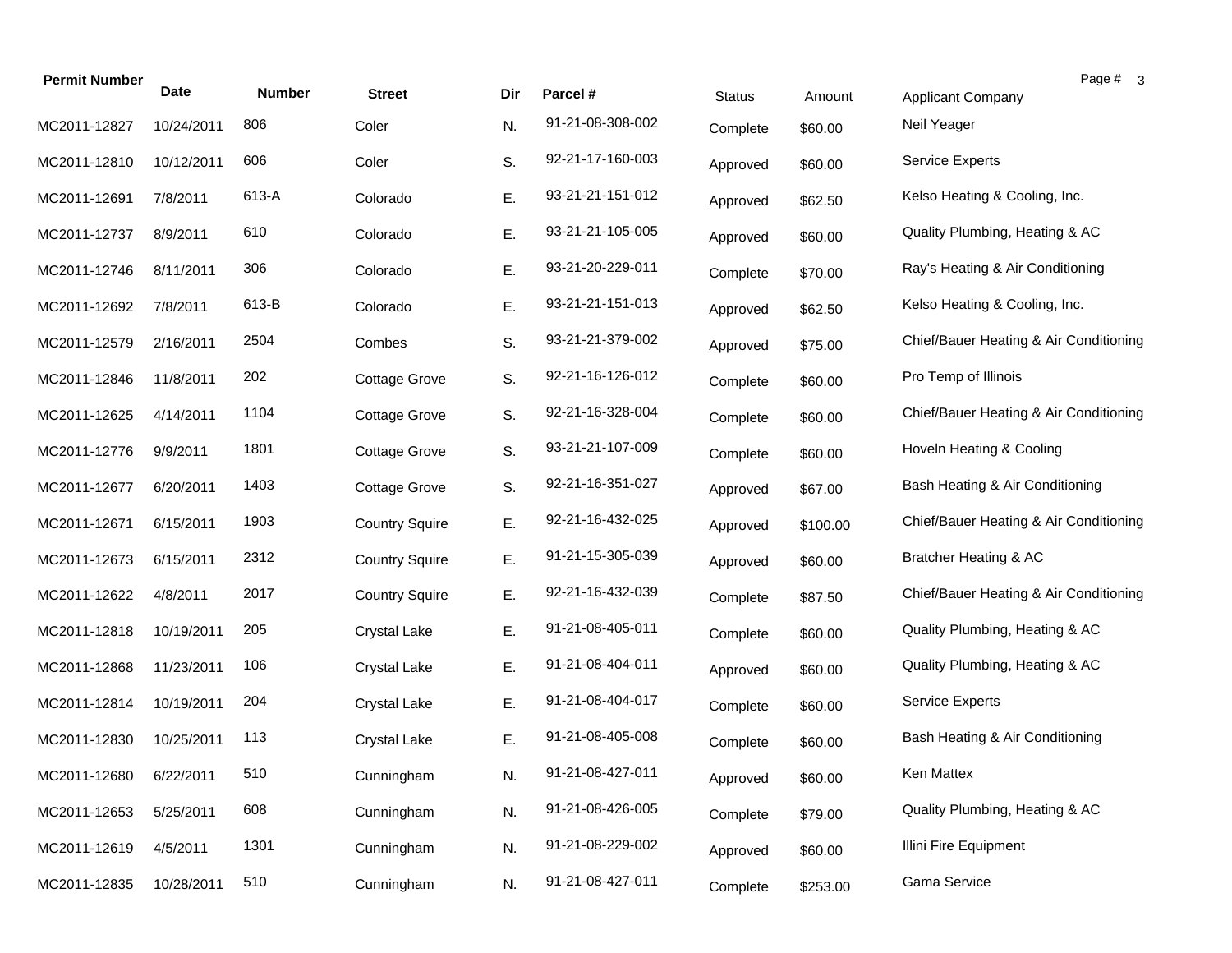| Permit Number | Date | Number | Street | Dir | Parcel # | Status | Amount | Applicant Company |
|---|---|---|---|---|---|---|---|---|
| MC2011-12827 | 10/24/2011 | 806 | Coler | N. | 91-21-08-308-002 | Complete | $60.00 | Neil Yeager |
| MC2011-12810 | 10/12/2011 | 606 | Coler | S. | 92-21-17-160-003 | Approved | $60.00 | Service Experts |
| MC2011-12691 | 7/8/2011 | 613-A | Colorado | E. | 93-21-21-151-012 | Approved | $62.50 | Kelso Heating & Cooling, Inc. |
| MC2011-12737 | 8/9/2011 | 610 | Colorado | E. | 93-21-21-105-005 | Approved | $60.00 | Quality Plumbing, Heating & AC |
| MC2011-12746 | 8/11/2011 | 306 | Colorado | E. | 93-21-20-229-011 | Complete | $70.00 | Ray's Heating & Air Conditioning |
| MC2011-12692 | 7/8/2011 | 613-B | Colorado | E. | 93-21-21-151-013 | Approved | $62.50 | Kelso Heating & Cooling, Inc. |
| MC2011-12579 | 2/16/2011 | 2504 | Combes | S. | 93-21-21-379-002 | Approved | $75.00 | Chief/Bauer Heating & Air Conditioning |
| MC2011-12846 | 11/8/2011 | 202 | Cottage Grove | S. | 92-21-16-126-012 | Complete | $60.00 | Pro Temp of Illinois |
| MC2011-12625 | 4/14/2011 | 1104 | Cottage Grove | S. | 92-21-16-328-004 | Complete | $60.00 | Chief/Bauer Heating & Air Conditioning |
| MC2011-12776 | 9/9/2011 | 1801 | Cottage Grove | S. | 93-21-21-107-009 | Complete | $60.00 | Hoveln Heating & Cooling |
| MC2011-12677 | 6/20/2011 | 1403 | Cottage Grove | S. | 92-21-16-351-027 | Approved | $67.00 | Bash Heating & Air Conditioning |
| MC2011-12671 | 6/15/2011 | 1903 | Country Squire | E. | 92-21-16-432-025 | Approved | $100.00 | Chief/Bauer Heating & Air Conditioning |
| MC2011-12673 | 6/15/2011 | 2312 | Country Squire | E. | 91-21-15-305-039 | Approved | $60.00 | Bratcher Heating & AC |
| MC2011-12622 | 4/8/2011 | 2017 | Country Squire | E. | 92-21-16-432-039 | Complete | $87.50 | Chief/Bauer Heating & Air Conditioning |
| MC2011-12818 | 10/19/2011 | 205 | Crystal Lake | E. | 91-21-08-405-011 | Complete | $60.00 | Quality Plumbing, Heating & AC |
| MC2011-12868 | 11/23/2011 | 106 | Crystal Lake | E. | 91-21-08-404-011 | Approved | $60.00 | Quality Plumbing, Heating & AC |
| MC2011-12814 | 10/19/2011 | 204 | Crystal Lake | E. | 91-21-08-404-017 | Complete | $60.00 | Service Experts |
| MC2011-12830 | 10/25/2011 | 113 | Crystal Lake | E. | 91-21-08-405-008 | Complete | $60.00 | Bash Heating & Air Conditioning |
| MC2011-12680 | 6/22/2011 | 510 | Cunningham | N. | 91-21-08-427-011 | Approved | $60.00 | Ken Mattex |
| MC2011-12653 | 5/25/2011 | 608 | Cunningham | N. | 91-21-08-426-005 | Complete | $79.00 | Quality Plumbing, Heating & AC |
| MC2011-12619 | 4/5/2011 | 1301 | Cunningham | N. | 91-21-08-229-002 | Approved | $60.00 | Illini Fire Equipment |
| MC2011-12835 | 10/28/2011 | 510 | Cunningham | N. | 91-21-08-427-011 | Complete | $253.00 | Gama Service |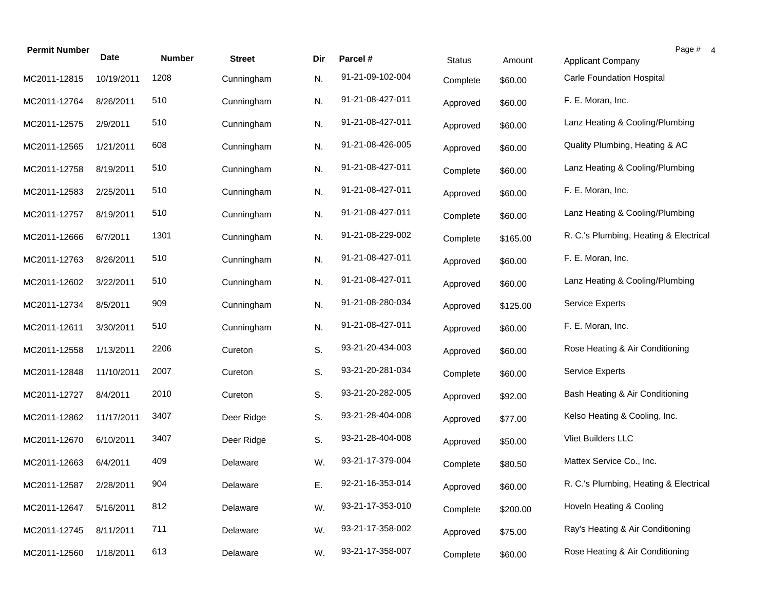| Permit Number | Date | Number | Street | Dir | Parcel # | Status | Amount | Applicant Company |
|---|---|---|---|---|---|---|---|---|
| MC2011-12815 | 10/19/2011 | 1208 | Cunningham | N. | 91-21-09-102-004 | Complete | $60.00 | Carle Foundation Hospital |
| MC2011-12764 | 8/26/2011 | 510 | Cunningham | N. | 91-21-08-427-011 | Approved | $60.00 | F. E. Moran, Inc. |
| MC2011-12575 | 2/9/2011 | 510 | Cunningham | N. | 91-21-08-427-011 | Approved | $60.00 | Lanz Heating & Cooling/Plumbing |
| MC2011-12565 | 1/21/2011 | 608 | Cunningham | N. | 91-21-08-426-005 | Approved | $60.00 | Quality Plumbing, Heating & AC |
| MC2011-12758 | 8/19/2011 | 510 | Cunningham | N. | 91-21-08-427-011 | Complete | $60.00 | Lanz Heating & Cooling/Plumbing |
| MC2011-12583 | 2/25/2011 | 510 | Cunningham | N. | 91-21-08-427-011 | Approved | $60.00 | F. E. Moran, Inc. |
| MC2011-12757 | 8/19/2011 | 510 | Cunningham | N. | 91-21-08-427-011 | Complete | $60.00 | Lanz Heating & Cooling/Plumbing |
| MC2011-12666 | 6/7/2011 | 1301 | Cunningham | N. | 91-21-08-229-002 | Complete | $165.00 | R. C.'s Plumbing, Heating & Electrical |
| MC2011-12763 | 8/26/2011 | 510 | Cunningham | N. | 91-21-08-427-011 | Approved | $60.00 | F. E. Moran, Inc. |
| MC2011-12602 | 3/22/2011 | 510 | Cunningham | N. | 91-21-08-427-011 | Approved | $60.00 | Lanz Heating & Cooling/Plumbing |
| MC2011-12734 | 8/5/2011 | 909 | Cunningham | N. | 91-21-08-280-034 | Approved | $125.00 | Service Experts |
| MC2011-12611 | 3/30/2011 | 510 | Cunningham | N. | 91-21-08-427-011 | Approved | $60.00 | F. E. Moran, Inc. |
| MC2011-12558 | 1/13/2011 | 2206 | Cureton | S. | 93-21-20-434-003 | Approved | $60.00 | Rose Heating & Air Conditioning |
| MC2011-12848 | 11/10/2011 | 2007 | Cureton | S. | 93-21-20-281-034 | Complete | $60.00 | Service Experts |
| MC2011-12727 | 8/4/2011 | 2010 | Cureton | S. | 93-21-20-282-005 | Approved | $92.00 | Bash Heating & Air Conditioning |
| MC2011-12862 | 11/17/2011 | 3407 | Deer Ridge | S. | 93-21-28-404-008 | Approved | $77.00 | Kelso Heating & Cooling, Inc. |
| MC2011-12670 | 6/10/2011 | 3407 | Deer Ridge | S. | 93-21-28-404-008 | Approved | $50.00 | Vliet Builders LLC |
| MC2011-12663 | 6/4/2011 | 409 | Delaware | W. | 93-21-17-379-004 | Complete | $80.50 | Mattex Service Co., Inc. |
| MC2011-12587 | 2/28/2011 | 904 | Delaware | E. | 92-21-16-353-014 | Approved | $60.00 | R. C.'s Plumbing, Heating & Electrical |
| MC2011-12647 | 5/16/2011 | 812 | Delaware | W. | 93-21-17-353-010 | Complete | $200.00 | Hoveln Heating & Cooling |
| MC2011-12745 | 8/11/2011 | 711 | Delaware | W. | 93-21-17-358-002 | Approved | $75.00 | Ray's Heating & Air Conditioning |
| MC2011-12560 | 1/18/2011 | 613 | Delaware | W. | 93-21-17-358-007 | Complete | $60.00 | Rose Heating & Air Conditioning |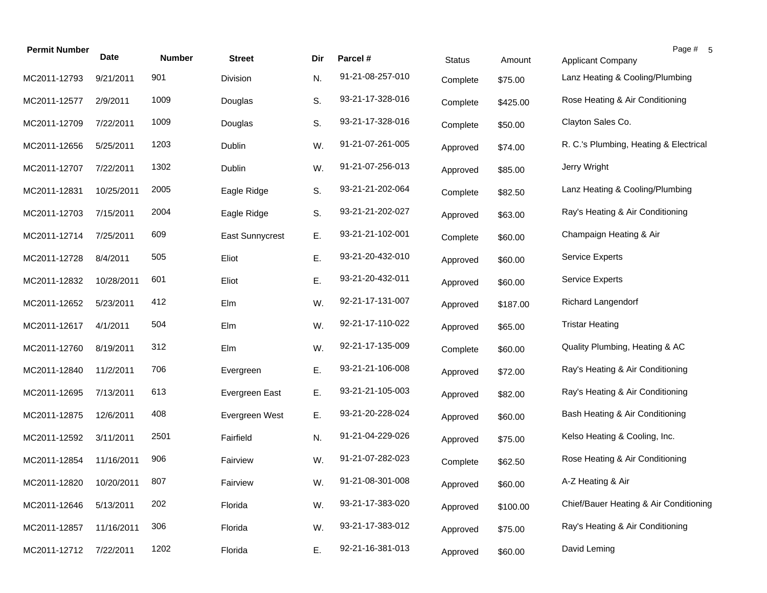| Permit Number | Date | Number | Street | Dir | Parcel # | Status | Amount | Applicant Company |
|---|---|---|---|---|---|---|---|---|
| MC2011-12793 | 9/21/2011 | 901 | Division | N. | 91-21-08-257-010 | Complete | $75.00 | Lanz Heating & Cooling/Plumbing |
| MC2011-12577 | 2/9/2011 | 1009 | Douglas | S. | 93-21-17-328-016 | Complete | $425.00 | Rose Heating & Air Conditioning |
| MC2011-12709 | 7/22/2011 | 1009 | Douglas | S. | 93-21-17-328-016 | Complete | $50.00 | Clayton Sales Co. |
| MC2011-12656 | 5/25/2011 | 1203 | Dublin | W. | 91-21-07-261-005 | Approved | $74.00 | R. C.'s Plumbing, Heating & Electrical |
| MC2011-12707 | 7/22/2011 | 1302 | Dublin | W. | 91-21-07-256-013 | Approved | $85.00 | Jerry Wright |
| MC2011-12831 | 10/25/2011 | 2005 | Eagle Ridge | S. | 93-21-21-202-064 | Complete | $82.50 | Lanz Heating & Cooling/Plumbing |
| MC2011-12703 | 7/15/2011 | 2004 | Eagle Ridge | S. | 93-21-21-202-027 | Approved | $63.00 | Ray's Heating & Air Conditioning |
| MC2011-12714 | 7/25/2011 | 609 | East Sunnycrest | E. | 93-21-21-102-001 | Complete | $60.00 | Champaign Heating & Air |
| MC2011-12728 | 8/4/2011 | 505 | Eliot | E. | 93-21-20-432-010 | Approved | $60.00 | Service Experts |
| MC2011-12832 | 10/28/2011 | 601 | Eliot | E. | 93-21-20-432-011 | Approved | $60.00 | Service Experts |
| MC2011-12652 | 5/23/2011 | 412 | Elm | W. | 92-21-17-131-007 | Approved | $187.00 | Richard Langendorf |
| MC2011-12617 | 4/1/2011 | 504 | Elm | W. | 92-21-17-110-022 | Approved | $65.00 | Tristar Heating |
| MC2011-12760 | 8/19/2011 | 312 | Elm | W. | 92-21-17-135-009 | Complete | $60.00 | Quality Plumbing, Heating & AC |
| MC2011-12840 | 11/2/2011 | 706 | Evergreen | E. | 93-21-21-106-008 | Approved | $72.00 | Ray's Heating & Air Conditioning |
| MC2011-12695 | 7/13/2011 | 613 | Evergreen East | E. | 93-21-21-105-003 | Approved | $82.00 | Ray's Heating & Air Conditioning |
| MC2011-12875 | 12/6/2011 | 408 | Evergreen West | E. | 93-21-20-228-024 | Approved | $60.00 | Bash Heating & Air Conditioning |
| MC2011-12592 | 3/11/2011 | 2501 | Fairfield | N. | 91-21-04-229-026 | Approved | $75.00 | Kelso Heating & Cooling, Inc. |
| MC2011-12854 | 11/16/2011 | 906 | Fairview | W. | 91-21-07-282-023 | Complete | $62.50 | Rose Heating & Air Conditioning |
| MC2011-12820 | 10/20/2011 | 807 | Fairview | W. | 91-21-08-301-008 | Approved | $60.00 | A-Z Heating & Air |
| MC2011-12646 | 5/13/2011 | 202 | Florida | W. | 93-21-17-383-020 | Approved | $100.00 | Chief/Bauer Heating & Air Conditioning |
| MC2011-12857 | 11/16/2011 | 306 | Florida | W. | 93-21-17-383-012 | Approved | $75.00 | Ray's Heating & Air Conditioning |
| MC2011-12712 | 7/22/2011 | 1202 | Florida | E. | 92-21-16-381-013 | Approved | $60.00 | David Leming |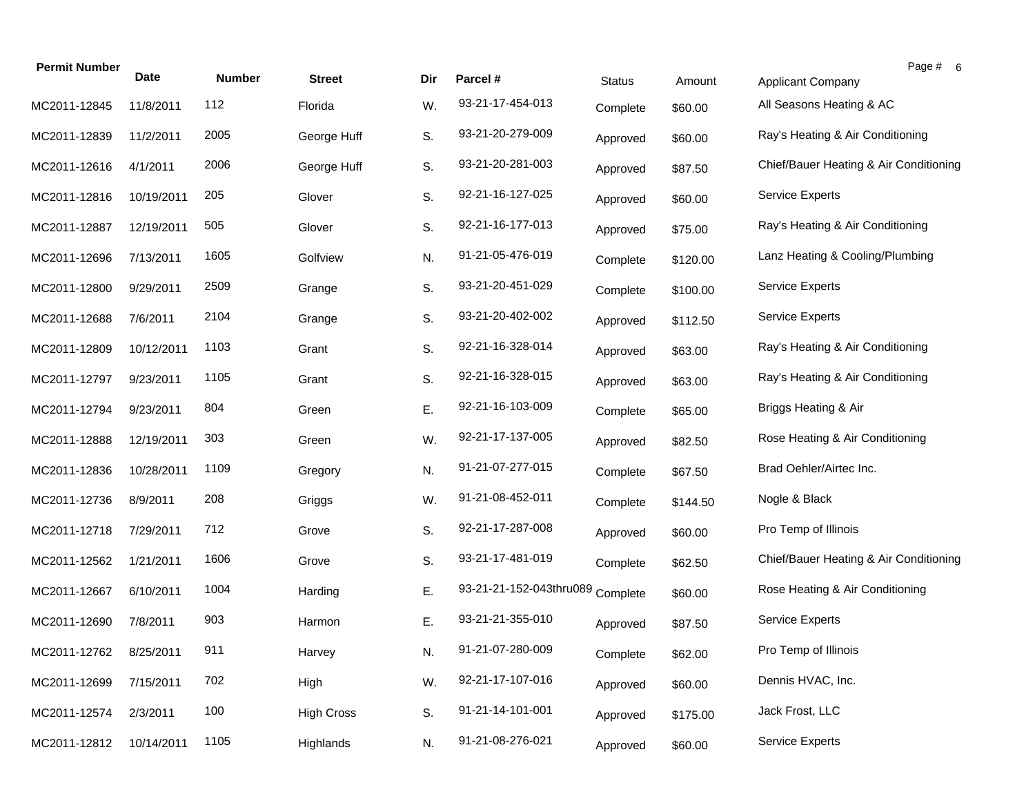| Permit Number | Date | Number | Street | Dir | Parcel # | Status | Amount | Applicant Company |
|---|---|---|---|---|---|---|---|---|
| MC2011-12845 | 11/8/2011 | 112 | Florida | W. | 93-21-17-454-013 | Complete | $60.00 | All Seasons Heating & AC |
| MC2011-12839 | 11/2/2011 | 2005 | George Huff | S. | 93-21-20-279-009 | Approved | $60.00 | Ray's Heating & Air Conditioning |
| MC2011-12616 | 4/1/2011 | 2006 | George Huff | S. | 93-21-20-281-003 | Approved | $87.50 | Chief/Bauer Heating & Air Conditioning |
| MC2011-12816 | 10/19/2011 | 205 | Glover | S. | 92-21-16-127-025 | Approved | $60.00 | Service Experts |
| MC2011-12887 | 12/19/2011 | 505 | Glover | S. | 92-21-16-177-013 | Approved | $75.00 | Ray's Heating & Air Conditioning |
| MC2011-12696 | 7/13/2011 | 1605 | Golfview | N. | 91-21-05-476-019 | Complete | $120.00 | Lanz Heating & Cooling/Plumbing |
| MC2011-12800 | 9/29/2011 | 2509 | Grange | S. | 93-21-20-451-029 | Complete | $100.00 | Service Experts |
| MC2011-12688 | 7/6/2011 | 2104 | Grange | S. | 93-21-20-402-002 | Approved | $112.50 | Service Experts |
| MC2011-12809 | 10/12/2011 | 1103 | Grant | S. | 92-21-16-328-014 | Approved | $63.00 | Ray's Heating & Air Conditioning |
| MC2011-12797 | 9/23/2011 | 1105 | Grant | S. | 92-21-16-328-015 | Approved | $63.00 | Ray's Heating & Air Conditioning |
| MC2011-12794 | 9/23/2011 | 804 | Green | E. | 92-21-16-103-009 | Complete | $65.00 | Briggs Heating & Air |
| MC2011-12888 | 12/19/2011 | 303 | Green | W. | 92-21-17-137-005 | Approved | $82.50 | Rose Heating & Air Conditioning |
| MC2011-12836 | 10/28/2011 | 1109 | Gregory | N. | 91-21-07-277-015 | Complete | $67.50 | Brad Oehler/Airtec Inc. |
| MC2011-12736 | 8/9/2011 | 208 | Griggs | W. | 91-21-08-452-011 | Complete | $144.50 | Nogle & Black |
| MC2011-12718 | 7/29/2011 | 712 | Grove | S. | 92-21-17-287-008 | Approved | $60.00 | Pro Temp of Illinois |
| MC2011-12562 | 1/21/2011 | 1606 | Grove | S. | 93-21-17-481-019 | Complete | $62.50 | Chief/Bauer Heating & Air Conditioning |
| MC2011-12667 | 6/10/2011 | 1004 | Harding | E. | 93-21-21-152-043thru089 | Complete | $60.00 | Rose Heating & Air Conditioning |
| MC2011-12690 | 7/8/2011 | 903 | Harmon | E. | 93-21-21-355-010 | Approved | $87.50 | Service Experts |
| MC2011-12762 | 8/25/2011 | 911 | Harvey | N. | 91-21-07-280-009 | Complete | $62.00 | Pro Temp of Illinois |
| MC2011-12699 | 7/15/2011 | 702 | High | W. | 92-21-17-107-016 | Approved | $60.00 | Dennis HVAC, Inc. |
| MC2011-12574 | 2/3/2011 | 100 | High Cross | S. | 91-21-14-101-001 | Approved | $175.00 | Jack Frost, LLC |
| MC2011-12812 | 10/14/2011 | 1105 | Highlands | N. | 91-21-08-276-021 | Approved | $60.00 | Service Experts |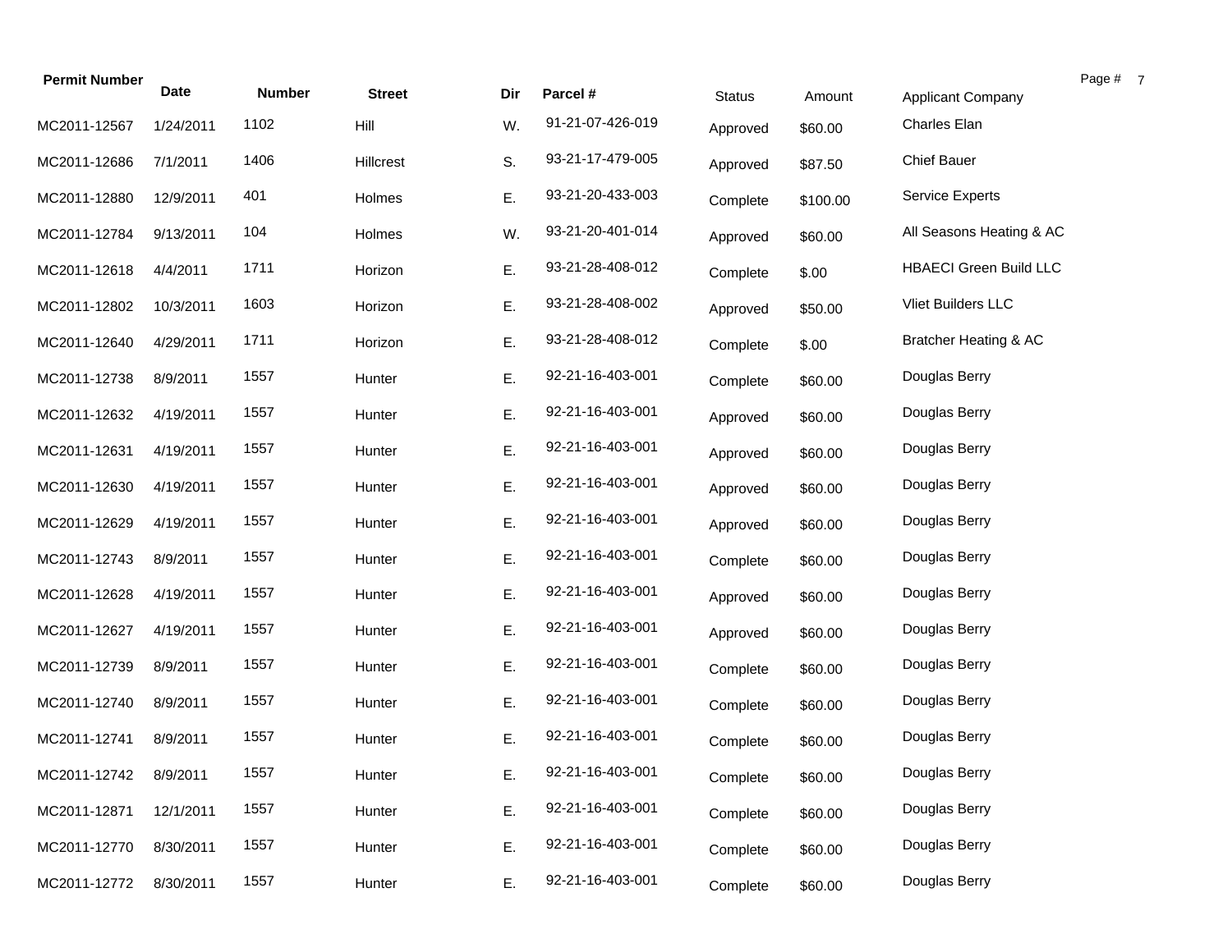| Permit Number | Date | Number | Street | Dir | Parcel # | Status | Amount | Applicant Company |
|---|---|---|---|---|---|---|---|---|
| MC2011-12567 | 1/24/2011 | 1102 | Hill | W. | 91-21-07-426-019 | Approved | $60.00 | Charles Elan |
| MC2011-12686 | 7/1/2011 | 1406 | Hillcrest | S. | 93-21-17-479-005 | Approved | $87.50 | Chief Bauer |
| MC2011-12880 | 12/9/2011 | 401 | Holmes | E. | 93-21-20-433-003 | Complete | $100.00 | Service Experts |
| MC2011-12784 | 9/13/2011 | 104 | Holmes | W. | 93-21-20-401-014 | Approved | $60.00 | All Seasons Heating & AC |
| MC2011-12618 | 4/4/2011 | 1711 | Horizon | E. | 93-21-28-408-012 | Complete | $.00 | HBAECI Green Build LLC |
| MC2011-12802 | 10/3/2011 | 1603 | Horizon | E. | 93-21-28-408-002 | Approved | $50.00 | Vliet Builders LLC |
| MC2011-12640 | 4/29/2011 | 1711 | Horizon | E. | 93-21-28-408-012 | Complete | $.00 | Bratcher Heating & AC |
| MC2011-12738 | 8/9/2011 | 1557 | Hunter | E. | 92-21-16-403-001 | Complete | $60.00 | Douglas Berry |
| MC2011-12632 | 4/19/2011 | 1557 | Hunter | E. | 92-21-16-403-001 | Approved | $60.00 | Douglas Berry |
| MC2011-12631 | 4/19/2011 | 1557 | Hunter | E. | 92-21-16-403-001 | Approved | $60.00 | Douglas Berry |
| MC2011-12630 | 4/19/2011 | 1557 | Hunter | E. | 92-21-16-403-001 | Approved | $60.00 | Douglas Berry |
| MC2011-12629 | 4/19/2011 | 1557 | Hunter | E. | 92-21-16-403-001 | Approved | $60.00 | Douglas Berry |
| MC2011-12743 | 8/9/2011 | 1557 | Hunter | E. | 92-21-16-403-001 | Complete | $60.00 | Douglas Berry |
| MC2011-12628 | 4/19/2011 | 1557 | Hunter | E. | 92-21-16-403-001 | Approved | $60.00 | Douglas Berry |
| MC2011-12627 | 4/19/2011 | 1557 | Hunter | E. | 92-21-16-403-001 | Approved | $60.00 | Douglas Berry |
| MC2011-12739 | 8/9/2011 | 1557 | Hunter | E. | 92-21-16-403-001 | Complete | $60.00 | Douglas Berry |
| MC2011-12740 | 8/9/2011 | 1557 | Hunter | E. | 92-21-16-403-001 | Complete | $60.00 | Douglas Berry |
| MC2011-12741 | 8/9/2011 | 1557 | Hunter | E. | 92-21-16-403-001 | Complete | $60.00 | Douglas Berry |
| MC2011-12742 | 8/9/2011 | 1557 | Hunter | E. | 92-21-16-403-001 | Complete | $60.00 | Douglas Berry |
| MC2011-12871 | 12/1/2011 | 1557 | Hunter | E. | 92-21-16-403-001 | Complete | $60.00 | Douglas Berry |
| MC2011-12770 | 8/30/2011 | 1557 | Hunter | E. | 92-21-16-403-001 | Complete | $60.00 | Douglas Berry |
| MC2011-12772 | 8/30/2011 | 1557 | Hunter | E. | 92-21-16-403-001 | Complete | $60.00 | Douglas Berry |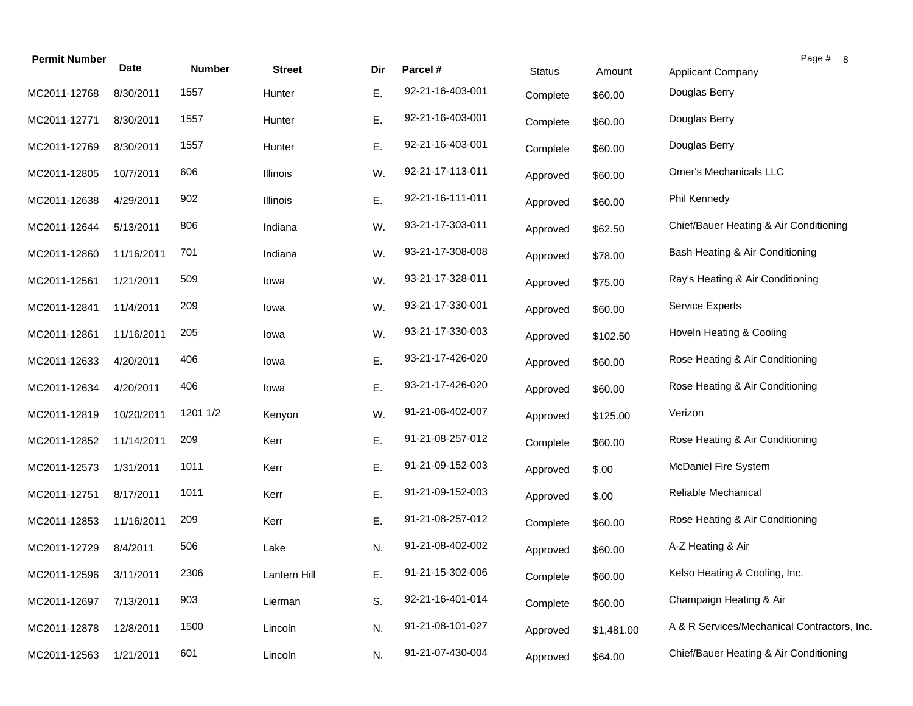| Permit Number | Date | Number | Street | Dir | Parcel # | Status | Amount | Applicant Company |
|---|---|---|---|---|---|---|---|---|
| MC2011-12768 | 8/30/2011 | 1557 | Hunter | E. | 92-21-16-403-001 | Complete | $60.00 | Douglas Berry |
| MC2011-12771 | 8/30/2011 | 1557 | Hunter | E. | 92-21-16-403-001 | Complete | $60.00 | Douglas Berry |
| MC2011-12769 | 8/30/2011 | 1557 | Hunter | E. | 92-21-16-403-001 | Complete | $60.00 | Douglas Berry |
| MC2011-12805 | 10/7/2011 | 606 | Illinois | W. | 92-21-17-113-011 | Approved | $60.00 | Omer's Mechanicals LLC |
| MC2011-12638 | 4/29/2011 | 902 | Illinois | E. | 92-21-16-111-011 | Approved | $60.00 | Phil Kennedy |
| MC2011-12644 | 5/13/2011 | 806 | Indiana | W. | 93-21-17-303-011 | Approved | $62.50 | Chief/Bauer Heating & Air Conditioning |
| MC2011-12860 | 11/16/2011 | 701 | Indiana | W. | 93-21-17-308-008 | Approved | $78.00 | Bash Heating & Air Conditioning |
| MC2011-12561 | 1/21/2011 | 509 | Iowa | W. | 93-21-17-328-011 | Approved | $75.00 | Ray's Heating & Air Conditioning |
| MC2011-12841 | 11/4/2011 | 209 | Iowa | W. | 93-21-17-330-001 | Approved | $60.00 | Service Experts |
| MC2011-12861 | 11/16/2011 | 205 | Iowa | W. | 93-21-17-330-003 | Approved | $102.50 | Hoveln Heating & Cooling |
| MC2011-12633 | 4/20/2011 | 406 | Iowa | E. | 93-21-17-426-020 | Approved | $60.00 | Rose Heating & Air Conditioning |
| MC2011-12634 | 4/20/2011 | 406 | Iowa | E. | 93-21-17-426-020 | Approved | $60.00 | Rose Heating & Air Conditioning |
| MC2011-12819 | 10/20/2011 | 1201 1/2 | Kenyon | W. | 91-21-06-402-007 | Approved | $125.00 | Verizon |
| MC2011-12852 | 11/14/2011 | 209 | Kerr | E. | 91-21-08-257-012 | Complete | $60.00 | Rose Heating & Air Conditioning |
| MC2011-12573 | 1/31/2011 | 1011 | Kerr | E. | 91-21-09-152-003 | Approved | $.00 | McDaniel Fire System |
| MC2011-12751 | 8/17/2011 | 1011 | Kerr | E. | 91-21-09-152-003 | Approved | $.00 | Reliable Mechanical |
| MC2011-12853 | 11/16/2011 | 209 | Kerr | E. | 91-21-08-257-012 | Complete | $60.00 | Rose Heating & Air Conditioning |
| MC2011-12729 | 8/4/2011 | 506 | Lake | N. | 91-21-08-402-002 | Approved | $60.00 | A-Z Heating & Air |
| MC2011-12596 | 3/11/2011 | 2306 | Lantern Hill | E. | 91-21-15-302-006 | Complete | $60.00 | Kelso Heating & Cooling, Inc. |
| MC2011-12697 | 7/13/2011 | 903 | Lierman | S. | 92-21-16-401-014 | Complete | $60.00 | Champaign Heating & Air |
| MC2011-12878 | 12/8/2011 | 1500 | Lincoln | N. | 91-21-08-101-027 | Approved | $1,481.00 | A & R Services/Mechanical Contractors, Inc. |
| MC2011-12563 | 1/21/2011 | 601 | Lincoln | N. | 91-21-07-430-004 | Approved | $64.00 | Chief/Bauer Heating & Air Conditioning |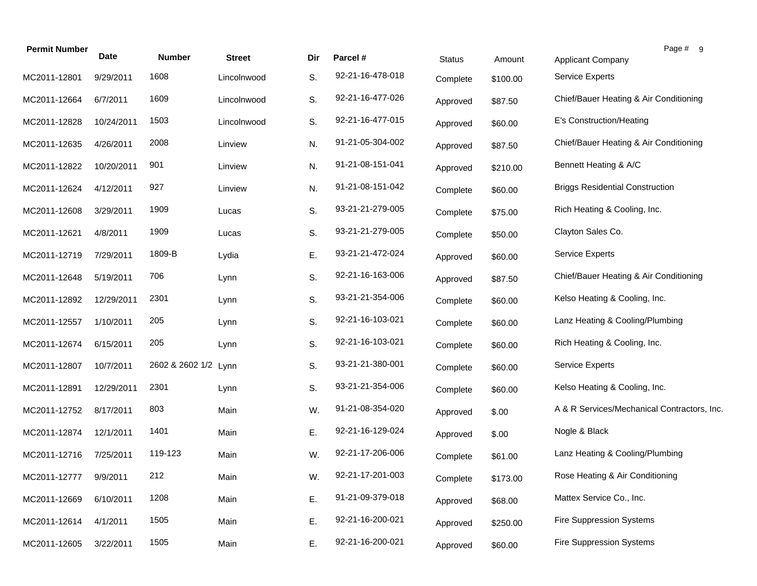| Permit Number | Date | Number | Street | Dir | Parcel # | Status | Amount | Applicant Company |
|---|---|---|---|---|---|---|---|---|
| MC2011-12801 | 9/29/2011 | 1608 | Lincolnwood | S. | 92-21-16-478-018 | Complete | $100.00 | Service Experts |
| MC2011-12664 | 6/7/2011 | 1609 | Lincolnwood | S. | 92-21-16-477-026 | Approved | $87.50 | Chief/Bauer Heating & Air Conditioning |
| MC2011-12828 | 10/24/2011 | 1503 | Lincolnwood | S. | 92-21-16-477-015 | Approved | $60.00 | E's Construction/Heating |
| MC2011-12635 | 4/26/2011 | 2008 | Linview | N. | 91-21-05-304-002 | Approved | $87.50 | Chief/Bauer Heating & Air Conditioning |
| MC2011-12822 | 10/20/2011 | 901 | Linview | N. | 91-21-08-151-041 | Approved | $210.00 | Bennett Heating & A/C |
| MC2011-12624 | 4/12/2011 | 927 | Linview | N. | 91-21-08-151-042 | Complete | $60.00 | Briggs Residential Construction |
| MC2011-12608 | 3/29/2011 | 1909 | Lucas | S. | 93-21-21-279-005 | Complete | $75.00 | Rich Heating & Cooling, Inc. |
| MC2011-12621 | 4/8/2011 | 1909 | Lucas | S. | 93-21-21-279-005 | Complete | $50.00 | Clayton Sales Co. |
| MC2011-12719 | 7/29/2011 | 1809-B | Lydia | E. | 93-21-21-472-024 | Approved | $60.00 | Service Experts |
| MC2011-12648 | 5/19/2011 | 706 | Lynn | S. | 92-21-16-163-006 | Approved | $87.50 | Chief/Bauer Heating & Air Conditioning |
| MC2011-12892 | 12/29/2011 | 2301 | Lynn | S. | 93-21-21-354-006 | Complete | $60.00 | Kelso Heating & Cooling, Inc. |
| MC2011-12557 | 1/10/2011 | 205 | Lynn | S. | 92-21-16-103-021 | Complete | $60.00 | Lanz Heating & Cooling/Plumbing |
| MC2011-12674 | 6/15/2011 | 205 | Lynn | S. | 92-21-16-103-021 | Complete | $60.00 | Rich Heating & Cooling, Inc. |
| MC2011-12807 | 10/7/2011 | 2602 & 2602 1/2 | Lynn | S. | 93-21-21-380-001 | Complete | $60.00 | Service Experts |
| MC2011-12891 | 12/29/2011 | 2301 | Lynn | S. | 93-21-21-354-006 | Complete | $60.00 | Kelso Heating & Cooling, Inc. |
| MC2011-12752 | 8/17/2011 | 803 | Main | W. | 91-21-08-354-020 | Approved | $.00 | A & R Services/Mechanical Contractors, Inc. |
| MC2011-12874 | 12/1/2011 | 1401 | Main | E. | 92-21-16-129-024 | Approved | $.00 | Nogle & Black |
| MC2011-12716 | 7/25/2011 | 119-123 | Main | W. | 92-21-17-206-006 | Complete | $61.00 | Lanz Heating & Cooling/Plumbing |
| MC2011-12777 | 9/9/2011 | 212 | Main | W. | 92-21-17-201-003 | Complete | $173.00 | Rose Heating & Air Conditioning |
| MC2011-12669 | 6/10/2011 | 1208 | Main | E. | 91-21-09-379-018 | Approved | $68.00 | Mattex Service Co., Inc. |
| MC2011-12614 | 4/1/2011 | 1505 | Main | E. | 92-21-16-200-021 | Approved | $250.00 | Fire Suppression Systems |
| MC2011-12605 | 3/22/2011 | 1505 | Main | E. | 92-21-16-200-021 | Approved | $60.00 | Fire Suppression Systems |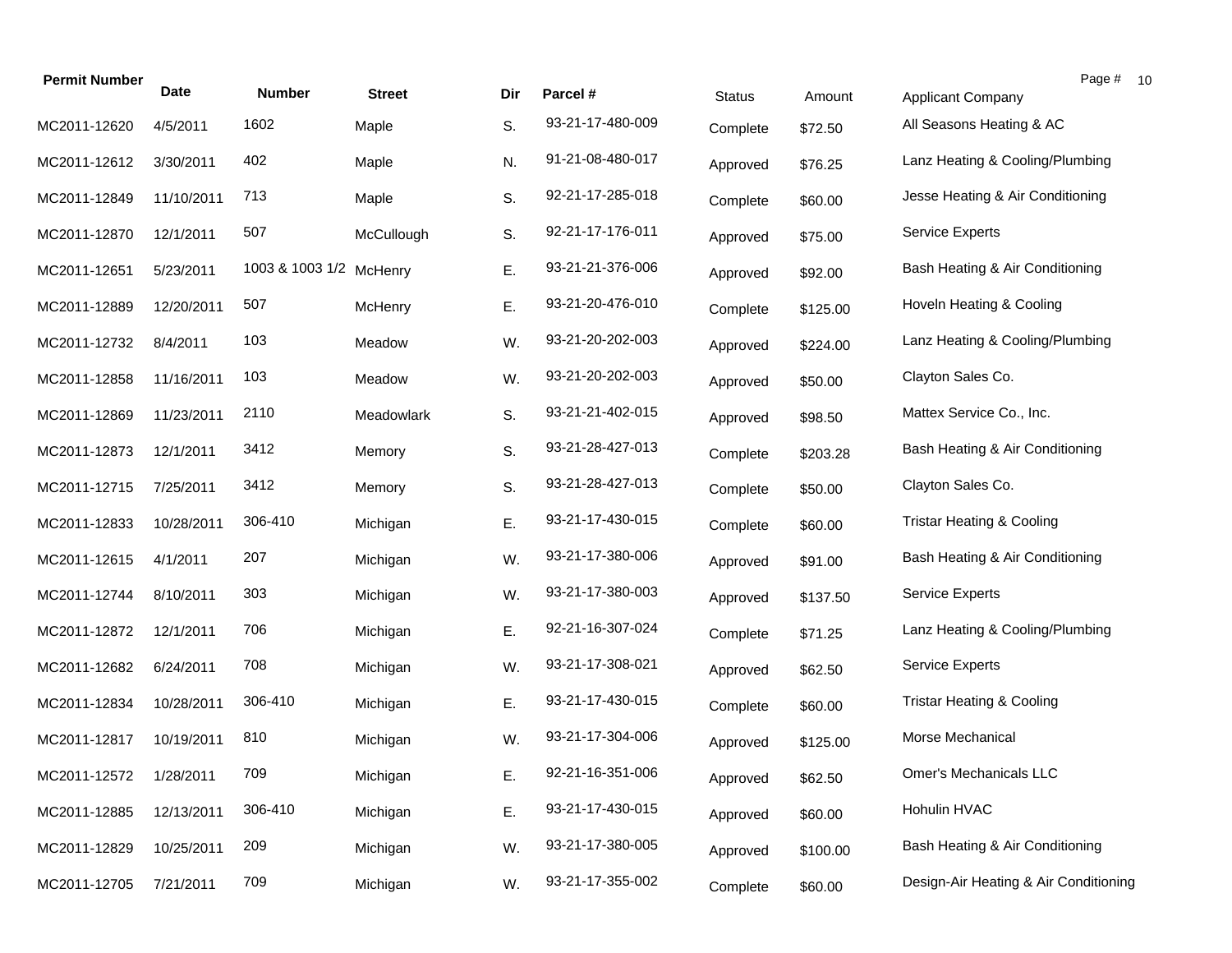| Permit Number | Date | Number | Street | Dir | Parcel # | Status | Amount | Applicant Company |
|---|---|---|---|---|---|---|---|---|
| MC2011-12620 | 4/5/2011 | 1602 | Maple | S. | 93-21-17-480-009 | Complete | $72.50 | All Seasons Heating & AC |
| MC2011-12612 | 3/30/2011 | 402 | Maple | N. | 91-21-08-480-017 | Approved | $76.25 | Lanz Heating & Cooling/Plumbing |
| MC2011-12849 | 11/10/2011 | 713 | Maple | S. | 92-21-17-285-018 | Complete | $60.00 | Jesse Heating & Air Conditioning |
| MC2011-12870 | 12/1/2011 | 507 | McCullough | S. | 92-21-17-176-011 | Approved | $75.00 | Service Experts |
| MC2011-12651 | 5/23/2011 | 1003 & 1003 1/2 | McHenry | E. | 93-21-21-376-006 | Approved | $92.00 | Bash Heating & Air Conditioning |
| MC2011-12889 | 12/20/2011 | 507 | McHenry | E. | 93-21-20-476-010 | Complete | $125.00 | Hoveln Heating & Cooling |
| MC2011-12732 | 8/4/2011 | 103 | Meadow | W. | 93-21-20-202-003 | Approved | $224.00 | Lanz Heating & Cooling/Plumbing |
| MC2011-12858 | 11/16/2011 | 103 | Meadow | W. | 93-21-20-202-003 | Approved | $50.00 | Clayton Sales Co. |
| MC2011-12869 | 11/23/2011 | 2110 | Meadowlark | S. | 93-21-21-402-015 | Approved | $98.50 | Mattex Service Co., Inc. |
| MC2011-12873 | 12/1/2011 | 3412 | Memory | S. | 93-21-28-427-013 | Complete | $203.28 | Bash Heating & Air Conditioning |
| MC2011-12715 | 7/25/2011 | 3412 | Memory | S. | 93-21-28-427-013 | Complete | $50.00 | Clayton Sales Co. |
| MC2011-12833 | 10/28/2011 | 306-410 | Michigan | E. | 93-21-17-430-015 | Complete | $60.00 | Tristar Heating & Cooling |
| MC2011-12615 | 4/1/2011 | 207 | Michigan | W. | 93-21-17-380-006 | Approved | $91.00 | Bash Heating & Air Conditioning |
| MC2011-12744 | 8/10/2011 | 303 | Michigan | W. | 93-21-17-380-003 | Approved | $137.50 | Service Experts |
| MC2011-12872 | 12/1/2011 | 706 | Michigan | E. | 92-21-16-307-024 | Complete | $71.25 | Lanz Heating & Cooling/Plumbing |
| MC2011-12682 | 6/24/2011 | 708 | Michigan | W. | 93-21-17-308-021 | Approved | $62.50 | Service Experts |
| MC2011-12834 | 10/28/2011 | 306-410 | Michigan | E. | 93-21-17-430-015 | Complete | $60.00 | Tristar Heating & Cooling |
| MC2011-12817 | 10/19/2011 | 810 | Michigan | W. | 93-21-17-304-006 | Approved | $125.00 | Morse Mechanical |
| MC2011-12572 | 1/28/2011 | 709 | Michigan | E. | 92-21-16-351-006 | Approved | $62.50 | Omer's Mechanicals LLC |
| MC2011-12885 | 12/13/2011 | 306-410 | Michigan | E. | 93-21-17-430-015 | Approved | $60.00 | Hohulin HVAC |
| MC2011-12829 | 10/25/2011 | 209 | Michigan | W. | 93-21-17-380-005 | Approved | $100.00 | Bash Heating & Air Conditioning |
| MC2011-12705 | 7/21/2011 | 709 | Michigan | W. | 93-21-17-355-002 | Complete | $60.00 | Design-Air Heating & Air Conditioning |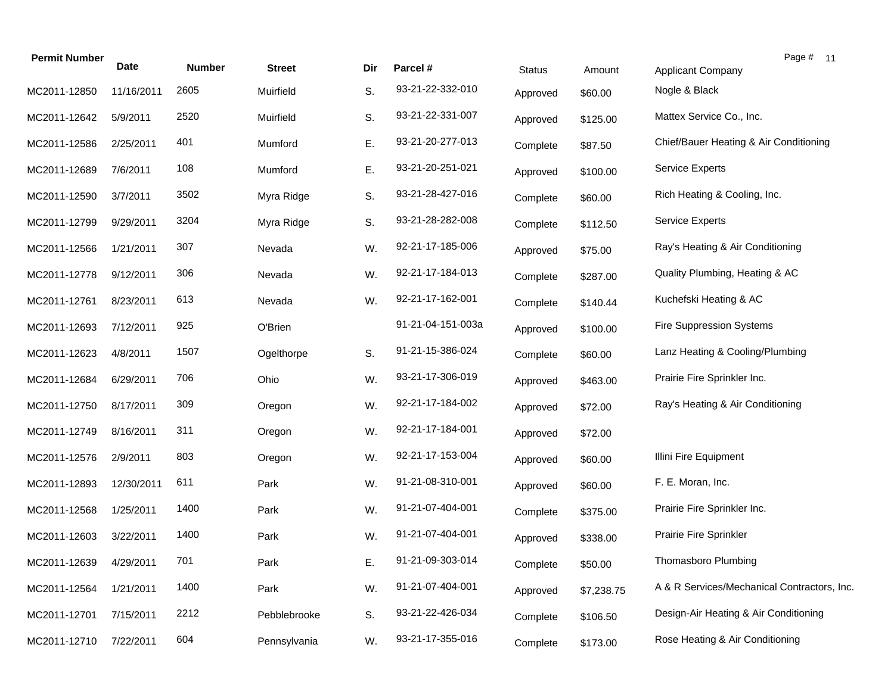| Permit Number | Date | Number | Street | Dir | Parcel # | Status | Amount | Applicant Company |
|---|---|---|---|---|---|---|---|---|
| MC2011-12850 | 11/16/2011 | 2605 | Muirfield | S. | 93-21-22-332-010 | Approved | $60.00 | Nogle & Black |
| MC2011-12642 | 5/9/2011 | 2520 | Muirfield | S. | 93-21-22-331-007 | Approved | $125.00 | Mattex Service Co., Inc. |
| MC2011-12586 | 2/25/2011 | 401 | Mumford | E. | 93-21-20-277-013 | Complete | $87.50 | Chief/Bauer Heating & Air Conditioning |
| MC2011-12689 | 7/6/2011 | 108 | Mumford | E. | 93-21-20-251-021 | Approved | $100.00 | Service Experts |
| MC2011-12590 | 3/7/2011 | 3502 | Myra Ridge | S. | 93-21-28-427-016 | Complete | $60.00 | Rich Heating & Cooling, Inc. |
| MC2011-12799 | 9/29/2011 | 3204 | Myra Ridge | S. | 93-21-28-282-008 | Complete | $112.50 | Service Experts |
| MC2011-12566 | 1/21/2011 | 307 | Nevada | W. | 92-21-17-185-006 | Approved | $75.00 | Ray's Heating & Air Conditioning |
| MC2011-12778 | 9/12/2011 | 306 | Nevada | W. | 92-21-17-184-013 | Complete | $287.00 | Quality Plumbing, Heating & AC |
| MC2011-12761 | 8/23/2011 | 613 | Nevada | W. | 92-21-17-162-001 | Complete | $140.44 | Kuchefski Heating & AC |
| MC2011-12693 | 7/12/2011 | 925 | O'Brien | | 91-21-04-151-003a | Approved | $100.00 | Fire Suppression Systems |
| MC2011-12623 | 4/8/2011 | 1507 | Ogelthorpe | S. | 91-21-15-386-024 | Complete | $60.00 | Lanz Heating & Cooling/Plumbing |
| MC2011-12684 | 6/29/2011 | 706 | Ohio | W. | 93-21-17-306-019 | Approved | $463.00 | Prairie Fire Sprinkler Inc. |
| MC2011-12750 | 8/17/2011 | 309 | Oregon | W. | 92-21-17-184-002 | Approved | $72.00 | Ray's Heating & Air Conditioning |
| MC2011-12749 | 8/16/2011 | 311 | Oregon | W. | 92-21-17-184-001 | Approved | $72.00 | |
| MC2011-12576 | 2/9/2011 | 803 | Oregon | W. | 92-21-17-153-004 | Approved | $60.00 | Illini Fire Equipment |
| MC2011-12893 | 12/30/2011 | 611 | Park | W. | 91-21-08-310-001 | Approved | $60.00 | F. E. Moran, Inc. |
| MC2011-12568 | 1/25/2011 | 1400 | Park | W. | 91-21-07-404-001 | Complete | $375.00 | Prairie Fire Sprinkler Inc. |
| MC2011-12603 | 3/22/2011 | 1400 | Park | W. | 91-21-07-404-001 | Approved | $338.00 | Prairie Fire Sprinkler |
| MC2011-12639 | 4/29/2011 | 701 | Park | E. | 91-21-09-303-014 | Complete | $50.00 | Thomasboro Plumbing |
| MC2011-12564 | 1/21/2011 | 1400 | Park | W. | 91-21-07-404-001 | Approved | $7,238.75 | A & R Services/Mechanical Contractors, Inc. |
| MC2011-12701 | 7/15/2011 | 2212 | Pebblebrooke | S. | 93-21-22-426-034 | Complete | $106.50 | Design-Air Heating & Air Conditioning |
| MC2011-12710 | 7/22/2011 | 604 | Pennsylvania | W. | 93-21-17-355-016 | Complete | $173.00 | Rose Heating & Air Conditioning |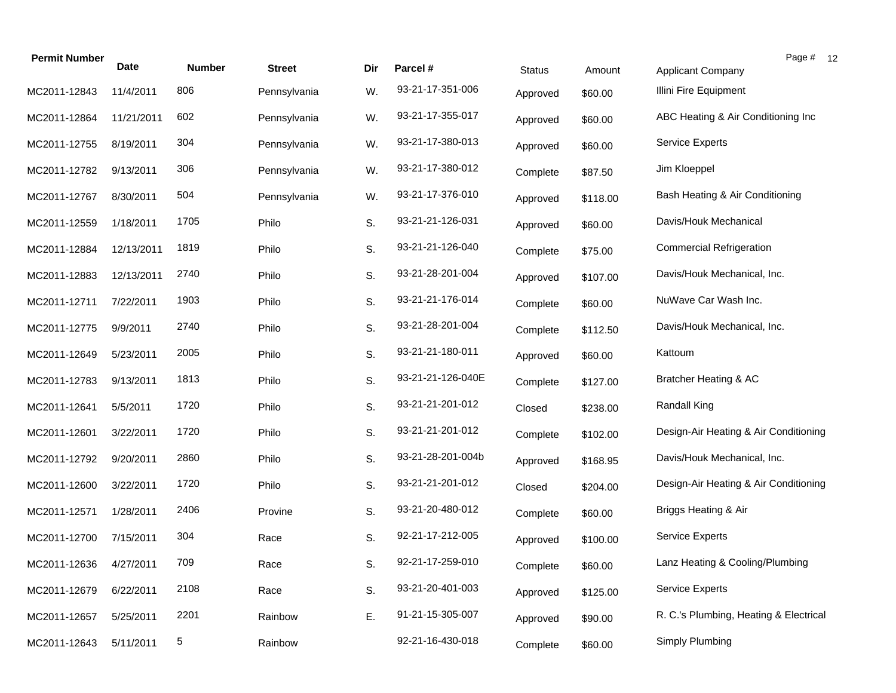| Permit Number | Date | Number | Street | Dir | Parcel # | Status | Amount | Applicant Company |
|---|---|---|---|---|---|---|---|---|
| MC2011-12843 | 11/4/2011 | 806 | Pennsylvania | W. | 93-21-17-351-006 | Approved | $60.00 | Illini Fire Equipment |
| MC2011-12864 | 11/21/2011 | 602 | Pennsylvania | W. | 93-21-17-355-017 | Approved | $60.00 | ABC Heating & Air Conditioning Inc |
| MC2011-12755 | 8/19/2011 | 304 | Pennsylvania | W. | 93-21-17-380-013 | Approved | $60.00 | Service Experts |
| MC2011-12782 | 9/13/2011 | 306 | Pennsylvania | W. | 93-21-17-380-012 | Complete | $87.50 | Jim Kloeppel |
| MC2011-12767 | 8/30/2011 | 504 | Pennsylvania | W. | 93-21-17-376-010 | Approved | $118.00 | Bash Heating & Air Conditioning |
| MC2011-12559 | 1/18/2011 | 1705 | Philo | S. | 93-21-21-126-031 | Approved | $60.00 | Davis/Houk Mechanical |
| MC2011-12884 | 12/13/2011 | 1819 | Philo | S. | 93-21-21-126-040 | Complete | $75.00 | Commercial Refrigeration |
| MC2011-12883 | 12/13/2011 | 2740 | Philo | S. | 93-21-28-201-004 | Approved | $107.00 | Davis/Houk Mechanical, Inc. |
| MC2011-12711 | 7/22/2011 | 1903 | Philo | S. | 93-21-21-176-014 | Complete | $60.00 | NuWave Car Wash Inc. |
| MC2011-12775 | 9/9/2011 | 2740 | Philo | S. | 93-21-28-201-004 | Complete | $112.50 | Davis/Houk Mechanical, Inc. |
| MC2011-12649 | 5/23/2011 | 2005 | Philo | S. | 93-21-21-180-011 | Approved | $60.00 | Kattoum |
| MC2011-12783 | 9/13/2011 | 1813 | Philo | S. | 93-21-21-126-040E | Complete | $127.00 | Bratcher Heating & AC |
| MC2011-12641 | 5/5/2011 | 1720 | Philo | S. | 93-21-21-201-012 | Closed | $238.00 | Randall King |
| MC2011-12601 | 3/22/2011 | 1720 | Philo | S. | 93-21-21-201-012 | Complete | $102.00 | Design-Air Heating & Air Conditioning |
| MC2011-12792 | 9/20/2011 | 2860 | Philo | S. | 93-21-28-201-004b | Approved | $168.95 | Davis/Houk Mechanical, Inc. |
| MC2011-12600 | 3/22/2011 | 1720 | Philo | S. | 93-21-21-201-012 | Closed | $204.00 | Design-Air Heating & Air Conditioning |
| MC2011-12571 | 1/28/2011 | 2406 | Provine | S. | 93-21-20-480-012 | Complete | $60.00 | Briggs Heating & Air |
| MC2011-12700 | 7/15/2011 | 304 | Race | S. | 92-21-17-212-005 | Approved | $100.00 | Service Experts |
| MC2011-12636 | 4/27/2011 | 709 | Race | S. | 92-21-17-259-010 | Complete | $60.00 | Lanz Heating & Cooling/Plumbing |
| MC2011-12679 | 6/22/2011 | 2108 | Race | S. | 93-21-20-401-003 | Approved | $125.00 | Service Experts |
| MC2011-12657 | 5/25/2011 | 2201 | Rainbow | E. | 91-21-15-305-007 | Approved | $90.00 | R. C.'s Plumbing, Heating & Electrical |
| MC2011-12643 | 5/11/2011 | 5 | Rainbow | | 92-21-16-430-018 | Complete | $60.00 | Simply Plumbing |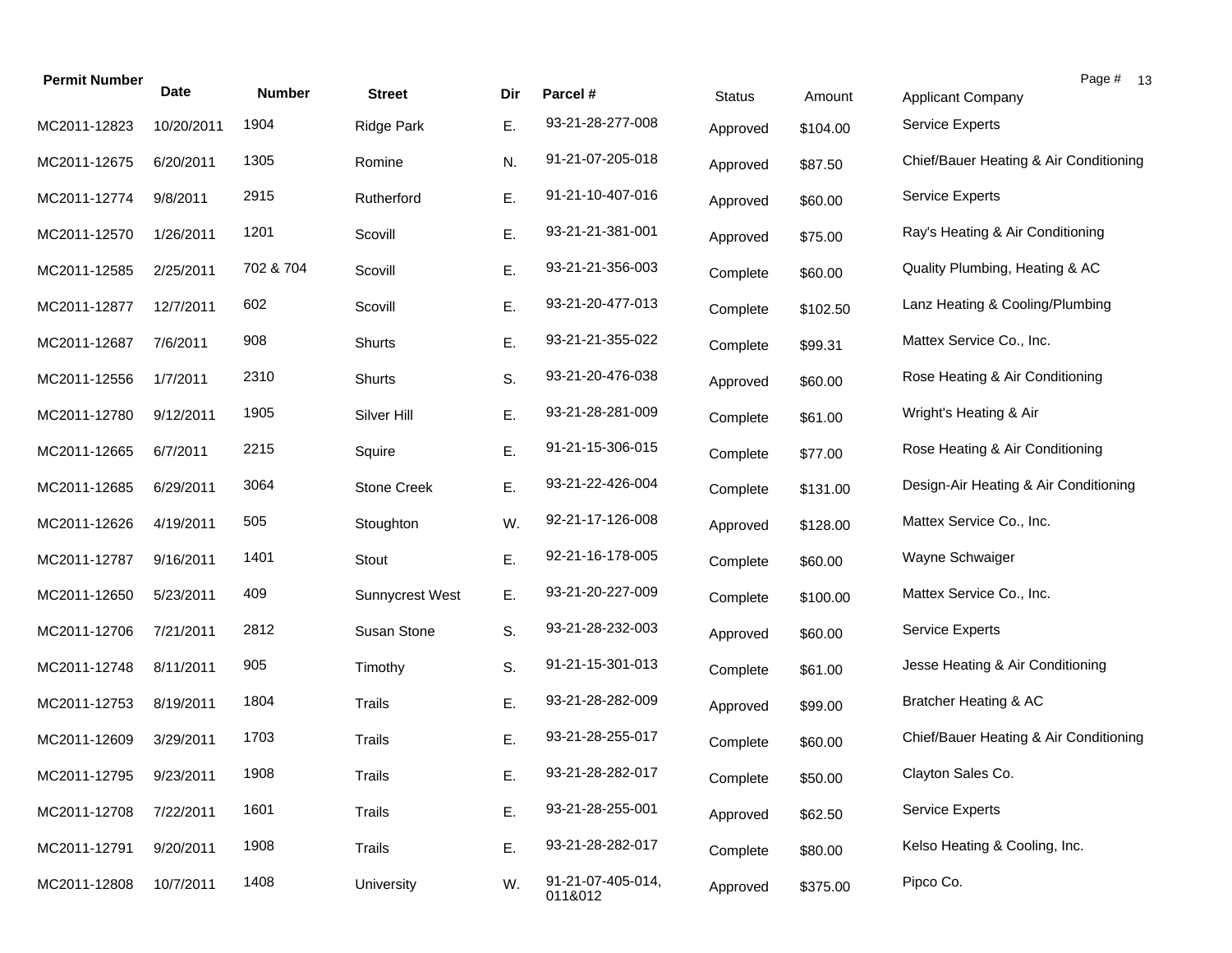| Permit Number | Date | Number | Street | Dir | Parcel # | Status | Amount | Applicant Company |
|---|---|---|---|---|---|---|---|---|
| MC2011-12823 | 10/20/2011 | 1904 | Ridge Park | E. | 93-21-28-277-008 | Approved | $104.00 | Service Experts |
| MC2011-12675 | 6/20/2011 | 1305 | Romine | N. | 91-21-07-205-018 | Approved | $87.50 | Chief/Bauer Heating & Air Conditioning |
| MC2011-12774 | 9/8/2011 | 2915 | Rutherford | E. | 91-21-10-407-016 | Approved | $60.00 | Service Experts |
| MC2011-12570 | 1/26/2011 | 1201 | Scovill | E. | 93-21-21-381-001 | Approved | $75.00 | Ray's Heating & Air Conditioning |
| MC2011-12585 | 2/25/2011 | 702 & 704 | Scovill | E. | 93-21-21-356-003 | Complete | $60.00 | Quality Plumbing, Heating & AC |
| MC2011-12877 | 12/7/2011 | 602 | Scovill | E. | 93-21-20-477-013 | Complete | $102.50 | Lanz Heating & Cooling/Plumbing |
| MC2011-12687 | 7/6/2011 | 908 | Shurts | E. | 93-21-21-355-022 | Complete | $99.31 | Mattex Service Co., Inc. |
| MC2011-12556 | 1/7/2011 | 2310 | Shurts | S. | 93-21-20-476-038 | Approved | $60.00 | Rose Heating & Air Conditioning |
| MC2011-12780 | 9/12/2011 | 1905 | Silver Hill | E. | 93-21-28-281-009 | Complete | $61.00 | Wright's Heating & Air |
| MC2011-12665 | 6/7/2011 | 2215 | Squire | E. | 91-21-15-306-015 | Complete | $77.00 | Rose Heating & Air Conditioning |
| MC2011-12685 | 6/29/2011 | 3064 | Stone Creek | E. | 93-21-22-426-004 | Complete | $131.00 | Design-Air Heating & Air Conditioning |
| MC2011-12626 | 4/19/2011 | 505 | Stoughton | W. | 92-21-17-126-008 | Approved | $128.00 | Mattex Service Co., Inc. |
| MC2011-12787 | 9/16/2011 | 1401 | Stout | E. | 92-21-16-178-005 | Complete | $60.00 | Wayne Schwaiger |
| MC2011-12650 | 5/23/2011 | 409 | Sunnycrest West | E. | 93-21-20-227-009 | Complete | $100.00 | Mattex Service Co., Inc. |
| MC2011-12706 | 7/21/2011 | 2812 | Susan Stone | S. | 93-21-28-232-003 | Approved | $60.00 | Service Experts |
| MC2011-12748 | 8/11/2011 | 905 | Timothy | S. | 91-21-15-301-013 | Complete | $61.00 | Jesse Heating & Air Conditioning |
| MC2011-12753 | 8/19/2011 | 1804 | Trails | E. | 93-21-28-282-009 | Approved | $99.00 | Bratcher Heating & AC |
| MC2011-12609 | 3/29/2011 | 1703 | Trails | E. | 93-21-28-255-017 | Complete | $60.00 | Chief/Bauer Heating & Air Conditioning |
| MC2011-12795 | 9/23/2011 | 1908 | Trails | E. | 93-21-28-282-017 | Complete | $50.00 | Clayton Sales Co. |
| MC2011-12708 | 7/22/2011 | 1601 | Trails | E. | 93-21-28-255-001 | Approved | $62.50 | Service Experts |
| MC2011-12791 | 9/20/2011 | 1908 | Trails | E. | 93-21-28-282-017 | Complete | $80.00 | Kelso Heating & Cooling, Inc. |
| MC2011-12808 | 10/7/2011 | 1408 | University | W. | 91-21-07-405-014, 011&012 | Approved | $375.00 | Pipco Co. |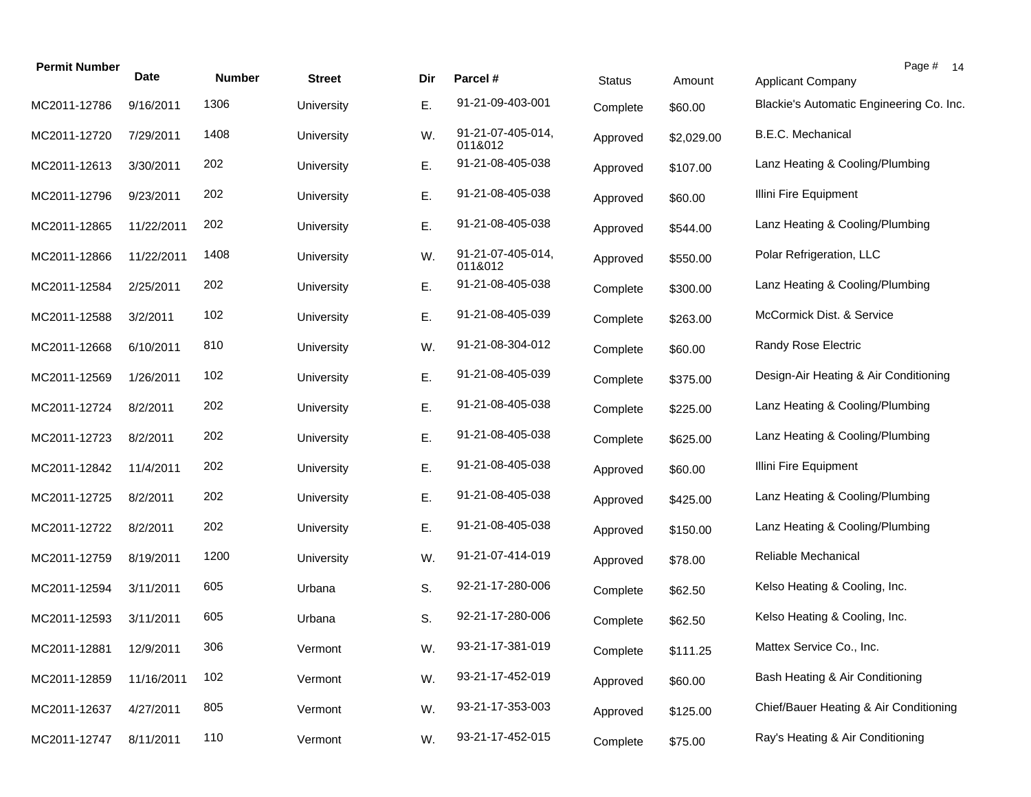| Permit Number | Date | Number | Street | Dir | Parcel # | Status | Amount | Applicant Company |
|---|---|---|---|---|---|---|---|---|
| MC2011-12786 | 9/16/2011 | 1306 | University | E. | 91-21-09-403-001 | Complete | $60.00 | Blackie's Automatic Engineering Co. Inc. |
| MC2011-12720 | 7/29/2011 | 1408 | University | W. | 91-21-07-405-014, 011&012 | Approved | $2,029.00 | B.E.C. Mechanical |
| MC2011-12613 | 3/30/2011 | 202 | University | E. | 91-21-08-405-038 | Approved | $107.00 | Lanz Heating & Cooling/Plumbing |
| MC2011-12796 | 9/23/2011 | 202 | University | E. | 91-21-08-405-038 | Approved | $60.00 | Illini Fire Equipment |
| MC2011-12865 | 11/22/2011 | 202 | University | E. | 91-21-08-405-038 | Approved | $544.00 | Lanz Heating & Cooling/Plumbing |
| MC2011-12866 | 11/22/2011 | 1408 | University | W. | 91-21-07-405-014, 011&012 | Approved | $550.00 | Polar Refrigeration, LLC |
| MC2011-12584 | 2/25/2011 | 202 | University | E. | 91-21-08-405-038 | Complete | $300.00 | Lanz Heating & Cooling/Plumbing |
| MC2011-12588 | 3/2/2011 | 102 | University | E. | 91-21-08-405-039 | Complete | $263.00 | McCormick Dist. & Service |
| MC2011-12668 | 6/10/2011 | 810 | University | W. | 91-21-08-304-012 | Complete | $60.00 | Randy Rose Electric |
| MC2011-12569 | 1/26/2011 | 102 | University | E. | 91-21-08-405-039 | Complete | $375.00 | Design-Air Heating & Air Conditioning |
| MC2011-12724 | 8/2/2011 | 202 | University | E. | 91-21-08-405-038 | Complete | $225.00 | Lanz Heating & Cooling/Plumbing |
| MC2011-12723 | 8/2/2011 | 202 | University | E. | 91-21-08-405-038 | Complete | $625.00 | Lanz Heating & Cooling/Plumbing |
| MC2011-12842 | 11/4/2011 | 202 | University | E. | 91-21-08-405-038 | Approved | $60.00 | Illini Fire Equipment |
| MC2011-12725 | 8/2/2011 | 202 | University | E. | 91-21-08-405-038 | Approved | $425.00 | Lanz Heating & Cooling/Plumbing |
| MC2011-12722 | 8/2/2011 | 202 | University | E. | 91-21-08-405-038 | Approved | $150.00 | Lanz Heating & Cooling/Plumbing |
| MC2011-12759 | 8/19/2011 | 1200 | University | W. | 91-21-07-414-019 | Approved | $78.00 | Reliable Mechanical |
| MC2011-12594 | 3/11/2011 | 605 | Urbana | S. | 92-21-17-280-006 | Complete | $62.50 | Kelso Heating & Cooling, Inc. |
| MC2011-12593 | 3/11/2011 | 605 | Urbana | S. | 92-21-17-280-006 | Complete | $62.50 | Kelso Heating & Cooling, Inc. |
| MC2011-12881 | 12/9/2011 | 306 | Vermont | W. | 93-21-17-381-019 | Complete | $111.25 | Mattex Service Co., Inc. |
| MC2011-12859 | 11/16/2011 | 102 | Vermont | W. | 93-21-17-452-019 | Approved | $60.00 | Bash Heating & Air Conditioning |
| MC2011-12637 | 4/27/2011 | 805 | Vermont | W. | 93-21-17-353-003 | Approved | $125.00 | Chief/Bauer Heating & Air Conditioning |
| MC2011-12747 | 8/11/2011 | 110 | Vermont | W. | 93-21-17-452-015 | Complete | $75.00 | Ray's Heating & Air Conditioning |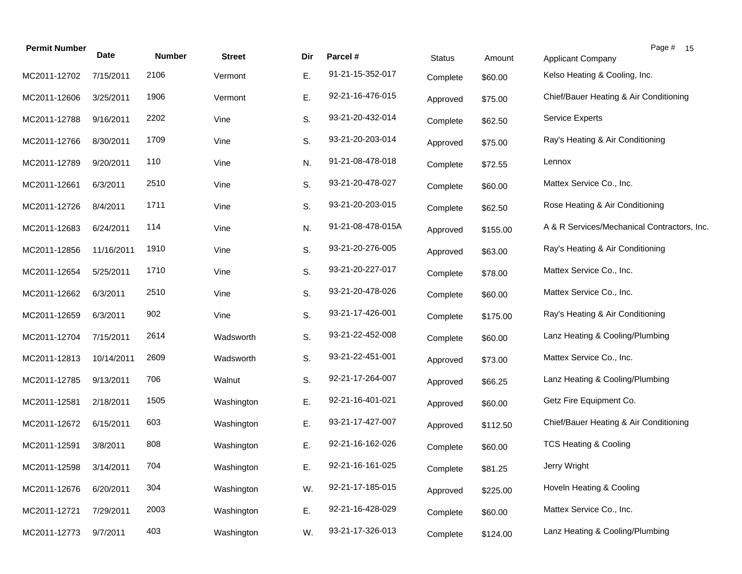| Permit Number | Date | Number | Street | Dir | Parcel # | Status | Amount | Applicant Company |
|---|---|---|---|---|---|---|---|---|
| MC2011-12702 | 7/15/2011 | 2106 | Vermont | E. | 91-21-15-352-017 | Complete | $60.00 | Kelso Heating & Cooling, Inc. |
| MC2011-12606 | 3/25/2011 | 1906 | Vermont | E. | 92-21-16-476-015 | Approved | $75.00 | Chief/Bauer Heating & Air Conditioning |
| MC2011-12788 | 9/16/2011 | 2202 | Vine | S. | 93-21-20-432-014 | Complete | $62.50 | Service Experts |
| MC2011-12766 | 8/30/2011 | 1709 | Vine | S. | 93-21-20-203-014 | Approved | $75.00 | Ray's Heating & Air Conditioning |
| MC2011-12789 | 9/20/2011 | 110 | Vine | N. | 91-21-08-478-018 | Complete | $72.55 | Lennox |
| MC2011-12661 | 6/3/2011 | 2510 | Vine | S. | 93-21-20-478-027 | Complete | $60.00 | Mattex Service Co., Inc. |
| MC2011-12726 | 8/4/2011 | 1711 | Vine | S. | 93-21-20-203-015 | Complete | $62.50 | Rose Heating & Air Conditioning |
| MC2011-12683 | 6/24/2011 | 114 | Vine | N. | 91-21-08-478-015A | Approved | $155.00 | A & R Services/Mechanical Contractors, Inc. |
| MC2011-12856 | 11/16/2011 | 1910 | Vine | S. | 93-21-20-276-005 | Approved | $63.00 | Ray's Heating & Air Conditioning |
| MC2011-12654 | 5/25/2011 | 1710 | Vine | S. | 93-21-20-227-017 | Complete | $78.00 | Mattex Service Co., Inc. |
| MC2011-12662 | 6/3/2011 | 2510 | Vine | S. | 93-21-20-478-026 | Complete | $60.00 | Mattex Service Co., Inc. |
| MC2011-12659 | 6/3/2011 | 902 | Vine | S. | 93-21-17-426-001 | Complete | $175.00 | Ray's Heating & Air Conditioning |
| MC2011-12704 | 7/15/2011 | 2614 | Wadsworth | S. | 93-21-22-452-008 | Complete | $60.00 | Lanz Heating & Cooling/Plumbing |
| MC2011-12813 | 10/14/2011 | 2609 | Wadsworth | S. | 93-21-22-451-001 | Approved | $73.00 | Mattex Service Co., Inc. |
| MC2011-12785 | 9/13/2011 | 706 | Walnut | S. | 92-21-17-264-007 | Approved | $66.25 | Lanz Heating & Cooling/Plumbing |
| MC2011-12581 | 2/18/2011 | 1505 | Washington | E. | 92-21-16-401-021 | Approved | $60.00 | Getz Fire Equipment Co. |
| MC2011-12672 | 6/15/2011 | 603 | Washington | E. | 93-21-17-427-007 | Approved | $112.50 | Chief/Bauer Heating & Air Conditioning |
| MC2011-12591 | 3/8/2011 | 808 | Washington | E. | 92-21-16-162-026 | Complete | $60.00 | TCS Heating & Cooling |
| MC2011-12598 | 3/14/2011 | 704 | Washington | E. | 92-21-16-161-025 | Complete | $81.25 | Jerry Wright |
| MC2011-12676 | 6/20/2011 | 304 | Washington | W. | 92-21-17-185-015 | Approved | $225.00 | Hoveln Heating & Cooling |
| MC2011-12721 | 7/29/2011 | 2003 | Washington | E. | 92-21-16-428-029 | Complete | $60.00 | Mattex Service Co., Inc. |
| MC2011-12773 | 9/7/2011 | 403 | Washington | W. | 93-21-17-326-013 | Complete | $124.00 | Lanz Heating & Cooling/Plumbing |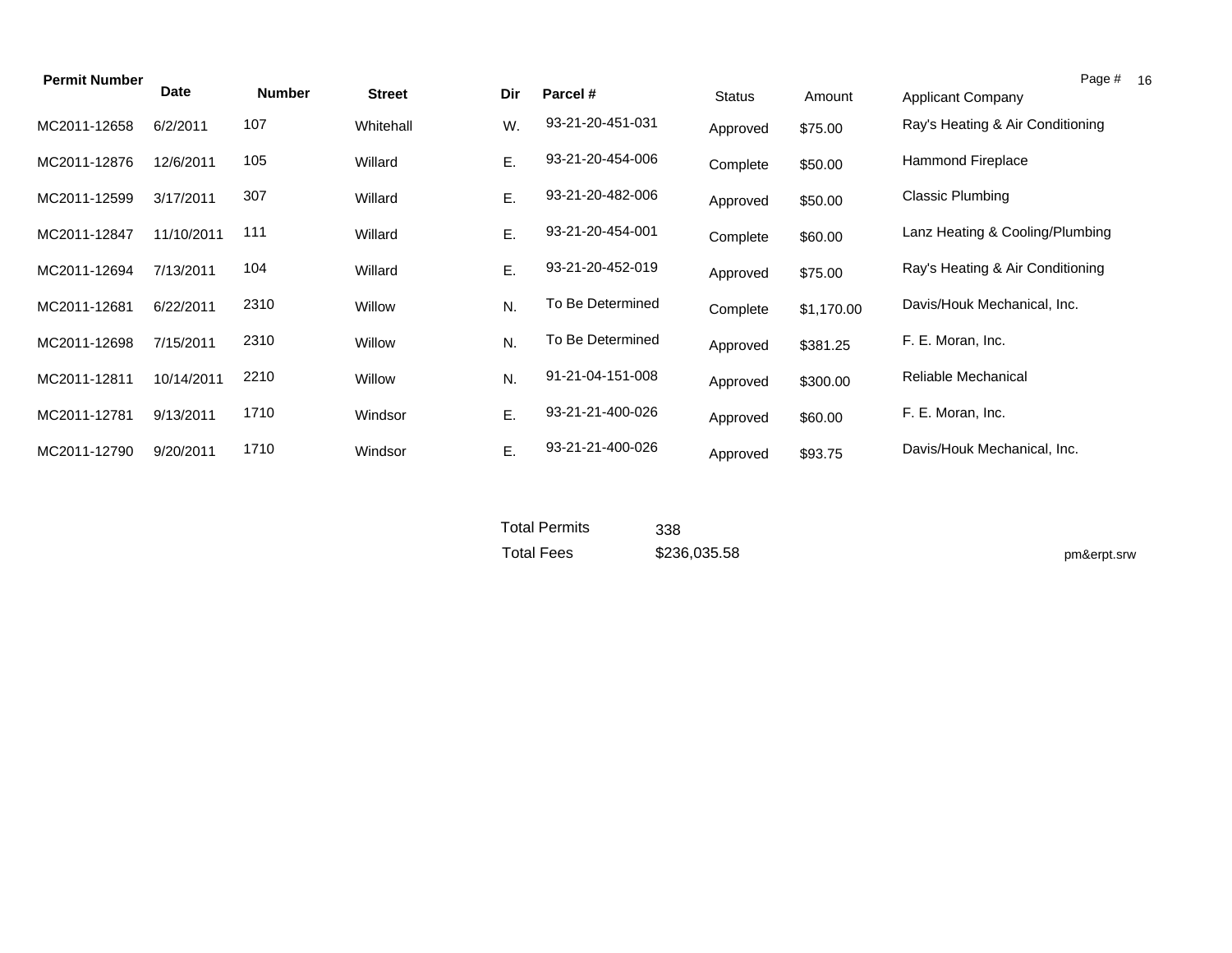| Permit Number | Date | Number | Street | Dir | Parcel # | Status | Amount | Applicant Company |
|---|---|---|---|---|---|---|---|---|
| MC2011-12658 | 6/2/2011 | 107 | Whitehall | W. | 93-21-20-451-031 | Approved | $75.00 | Ray's Heating & Air Conditioning |
| MC2011-12876 | 12/6/2011 | 105 | Willard | E. | 93-21-20-454-006 | Complete | $50.00 | Hammond Fireplace |
| MC2011-12599 | 3/17/2011 | 307 | Willard | E. | 93-21-20-482-006 | Approved | $50.00 | Classic Plumbing |
| MC2011-12847 | 11/10/2011 | 111 | Willard | E. | 93-21-20-454-001 | Complete | $60.00 | Lanz Heating & Cooling/Plumbing |
| MC2011-12694 | 7/13/2011 | 104 | Willard | E. | 93-21-20-452-019 | Approved | $75.00 | Ray's Heating & Air Conditioning |
| MC2011-12681 | 6/22/2011 | 2310 | Willow | N. | To Be Determined | Complete | $1,170.00 | Davis/Houk Mechanical, Inc. |
| MC2011-12698 | 7/15/2011 | 2310 | Willow | N. | To Be Determined | Approved | $381.25 | F. E. Moran, Inc. |
| MC2011-12811 | 10/14/2011 | 2210 | Willow | N. | 91-21-04-151-008 | Approved | $300.00 | Reliable Mechanical |
| MC2011-12781 | 9/13/2011 | 1710 | Windsor | E. | 93-21-21-400-026 | Approved | $60.00 | F. E. Moran, Inc. |
| MC2011-12790 | 9/20/2011 | 1710 | Windsor | E. | 93-21-21-400-026 | Approved | $93.75 | Davis/Houk Mechanical, Inc. |

Total Permits 338

Total Fees $236,035.58

pm&erpt.srw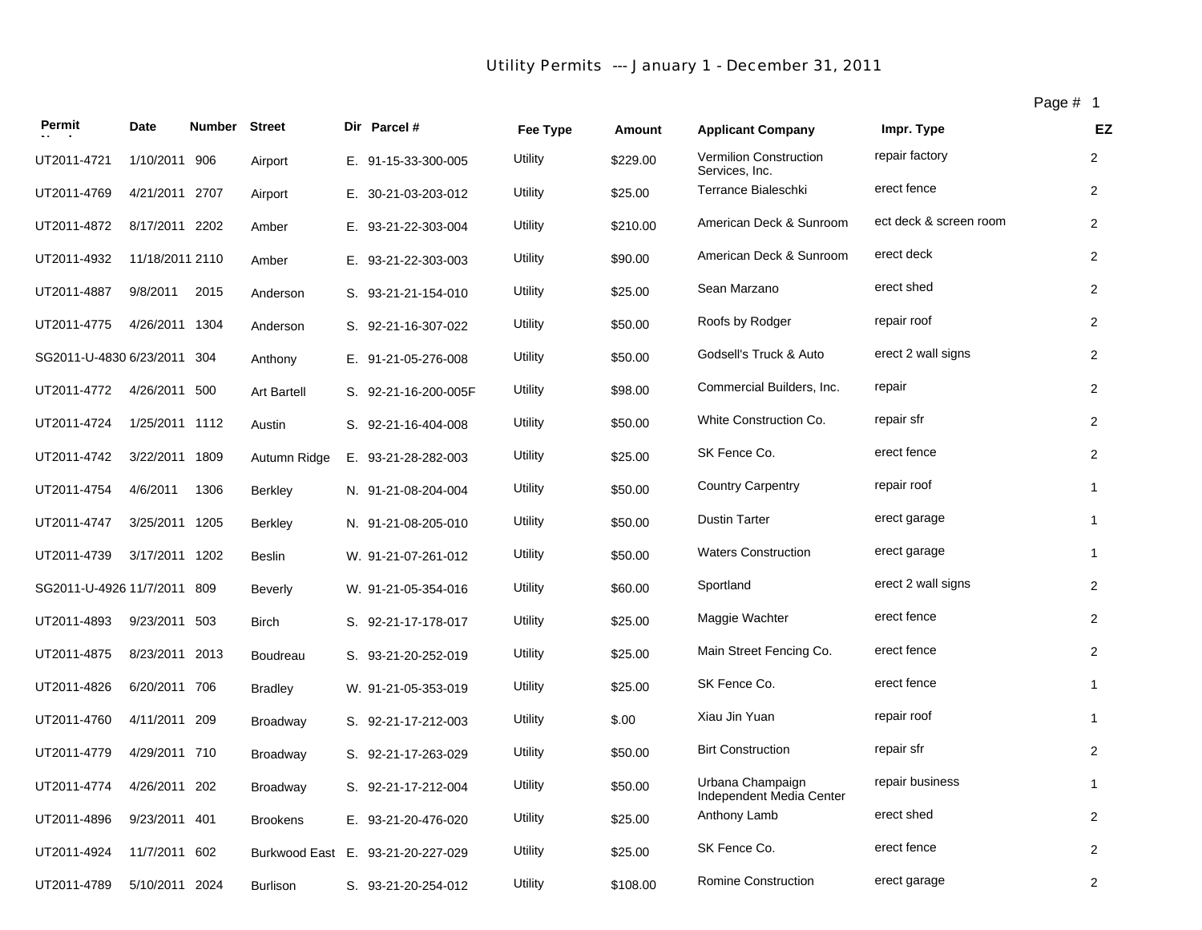# Utility Permits --- January 1 - December 31, 2011

| Permit Number | Date | Number | Street | Dir | Parcel # | Fee Type | Amount | Applicant Company | Impr. Type | EZ |
|---|---|---|---|---|---|---|---|---|---|---|
| UT2011-4721 | 1/10/2011 | 906 | Airport | E. | 91-15-33-300-005 | Utility | $229.00 | Vermilion Construction Services, Inc. | repair factory | 2 |
| UT2011-4769 | 4/21/2011 | 2707 | Airport | E. | 30-21-03-203-012 | Utility | $25.00 | Terrance Bialeschki | erect fence | 2 |
| UT2011-4872 | 8/17/2011 | 2202 | Amber | E. | 93-21-22-303-004 | Utility | $210.00 | American Deck & Sunroom | ect deck & screen room | 2 |
| UT2011-4932 | 11/18/2011 | 2110 | Amber | E. | 93-21-22-303-003 | Utility | $90.00 | American Deck & Sunroom | erect deck | 2 |
| UT2011-4887 | 9/8/2011 | 2015 | Anderson | S. | 93-21-21-154-010 | Utility | $25.00 | Sean Marzano | erect shed | 2 |
| UT2011-4775 | 4/26/2011 | 1304 | Anderson | S. | 92-21-16-307-022 | Utility | $50.00 | Roofs by Rodger | repair roof | 2 |
| SG2011-U-4830 | 6/23/2011 | 304 | Anthony | E. | 91-21-05-276-008 | Utility | $50.00 | Godsell's Truck & Auto | erect 2 wall signs | 2 |
| UT2011-4772 | 4/26/2011 | 500 | Art Bartell | S. | 92-21-16-200-005F | Utility | $98.00 | Commercial Builders, Inc. | repair | 2 |
| UT2011-4724 | 1/25/2011 | 1112 | Austin | S. | 92-21-16-404-008 | Utility | $50.00 | White Construction Co. | repair sfr | 2 |
| UT2011-4742 | 3/22/2011 | 1809 | Autumn Ridge | E. | 93-21-28-282-003 | Utility | $25.00 | SK Fence Co. | erect fence | 2 |
| UT2011-4754 | 4/6/2011 | 1306 | Berkley | N. | 91-21-08-204-004 | Utility | $50.00 | Country Carpentry | repair roof | 1 |
| UT2011-4747 | 3/25/2011 | 1205 | Berkley | N. | 91-21-08-205-010 | Utility | $50.00 | Dustin Tarter | erect garage | 1 |
| UT2011-4739 | 3/17/2011 | 1202 | Beslin | W. | 91-21-07-261-012 | Utility | $50.00 | Waters Construction | erect garage | 1 |
| SG2011-U-4926 | 11/7/2011 | 809 | Beverly | W. | 91-21-05-354-016 | Utility | $60.00 | Sportland | erect 2 wall signs | 2 |
| UT2011-4893 | 9/23/2011 | 503 | Birch | S. | 92-21-17-178-017 | Utility | $25.00 | Maggie Wachter | erect fence | 2 |
| UT2011-4875 | 8/23/2011 | 2013 | Boudreau | S. | 93-21-20-252-019 | Utility | $25.00 | Main Street Fencing Co. | erect fence | 2 |
| UT2011-4826 | 6/20/2011 | 706 | Bradley | W. | 91-21-05-353-019 | Utility | $25.00 | SK Fence Co. | erect fence | 1 |
| UT2011-4760 | 4/11/2011 | 209 | Broadway | S. | 92-21-17-212-003 | Utility | $.00 | Xiau Jin Yuan | repair roof | 1 |
| UT2011-4779 | 4/29/2011 | 710 | Broadway | S. | 92-21-17-263-029 | Utility | $50.00 | Birt Construction | repair sfr | 2 |
| UT2011-4774 | 4/26/2011 | 202 | Broadway | S. | 92-21-17-212-004 | Utility | $50.00 | Urbana Champaign Independent Media Center | repair business | 1 |
| UT2011-4896 | 9/23/2011 | 401 | Brookens | E. | 93-21-20-476-020 | Utility | $25.00 | Anthony Lamb | erect shed | 2 |
| UT2011-4924 | 11/7/2011 | 602 | Burkwood East | E. | 93-21-20-227-029 | Utility | $25.00 | SK Fence Co. | erect fence | 2 |
| UT2011-4789 | 5/10/2011 | 2024 | Burlison | S. | 93-21-20-254-012 | Utility | $108.00 | Romine Construction | erect garage | 2 |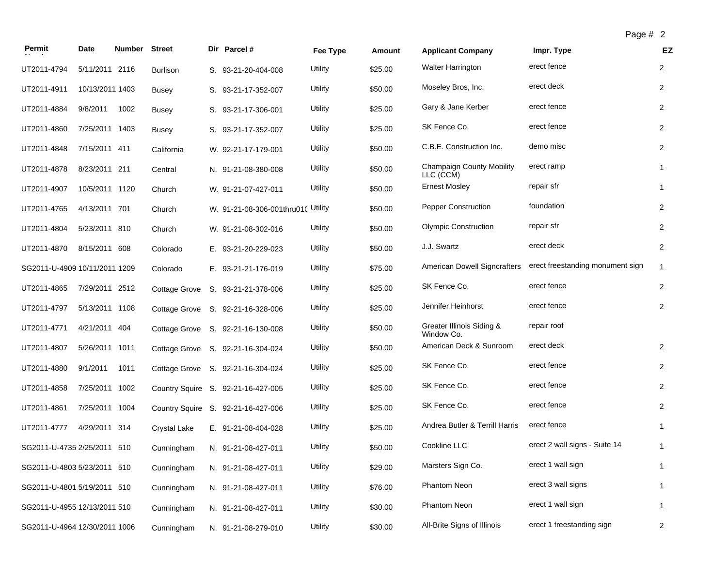| Permit Number | Date | Number | Street | Dir | Parcel # | Fee Type | Amount | Applicant Company | Impr. Type | EZ |
|---|---|---|---|---|---|---|---|---|---|---|
| UT2011-4794 | 5/11/2011 | 2116 | Burlison | S. | 93-21-20-404-008 | Utility | $25.00 | Walter Harrington | erect fence | 2 |
| UT2011-4911 | 10/13/2011 | 1403 | Busey | S. | 93-21-17-352-007 | Utility | $50.00 | Moseley Bros, Inc. | erect deck | 2 |
| UT2011-4884 | 9/8/2011 | 1002 | Busey | S. | 93-21-17-306-001 | Utility | $25.00 | Gary & Jane Kerber | erect fence | 2 |
| UT2011-4860 | 7/25/2011 | 1403 | Busey | S. | 93-21-17-352-007 | Utility | $25.00 | SK Fence Co. | erect fence | 2 |
| UT2011-4848 | 7/15/2011 | 411 | California | W. | 92-21-17-179-001 | Utility | $50.00 | C.B.E. Construction Inc. | demo misc | 2 |
| UT2011-4878 | 8/23/2011 | 211 | Central | N. | 91-21-08-380-008 | Utility | $50.00 | Champaign County Mobility LLC (CCM) | erect ramp | 1 |
| UT2011-4907 | 10/5/2011 | 1120 | Church | W. | 91-21-07-427-011 | Utility | $50.00 | Ernest Mosley | repair sfr | 1 |
| UT2011-4765 | 4/13/2011 | 701 | Church | W. | 91-21-08-306-001thru010 | Utility | $50.00 | Pepper Construction | foundation | 2 |
| UT2011-4804 | 5/23/2011 | 810 | Church | W. | 91-21-08-302-016 | Utility | $50.00 | Olympic Construction | repair sfr | 2 |
| UT2011-4870 | 8/15/2011 | 608 | Colorado | E. | 93-21-20-229-023 | Utility | $50.00 | J.J. Swartz | erect deck | 2 |
| SG2011-U-4909 | 10/11/2011 | 1209 | Colorado | E. | 93-21-21-176-019 | Utility | $75.00 | American Dowell Signcrafters | erect freestanding monument sign | 1 |
| UT2011-4865 | 7/29/2011 | 2512 | Cottage Grove | S. | 93-21-21-378-006 | Utility | $25.00 | SK Fence Co. | erect fence | 2 |
| UT2011-4797 | 5/13/2011 | 1108 | Cottage Grove | S. | 92-21-16-328-006 | Utility | $25.00 | Jennifer Heinhorst | erect fence | 2 |
| UT2011-4771 | 4/21/2011 | 404 | Cottage Grove | S. | 92-21-16-130-008 | Utility | $50.00 | Greater Illinois Siding & Window Co. | repair roof | |
| UT2011-4807 | 5/26/2011 | 1011 | Cottage Grove | S. | 92-21-16-304-024 | Utility | $50.00 | American Deck & Sunroom | erect deck | 2 |
| UT2011-4880 | 9/1/2011 | 1011 | Cottage Grove | S. | 92-21-16-304-024 | Utility | $25.00 | SK Fence Co. | erect fence | 2 |
| UT2011-4858 | 7/25/2011 | 1002 | Country Squire | S. | 92-21-16-427-005 | Utility | $25.00 | SK Fence Co. | erect fence | 2 |
| UT2011-4861 | 7/25/2011 | 1004 | Country Squire | S. | 92-21-16-427-006 | Utility | $25.00 | SK Fence Co. | erect fence | 2 |
| UT2011-4777 | 4/29/2011 | 314 | Crystal Lake | E. | 91-21-08-404-028 | Utility | $25.00 | Andrea Butler & Terrill Harris | erect fence | 1 |
| SG2011-U-4735 | 2/25/2011 | 510 | Cunningham | N. | 91-21-08-427-011 | Utility | $50.00 | Cookline LLC | erect 2 wall signs - Suite 14 | 1 |
| SG2011-U-4803 | 5/23/2011 | 510 | Cunningham | N. | 91-21-08-427-011 | Utility | $29.00 | Marsters Sign Co. | erect 1 wall sign | 1 |
| SG2011-U-4801 | 5/19/2011 | 510 | Cunningham | N. | 91-21-08-427-011 | Utility | $76.00 | Phantom Neon | erect 3 wall signs | 1 |
| SG2011-U-4955 | 12/13/2011 | 510 | Cunningham | N. | 91-21-08-427-011 | Utility | $30.00 | Phantom Neon | erect 1 wall sign | 1 |
| SG2011-U-4964 | 12/30/2011 | 1006 | Cunningham | N. | 91-21-08-279-010 | Utility | $30.00 | All-Brite Signs of Illinois | erect 1 freestanding sign | 2 |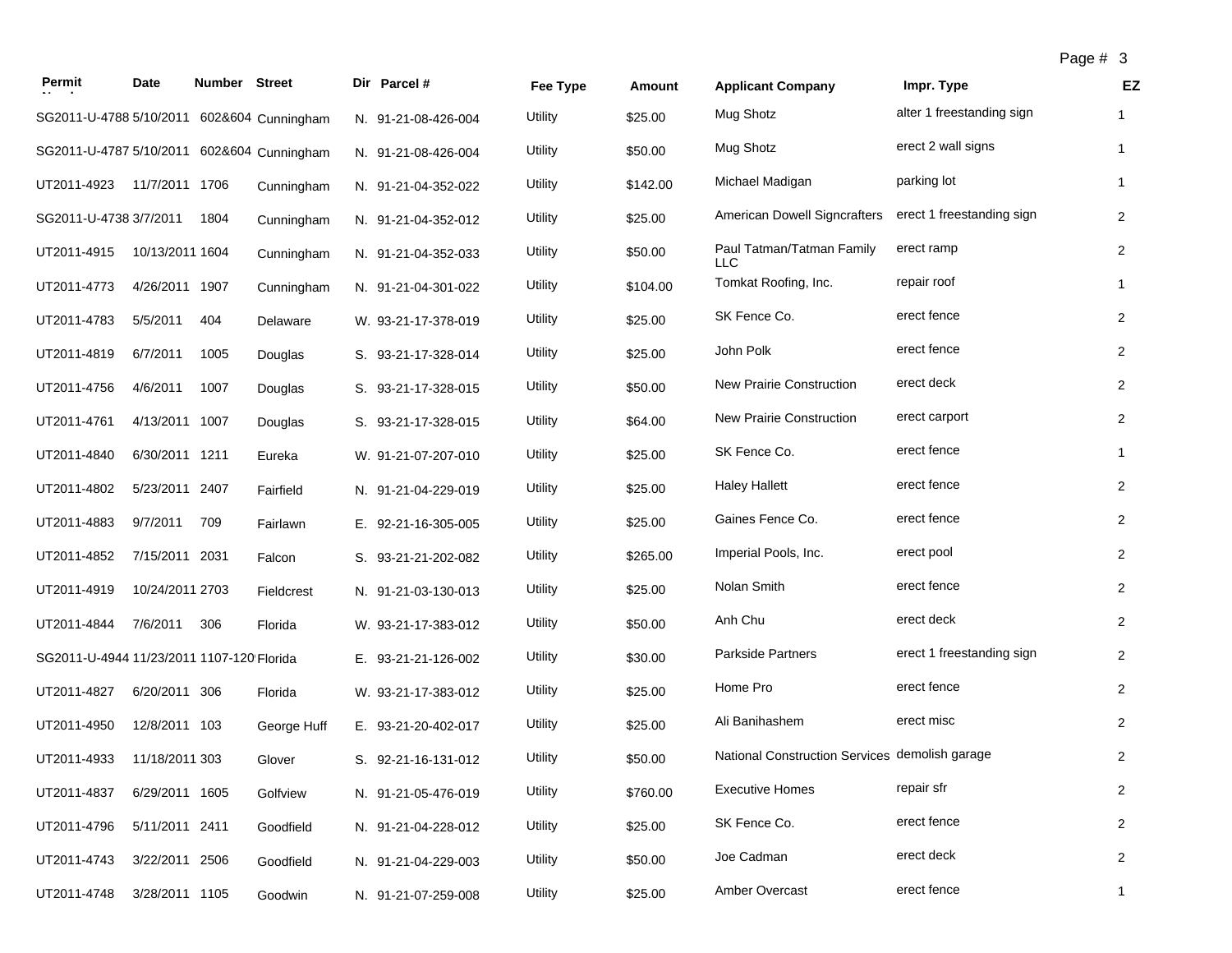| Permit Number | Date | Number | Street | Dir | Parcel # | Fee Type | Amount | Applicant Company | Impr. Type | EZ |
|---|---|---|---|---|---|---|---|---|---|---|
| SG2011-U-4788 | 5/10/2011 | 602&604 | Cunningham | N. | 91-21-08-426-004 | Utility | $25.00 | Mug Shotz | alter 1 freestanding sign | 1 |
| SG2011-U-4787 | 5/10/2011 | 602&604 | Cunningham | N. | 91-21-08-426-004 | Utility | $50.00 | Mug Shotz | erect 2 wall signs | 1 |
| UT2011-4923 | 11/7/2011 | 1706 | Cunningham | N. | 91-21-04-352-022 | Utility | $142.00 | Michael Madigan | parking lot | 1 |
| SG2011-U-4738 | 3/7/2011 | 1804 | Cunningham | N. | 91-21-04-352-012 | Utility | $25.00 | American Dowell Signcrafters | erect 1 freestanding sign | 2 |
| UT2011-4915 | 10/13/2011 | 1604 | Cunningham | N. | 91-21-04-352-033 | Utility | $50.00 | Paul Tatman/Tatman Family LLC | erect ramp | 2 |
| UT2011-4773 | 4/26/2011 | 1907 | Cunningham | N. | 91-21-04-301-022 | Utility | $104.00 | Tomkat Roofing, Inc. | repair roof | 1 |
| UT2011-4783 | 5/5/2011 | 404 | Delaware | W. | 93-21-17-378-019 | Utility | $25.00 | SK Fence Co. | erect fence | 2 |
| UT2011-4819 | 6/7/2011 | 1005 | Douglas | S. | 93-21-17-328-014 | Utility | $25.00 | John Polk | erect fence | 2 |
| UT2011-4756 | 4/6/2011 | 1007 | Douglas | S. | 93-21-17-328-015 | Utility | $50.00 | New Prairie Construction | erect deck | 2 |
| UT2011-4761 | 4/13/2011 | 1007 | Douglas | S. | 93-21-17-328-015 | Utility | $64.00 | New Prairie Construction | erect carport | 2 |
| UT2011-4840 | 6/30/2011 | 1211 | Eureka | W. | 91-21-07-207-010 | Utility | $25.00 | SK Fence Co. | erect fence | 1 |
| UT2011-4802 | 5/23/2011 | 2407 | Fairfield | N. | 91-21-04-229-019 | Utility | $25.00 | Haley Hallett | erect fence | 2 |
| UT2011-4883 | 9/7/2011 | 709 | Fairlawn | E. | 92-21-16-305-005 | Utility | $25.00 | Gaines Fence Co. | erect fence | 2 |
| UT2011-4852 | 7/15/2011 | 2031 | Falcon | S. | 93-21-21-202-082 | Utility | $265.00 | Imperial Pools, Inc. | erect pool | 2 |
| UT2011-4919 | 10/24/2011 | 2703 | Fieldcrest | N. | 91-21-03-130-013 | Utility | $25.00 | Nolan Smith | erect fence | 2 |
| UT2011-4844 | 7/6/2011 | 306 | Florida | W. | 93-21-17-383-012 | Utility | $50.00 | Anh Chu | erect deck | 2 |
| SG2011-U-4944 | 11/23/2011 | 1107-120 | Florida | E. | 93-21-21-126-002 | Utility | $30.00 | Parkside Partners | erect 1 freestanding sign | 2 |
| UT2011-4827 | 6/20/2011 | 306 | Florida | W. | 93-21-17-383-012 | Utility | $25.00 | Home Pro | erect fence | 2 |
| UT2011-4950 | 12/8/2011 | 103 | George Huff | E. | 93-21-20-402-017 | Utility | $25.00 | Ali Banihashem | erect misc | 2 |
| UT2011-4933 | 11/18/2011 | 303 | Glover | S. | 92-21-16-131-012 | Utility | $50.00 | National Construction Services | demolish garage | 2 |
| UT2011-4837 | 6/29/2011 | 1605 | Golfview | N. | 91-21-05-476-019 | Utility | $760.00 | Executive Homes | repair sfr | 2 |
| UT2011-4796 | 5/11/2011 | 2411 | Goodfield | N. | 91-21-04-228-012 | Utility | $25.00 | SK Fence Co. | erect fence | 2 |
| UT2011-4743 | 3/22/2011 | 2506 | Goodfield | N. | 91-21-04-229-003 | Utility | $50.00 | Joe Cadman | erect deck | 2 |
| UT2011-4748 | 3/28/2011 | 1105 | Goodwin | N. | 91-21-07-259-008 | Utility | $25.00 | Amber Overcast | erect fence | 1 |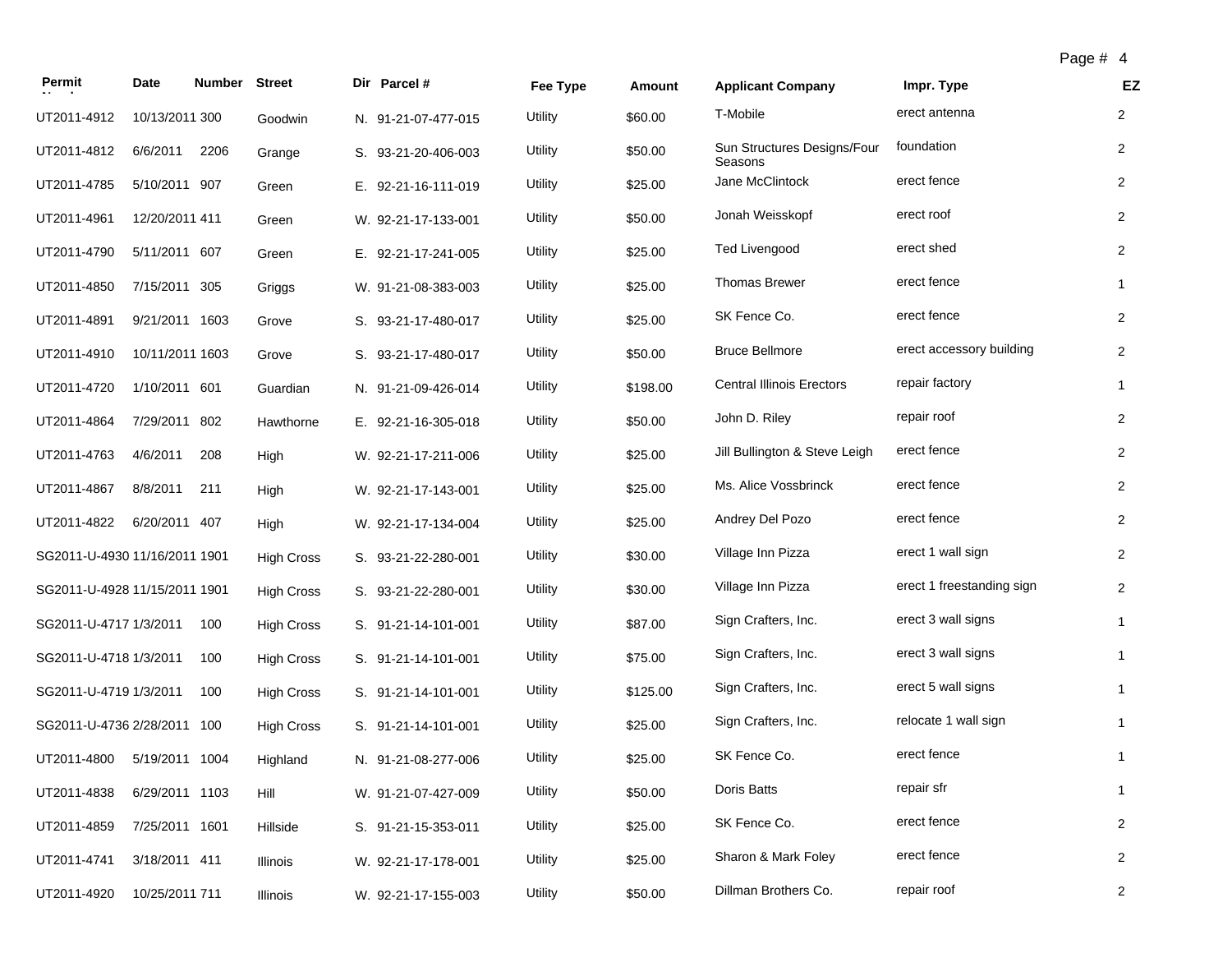| Permit Number | Date | Number | Street | Dir | Parcel # | Fee Type | Amount | Applicant Company | Impr. Type | EZ |
|---|---|---|---|---|---|---|---|---|---|---|
| UT2011-4912 | 10/13/2011 | 300 | Goodwin | N. | 91-21-07-477-015 | Utility | $60.00 | T-Mobile | erect antenna | 2 |
| UT2011-4812 | 6/6/2011 | 2206 | Grange | S. | 93-21-20-406-003 | Utility | $50.00 | Sun Structures Designs/Four Seasons | foundation | 2 |
| UT2011-4785 | 5/10/2011 | 907 | Green | E. | 92-21-16-111-019 | Utility | $25.00 | Jane McClintock | erect fence | 2 |
| UT2011-4961 | 12/20/2011 | 411 | Green | W. | 92-21-17-133-001 | Utility | $50.00 | Jonah Weisskopf | erect roof | 2 |
| UT2011-4790 | 5/11/2011 | 607 | Green | E. | 92-21-17-241-005 | Utility | $25.00 | Ted Livengood | erect shed | 2 |
| UT2011-4850 | 7/15/2011 | 305 | Griggs | W. | 91-21-08-383-003 | Utility | $25.00 | Thomas Brewer | erect fence | 1 |
| UT2011-4891 | 9/21/2011 | 1603 | Grove | S. | 93-21-17-480-017 | Utility | $25.00 | SK Fence Co. | erect fence | 2 |
| UT2011-4910 | 10/11/2011 | 1603 | Grove | S. | 93-21-17-480-017 | Utility | $50.00 | Bruce Bellmore | erect accessory building | 2 |
| UT2011-4720 | 1/10/2011 | 601 | Guardian | N. | 91-21-09-426-014 | Utility | $198.00 | Central Illinois Erectors | repair factory | 1 |
| UT2011-4864 | 7/29/2011 | 802 | Hawthorne | E. | 92-21-16-305-018 | Utility | $50.00 | John D. Riley | repair roof | 2 |
| UT2011-4763 | 4/6/2011 | 208 | High | W. | 92-21-17-211-006 | Utility | $25.00 | Jill Bullington & Steve Leigh | erect fence | 2 |
| UT2011-4867 | 8/8/2011 | 211 | High | W. | 92-21-17-143-001 | Utility | $25.00 | Ms. Alice Vossbrinck | erect fence | 2 |
| UT2011-4822 | 6/20/2011 | 407 | High | W. | 92-21-17-134-004 | Utility | $25.00 | Andrey Del Pozo | erect fence | 2 |
| SG2011-U-4930 | 11/16/2011 | 1901 | High Cross | S. | 93-21-22-280-001 | Utility | $30.00 | Village Inn Pizza | erect 1 wall sign | 2 |
| SG2011-U-4928 | 11/15/2011 | 1901 | High Cross | S. | 93-21-22-280-001 | Utility | $30.00 | Village Inn Pizza | erect 1 freestanding sign | 2 |
| SG2011-U-4717 | 1/3/2011 | 100 | High Cross | S. | 91-21-14-101-001 | Utility | $87.00 | Sign Crafters, Inc. | erect 3 wall signs | 1 |
| SG2011-U-4718 | 1/3/2011 | 100 | High Cross | S. | 91-21-14-101-001 | Utility | $75.00 | Sign Crafters, Inc. | erect 3 wall signs | 1 |
| SG2011-U-4719 | 1/3/2011 | 100 | High Cross | S. | 91-21-14-101-001 | Utility | $125.00 | Sign Crafters, Inc. | erect 5 wall signs | 1 |
| SG2011-U-4736 | 2/28/2011 | 100 | High Cross | S. | 91-21-14-101-001 | Utility | $25.00 | Sign Crafters, Inc. | relocate 1 wall sign | 1 |
| UT2011-4800 | 5/19/2011 | 1004 | Highland | N. | 91-21-08-277-006 | Utility | $25.00 | SK Fence Co. | erect fence | 1 |
| UT2011-4838 | 6/29/2011 | 1103 | Hill | W. | 91-21-07-427-009 | Utility | $50.00 | Doris Batts | repair sfr | 1 |
| UT2011-4859 | 7/25/2011 | 1601 | Hillside | S. | 91-21-15-353-011 | Utility | $25.00 | SK Fence Co. | erect fence | 2 |
| UT2011-4741 | 3/18/2011 | 411 | Illinois | W. | 92-21-17-178-001 | Utility | $25.00 | Sharon & Mark Foley | erect fence | 2 |
| UT2011-4920 | 10/25/2011 | 711 | Illinois | W. | 92-21-17-155-003 | Utility | $50.00 | Dillman Brothers Co. | repair roof | 2 |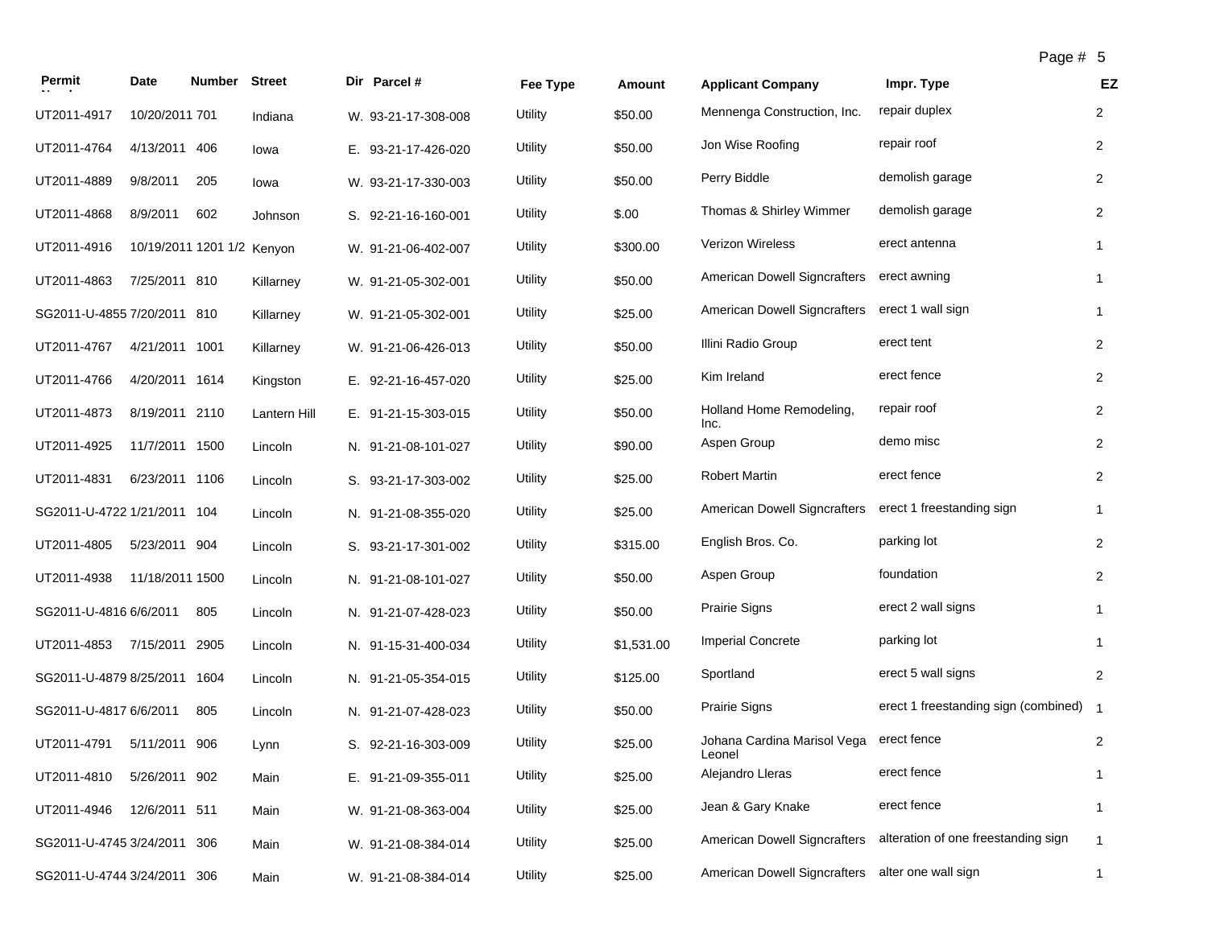| Permit Number | Date | Number | Street | Dir | Parcel # | Fee Type | Amount | Applicant Company | Impr. Type | EZ |
|---|---|---|---|---|---|---|---|---|---|---|
| UT2011-4917 | 10/20/2011 | 701 | Indiana | W. | 93-21-17-308-008 | Utility | $50.00 | Mennenga Construction, Inc. | repair duplex | 2 |
| UT2011-4764 | 4/13/2011 | 406 | Iowa | E. | 93-21-17-426-020 | Utility | $50.00 | Jon Wise Roofing | repair roof | 2 |
| UT2011-4889 | 9/8/2011 | 205 | Iowa | W. | 93-21-17-330-003 | Utility | $50.00 | Perry Biddle | demolish garage | 2 |
| UT2011-4868 | 8/9/2011 | 602 | Johnson | S. | 92-21-16-160-001 | Utility | $.00 | Thomas & Shirley Wimmer | demolish garage | 2 |
| UT2011-4916 | 10/19/2011 | 1201 1/2 | Kenyon | W. | 91-21-06-402-007 | Utility | $300.00 | Verizon Wireless | erect antenna | 1 |
| UT2011-4863 | 7/25/2011 | 810 | Killarney | W. | 91-21-05-302-001 | Utility | $50.00 | American Dowell Signcrafters | erect awning | 1 |
| SG2011-U-4855 | 7/20/2011 | 810 | Killarney | W. | 91-21-05-302-001 | Utility | $25.00 | American Dowell Signcrafters | erect 1 wall sign | 1 |
| UT2011-4767 | 4/21/2011 | 1001 | Killarney | W. | 91-21-06-426-013 | Utility | $50.00 | Illini Radio Group | erect tent | 2 |
| UT2011-4766 | 4/20/2011 | 1614 | Kingston | E. | 92-21-16-457-020 | Utility | $25.00 | Kim Ireland | erect fence | 2 |
| UT2011-4873 | 8/19/2011 | 2110 | Lantern Hill | E. | 91-21-15-303-015 | Utility | $50.00 | Holland Home Remodeling, Inc. | repair roof | 2 |
| UT2011-4925 | 11/7/2011 | 1500 | Lincoln | N. | 91-21-08-101-027 | Utility | $90.00 | Aspen Group | demo misc | 2 |
| UT2011-4831 | 6/23/2011 | 1106 | Lincoln | S. | 93-21-17-303-002 | Utility | $25.00 | Robert Martin | erect fence | 2 |
| SG2011-U-4722 | 1/21/2011 | 104 | Lincoln | N. | 91-21-08-355-020 | Utility | $25.00 | American Dowell Signcrafters | erect 1 freestanding sign | 1 |
| UT2011-4805 | 5/23/2011 | 904 | Lincoln | S. | 93-21-17-301-002 | Utility | $315.00 | English Bros. Co. | parking lot | 2 |
| UT2011-4938 | 11/18/2011 | 1500 | Lincoln | N. | 91-21-08-101-027 | Utility | $50.00 | Aspen Group | foundation | 2 |
| SG2011-U-4816 | 6/6/2011 | 805 | Lincoln | N. | 91-21-07-428-023 | Utility | $50.00 | Prairie Signs | erect 2 wall signs | 1 |
| UT2011-4853 | 7/15/2011 | 2905 | Lincoln | N. | 91-15-31-400-034 | Utility | $1,531.00 | Imperial Concrete | parking lot | 1 |
| SG2011-U-4879 | 8/25/2011 | 1604 | Lincoln | N. | 91-21-05-354-015 | Utility | $125.00 | Sportland | erect 5 wall signs | 2 |
| SG2011-U-4817 | 6/6/2011 | 805 | Lincoln | N. | 91-21-07-428-023 | Utility | $50.00 | Prairie Signs | erect 1 freestanding sign (combined) | 1 |
| UT2011-4791 | 5/11/2011 | 906 | Lynn | S. | 92-21-16-303-009 | Utility | $25.00 | Johana Cardina Marisol Vega Leonel | erect fence | 2 |
| UT2011-4810 | 5/26/2011 | 902 | Main | E. | 91-21-09-355-011 | Utility | $25.00 | Alejandro Lleras | erect fence | 1 |
| UT2011-4946 | 12/6/2011 | 511 | Main | W. | 91-21-08-363-004 | Utility | $25.00 | Jean & Gary Knake | erect fence | 1 |
| SG2011-U-4745 | 3/24/2011 | 306 | Main | W. | 91-21-08-384-014 | Utility | $25.00 | American Dowell Signcrafters | alteration of one freestanding sign | 1 |
| SG2011-U-4744 | 3/24/2011 | 306 | Main | W. | 91-21-08-384-014 | Utility | $25.00 | American Dowell Signcrafters | alter one wall sign | 1 |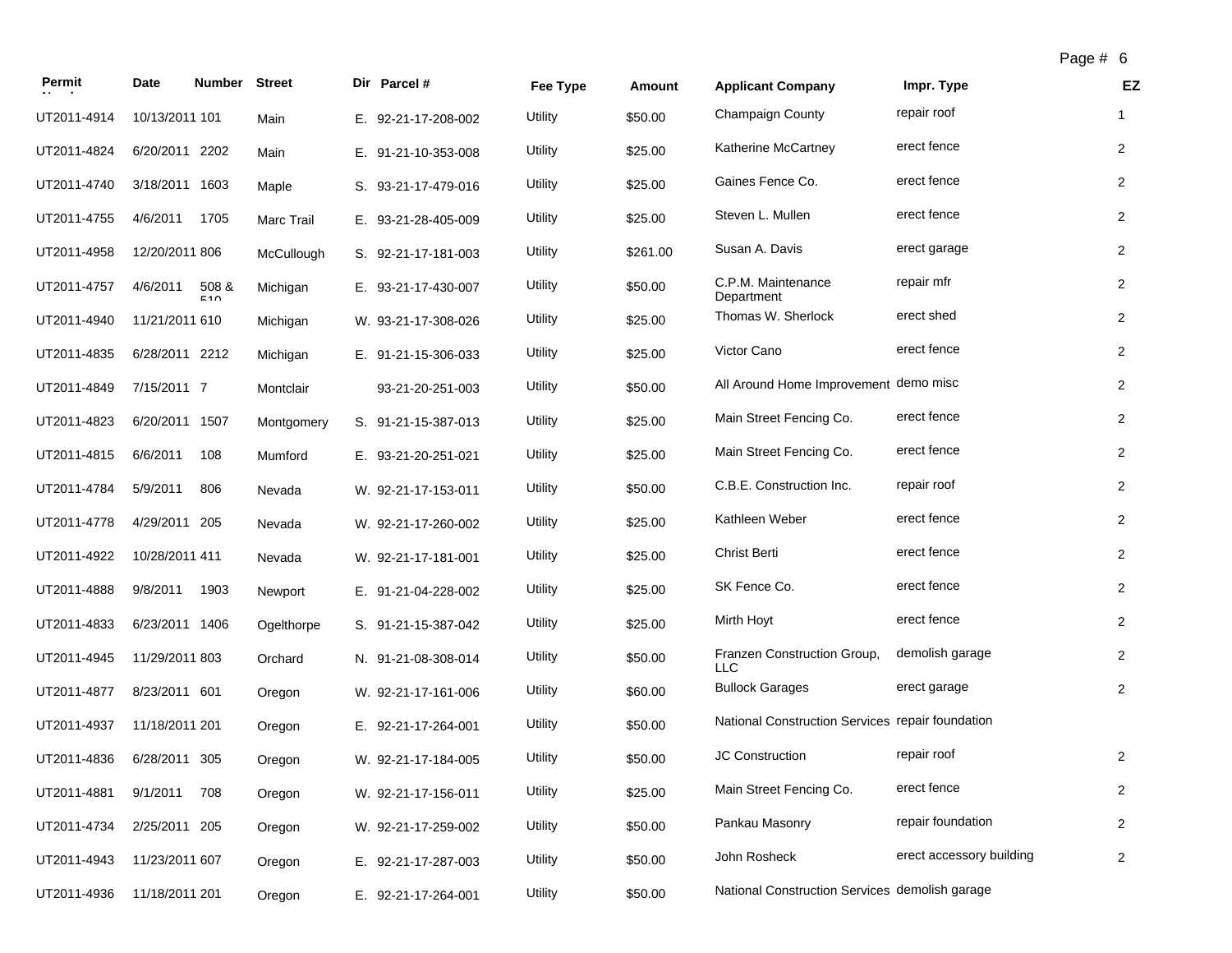| Permit | Date | Number | Street | Dir | Parcel # | Fee Type | Amount | Applicant Company | Impr. Type | EZ |
|---|---|---|---|---|---|---|---|---|---|---|
| UT2011-4914 | 10/13/2011 | 101 | Main | E. | 92-21-17-208-002 | Utility | $50.00 | Champaign County | repair roof | 1 |
| UT2011-4824 | 6/20/2011 | 2202 | Main | E. | 91-21-10-353-008 | Utility | $25.00 | Katherine McCartney | erect fence | 2 |
| UT2011-4740 | 3/18/2011 | 1603 | Maple | S. | 93-21-17-479-016 | Utility | $25.00 | Gaines Fence Co. | erect fence | 2 |
| UT2011-4755 | 4/6/2011 | 1705 | Marc Trail | E. | 93-21-28-405-009 | Utility | $25.00 | Steven L. Mullen | erect fence | 2 |
| UT2011-4958 | 12/20/2011 | 806 | McCullough | S. | 92-21-17-181-003 | Utility | $261.00 | Susan A. Davis | erect garage | 2 |
| UT2011-4757 | 4/6/2011 | 508 & 510 | Michigan | E. | 93-21-17-430-007 | Utility | $50.00 | C.P.M. Maintenance Department | repair mfr | 2 |
| UT2011-4940 | 11/21/2011 | 610 | Michigan | W. | 93-21-17-308-026 | Utility | $25.00 | Thomas W. Sherlock | erect shed | 2 |
| UT2011-4835 | 6/28/2011 | 2212 | Michigan | E. | 91-21-15-306-033 | Utility | $25.00 | Victor Cano | erect fence | 2 |
| UT2011-4849 | 7/15/2011 | 7 | Montclair | | 93-21-20-251-003 | Utility | $50.00 | All Around Home Improvement | demo misc | 2 |
| UT2011-4823 | 6/20/2011 | 1507 | Montgomery | S. | 91-21-15-387-013 | Utility | $25.00 | Main Street Fencing Co. | erect fence | 2 |
| UT2011-4815 | 6/6/2011 | 108 | Mumford | E. | 93-21-20-251-021 | Utility | $25.00 | Main Street Fencing Co. | erect fence | 2 |
| UT2011-4784 | 5/9/2011 | 806 | Nevada | W. | 92-21-17-153-011 | Utility | $50.00 | C.B.E. Construction Inc. | repair roof | 2 |
| UT2011-4778 | 4/29/2011 | 205 | Nevada | W. | 92-21-17-260-002 | Utility | $25.00 | Kathleen Weber | erect fence | 2 |
| UT2011-4922 | 10/28/2011 | 411 | Nevada | W. | 92-21-17-181-001 | Utility | $25.00 | Christ Berti | erect fence | 2 |
| UT2011-4888 | 9/8/2011 | 1903 | Newport | E. | 91-21-04-228-002 | Utility | $25.00 | SK Fence Co. | erect fence | 2 |
| UT2011-4833 | 6/23/2011 | 1406 | Ogelthorpe | S. | 91-21-15-387-042 | Utility | $25.00 | Mirth Hoyt | erect fence | 2 |
| UT2011-4945 | 11/29/2011 | 803 | Orchard | N. | 91-21-08-308-014 | Utility | $50.00 | Franzen Construction Group, LLC | demolish garage | 2 |
| UT2011-4877 | 8/23/2011 | 601 | Oregon | W. | 92-21-17-161-006 | Utility | $60.00 | Bullock Garages | erect garage | 2 |
| UT2011-4937 | 11/18/2011 | 201 | Oregon | E. | 92-21-17-264-001 | Utility | $50.00 | National Construction Services | repair foundation | |
| UT2011-4836 | 6/28/2011 | 305 | Oregon | W. | 92-21-17-184-005 | Utility | $50.00 | JC Construction | repair roof | 2 |
| UT2011-4881 | 9/1/2011 | 708 | Oregon | W. | 92-21-17-156-011 | Utility | $25.00 | Main Street Fencing Co. | erect fence | 2 |
| UT2011-4734 | 2/25/2011 | 205 | Oregon | W. | 92-21-17-259-002 | Utility | $50.00 | Pankau Masonry | repair foundation | 2 |
| UT2011-4943 | 11/23/2011 | 607 | Oregon | E. | 92-21-17-287-003 | Utility | $50.00 | John Rosheck | erect accessory building | 2 |
| UT2011-4936 | 11/18/2011 | 201 | Oregon | E. | 92-21-17-264-001 | Utility | $50.00 | National Construction Services | demolish garage | |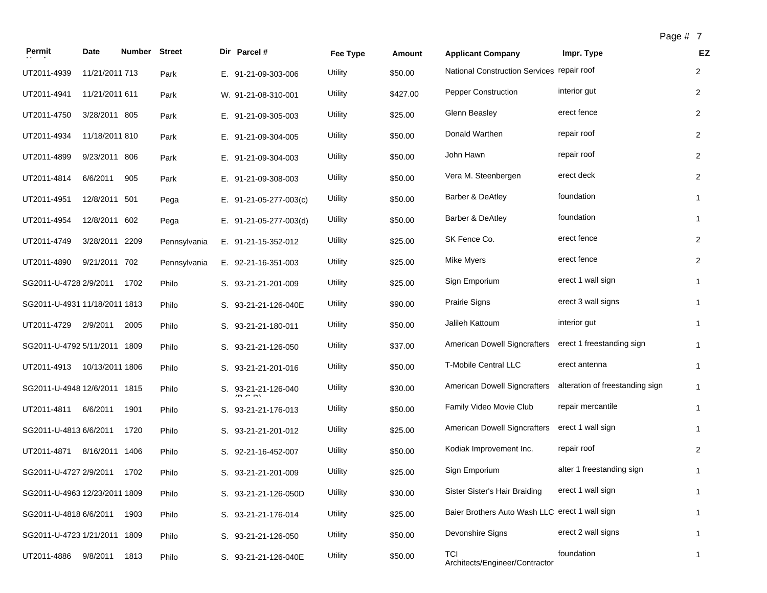| Permit | Date | Number | Street | Dir | Parcel # | Fee Type | Amount | Applicant Company | Impr. Type | EZ |
|---|---|---|---|---|---|---|---|---|---|---|
| UT2011-4939 | 11/21/2011 | 713 | Park | E. | 91-21-09-303-006 | Utility | $50.00 | National Construction Services | repair roof | 2 |
| UT2011-4941 | 11/21/2011 | 611 | Park | W. | 91-21-08-310-001 | Utility | $427.00 | Pepper Construction | interior gut | 2 |
| UT2011-4750 | 3/28/2011 | 805 | Park | E. | 91-21-09-305-003 | Utility | $25.00 | Glenn Beasley | erect fence | 2 |
| UT2011-4934 | 11/18/2011 | 810 | Park | E. | 91-21-09-304-005 | Utility | $50.00 | Donald Warthen | repair roof | 2 |
| UT2011-4899 | 9/23/2011 | 806 | Park | E. | 91-21-09-304-003 | Utility | $50.00 | John Hawn | repair roof | 2 |
| UT2011-4814 | 6/6/2011 | 905 | Park | E. | 91-21-09-308-003 | Utility | $50.00 | Vera M. Steenbergen | erect deck | 2 |
| UT2011-4951 | 12/8/2011 | 501 | Pega | E. | 91-21-05-277-003(c) | Utility | $50.00 | Barber & DeAtley | foundation | 1 |
| UT2011-4954 | 12/8/2011 | 602 | Pega | E. | 91-21-05-277-003(d) | Utility | $50.00 | Barber & DeAtley | foundation | 1 |
| UT2011-4749 | 3/28/2011 | 2209 | Pennsylvania | E. | 91-21-15-352-012 | Utility | $25.00 | SK Fence Co. | erect fence | 2 |
| UT2011-4890 | 9/21/2011 | 702 | Pennsylvania | E. | 92-21-16-351-003 | Utility | $25.00 | Mike Myers | erect fence | 2 |
| SG2011-U-4728 | 2/9/2011 | 1702 | Philo | S. | 93-21-21-201-009 | Utility | $25.00 | Sign Emporium | erect 1 wall sign | 1 |
| SG2011-U-4931 | 11/18/2011 | 1813 | Philo | S. | 93-21-21-126-040E | Utility | $90.00 | Prairie Signs | erect 3 wall signs | 1 |
| UT2011-4729 | 2/9/2011 | 2005 | Philo | S. | 93-21-21-180-011 | Utility | $50.00 | Jalileh Kattoum | interior gut | 1 |
| SG2011-U-4792 | 5/11/2011 | 1809 | Philo | S. | 93-21-21-126-050 | Utility | $37.00 | American Dowell Signcrafters | erect 1 freestanding sign | 1 |
| UT2011-4913 | 10/13/2011 | 1806 | Philo | S. | 93-21-21-201-016 | Utility | $50.00 | T-Mobile Central LLC | erect antenna | 1 |
| SG2011-U-4948 | 12/6/2011 | 1815 | Philo | S. | 93-21-21-126-040 (B,C,D) | Utility | $30.00 | American Dowell Signcrafters | alteration of freestanding sign | 1 |
| UT2011-4811 | 6/6/2011 | 1901 | Philo | S. | 93-21-21-176-013 | Utility | $50.00 | Family Video Movie Club | repair mercantile | 1 |
| SG2011-U-4813 | 6/6/2011 | 1720 | Philo | S. | 93-21-21-201-012 | Utility | $25.00 | American Dowell Signcrafters | erect 1 wall sign | 1 |
| UT2011-4871 | 8/16/2011 | 1406 | Philo | S. | 92-21-16-452-007 | Utility | $50.00 | Kodiak Improvement Inc. | repair roof | 2 |
| SG2011-U-4727 | 2/9/2011 | 1702 | Philo | S. | 93-21-21-201-009 | Utility | $25.00 | Sign Emporium | alter 1 freestanding sign | 1 |
| SG2011-U-4963 | 12/23/2011 | 1809 | Philo | S. | 93-21-21-126-050D | Utility | $30.00 | Sister Sister's Hair Braiding | erect 1 wall sign | 1 |
| SG2011-U-4818 | 6/6/2011 | 1903 | Philo | S. | 93-21-21-176-014 | Utility | $25.00 | Baier Brothers Auto Wash LLC | erect 1 wall sign | 1 |
| SG2011-U-4723 | 1/21/2011 | 1809 | Philo | S. | 93-21-21-126-050 | Utility | $50.00 | Devonshire Signs | erect 2 wall signs | 1 |
| UT2011-4886 | 9/8/2011 | 1813 | Philo | S. | 93-21-21-126-040E | Utility | $50.00 | TCI Architects/Engineer/Contractor | foundation | 1 |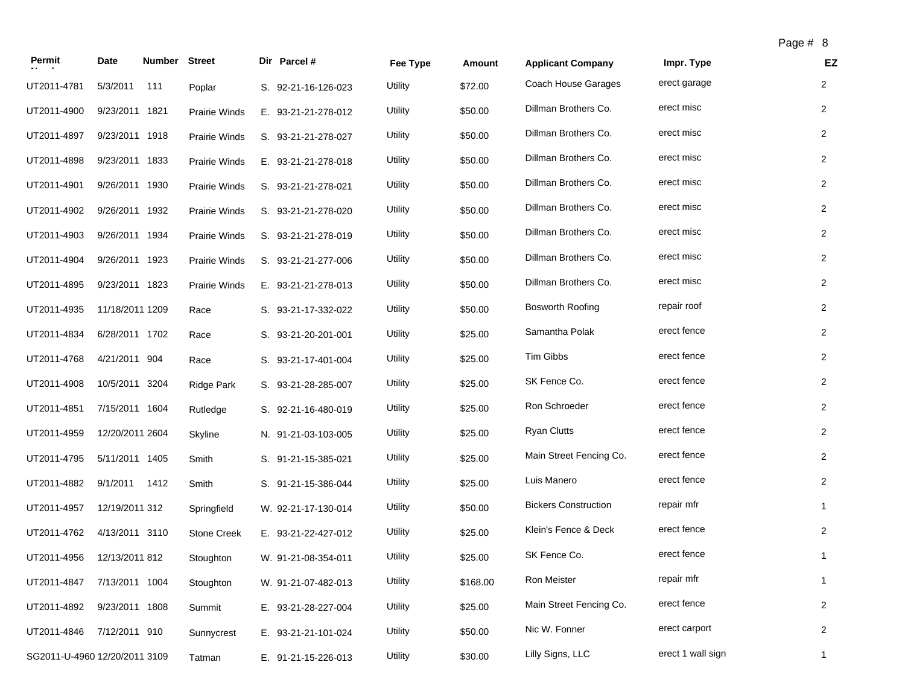| Permit Number | Date | Number | Street | Dir | Parcel # | Fee Type | Amount | Applicant Company | Impr. Type | EZ |
|---|---|---|---|---|---|---|---|---|---|---|
| UT2011-4781 | 5/3/2011 | 111 | Poplar | S. | 92-21-16-126-023 | Utility | $72.00 | Coach House Garages | erect garage | 2 |
| UT2011-4900 | 9/23/2011 | 1821 | Prairie Winds | E. | 93-21-21-278-012 | Utility | $50.00 | Dillman Brothers Co. | erect misc | 2 |
| UT2011-4897 | 9/23/2011 | 1918 | Prairie Winds | S. | 93-21-21-278-027 | Utility | $50.00 | Dillman Brothers Co. | erect misc | 2 |
| UT2011-4898 | 9/23/2011 | 1833 | Prairie Winds | E. | 93-21-21-278-018 | Utility | $50.00 | Dillman Brothers Co. | erect misc | 2 |
| UT2011-4901 | 9/26/2011 | 1930 | Prairie Winds | S. | 93-21-21-278-021 | Utility | $50.00 | Dillman Brothers Co. | erect misc | 2 |
| UT2011-4902 | 9/26/2011 | 1932 | Prairie Winds | S. | 93-21-21-278-020 | Utility | $50.00 | Dillman Brothers Co. | erect misc | 2 |
| UT2011-4903 | 9/26/2011 | 1934 | Prairie Winds | S. | 93-21-21-278-019 | Utility | $50.00 | Dillman Brothers Co. | erect misc | 2 |
| UT2011-4904 | 9/26/2011 | 1923 | Prairie Winds | S. | 93-21-21-277-006 | Utility | $50.00 | Dillman Brothers Co. | erect misc | 2 |
| UT2011-4895 | 9/23/2011 | 1823 | Prairie Winds | E. | 93-21-21-278-013 | Utility | $50.00 | Dillman Brothers Co. | erect misc | 2 |
| UT2011-4935 | 11/18/2011 | 1209 | Race | S. | 93-21-17-332-022 | Utility | $50.00 | Bosworth Roofing | repair roof | 2 |
| UT2011-4834 | 6/28/2011 | 1702 | Race | S. | 93-21-20-201-001 | Utility | $25.00 | Samantha Polak | erect fence | 2 |
| UT2011-4768 | 4/21/2011 | 904 | Race | S. | 93-21-17-401-004 | Utility | $25.00 | Tim Gibbs | erect fence | 2 |
| UT2011-4908 | 10/5/2011 | 3204 | Ridge Park | S. | 93-21-28-285-007 | Utility | $25.00 | SK Fence Co. | erect fence | 2 |
| UT2011-4851 | 7/15/2011 | 1604 | Rutledge | S. | 92-21-16-480-019 | Utility | $25.00 | Ron Schroeder | erect fence | 2 |
| UT2011-4959 | 12/20/2011 | 2604 | Skyline | N. | 91-21-03-103-005 | Utility | $25.00 | Ryan Clutts | erect fence | 2 |
| UT2011-4795 | 5/11/2011 | 1405 | Smith | S. | 91-21-15-385-021 | Utility | $25.00 | Main Street Fencing Co. | erect fence | 2 |
| UT2011-4882 | 9/1/2011 | 1412 | Smith | S. | 91-21-15-386-044 | Utility | $25.00 | Luis Manero | erect fence | 2 |
| UT2011-4957 | 12/19/2011 | 312 | Springfield | W. | 92-21-17-130-014 | Utility | $50.00 | Bickers Construction | repair mfr | 1 |
| UT2011-4762 | 4/13/2011 | 3110 | Stone Creek | E. | 93-21-22-427-012 | Utility | $25.00 | Klein's Fence & Deck | erect fence | 2 |
| UT2011-4956 | 12/13/2011 | 812 | Stoughton | W. | 91-21-08-354-011 | Utility | $25.00 | SK Fence Co. | erect fence | 1 |
| UT2011-4847 | 7/13/2011 | 1004 | Stoughton | W. | 91-21-07-482-013 | Utility | $168.00 | Ron Meister | repair mfr | 1 |
| UT2011-4892 | 9/23/2011 | 1808 | Summit | E. | 93-21-28-227-004 | Utility | $25.00 | Main Street Fencing Co. | erect fence | 2 |
| UT2011-4846 | 7/12/2011 | 910 | Sunnycrest | E. | 93-21-21-101-024 | Utility | $50.00 | Nic W. Fonner | erect carport | 2 |
| SG2011-U-4960 | 12/20/2011 | 3109 | Tatman | E. | 91-21-15-226-013 | Utility | $30.00 | Lilly Signs, LLC | erect 1 wall sign | 1 |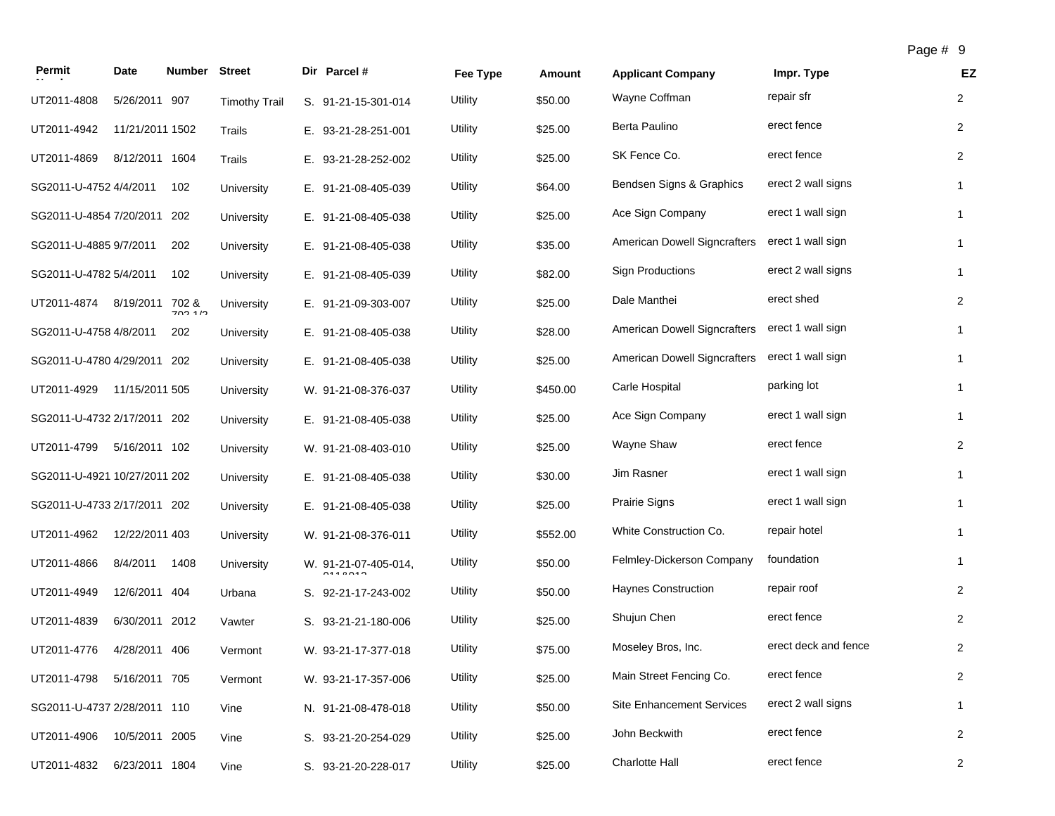| Permit Number | Date | Number | Street | Dir | Parcel # | Fee Type | Amount | Applicant Company | Impr. Type | EZ |
|---|---|---|---|---|---|---|---|---|---|---|
| UT2011-4808 | 5/26/2011 | 907 | Timothy Trail | S. | 91-21-15-301-014 | Utility | $50.00 | Wayne Coffman | repair sfr | 2 |
| UT2011-4942 | 11/21/2011 | 1502 | Trails | E. | 93-21-28-251-001 | Utility | $25.00 | Berta Paulino | erect fence | 2 |
| UT2011-4869 | 8/12/2011 | 1604 | Trails | E. | 93-21-28-252-002 | Utility | $25.00 | SK Fence Co. | erect fence | 2 |
| SG2011-U-4752 | 4/4/2011 | 102 | University | E. | 91-21-08-405-039 | Utility | $64.00 | Bendsen Signs & Graphics | erect 2 wall signs | 1 |
| SG2011-U-4854 | 7/20/2011 | 202 | University | E. | 91-21-08-405-038 | Utility | $25.00 | Ace Sign Company | erect 1 wall sign | 1 |
| SG2011-U-4885 | 9/7/2011 | 202 | University | E. | 91-21-08-405-038 | Utility | $35.00 | American Dowell Signcrafters | erect 1 wall sign | 1 |
| SG2011-U-4782 | 5/4/2011 | 102 | University | E. | 91-21-08-405-039 | Utility | $82.00 | Sign Productions | erect 2 wall signs | 1 |
| UT2011-4874 | 8/19/2011 | 702 & 702 1/2 | University | E. | 91-21-09-303-007 | Utility | $25.00 | Dale Manthei | erect shed | 2 |
| SG2011-U-4758 | 4/8/2011 | 202 | University | E. | 91-21-08-405-038 | Utility | $28.00 | American Dowell Signcrafters | erect 1 wall sign | 1 |
| SG2011-U-4780 | 4/29/2011 | 202 | University | E. | 91-21-08-405-038 | Utility | $25.00 | American Dowell Signcrafters | erect 1 wall sign | 1 |
| UT2011-4929 | 11/15/2011 | 505 | University | W. | 91-21-08-376-037 | Utility | $450.00 | Carle Hospital | parking lot | 1 |
| SG2011-U-4732 | 2/17/2011 | 202 | University | E. | 91-21-08-405-038 | Utility | $25.00 | Ace Sign Company | erect 1 wall sign | 1 |
| UT2011-4799 | 5/16/2011 | 102 | University | W. | 91-21-08-403-010 | Utility | $25.00 | Wayne Shaw | erect fence | 2 |
| SG2011-U-4921 | 10/27/2011 | 202 | University | E. | 91-21-08-405-038 | Utility | $30.00 | Jim Rasner | erect 1 wall sign | 1 |
| SG2011-U-4733 | 2/17/2011 | 202 | University | E. | 91-21-08-405-038 | Utility | $25.00 | Prairie Signs | erect 1 wall sign | 1 |
| UT2011-4962 | 12/22/2011 | 403 | University | W. | 91-21-08-376-011 | Utility | $552.00 | White Construction Co. | repair hotel | 1 |
| UT2011-4866 | 8/4/2011 | 1408 | University | W. | 91-21-07-405-014, 011&013 | Utility | $50.00 | Felmley-Dickerson Company | foundation | 1 |
| UT2011-4949 | 12/6/2011 | 404 | Urbana | S. | 92-21-17-243-002 | Utility | $50.00 | Haynes Construction | repair roof | 2 |
| UT2011-4839 | 6/30/2011 | 2012 | Vawter | S. | 93-21-21-180-006 | Utility | $25.00 | Shujun Chen | erect fence | 2 |
| UT2011-4776 | 4/28/2011 | 406 | Vermont | W. | 93-21-17-377-018 | Utility | $75.00 | Moseley Bros, Inc. | erect deck and fence | 2 |
| UT2011-4798 | 5/16/2011 | 705 | Vermont | W. | 93-21-17-357-006 | Utility | $25.00 | Main Street Fencing Co. | erect fence | 2 |
| SG2011-U-4737 | 2/28/2011 | 110 | Vine | N. | 91-21-08-478-018 | Utility | $50.00 | Site Enhancement Services | erect 2 wall signs | 1 |
| UT2011-4906 | 10/5/2011 | 2005 | Vine | S. | 93-21-20-254-029 | Utility | $25.00 | John Beckwith | erect fence | 2 |
| UT2011-4832 | 6/23/2011 | 1804 | Vine | S. | 93-21-20-228-017 | Utility | $25.00 | Charlotte Hall | erect fence | 2 |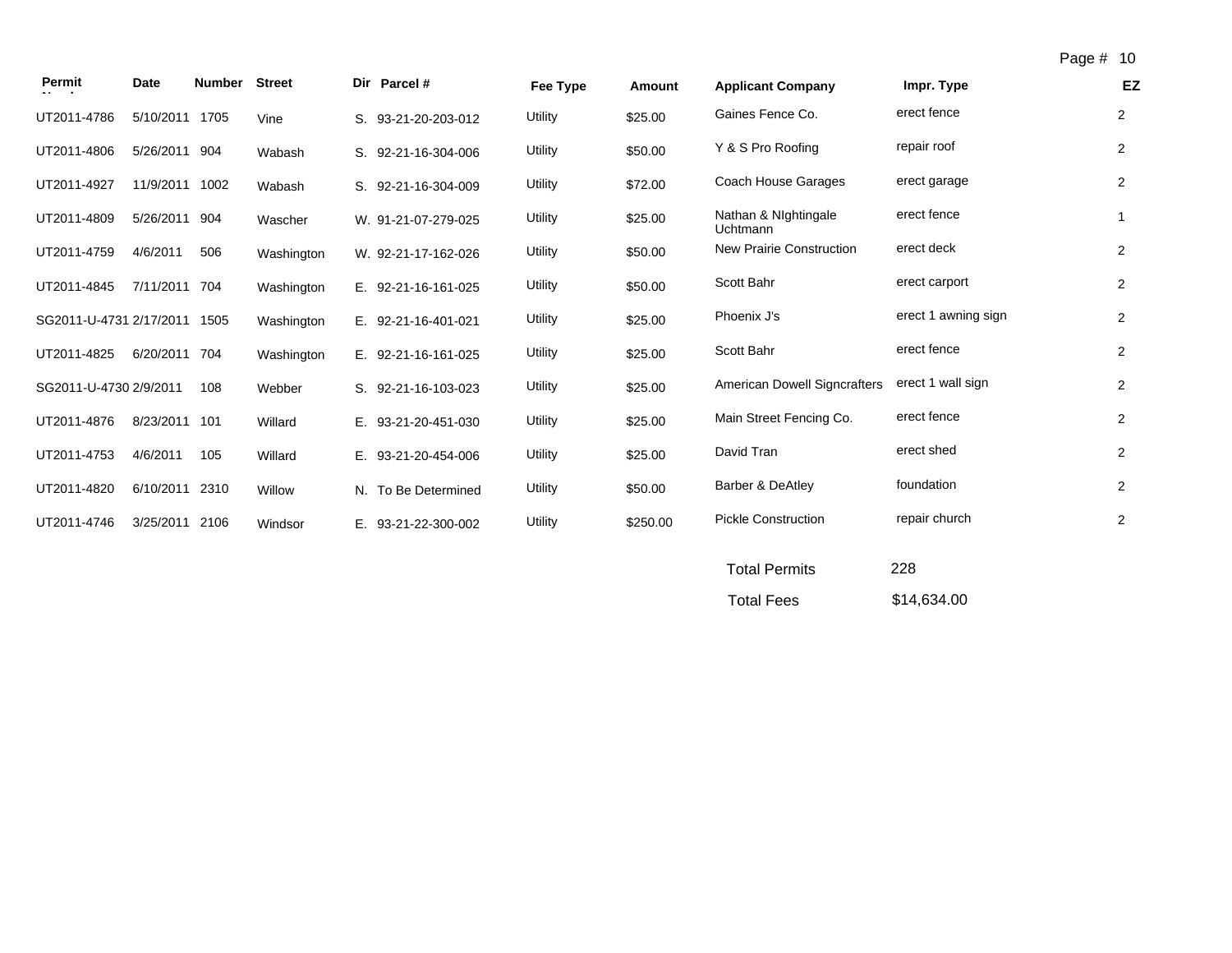| Permit Number | Date | Number | Street | Dir | Parcel # | Fee Type | Amount | Applicant Company | Impr. Type | EZ |
|---|---|---|---|---|---|---|---|---|---|---|
| UT2011-4786 | 5/10/2011 | 1705 | Vine | S. | 93-21-20-203-012 | Utility | $25.00 | Gaines Fence Co. | erect fence | 2 |
| UT2011-4806 | 5/26/2011 | 904 | Wabash | S. | 92-21-16-304-006 | Utility | $50.00 | Y & S Pro Roofing | repair roof | 2 |
| UT2011-4927 | 11/9/2011 | 1002 | Wabash | S. | 92-21-16-304-009 | Utility | $72.00 | Coach House Garages | erect garage | 2 |
| UT2011-4809 | 5/26/2011 | 904 | Wascher | W. | 91-21-07-279-025 | Utility | $25.00 | Nathan & NIghtingale Uchtmann | erect fence | 1 |
| UT2011-4759 | 4/6/2011 | 506 | Washington | W. | 92-21-17-162-026 | Utility | $50.00 | New Prairie Construction | erect deck | 2 |
| UT2011-4845 | 7/11/2011 | 704 | Washington | E. | 92-21-16-161-025 | Utility | $50.00 | Scott Bahr | erect carport | 2 |
| SG2011-U-4731 | 2/17/2011 | 1505 | Washington | E. | 92-21-16-401-021 | Utility | $25.00 | Phoenix J's | erect 1 awning sign | 2 |
| UT2011-4825 | 6/20/2011 | 704 | Washington | E. | 92-21-16-161-025 | Utility | $25.00 | Scott Bahr | erect fence | 2 |
| SG2011-U-4730 | 2/9/2011 | 108 | Webber | S. | 92-21-16-103-023 | Utility | $25.00 | American Dowell Signcrafters | erect 1 wall sign | 2 |
| UT2011-4876 | 8/23/2011 | 101 | Willard | E. | 93-21-20-451-030 | Utility | $25.00 | Main Street Fencing Co. | erect fence | 2 |
| UT2011-4753 | 4/6/2011 | 105 | Willard | E. | 93-21-20-454-006 | Utility | $25.00 | David Tran | erect shed | 2 |
| UT2011-4820 | 6/10/2011 | 2310 | Willow | N. | To Be Determined | Utility | $50.00 | Barber & DeAtley | foundation | 2 |
| UT2011-4746 | 3/25/2011 | 2106 | Windsor | E. | 93-21-22-300-002 | Utility | $250.00 | Pickle Construction | repair church | 2 |

Total Permits 228

Total Fees $14,634.00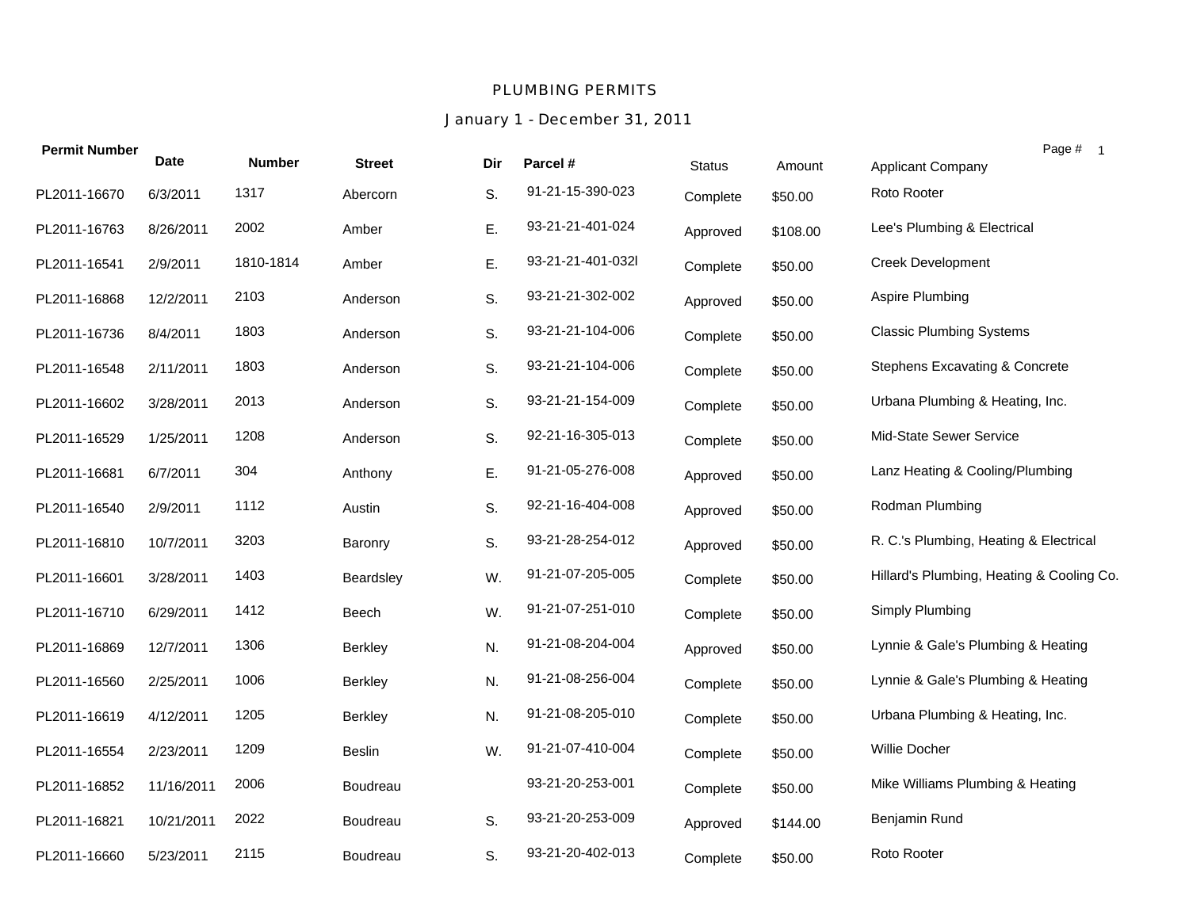# PLUMBING PERMITS

## January 1 - December 31, 2011

| Permit Number | Date | Number | Street | Dir | Parcel # | Status | Amount | Applicant Company |
|---|---|---|---|---|---|---|---|---|
| PL2011-16670 | 6/3/2011 | 1317 | Abercorn | S. | 91-21-15-390-023 | Complete | $50.00 | Roto Rooter |
| PL2011-16763 | 8/26/2011 | 2002 | Amber | E. | 93-21-21-401-024 | Approved | $108.00 | Lee's Plumbing & Electrical |
| PL2011-16541 | 2/9/2011 | 1810-1814 | Amber | E. | 93-21-21-401-032l | Complete | $50.00 | Creek Development |
| PL2011-16868 | 12/2/2011 | 2103 | Anderson | S. | 93-21-21-302-002 | Approved | $50.00 | Aspire Plumbing |
| PL2011-16736 | 8/4/2011 | 1803 | Anderson | S. | 93-21-21-104-006 | Complete | $50.00 | Classic Plumbing Systems |
| PL2011-16548 | 2/11/2011 | 1803 | Anderson | S. | 93-21-21-104-006 | Complete | $50.00 | Stephens Excavating & Concrete |
| PL2011-16602 | 3/28/2011 | 2013 | Anderson | S. | 93-21-21-154-009 | Complete | $50.00 | Urbana Plumbing & Heating, Inc. |
| PL2011-16529 | 1/25/2011 | 1208 | Anderson | S. | 92-21-16-305-013 | Complete | $50.00 | Mid-State Sewer Service |
| PL2011-16681 | 6/7/2011 | 304 | Anthony | E. | 91-21-05-276-008 | Approved | $50.00 | Lanz Heating & Cooling/Plumbing |
| PL2011-16540 | 2/9/2011 | 1112 | Austin | S. | 92-21-16-404-008 | Approved | $50.00 | Rodman Plumbing |
| PL2011-16810 | 10/7/2011 | 3203 | Baronry | S. | 93-21-28-254-012 | Approved | $50.00 | R. C.'s Plumbing, Heating & Electrical |
| PL2011-16601 | 3/28/2011 | 1403 | Beardsley | W. | 91-21-07-205-005 | Complete | $50.00 | Hillard's Plumbing, Heating & Cooling Co. |
| PL2011-16710 | 6/29/2011 | 1412 | Beech | W. | 91-21-07-251-010 | Complete | $50.00 | Simply Plumbing |
| PL2011-16869 | 12/7/2011 | 1306 | Berkley | N. | 91-21-08-204-004 | Approved | $50.00 | Lynnie & Gale's Plumbing & Heating |
| PL2011-16560 | 2/25/2011 | 1006 | Berkley | N. | 91-21-08-256-004 | Complete | $50.00 | Lynnie & Gale's Plumbing & Heating |
| PL2011-16619 | 4/12/2011 | 1205 | Berkley | N. | 91-21-08-205-010 | Complete | $50.00 | Urbana Plumbing & Heating, Inc. |
| PL2011-16554 | 2/23/2011 | 1209 | Beslin | W. | 91-21-07-410-004 | Complete | $50.00 | Willie Docher |
| PL2011-16852 | 11/16/2011 | 2006 | Boudreau | | 93-21-20-253-001 | Complete | $50.00 | Mike Williams Plumbing & Heating |
| PL2011-16821 | 10/21/2011 | 2022 | Boudreau | S. | 93-21-20-253-009 | Approved | $144.00 | Benjamin Rund |
| PL2011-16660 | 5/23/2011 | 2115 | Boudreau | S. | 93-21-20-402-013 | Complete | $50.00 | Roto Rooter |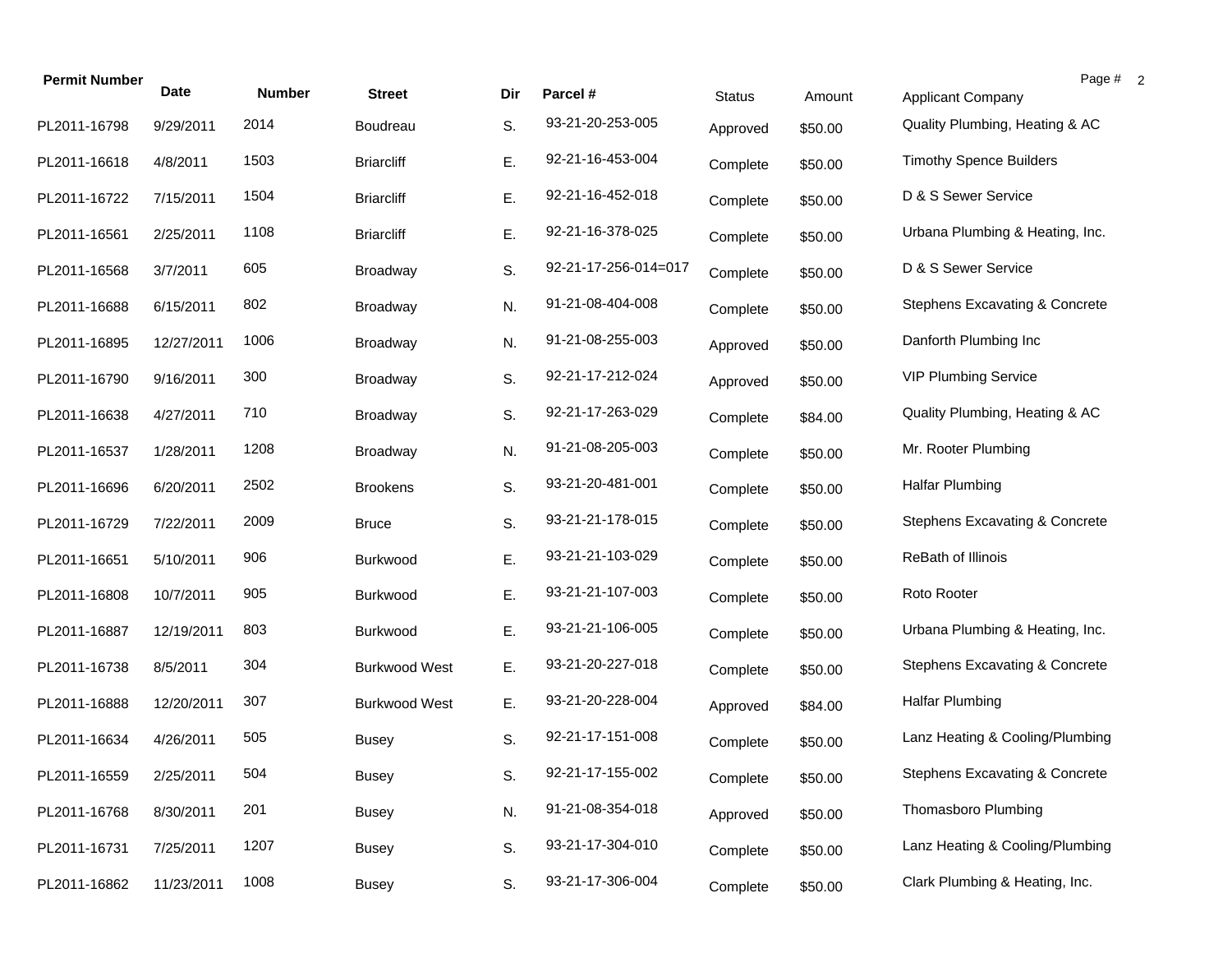| Permit Number | Date | Number | Street | Dir | Parcel # | Status | Amount | Applicant Company |
|---|---|---|---|---|---|---|---|---|
| PL2011-16798 | 9/29/2011 | 2014 | Boudreau | S. | 93-21-20-253-005 | Approved | $50.00 | Quality Plumbing, Heating & AC |
| PL2011-16618 | 4/8/2011 | 1503 | Briarcliff | E. | 92-21-16-453-004 | Complete | $50.00 | Timothy Spence Builders |
| PL2011-16722 | 7/15/2011 | 1504 | Briarcliff | E. | 92-21-16-452-018 | Complete | $50.00 | D & S Sewer Service |
| PL2011-16561 | 2/25/2011 | 1108 | Briarcliff | E. | 92-21-16-378-025 | Complete | $50.00 | Urbana Plumbing & Heating, Inc. |
| PL2011-16568 | 3/7/2011 | 605 | Broadway | S. | 92-21-17-256-014=017 | Complete | $50.00 | D & S Sewer Service |
| PL2011-16688 | 6/15/2011 | 802 | Broadway | N. | 91-21-08-404-008 | Complete | $50.00 | Stephens Excavating & Concrete |
| PL2011-16895 | 12/27/2011 | 1006 | Broadway | N. | 91-21-08-255-003 | Approved | $50.00 | Danforth Plumbing Inc |
| PL2011-16790 | 9/16/2011 | 300 | Broadway | S. | 92-21-17-212-024 | Approved | $50.00 | VIP Plumbing Service |
| PL2011-16638 | 4/27/2011 | 710 | Broadway | S. | 92-21-17-263-029 | Complete | $84.00 | Quality Plumbing, Heating & AC |
| PL2011-16537 | 1/28/2011 | 1208 | Broadway | N. | 91-21-08-205-003 | Complete | $50.00 | Mr. Rooter Plumbing |
| PL2011-16696 | 6/20/2011 | 2502 | Brookens | S. | 93-21-20-481-001 | Complete | $50.00 | Halfar Plumbing |
| PL2011-16729 | 7/22/2011 | 2009 | Bruce | S. | 93-21-21-178-015 | Complete | $50.00 | Stephens Excavating & Concrete |
| PL2011-16651 | 5/10/2011 | 906 | Burkwood | E. | 93-21-21-103-029 | Complete | $50.00 | ReBath of Illinois |
| PL2011-16808 | 10/7/2011 | 905 | Burkwood | E. | 93-21-21-107-003 | Complete | $50.00 | Roto Rooter |
| PL2011-16887 | 12/19/2011 | 803 | Burkwood | E. | 93-21-21-106-005 | Complete | $50.00 | Urbana Plumbing & Heating, Inc. |
| PL2011-16738 | 8/5/2011 | 304 | Burkwood West | E. | 93-21-20-227-018 | Complete | $50.00 | Stephens Excavating & Concrete |
| PL2011-16888 | 12/20/2011 | 307 | Burkwood West | E. | 93-21-20-228-004 | Approved | $84.00 | Halfar Plumbing |
| PL2011-16634 | 4/26/2011 | 505 | Busey | S. | 92-21-17-151-008 | Complete | $50.00 | Lanz Heating & Cooling/Plumbing |
| PL2011-16559 | 2/25/2011 | 504 | Busey | S. | 92-21-17-155-002 | Complete | $50.00 | Stephens Excavating & Concrete |
| PL2011-16768 | 8/30/2011 | 201 | Busey | N. | 91-21-08-354-018 | Approved | $50.00 | Thomasboro Plumbing |
| PL2011-16731 | 7/25/2011 | 1207 | Busey | S. | 93-21-17-304-010 | Complete | $50.00 | Lanz Heating & Cooling/Plumbing |
| PL2011-16862 | 11/23/2011 | 1008 | Busey | S. | 93-21-17-306-004 | Complete | $50.00 | Clark Plumbing & Heating, Inc. |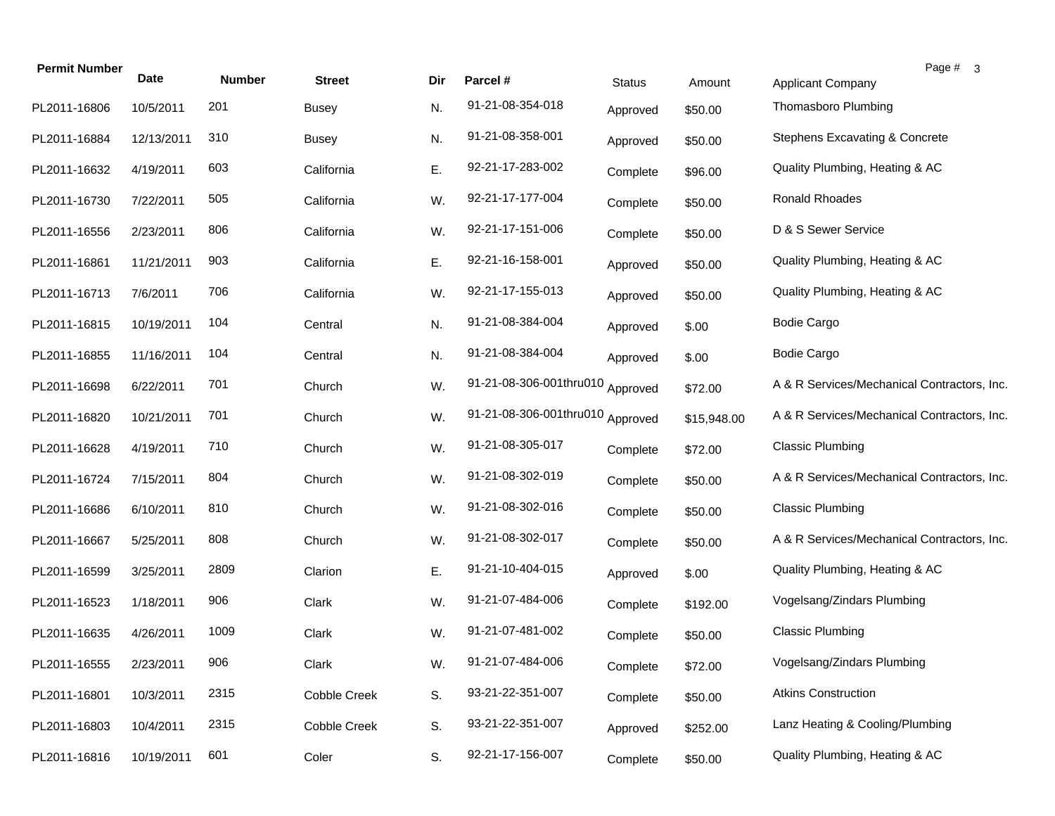| Permit Number | Date | Number | Street | Dir | Parcel # | Status | Amount | Applicant Company |
|---|---|---|---|---|---|---|---|---|
| PL2011-16806 | 10/5/2011 | 201 | Busey | N. | 91-21-08-354-018 | Approved | $50.00 | Thomasboro Plumbing |
| PL2011-16884 | 12/13/2011 | 310 | Busey | N. | 91-21-08-358-001 | Approved | $50.00 | Stephens Excavating & Concrete |
| PL2011-16632 | 4/19/2011 | 603 | California | E. | 92-21-17-283-002 | Complete | $96.00 | Quality Plumbing, Heating & AC |
| PL2011-16730 | 7/22/2011 | 505 | California | W. | 92-21-17-177-004 | Complete | $50.00 | Ronald Rhoades |
| PL2011-16556 | 2/23/2011 | 806 | California | W. | 92-21-17-151-006 | Complete | $50.00 | D & S Sewer Service |
| PL2011-16861 | 11/21/2011 | 903 | California | E. | 92-21-16-158-001 | Approved | $50.00 | Quality Plumbing, Heating & AC |
| PL2011-16713 | 7/6/2011 | 706 | California | W. | 92-21-17-155-013 | Approved | $50.00 | Quality Plumbing, Heating & AC |
| PL2011-16815 | 10/19/2011 | 104 | Central | N. | 91-21-08-384-004 | Approved | $.00 | Bodie Cargo |
| PL2011-16855 | 11/16/2011 | 104 | Central | N. | 91-21-08-384-004 | Approved | $.00 | Bodie Cargo |
| PL2011-16698 | 6/22/2011 | 701 | Church | W. | 91-21-08-306-001thru010 | Approved | $72.00 | A & R Services/Mechanical Contractors, Inc. |
| PL2011-16820 | 10/21/2011 | 701 | Church | W. | 91-21-08-306-001thru010 | Approved | $15,948.00 | A & R Services/Mechanical Contractors, Inc. |
| PL2011-16628 | 4/19/2011 | 710 | Church | W. | 91-21-08-305-017 | Complete | $72.00 | Classic Plumbing |
| PL2011-16724 | 7/15/2011 | 804 | Church | W. | 91-21-08-302-019 | Complete | $50.00 | A & R Services/Mechanical Contractors, Inc. |
| PL2011-16686 | 6/10/2011 | 810 | Church | W. | 91-21-08-302-016 | Complete | $50.00 | Classic Plumbing |
| PL2011-16667 | 5/25/2011 | 808 | Church | W. | 91-21-08-302-017 | Complete | $50.00 | A & R Services/Mechanical Contractors, Inc. |
| PL2011-16599 | 3/25/2011 | 2809 | Clarion | E. | 91-21-10-404-015 | Approved | $.00 | Quality Plumbing, Heating & AC |
| PL2011-16523 | 1/18/2011 | 906 | Clark | W. | 91-21-07-484-006 | Complete | $192.00 | Vogelsang/Zindars Plumbing |
| PL2011-16635 | 4/26/2011 | 1009 | Clark | W. | 91-21-07-481-002 | Complete | $50.00 | Classic Plumbing |
| PL2011-16555 | 2/23/2011 | 906 | Clark | W. | 91-21-07-484-006 | Complete | $72.00 | Vogelsang/Zindars Plumbing |
| PL2011-16801 | 10/3/2011 | 2315 | Cobble Creek | S. | 93-21-22-351-007 | Complete | $50.00 | Atkins Construction |
| PL2011-16803 | 10/4/2011 | 2315 | Cobble Creek | S. | 93-21-22-351-007 | Approved | $252.00 | Lanz Heating & Cooling/Plumbing |
| PL2011-16816 | 10/19/2011 | 601 | Coler | S. | 92-21-17-156-007 | Complete | $50.00 | Quality Plumbing, Heating & AC |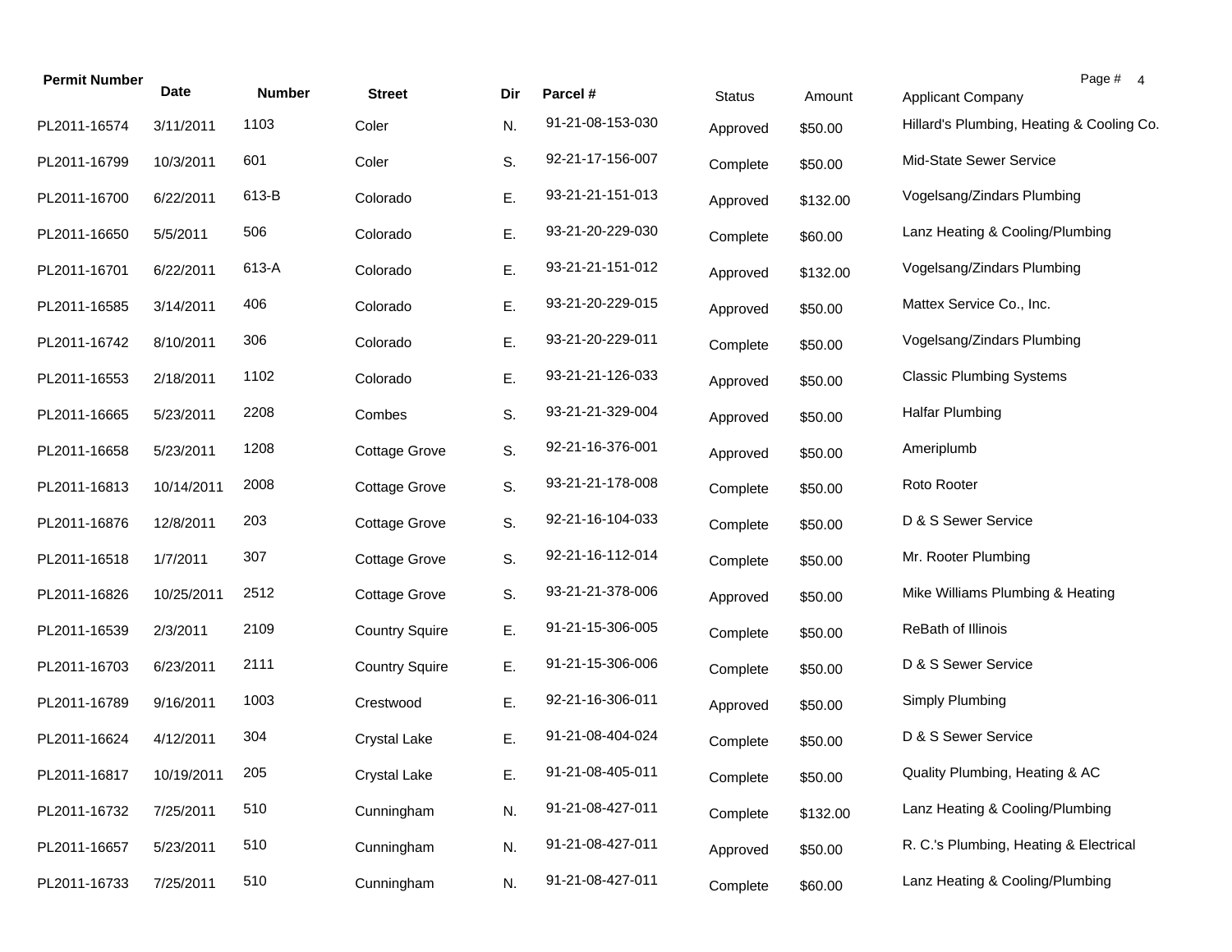| Permit Number | Date | Number | Street | Dir | Parcel # | Status | Amount | Applicant Company |
|---|---|---|---|---|---|---|---|---|
| PL2011-16574 | 3/11/2011 | 1103 | Coler | N. | 91-21-08-153-030 | Approved | $50.00 | Hillard's Plumbing, Heating & Cooling Co. |
| PL2011-16799 | 10/3/2011 | 601 | Coler | S. | 92-21-17-156-007 | Complete | $50.00 | Mid-State Sewer Service |
| PL2011-16700 | 6/22/2011 | 613-B | Colorado | E. | 93-21-21-151-013 | Approved | $132.00 | Vogelsang/Zindars Plumbing |
| PL2011-16650 | 5/5/2011 | 506 | Colorado | E. | 93-21-20-229-030 | Complete | $60.00 | Lanz Heating & Cooling/Plumbing |
| PL2011-16701 | 6/22/2011 | 613-A | Colorado | E. | 93-21-21-151-012 | Approved | $132.00 | Vogelsang/Zindars Plumbing |
| PL2011-16585 | 3/14/2011 | 406 | Colorado | E. | 93-21-20-229-015 | Approved | $50.00 | Mattex Service Co., Inc. |
| PL2011-16742 | 8/10/2011 | 306 | Colorado | E. | 93-21-20-229-011 | Complete | $50.00 | Vogelsang/Zindars Plumbing |
| PL2011-16553 | 2/18/2011 | 1102 | Colorado | E. | 93-21-21-126-033 | Approved | $50.00 | Classic Plumbing Systems |
| PL2011-16665 | 5/23/2011 | 2208 | Combes | S. | 93-21-21-329-004 | Approved | $50.00 | Halfar Plumbing |
| PL2011-16658 | 5/23/2011 | 1208 | Cottage Grove | S. | 92-21-16-376-001 | Approved | $50.00 | Ameriplumb |
| PL2011-16813 | 10/14/2011 | 2008 | Cottage Grove | S. | 93-21-21-178-008 | Complete | $50.00 | Roto Rooter |
| PL2011-16876 | 12/8/2011 | 203 | Cottage Grove | S. | 92-21-16-104-033 | Complete | $50.00 | D & S Sewer Service |
| PL2011-16518 | 1/7/2011 | 307 | Cottage Grove | S. | 92-21-16-112-014 | Complete | $50.00 | Mr. Rooter Plumbing |
| PL2011-16826 | 10/25/2011 | 2512 | Cottage Grove | S. | 93-21-21-378-006 | Approved | $50.00 | Mike Williams Plumbing & Heating |
| PL2011-16539 | 2/3/2011 | 2109 | Country Squire | E. | 91-21-15-306-005 | Complete | $50.00 | ReBath of Illinois |
| PL2011-16703 | 6/23/2011 | 2111 | Country Squire | E. | 91-21-15-306-006 | Complete | $50.00 | D & S Sewer Service |
| PL2011-16789 | 9/16/2011 | 1003 | Crestwood | E. | 92-21-16-306-011 | Approved | $50.00 | Simply Plumbing |
| PL2011-16624 | 4/12/2011 | 304 | Crystal Lake | E. | 91-21-08-404-024 | Complete | $50.00 | D & S Sewer Service |
| PL2011-16817 | 10/19/2011 | 205 | Crystal Lake | E. | 91-21-08-405-011 | Complete | $50.00 | Quality Plumbing, Heating & AC |
| PL2011-16732 | 7/25/2011 | 510 | Cunningham | N. | 91-21-08-427-011 | Complete | $132.00 | Lanz Heating & Cooling/Plumbing |
| PL2011-16657 | 5/23/2011 | 510 | Cunningham | N. | 91-21-08-427-011 | Approved | $50.00 | R. C.'s Plumbing, Heating & Electrical |
| PL2011-16733 | 7/25/2011 | 510 | Cunningham | N. | 91-21-08-427-011 | Complete | $60.00 | Lanz Heating & Cooling/Plumbing |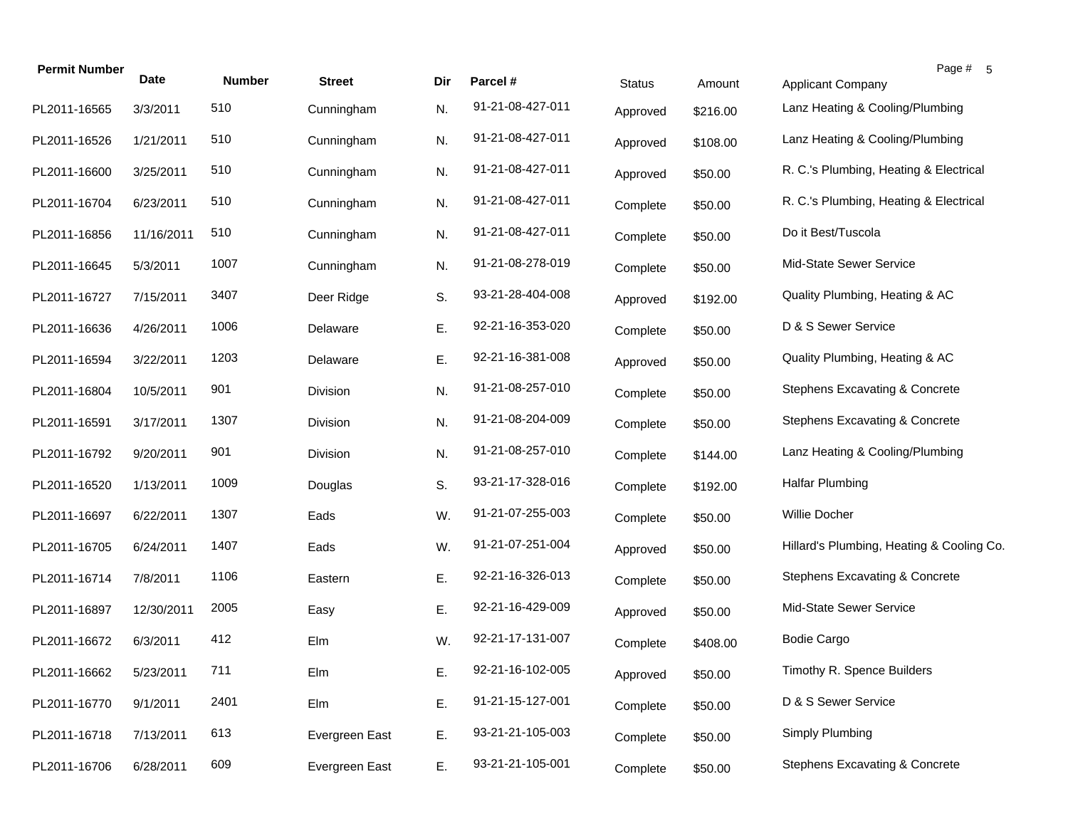| Permit Number | Date | Number | Street | Dir | Parcel # | Status | Amount | Applicant Company |
|---|---|---|---|---|---|---|---|---|
| PL2011-16565 | 3/3/2011 | 510 | Cunningham | N. | 91-21-08-427-011 | Approved | $216.00 | Lanz Heating & Cooling/Plumbing |
| PL2011-16526 | 1/21/2011 | 510 | Cunningham | N. | 91-21-08-427-011 | Approved | $108.00 | Lanz Heating & Cooling/Plumbing |
| PL2011-16600 | 3/25/2011 | 510 | Cunningham | N. | 91-21-08-427-011 | Approved | $50.00 | R. C.'s Plumbing, Heating & Electrical |
| PL2011-16704 | 6/23/2011 | 510 | Cunningham | N. | 91-21-08-427-011 | Complete | $50.00 | R. C.'s Plumbing, Heating & Electrical |
| PL2011-16856 | 11/16/2011 | 510 | Cunningham | N. | 91-21-08-427-011 | Complete | $50.00 | Do it Best/Tuscola |
| PL2011-16645 | 5/3/2011 | 1007 | Cunningham | N. | 91-21-08-278-019 | Complete | $50.00 | Mid-State Sewer Service |
| PL2011-16727 | 7/15/2011 | 3407 | Deer Ridge | S. | 93-21-28-404-008 | Approved | $192.00 | Quality Plumbing, Heating & AC |
| PL2011-16636 | 4/26/2011 | 1006 | Delaware | E. | 92-21-16-353-020 | Complete | $50.00 | D & S Sewer Service |
| PL2011-16594 | 3/22/2011 | 1203 | Delaware | E. | 92-21-16-381-008 | Approved | $50.00 | Quality Plumbing, Heating & AC |
| PL2011-16804 | 10/5/2011 | 901 | Division | N. | 91-21-08-257-010 | Complete | $50.00 | Stephens Excavating & Concrete |
| PL2011-16591 | 3/17/2011 | 1307 | Division | N. | 91-21-08-204-009 | Complete | $50.00 | Stephens Excavating & Concrete |
| PL2011-16792 | 9/20/2011 | 901 | Division | N. | 91-21-08-257-010 | Complete | $144.00 | Lanz Heating & Cooling/Plumbing |
| PL2011-16520 | 1/13/2011 | 1009 | Douglas | S. | 93-21-17-328-016 | Complete | $192.00 | Halfar Plumbing |
| PL2011-16697 | 6/22/2011 | 1307 | Eads | W. | 91-21-07-255-003 | Complete | $50.00 | Willie Docher |
| PL2011-16705 | 6/24/2011 | 1407 | Eads | W. | 91-21-07-251-004 | Approved | $50.00 | Hillard's Plumbing, Heating & Cooling Co. |
| PL2011-16714 | 7/8/2011 | 1106 | Eastern | E. | 92-21-16-326-013 | Complete | $50.00 | Stephens Excavating & Concrete |
| PL2011-16897 | 12/30/2011 | 2005 | Easy | E. | 92-21-16-429-009 | Approved | $50.00 | Mid-State Sewer Service |
| PL2011-16672 | 6/3/2011 | 412 | Elm | W. | 92-21-17-131-007 | Complete | $408.00 | Bodie Cargo |
| PL2011-16662 | 5/23/2011 | 711 | Elm | E. | 92-21-16-102-005 | Approved | $50.00 | Timothy R. Spence Builders |
| PL2011-16770 | 9/1/2011 | 2401 | Elm | E. | 91-21-15-127-001 | Complete | $50.00 | D & S Sewer Service |
| PL2011-16718 | 7/13/2011 | 613 | Evergreen East | E. | 93-21-21-105-003 | Complete | $50.00 | Simply Plumbing |
| PL2011-16706 | 6/28/2011 | 609 | Evergreen East | E. | 93-21-21-105-001 | Complete | $50.00 | Stephens Excavating & Concrete |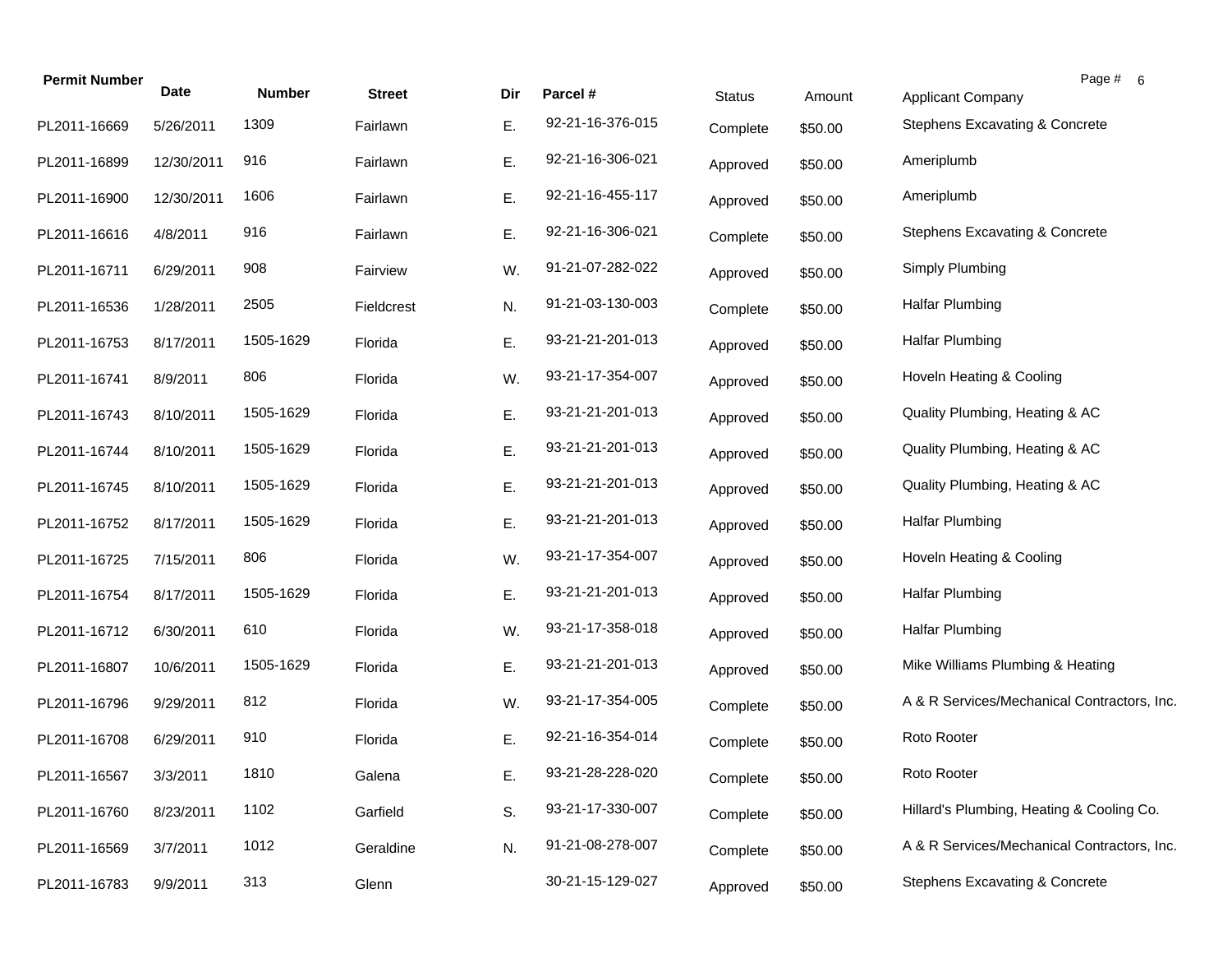| Permit Number | Date | Number | Street | Dir | Parcel # | Status | Amount | Applicant Company |
|---|---|---|---|---|---|---|---|---|
| PL2011-16669 | 5/26/2011 | 1309 | Fairlawn | E. | 92-21-16-376-015 | Complete | $50.00 | Stephens Excavating & Concrete |
| PL2011-16899 | 12/30/2011 | 916 | Fairlawn | E. | 92-21-16-306-021 | Approved | $50.00 | Ameriplumb |
| PL2011-16900 | 12/30/2011 | 1606 | Fairlawn | E. | 92-21-16-455-117 | Approved | $50.00 | Ameriplumb |
| PL2011-16616 | 4/8/2011 | 916 | Fairlawn | E. | 92-21-16-306-021 | Complete | $50.00 | Stephens Excavating & Concrete |
| PL2011-16711 | 6/29/2011 | 908 | Fairview | W. | 91-21-07-282-022 | Approved | $50.00 | Simply Plumbing |
| PL2011-16536 | 1/28/2011 | 2505 | Fieldcrest | N. | 91-21-03-130-003 | Complete | $50.00 | Halfar Plumbing |
| PL2011-16753 | 8/17/2011 | 1505-1629 | Florida | E. | 93-21-21-201-013 | Approved | $50.00 | Halfar Plumbing |
| PL2011-16741 | 8/9/2011 | 806 | Florida | W. | 93-21-17-354-007 | Approved | $50.00 | Hoveln Heating & Cooling |
| PL2011-16743 | 8/10/2011 | 1505-1629 | Florida | E. | 93-21-21-201-013 | Approved | $50.00 | Quality Plumbing, Heating & AC |
| PL2011-16744 | 8/10/2011 | 1505-1629 | Florida | E. | 93-21-21-201-013 | Approved | $50.00 | Quality Plumbing, Heating & AC |
| PL2011-16745 | 8/10/2011 | 1505-1629 | Florida | E. | 93-21-21-201-013 | Approved | $50.00 | Quality Plumbing, Heating & AC |
| PL2011-16752 | 8/17/2011 | 1505-1629 | Florida | E. | 93-21-21-201-013 | Approved | $50.00 | Halfar Plumbing |
| PL2011-16725 | 7/15/2011 | 806 | Florida | W. | 93-21-17-354-007 | Approved | $50.00 | Hoveln Heating & Cooling |
| PL2011-16754 | 8/17/2011 | 1505-1629 | Florida | E. | 93-21-21-201-013 | Approved | $50.00 | Halfar Plumbing |
| PL2011-16712 | 6/30/2011 | 610 | Florida | W. | 93-21-17-358-018 | Approved | $50.00 | Halfar Plumbing |
| PL2011-16807 | 10/6/2011 | 1505-1629 | Florida | E. | 93-21-21-201-013 | Approved | $50.00 | Mike Williams Plumbing & Heating |
| PL2011-16796 | 9/29/2011 | 812 | Florida | W. | 93-21-17-354-005 | Complete | $50.00 | A & R Services/Mechanical Contractors, Inc. |
| PL2011-16708 | 6/29/2011 | 910 | Florida | E. | 92-21-16-354-014 | Complete | $50.00 | Roto Rooter |
| PL2011-16567 | 3/3/2011 | 1810 | Galena | E. | 93-21-28-228-020 | Complete | $50.00 | Roto Rooter |
| PL2011-16760 | 8/23/2011 | 1102 | Garfield | S. | 93-21-17-330-007 | Complete | $50.00 | Hillard's Plumbing, Heating & Cooling Co. |
| PL2011-16569 | 3/7/2011 | 1012 | Geraldine | N. | 91-21-08-278-007 | Complete | $50.00 | A & R Services/Mechanical Contractors, Inc. |
| PL2011-16783 | 9/9/2011 | 313 | Glenn | | 30-21-15-129-027 | Approved | $50.00 | Stephens Excavating & Concrete |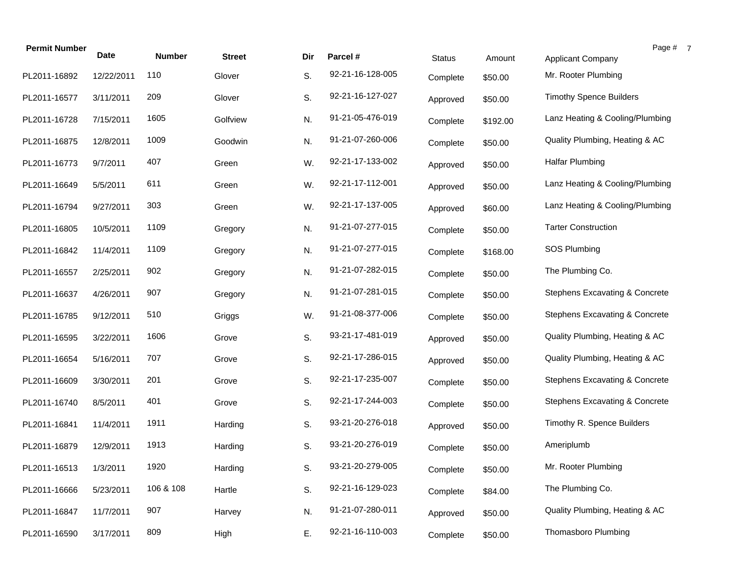| Permit Number | Date | Number | Street | Dir | Parcel # | Status | Amount | Applicant Company |
|---|---|---|---|---|---|---|---|---|
| PL2011-16892 | 12/22/2011 | 110 | Glover | S. | 92-21-16-128-005 | Complete | $50.00 | Mr. Rooter Plumbing |
| PL2011-16577 | 3/11/2011 | 209 | Glover | S. | 92-21-16-127-027 | Approved | $50.00 | Timothy Spence Builders |
| PL2011-16728 | 7/15/2011 | 1605 | Golfview | N. | 91-21-05-476-019 | Complete | $192.00 | Lanz Heating & Cooling/Plumbing |
| PL2011-16875 | 12/8/2011 | 1009 | Goodwin | N. | 91-21-07-260-006 | Complete | $50.00 | Quality Plumbing, Heating & AC |
| PL2011-16773 | 9/7/2011 | 407 | Green | W. | 92-21-17-133-002 | Approved | $50.00 | Halfar Plumbing |
| PL2011-16649 | 5/5/2011 | 611 | Green | W. | 92-21-17-112-001 | Approved | $50.00 | Lanz Heating & Cooling/Plumbing |
| PL2011-16794 | 9/27/2011 | 303 | Green | W. | 92-21-17-137-005 | Approved | $60.00 | Lanz Heating & Cooling/Plumbing |
| PL2011-16805 | 10/5/2011 | 1109 | Gregory | N. | 91-21-07-277-015 | Complete | $50.00 | Tarter Construction |
| PL2011-16842 | 11/4/2011 | 1109 | Gregory | N. | 91-21-07-277-015 | Complete | $168.00 | SOS Plumbing |
| PL2011-16557 | 2/25/2011 | 902 | Gregory | N. | 91-21-07-282-015 | Complete | $50.00 | The Plumbing Co. |
| PL2011-16637 | 4/26/2011 | 907 | Gregory | N. | 91-21-07-281-015 | Complete | $50.00 | Stephens Excavating & Concrete |
| PL2011-16785 | 9/12/2011 | 510 | Griggs | W. | 91-21-08-377-006 | Complete | $50.00 | Stephens Excavating & Concrete |
| PL2011-16595 | 3/22/2011 | 1606 | Grove | S. | 93-21-17-481-019 | Approved | $50.00 | Quality Plumbing, Heating & AC |
| PL2011-16654 | 5/16/2011 | 707 | Grove | S. | 92-21-17-286-015 | Approved | $50.00 | Quality Plumbing, Heating & AC |
| PL2011-16609 | 3/30/2011 | 201 | Grove | S. | 92-21-17-235-007 | Complete | $50.00 | Stephens Excavating & Concrete |
| PL2011-16740 | 8/5/2011 | 401 | Grove | S. | 92-21-17-244-003 | Complete | $50.00 | Stephens Excavating & Concrete |
| PL2011-16841 | 11/4/2011 | 1911 | Harding | S. | 93-21-20-276-018 | Approved | $50.00 | Timothy R. Spence Builders |
| PL2011-16879 | 12/9/2011 | 1913 | Harding | S. | 93-21-20-276-019 | Complete | $50.00 | Ameriplumb |
| PL2011-16513 | 1/3/2011 | 1920 | Harding | S. | 93-21-20-279-005 | Complete | $50.00 | Mr. Rooter Plumbing |
| PL2011-16666 | 5/23/2011 | 106 & 108 | Hartle | S. | 92-21-16-129-023 | Complete | $84.00 | The Plumbing Co. |
| PL2011-16847 | 11/7/2011 | 907 | Harvey | N. | 91-21-07-280-011 | Approved | $50.00 | Quality Plumbing, Heating & AC |
| PL2011-16590 | 3/17/2011 | 809 | High | E. | 92-21-16-110-003 | Complete | $50.00 | Thomasboro Plumbing |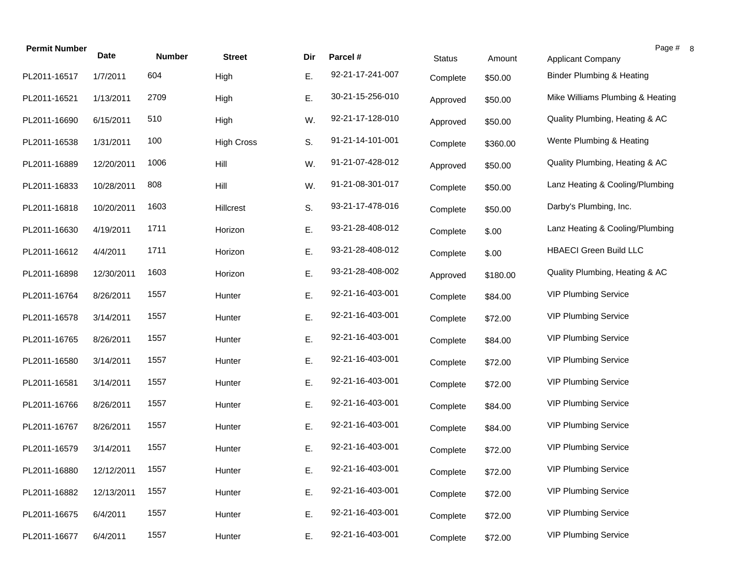| Permit Number | Date | Number | Street | Dir | Parcel # | Status | Amount | Applicant Company |
|---|---|---|---|---|---|---|---|---|
| PL2011-16517 | 1/7/2011 | 604 | High | E. | 92-21-17-241-007 | Complete | $50.00 | Binder Plumbing & Heating |
| PL2011-16521 | 1/13/2011 | 2709 | High | E. | 30-21-15-256-010 | Approved | $50.00 | Mike Williams Plumbing & Heating |
| PL2011-16690 | 6/15/2011 | 510 | High | W. | 92-21-17-128-010 | Approved | $50.00 | Quality Plumbing, Heating & AC |
| PL2011-16538 | 1/31/2011 | 100 | High Cross | S. | 91-21-14-101-001 | Complete | $360.00 | Wente Plumbing & Heating |
| PL2011-16889 | 12/20/2011 | 1006 | Hill | W. | 91-21-07-428-012 | Approved | $50.00 | Quality Plumbing, Heating & AC |
| PL2011-16833 | 10/28/2011 | 808 | Hill | W. | 91-21-08-301-017 | Complete | $50.00 | Lanz Heating & Cooling/Plumbing |
| PL2011-16818 | 10/20/2011 | 1603 | Hillcrest | S. | 93-21-17-478-016 | Complete | $50.00 | Darby's Plumbing, Inc. |
| PL2011-16630 | 4/19/2011 | 1711 | Horizon | E. | 93-21-28-408-012 | Complete | $.00 | Lanz Heating & Cooling/Plumbing |
| PL2011-16612 | 4/4/2011 | 1711 | Horizon | E. | 93-21-28-408-012 | Complete | $.00 | HBAECI Green Build LLC |
| PL2011-16898 | 12/30/2011 | 1603 | Horizon | E. | 93-21-28-408-002 | Approved | $180.00 | Quality Plumbing, Heating & AC |
| PL2011-16764 | 8/26/2011 | 1557 | Hunter | E. | 92-21-16-403-001 | Complete | $84.00 | VIP Plumbing Service |
| PL2011-16578 | 3/14/2011 | 1557 | Hunter | E. | 92-21-16-403-001 | Complete | $72.00 | VIP Plumbing Service |
| PL2011-16765 | 8/26/2011 | 1557 | Hunter | E. | 92-21-16-403-001 | Complete | $84.00 | VIP Plumbing Service |
| PL2011-16580 | 3/14/2011 | 1557 | Hunter | E. | 92-21-16-403-001 | Complete | $72.00 | VIP Plumbing Service |
| PL2011-16581 | 3/14/2011 | 1557 | Hunter | E. | 92-21-16-403-001 | Complete | $72.00 | VIP Plumbing Service |
| PL2011-16766 | 8/26/2011 | 1557 | Hunter | E. | 92-21-16-403-001 | Complete | $84.00 | VIP Plumbing Service |
| PL2011-16767 | 8/26/2011 | 1557 | Hunter | E. | 92-21-16-403-001 | Complete | $84.00 | VIP Plumbing Service |
| PL2011-16579 | 3/14/2011 | 1557 | Hunter | E. | 92-21-16-403-001 | Complete | $72.00 | VIP Plumbing Service |
| PL2011-16880 | 12/12/2011 | 1557 | Hunter | E. | 92-21-16-403-001 | Complete | $72.00 | VIP Plumbing Service |
| PL2011-16882 | 12/13/2011 | 1557 | Hunter | E. | 92-21-16-403-001 | Complete | $72.00 | VIP Plumbing Service |
| PL2011-16675 | 6/4/2011 | 1557 | Hunter | E. | 92-21-16-403-001 | Complete | $72.00 | VIP Plumbing Service |
| PL2011-16677 | 6/4/2011 | 1557 | Hunter | E. | 92-21-16-403-001 | Complete | $72.00 | VIP Plumbing Service |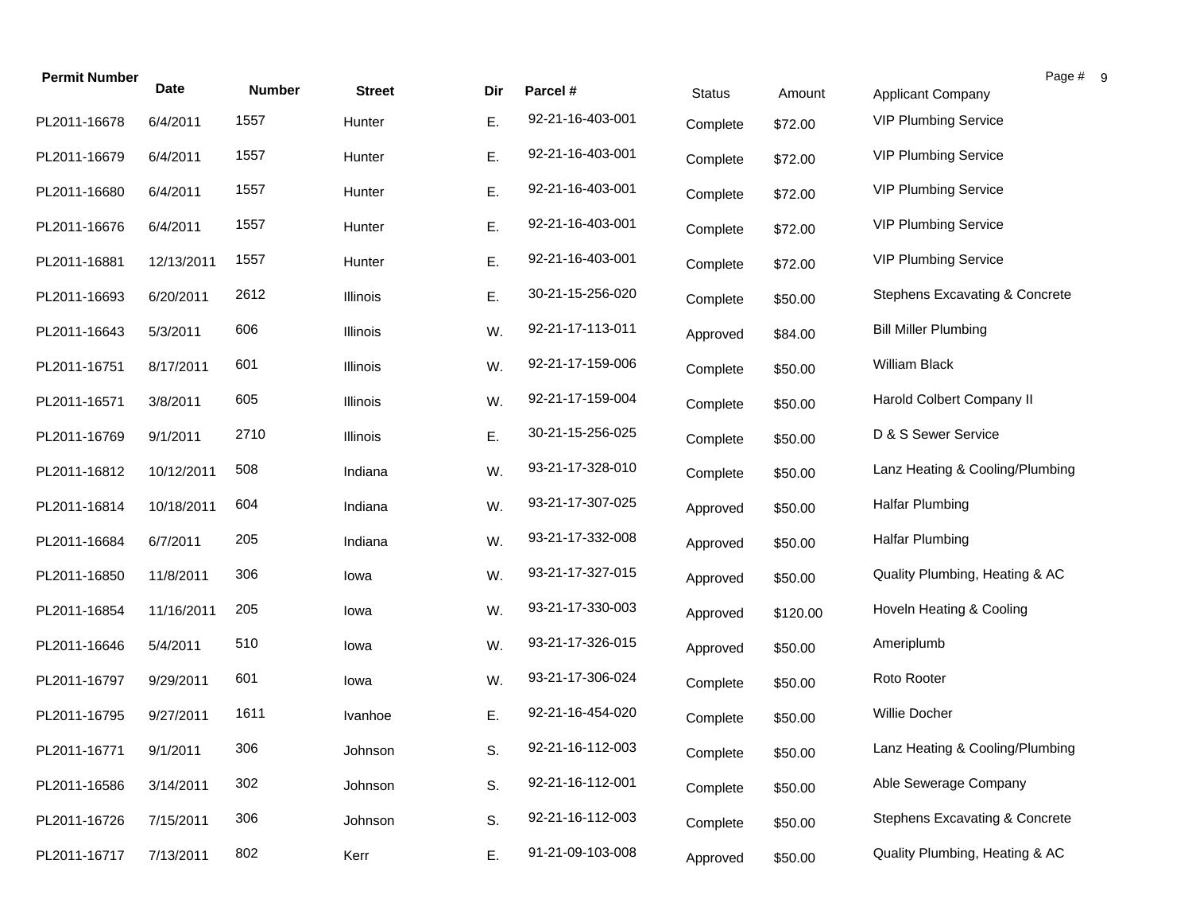| Permit Number | Date | Number | Street | Dir | Parcel # | Status | Amount | Applicant Company |
|---|---|---|---|---|---|---|---|---|
| PL2011-16678 | 6/4/2011 | 1557 | Hunter | E. | 92-21-16-403-001 | Complete | $72.00 | VIP Plumbing Service |
| PL2011-16679 | 6/4/2011 | 1557 | Hunter | E. | 92-21-16-403-001 | Complete | $72.00 | VIP Plumbing Service |
| PL2011-16680 | 6/4/2011 | 1557 | Hunter | E. | 92-21-16-403-001 | Complete | $72.00 | VIP Plumbing Service |
| PL2011-16676 | 6/4/2011 | 1557 | Hunter | E. | 92-21-16-403-001 | Complete | $72.00 | VIP Plumbing Service |
| PL2011-16881 | 12/13/2011 | 1557 | Hunter | E. | 92-21-16-403-001 | Complete | $72.00 | VIP Plumbing Service |
| PL2011-16693 | 6/20/2011 | 2612 | Illinois | E. | 30-21-15-256-020 | Complete | $50.00 | Stephens Excavating & Concrete |
| PL2011-16643 | 5/3/2011 | 606 | Illinois | W. | 92-21-17-113-011 | Approved | $84.00 | Bill Miller Plumbing |
| PL2011-16751 | 8/17/2011 | 601 | Illinois | W. | 92-21-17-159-006 | Complete | $50.00 | William Black |
| PL2011-16571 | 3/8/2011 | 605 | Illinois | W. | 92-21-17-159-004 | Complete | $50.00 | Harold Colbert Company II |
| PL2011-16769 | 9/1/2011 | 2710 | Illinois | E. | 30-21-15-256-025 | Complete | $50.00 | D & S Sewer Service |
| PL2011-16812 | 10/12/2011 | 508 | Indiana | W. | 93-21-17-328-010 | Complete | $50.00 | Lanz Heating & Cooling/Plumbing |
| PL2011-16814 | 10/18/2011 | 604 | Indiana | W. | 93-21-17-307-025 | Approved | $50.00 | Halfar Plumbing |
| PL2011-16684 | 6/7/2011 | 205 | Indiana | W. | 93-21-17-332-008 | Approved | $50.00 | Halfar Plumbing |
| PL2011-16850 | 11/8/2011 | 306 | Iowa | W. | 93-21-17-327-015 | Approved | $50.00 | Quality Plumbing, Heating & AC |
| PL2011-16854 | 11/16/2011 | 205 | Iowa | W. | 93-21-17-330-003 | Approved | $120.00 | Hoveln Heating & Cooling |
| PL2011-16646 | 5/4/2011 | 510 | Iowa | W. | 93-21-17-326-015 | Approved | $50.00 | Ameriplumb |
| PL2011-16797 | 9/29/2011 | 601 | Iowa | W. | 93-21-17-306-024 | Complete | $50.00 | Roto Rooter |
| PL2011-16795 | 9/27/2011 | 1611 | Ivanhoe | E. | 92-21-16-454-020 | Complete | $50.00 | Willie Docher |
| PL2011-16771 | 9/1/2011 | 306 | Johnson | S. | 92-21-16-112-003 | Complete | $50.00 | Lanz Heating & Cooling/Plumbing |
| PL2011-16586 | 3/14/2011 | 302 | Johnson | S. | 92-21-16-112-001 | Complete | $50.00 | Able Sewerage Company |
| PL2011-16726 | 7/15/2011 | 306 | Johnson | S. | 92-21-16-112-003 | Complete | $50.00 | Stephens Excavating & Concrete |
| PL2011-16717 | 7/13/2011 | 802 | Kerr | E. | 91-21-09-103-008 | Approved | $50.00 | Quality Plumbing, Heating & AC |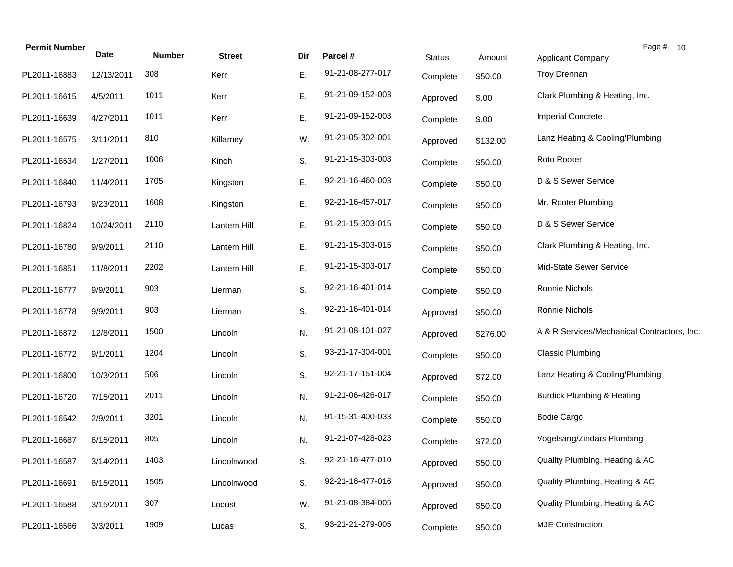| Permit Number | Date | Number | Street | Dir | Parcel # | Status | Amount | Applicant Company |
|---|---|---|---|---|---|---|---|---|
| PL2011-16883 | 12/13/2011 | 308 | Kerr | E. | 91-21-08-277-017 | Complete | $50.00 | Troy Drennan |
| PL2011-16615 | 4/5/2011 | 1011 | Kerr | E. | 91-21-09-152-003 | Approved | $.00 | Clark Plumbing & Heating, Inc. |
| PL2011-16639 | 4/27/2011 | 1011 | Kerr | E. | 91-21-09-152-003 | Complete | $.00 | Imperial Concrete |
| PL2011-16575 | 3/11/2011 | 810 | Killarney | W. | 91-21-05-302-001 | Approved | $132.00 | Lanz Heating & Cooling/Plumbing |
| PL2011-16534 | 1/27/2011 | 1006 | Kinch | S. | 91-21-15-303-003 | Complete | $50.00 | Roto Rooter |
| PL2011-16840 | 11/4/2011 | 1705 | Kingston | E. | 92-21-16-460-003 | Complete | $50.00 | D & S Sewer Service |
| PL2011-16793 | 9/23/2011 | 1608 | Kingston | E. | 92-21-16-457-017 | Complete | $50.00 | Mr. Rooter Plumbing |
| PL2011-16824 | 10/24/2011 | 2110 | Lantern Hill | E. | 91-21-15-303-015 | Complete | $50.00 | D & S Sewer Service |
| PL2011-16780 | 9/9/2011 | 2110 | Lantern Hill | E. | 91-21-15-303-015 | Complete | $50.00 | Clark Plumbing & Heating, Inc. |
| PL2011-16851 | 11/8/2011 | 2202 | Lantern Hill | E. | 91-21-15-303-017 | Complete | $50.00 | Mid-State Sewer Service |
| PL2011-16777 | 9/9/2011 | 903 | Lierman | S. | 92-21-16-401-014 | Complete | $50.00 | Ronnie Nichols |
| PL2011-16778 | 9/9/2011 | 903 | Lierman | S. | 92-21-16-401-014 | Approved | $50.00 | Ronnie Nichols |
| PL2011-16872 | 12/8/2011 | 1500 | Lincoln | N. | 91-21-08-101-027 | Approved | $276.00 | A & R Services/Mechanical Contractors, Inc. |
| PL2011-16772 | 9/1/2011 | 1204 | Lincoln | S. | 93-21-17-304-001 | Complete | $50.00 | Classic Plumbing |
| PL2011-16800 | 10/3/2011 | 506 | Lincoln | S. | 92-21-17-151-004 | Approved | $72.00 | Lanz Heating & Cooling/Plumbing |
| PL2011-16720 | 7/15/2011 | 2011 | Lincoln | N. | 91-21-06-426-017 | Complete | $50.00 | Burdick Plumbing & Heating |
| PL2011-16542 | 2/9/2011 | 3201 | Lincoln | N. | 91-15-31-400-033 | Complete | $50.00 | Bodie Cargo |
| PL2011-16687 | 6/15/2011 | 805 | Lincoln | N. | 91-21-07-428-023 | Complete | $72.00 | Vogelsang/Zindars Plumbing |
| PL2011-16587 | 3/14/2011 | 1403 | Lincolnwood | S. | 92-21-16-477-010 | Approved | $50.00 | Quality Plumbing, Heating & AC |
| PL2011-16691 | 6/15/2011 | 1505 | Lincolnwood | S. | 92-21-16-477-016 | Approved | $50.00 | Quality Plumbing, Heating & AC |
| PL2011-16588 | 3/15/2011 | 307 | Locust | W. | 91-21-08-384-005 | Approved | $50.00 | Quality Plumbing, Heating & AC |
| PL2011-16566 | 3/3/2011 | 1909 | Lucas | S. | 93-21-21-279-005 | Complete | $50.00 | MJE Construction |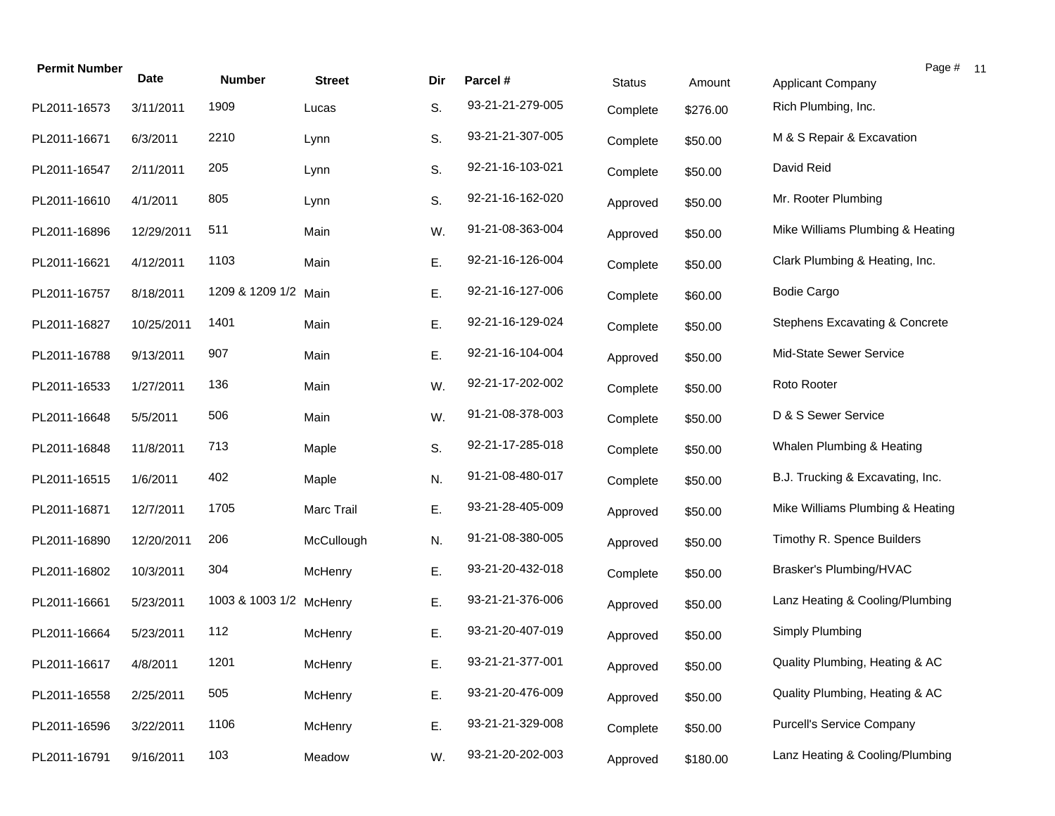| Permit Number | Date | Number | Street | Dir | Parcel # | Status | Amount | Applicant Company |
|---|---|---|---|---|---|---|---|---|
| PL2011-16573 | 3/11/2011 | 1909 | Lucas | S. | 93-21-21-279-005 | Complete | $276.00 | Rich Plumbing, Inc. |
| PL2011-16671 | 6/3/2011 | 2210 | Lynn | S. | 93-21-21-307-005 | Complete | $50.00 | M & S Repair & Excavation |
| PL2011-16547 | 2/11/2011 | 205 | Lynn | S. | 92-21-16-103-021 | Complete | $50.00 | David Reid |
| PL2011-16610 | 4/1/2011 | 805 | Lynn | S. | 92-21-16-162-020 | Approved | $50.00 | Mr. Rooter Plumbing |
| PL2011-16896 | 12/29/2011 | 511 | Main | W. | 91-21-08-363-004 | Approved | $50.00 | Mike Williams Plumbing & Heating |
| PL2011-16621 | 4/12/2011 | 1103 | Main | E. | 92-21-16-126-004 | Complete | $50.00 | Clark Plumbing & Heating, Inc. |
| PL2011-16757 | 8/18/2011 | 1209 & 1209 1/2 | Main | E. | 92-21-16-127-006 | Complete | $60.00 | Bodie Cargo |
| PL2011-16827 | 10/25/2011 | 1401 | Main | E. | 92-21-16-129-024 | Complete | $50.00 | Stephens Excavating & Concrete |
| PL2011-16788 | 9/13/2011 | 907 | Main | E. | 92-21-16-104-004 | Approved | $50.00 | Mid-State Sewer Service |
| PL2011-16533 | 1/27/2011 | 136 | Main | W. | 92-21-17-202-002 | Complete | $50.00 | Roto Rooter |
| PL2011-16648 | 5/5/2011 | 506 | Main | W. | 91-21-08-378-003 | Complete | $50.00 | D & S Sewer Service |
| PL2011-16848 | 11/8/2011 | 713 | Maple | S. | 92-21-17-285-018 | Complete | $50.00 | Whalen Plumbing & Heating |
| PL2011-16515 | 1/6/2011 | 402 | Maple | N. | 91-21-08-480-017 | Complete | $50.00 | B.J. Trucking & Excavating, Inc. |
| PL2011-16871 | 12/7/2011 | 1705 | Marc Trail | E. | 93-21-28-405-009 | Approved | $50.00 | Mike Williams Plumbing & Heating |
| PL2011-16890 | 12/20/2011 | 206 | McCullough | N. | 91-21-08-380-005 | Approved | $50.00 | Timothy R. Spence Builders |
| PL2011-16802 | 10/3/2011 | 304 | McHenry | E. | 93-21-20-432-018 | Complete | $50.00 | Brasker's Plumbing/HVAC |
| PL2011-16661 | 5/23/2011 | 1003 & 1003 1/2 | McHenry | E. | 93-21-21-376-006 | Approved | $50.00 | Lanz Heating & Cooling/Plumbing |
| PL2011-16664 | 5/23/2011 | 112 | McHenry | E. | 93-21-20-407-019 | Approved | $50.00 | Simply Plumbing |
| PL2011-16617 | 4/8/2011 | 1201 | McHenry | E. | 93-21-21-377-001 | Approved | $50.00 | Quality Plumbing, Heating & AC |
| PL2011-16558 | 2/25/2011 | 505 | McHenry | E. | 93-21-20-476-009 | Approved | $50.00 | Quality Plumbing, Heating & AC |
| PL2011-16596 | 3/22/2011 | 1106 | McHenry | E. | 93-21-21-329-008 | Complete | $50.00 | Purcell's Service Company |
| PL2011-16791 | 9/16/2011 | 103 | Meadow | W. | 93-21-20-202-003 | Approved | $180.00 | Lanz Heating & Cooling/Plumbing |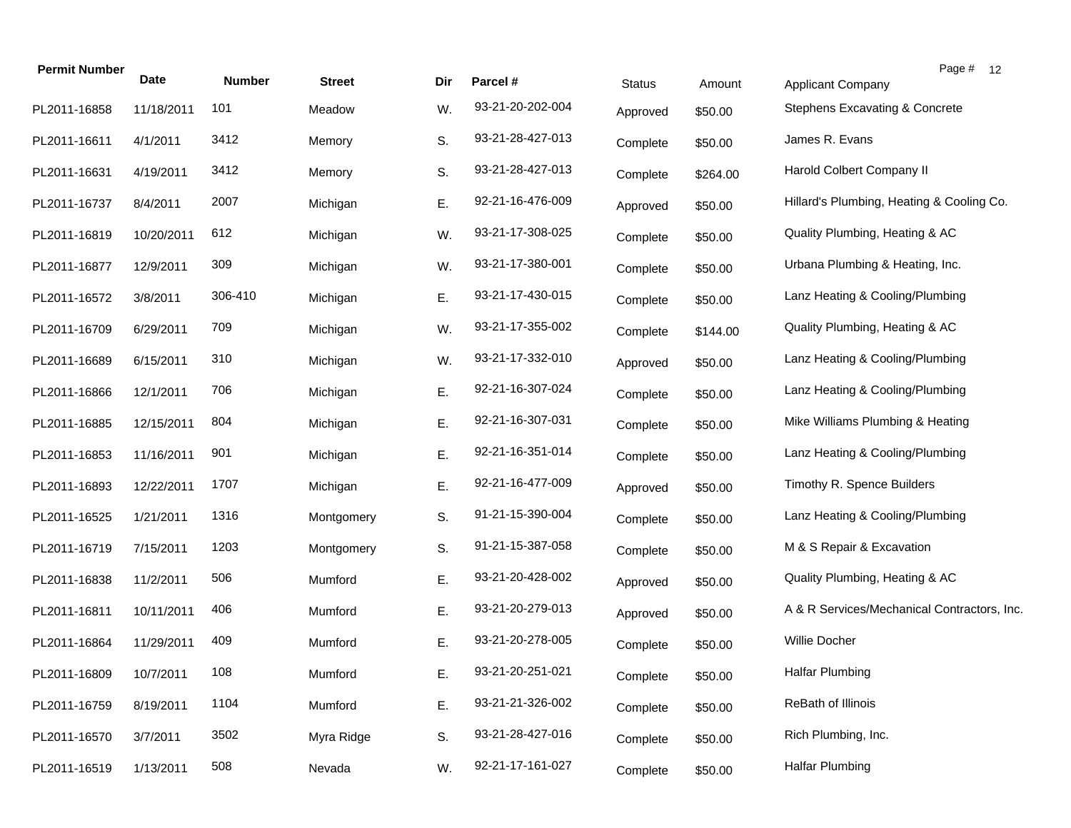| Permit Number | Date | Number | Street | Dir | Parcel # | Status | Amount | Applicant Company |
|---|---|---|---|---|---|---|---|---|
| PL2011-16858 | 11/18/2011 | 101 | Meadow | W. | 93-21-20-202-004 | Approved | $50.00 | Stephens Excavating & Concrete |
| PL2011-16611 | 4/1/2011 | 3412 | Memory | S. | 93-21-28-427-013 | Complete | $50.00 | James R. Evans |
| PL2011-16631 | 4/19/2011 | 3412 | Memory | S. | 93-21-28-427-013 | Complete | $264.00 | Harold Colbert Company II |
| PL2011-16737 | 8/4/2011 | 2007 | Michigan | E. | 92-21-16-476-009 | Approved | $50.00 | Hillard's Plumbing, Heating & Cooling Co. |
| PL2011-16819 | 10/20/2011 | 612 | Michigan | W. | 93-21-17-308-025 | Complete | $50.00 | Quality Plumbing, Heating & AC |
| PL2011-16877 | 12/9/2011 | 309 | Michigan | W. | 93-21-17-380-001 | Complete | $50.00 | Urbana Plumbing & Heating, Inc. |
| PL2011-16572 | 3/8/2011 | 306-410 | Michigan | E. | 93-21-17-430-015 | Complete | $50.00 | Lanz Heating & Cooling/Plumbing |
| PL2011-16709 | 6/29/2011 | 709 | Michigan | W. | 93-21-17-355-002 | Complete | $144.00 | Quality Plumbing, Heating & AC |
| PL2011-16689 | 6/15/2011 | 310 | Michigan | W. | 93-21-17-332-010 | Approved | $50.00 | Lanz Heating & Cooling/Plumbing |
| PL2011-16866 | 12/1/2011 | 706 | Michigan | E. | 92-21-16-307-024 | Complete | $50.00 | Lanz Heating & Cooling/Plumbing |
| PL2011-16885 | 12/15/2011 | 804 | Michigan | E. | 92-21-16-307-031 | Complete | $50.00 | Mike Williams Plumbing & Heating |
| PL2011-16853 | 11/16/2011 | 901 | Michigan | E. | 92-21-16-351-014 | Complete | $50.00 | Lanz Heating & Cooling/Plumbing |
| PL2011-16893 | 12/22/2011 | 1707 | Michigan | E. | 92-21-16-477-009 | Approved | $50.00 | Timothy R. Spence Builders |
| PL2011-16525 | 1/21/2011 | 1316 | Montgomery | S. | 91-21-15-390-004 | Complete | $50.00 | Lanz Heating & Cooling/Plumbing |
| PL2011-16719 | 7/15/2011 | 1203 | Montgomery | S. | 91-21-15-387-058 | Complete | $50.00 | M & S Repair & Excavation |
| PL2011-16838 | 11/2/2011 | 506 | Mumford | E. | 93-21-20-428-002 | Approved | $50.00 | Quality Plumbing, Heating & AC |
| PL2011-16811 | 10/11/2011 | 406 | Mumford | E. | 93-21-20-279-013 | Approved | $50.00 | A & R Services/Mechanical Contractors, Inc. |
| PL2011-16864 | 11/29/2011 | 409 | Mumford | E. | 93-21-20-278-005 | Complete | $50.00 | Willie Docher |
| PL2011-16809 | 10/7/2011 | 108 | Mumford | E. | 93-21-20-251-021 | Complete | $50.00 | Halfar Plumbing |
| PL2011-16759 | 8/19/2011 | 1104 | Mumford | E. | 93-21-21-326-002 | Complete | $50.00 | ReBath of Illinois |
| PL2011-16570 | 3/7/2011 | 3502 | Myra Ridge | S. | 93-21-28-427-016 | Complete | $50.00 | Rich Plumbing, Inc. |
| PL2011-16519 | 1/13/2011 | 508 | Nevada | W. | 92-21-17-161-027 | Complete | $50.00 | Halfar Plumbing |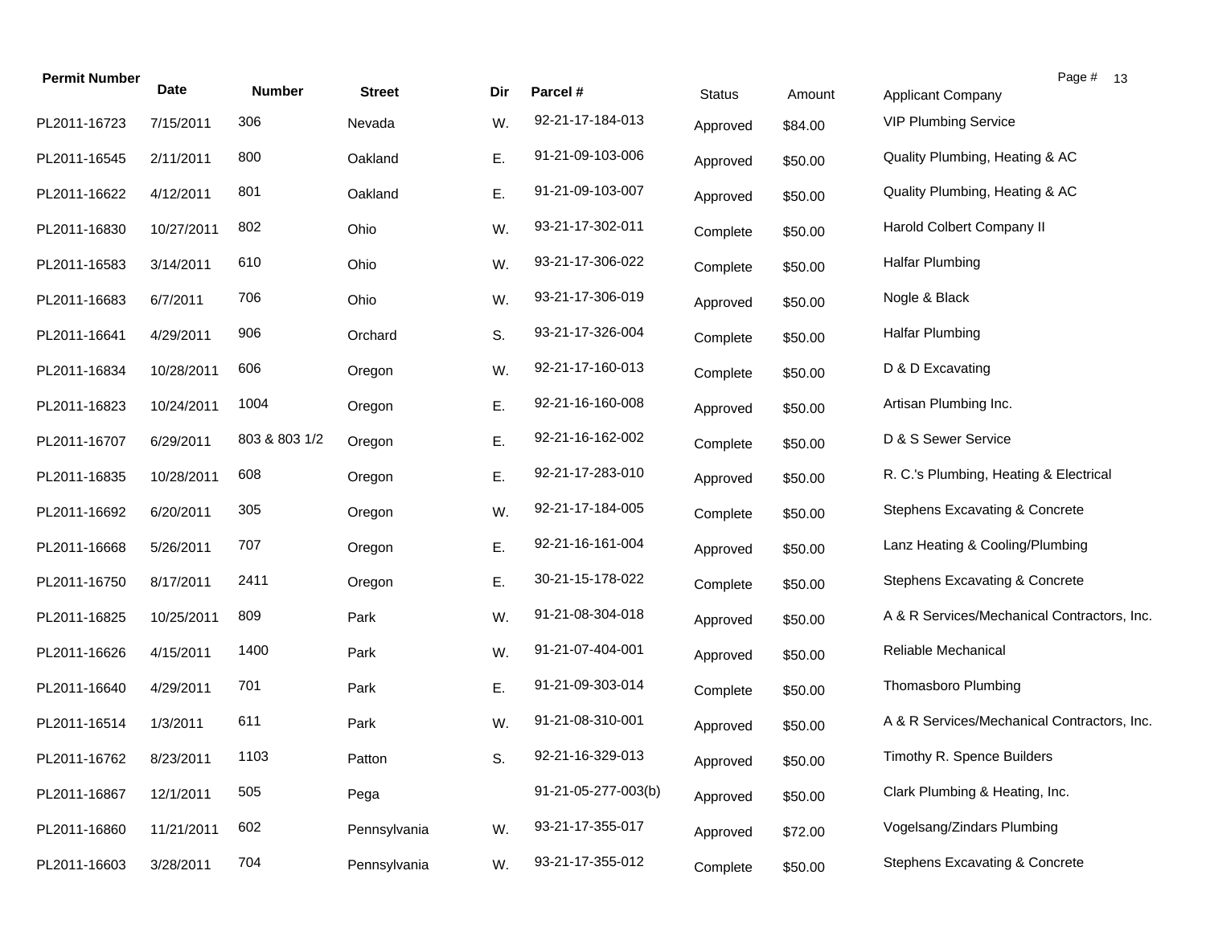| Permit Number | Date | Number | Street | Dir | Parcel # | Status | Amount | Applicant Company |
|---|---|---|---|---|---|---|---|---|
| PL2011-16723 | 7/15/2011 | 306 | Nevada | W. | 92-21-17-184-013 | Approved | $84.00 | VIP Plumbing Service |
| PL2011-16545 | 2/11/2011 | 800 | Oakland | E. | 91-21-09-103-006 | Approved | $50.00 | Quality Plumbing, Heating & AC |
| PL2011-16622 | 4/12/2011 | 801 | Oakland | E. | 91-21-09-103-007 | Approved | $50.00 | Quality Plumbing, Heating & AC |
| PL2011-16830 | 10/27/2011 | 802 | Ohio | W. | 93-21-17-302-011 | Complete | $50.00 | Harold Colbert Company II |
| PL2011-16583 | 3/14/2011 | 610 | Ohio | W. | 93-21-17-306-022 | Complete | $50.00 | Halfar Plumbing |
| PL2011-16683 | 6/7/2011 | 706 | Ohio | W. | 93-21-17-306-019 | Approved | $50.00 | Nogle & Black |
| PL2011-16641 | 4/29/2011 | 906 | Orchard | S. | 93-21-17-326-004 | Complete | $50.00 | Halfar Plumbing |
| PL2011-16834 | 10/28/2011 | 606 | Oregon | W. | 92-21-17-160-013 | Complete | $50.00 | D & D Excavating |
| PL2011-16823 | 10/24/2011 | 1004 | Oregon | E. | 92-21-16-160-008 | Approved | $50.00 | Artisan Plumbing Inc. |
| PL2011-16707 | 6/29/2011 | 803 & 803 1/2 | Oregon | E. | 92-21-16-162-002 | Complete | $50.00 | D & S Sewer Service |
| PL2011-16835 | 10/28/2011 | 608 | Oregon | E. | 92-21-17-283-010 | Approved | $50.00 | R. C.'s Plumbing, Heating & Electrical |
| PL2011-16692 | 6/20/2011 | 305 | Oregon | W. | 92-21-17-184-005 | Complete | $50.00 | Stephens Excavating & Concrete |
| PL2011-16668 | 5/26/2011 | 707 | Oregon | E. | 92-21-16-161-004 | Approved | $50.00 | Lanz Heating & Cooling/Plumbing |
| PL2011-16750 | 8/17/2011 | 2411 | Oregon | E. | 30-21-15-178-022 | Complete | $50.00 | Stephens Excavating & Concrete |
| PL2011-16825 | 10/25/2011 | 809 | Park | W. | 91-21-08-304-018 | Approved | $50.00 | A & R Services/Mechanical Contractors, Inc. |
| PL2011-16626 | 4/15/2011 | 1400 | Park | W. | 91-21-07-404-001 | Approved | $50.00 | Reliable Mechanical |
| PL2011-16640 | 4/29/2011 | 701 | Park | E. | 91-21-09-303-014 | Complete | $50.00 | Thomasboro Plumbing |
| PL2011-16514 | 1/3/2011 | 611 | Park | W. | 91-21-08-310-001 | Approved | $50.00 | A & R Services/Mechanical Contractors, Inc. |
| PL2011-16762 | 8/23/2011 | 1103 | Patton | S. | 92-21-16-329-013 | Approved | $50.00 | Timothy R. Spence Builders |
| PL2011-16867 | 12/1/2011 | 505 | Pega | | 91-21-05-277-003(b) | Approved | $50.00 | Clark Plumbing & Heating, Inc. |
| PL2011-16860 | 11/21/2011 | 602 | Pennsylvania | W. | 93-21-17-355-017 | Approved | $72.00 | Vogelsang/Zindars Plumbing |
| PL2011-16603 | 3/28/2011 | 704 | Pennsylvania | W. | 93-21-17-355-012 | Complete | $50.00 | Stephens Excavating & Concrete |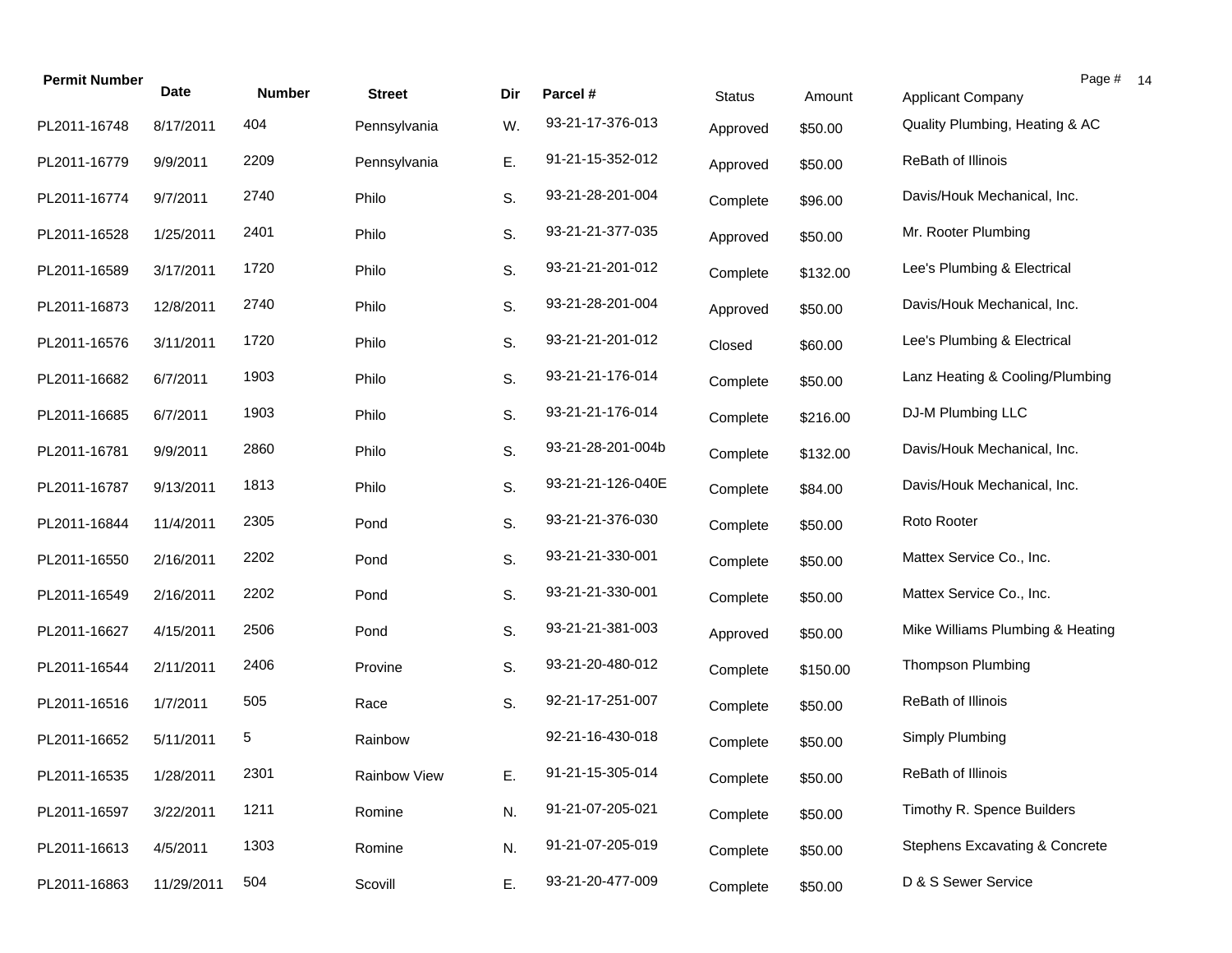| Permit Number | Date | Number | Street | Dir | Parcel # | Status | Amount | Applicant Company |
|---|---|---|---|---|---|---|---|---|
| PL2011-16748 | 8/17/2011 | 404 | Pennsylvania | W. | 93-21-17-376-013 | Approved | $50.00 | Quality Plumbing, Heating & AC |
| PL2011-16779 | 9/9/2011 | 2209 | Pennsylvania | E. | 91-21-15-352-012 | Approved | $50.00 | ReBath of Illinois |
| PL2011-16774 | 9/7/2011 | 2740 | Philo | S. | 93-21-28-201-004 | Complete | $96.00 | Davis/Houk Mechanical, Inc. |
| PL2011-16528 | 1/25/2011 | 2401 | Philo | S. | 93-21-21-377-035 | Approved | $50.00 | Mr. Rooter Plumbing |
| PL2011-16589 | 3/17/2011 | 1720 | Philo | S. | 93-21-21-201-012 | Complete | $132.00 | Lee's Plumbing & Electrical |
| PL2011-16873 | 12/8/2011 | 2740 | Philo | S. | 93-21-28-201-004 | Approved | $50.00 | Davis/Houk Mechanical, Inc. |
| PL2011-16576 | 3/11/2011 | 1720 | Philo | S. | 93-21-21-201-012 | Closed | $60.00 | Lee's Plumbing & Electrical |
| PL2011-16682 | 6/7/2011 | 1903 | Philo | S. | 93-21-21-176-014 | Complete | $50.00 | Lanz Heating & Cooling/Plumbing |
| PL2011-16685 | 6/7/2011 | 1903 | Philo | S. | 93-21-21-176-014 | Complete | $216.00 | DJ-M Plumbing LLC |
| PL2011-16781 | 9/9/2011 | 2860 | Philo | S. | 93-21-28-201-004b | Complete | $132.00 | Davis/Houk Mechanical, Inc. |
| PL2011-16787 | 9/13/2011 | 1813 | Philo | S. | 93-21-21-126-040E | Complete | $84.00 | Davis/Houk Mechanical, Inc. |
| PL2011-16844 | 11/4/2011 | 2305 | Pond | S. | 93-21-21-376-030 | Complete | $50.00 | Roto Rooter |
| PL2011-16550 | 2/16/2011 | 2202 | Pond | S. | 93-21-21-330-001 | Complete | $50.00 | Mattex Service Co., Inc. |
| PL2011-16549 | 2/16/2011 | 2202 | Pond | S. | 93-21-21-330-001 | Complete | $50.00 | Mattex Service Co., Inc. |
| PL2011-16627 | 4/15/2011 | 2506 | Pond | S. | 93-21-21-381-003 | Approved | $50.00 | Mike Williams Plumbing & Heating |
| PL2011-16544 | 2/11/2011 | 2406 | Provine | S. | 93-21-20-480-012 | Complete | $150.00 | Thompson Plumbing |
| PL2011-16516 | 1/7/2011 | 505 | Race | S. | 92-21-17-251-007 | Complete | $50.00 | ReBath of Illinois |
| PL2011-16652 | 5/11/2011 | 5 | Rainbow | | 92-21-16-430-018 | Complete | $50.00 | Simply Plumbing |
| PL2011-16535 | 1/28/2011 | 2301 | Rainbow View | E. | 91-21-15-305-014 | Complete | $50.00 | ReBath of Illinois |
| PL2011-16597 | 3/22/2011 | 1211 | Romine | N. | 91-21-07-205-021 | Complete | $50.00 | Timothy R. Spence Builders |
| PL2011-16613 | 4/5/2011 | 1303 | Romine | N. | 91-21-07-205-019 | Complete | $50.00 | Stephens Excavating & Concrete |
| PL2011-16863 | 11/29/2011 | 504 | Scovill | E. | 93-21-20-477-009 | Complete | $50.00 | D & S Sewer Service |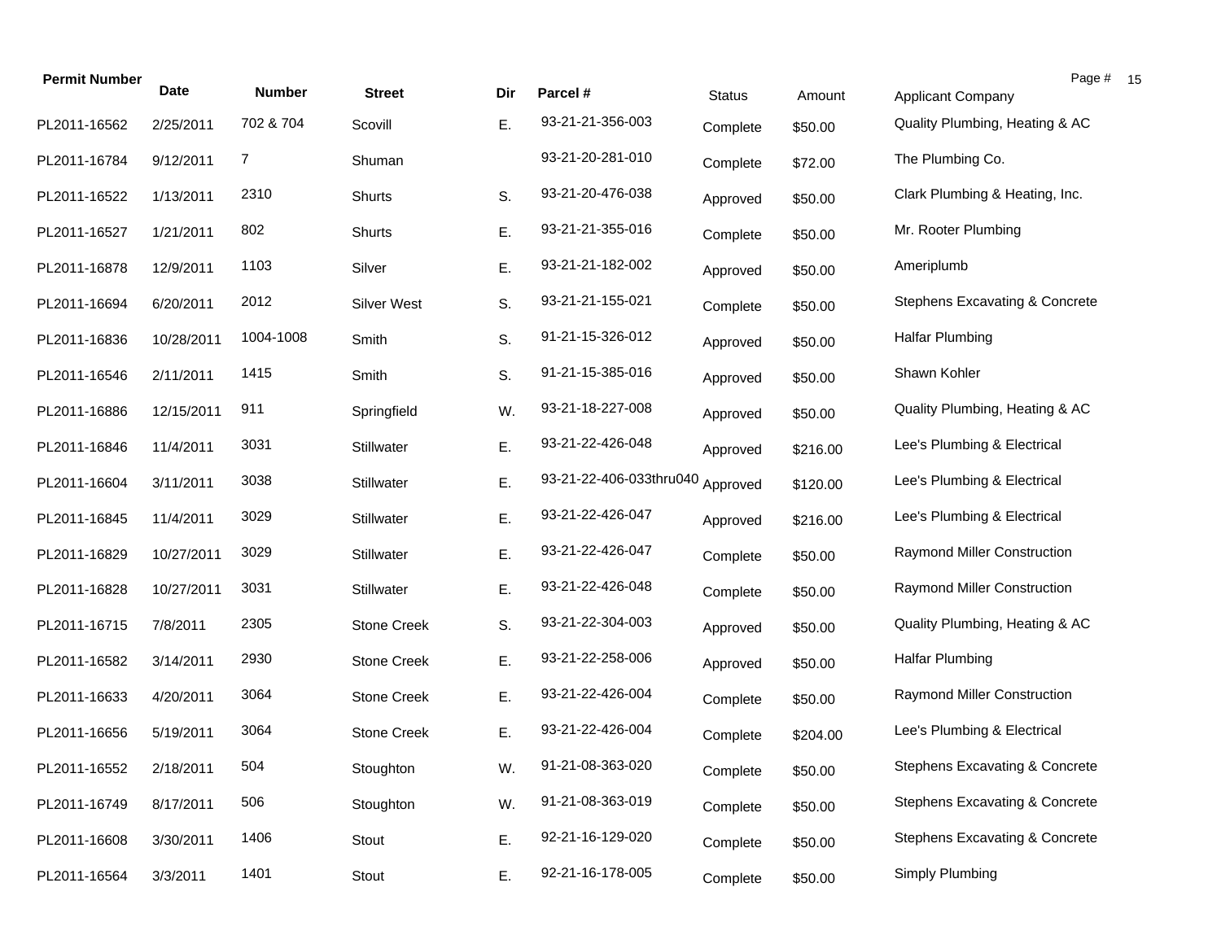| Permit Number | Date | Number | Street | Dir | Parcel # | Status | Amount | Applicant Company |
|---|---|---|---|---|---|---|---|---|
| PL2011-16562 | 2/25/2011 | 702 & 704 | Scovill | E. | 93-21-21-356-003 | Complete | $50.00 | Quality Plumbing, Heating & AC |
| PL2011-16784 | 9/12/2011 | 7 | Shuman | | 93-21-20-281-010 | Complete | $72.00 | The Plumbing Co. |
| PL2011-16522 | 1/13/2011 | 2310 | Shurts | S. | 93-21-20-476-038 | Approved | $50.00 | Clark Plumbing & Heating, Inc. |
| PL2011-16527 | 1/21/2011 | 802 | Shurts | E. | 93-21-21-355-016 | Complete | $50.00 | Mr. Rooter Plumbing |
| PL2011-16878 | 12/9/2011 | 1103 | Silver | E. | 93-21-21-182-002 | Approved | $50.00 | Ameriplumb |
| PL2011-16694 | 6/20/2011 | 2012 | Silver West | S. | 93-21-21-155-021 | Complete | $50.00 | Stephens Excavating & Concrete |
| PL2011-16836 | 10/28/2011 | 1004-1008 | Smith | S. | 91-21-15-326-012 | Approved | $50.00 | Halfar Plumbing |
| PL2011-16546 | 2/11/2011 | 1415 | Smith | S. | 91-21-15-385-016 | Approved | $50.00 | Shawn Kohler |
| PL2011-16886 | 12/15/2011 | 911 | Springfield | W. | 93-21-18-227-008 | Approved | $50.00 | Quality Plumbing, Heating & AC |
| PL2011-16846 | 11/4/2011 | 3031 | Stillwater | E. | 93-21-22-426-048 | Approved | $216.00 | Lee's Plumbing & Electrical |
| PL2011-16604 | 3/11/2011 | 3038 | Stillwater | E. | 93-21-22-406-033thru040 | Approved | $120.00 | Lee's Plumbing & Electrical |
| PL2011-16845 | 11/4/2011 | 3029 | Stillwater | E. | 93-21-22-426-047 | Approved | $216.00 | Lee's Plumbing & Electrical |
| PL2011-16829 | 10/27/2011 | 3029 | Stillwater | E. | 93-21-22-426-047 | Complete | $50.00 | Raymond Miller Construction |
| PL2011-16828 | 10/27/2011 | 3031 | Stillwater | E. | 93-21-22-426-048 | Complete | $50.00 | Raymond Miller Construction |
| PL2011-16715 | 7/8/2011 | 2305 | Stone Creek | S. | 93-21-22-304-003 | Approved | $50.00 | Quality Plumbing, Heating & AC |
| PL2011-16582 | 3/14/2011 | 2930 | Stone Creek | E. | 93-21-22-258-006 | Approved | $50.00 | Halfar Plumbing |
| PL2011-16633 | 4/20/2011 | 3064 | Stone Creek | E. | 93-21-22-426-004 | Complete | $50.00 | Raymond Miller Construction |
| PL2011-16656 | 5/19/2011 | 3064 | Stone Creek | E. | 93-21-22-426-004 | Complete | $204.00 | Lee's Plumbing & Electrical |
| PL2011-16552 | 2/18/2011 | 504 | Stoughton | W. | 91-21-08-363-020 | Complete | $50.00 | Stephens Excavating & Concrete |
| PL2011-16749 | 8/17/2011 | 506 | Stoughton | W. | 91-21-08-363-019 | Complete | $50.00 | Stephens Excavating & Concrete |
| PL2011-16608 | 3/30/2011 | 1406 | Stout | E. | 92-21-16-129-020 | Complete | $50.00 | Stephens Excavating & Concrete |
| PL2011-16564 | 3/3/2011 | 1401 | Stout | E. | 92-21-16-178-005 | Complete | $50.00 | Simply Plumbing |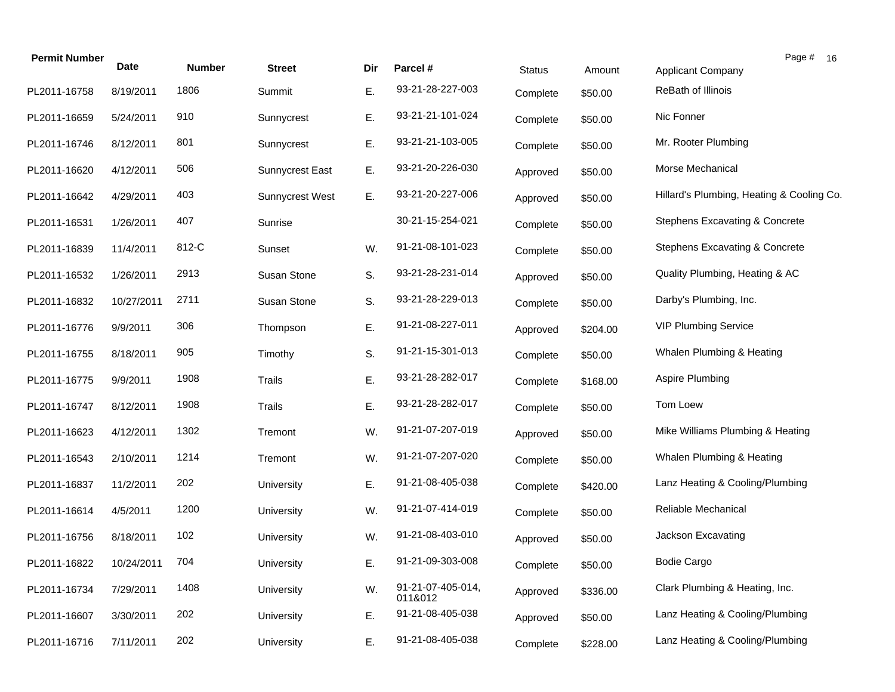| Permit Number | Date | Number | Street | Dir | Parcel # | Status | Amount | Applicant Company |
|---|---|---|---|---|---|---|---|---|
| PL2011-16758 | 8/19/2011 | 1806 | Summit | E. | 93-21-28-227-003 | Complete | $50.00 | ReBath of Illinois |
| PL2011-16659 | 5/24/2011 | 910 | Sunnycrest | E. | 93-21-21-101-024 | Complete | $50.00 | Nic Fonner |
| PL2011-16746 | 8/12/2011 | 801 | Sunnycrest | E. | 93-21-21-103-005 | Complete | $50.00 | Mr. Rooter Plumbing |
| PL2011-16620 | 4/12/2011 | 506 | Sunnycrest East | E. | 93-21-20-226-030 | Approved | $50.00 | Morse Mechanical |
| PL2011-16642 | 4/29/2011 | 403 | Sunnycrest West | E. | 93-21-20-227-006 | Approved | $50.00 | Hillard's Plumbing, Heating & Cooling Co. |
| PL2011-16531 | 1/26/2011 | 407 | Sunrise | | 30-21-15-254-021 | Complete | $50.00 | Stephens Excavating & Concrete |
| PL2011-16839 | 11/4/2011 | 812-C | Sunset | W. | 91-21-08-101-023 | Complete | $50.00 | Stephens Excavating & Concrete |
| PL2011-16532 | 1/26/2011 | 2913 | Susan Stone | S. | 93-21-28-231-014 | Approved | $50.00 | Quality Plumbing, Heating & AC |
| PL2011-16832 | 10/27/2011 | 2711 | Susan Stone | S. | 93-21-28-229-013 | Complete | $50.00 | Darby's Plumbing, Inc. |
| PL2011-16776 | 9/9/2011 | 306 | Thompson | E. | 91-21-08-227-011 | Approved | $204.00 | VIP Plumbing Service |
| PL2011-16755 | 8/18/2011 | 905 | Timothy | S. | 91-21-15-301-013 | Complete | $50.00 | Whalen Plumbing & Heating |
| PL2011-16775 | 9/9/2011 | 1908 | Trails | E. | 93-21-28-282-017 | Complete | $168.00 | Aspire Plumbing |
| PL2011-16747 | 8/12/2011 | 1908 | Trails | E. | 93-21-28-282-017 | Complete | $50.00 | Tom Loew |
| PL2011-16623 | 4/12/2011 | 1302 | Tremont | W. | 91-21-07-207-019 | Approved | $50.00 | Mike Williams Plumbing & Heating |
| PL2011-16543 | 2/10/2011 | 1214 | Tremont | W. | 91-21-07-207-020 | Complete | $50.00 | Whalen Plumbing & Heating |
| PL2011-16837 | 11/2/2011 | 202 | University | E. | 91-21-08-405-038 | Complete | $420.00 | Lanz Heating & Cooling/Plumbing |
| PL2011-16614 | 4/5/2011 | 1200 | University | W. | 91-21-07-414-019 | Complete | $50.00 | Reliable Mechanical |
| PL2011-16756 | 8/18/2011 | 102 | University | W. | 91-21-08-403-010 | Approved | $50.00 | Jackson Excavating |
| PL2011-16822 | 10/24/2011 | 704 | University | E. | 91-21-09-303-008 | Complete | $50.00 | Bodie Cargo |
| PL2011-16734 | 7/29/2011 | 1408 | University | W. | 91-21-07-405-014, 011&012 | Approved | $336.00 | Clark Plumbing & Heating, Inc. |
| PL2011-16607 | 3/30/2011 | 202 | University | E. | 91-21-08-405-038 | Approved | $50.00 | Lanz Heating & Cooling/Plumbing |
| PL2011-16716 | 7/11/2011 | 202 | University | E. | 91-21-08-405-038 | Complete | $228.00 | Lanz Heating & Cooling/Plumbing |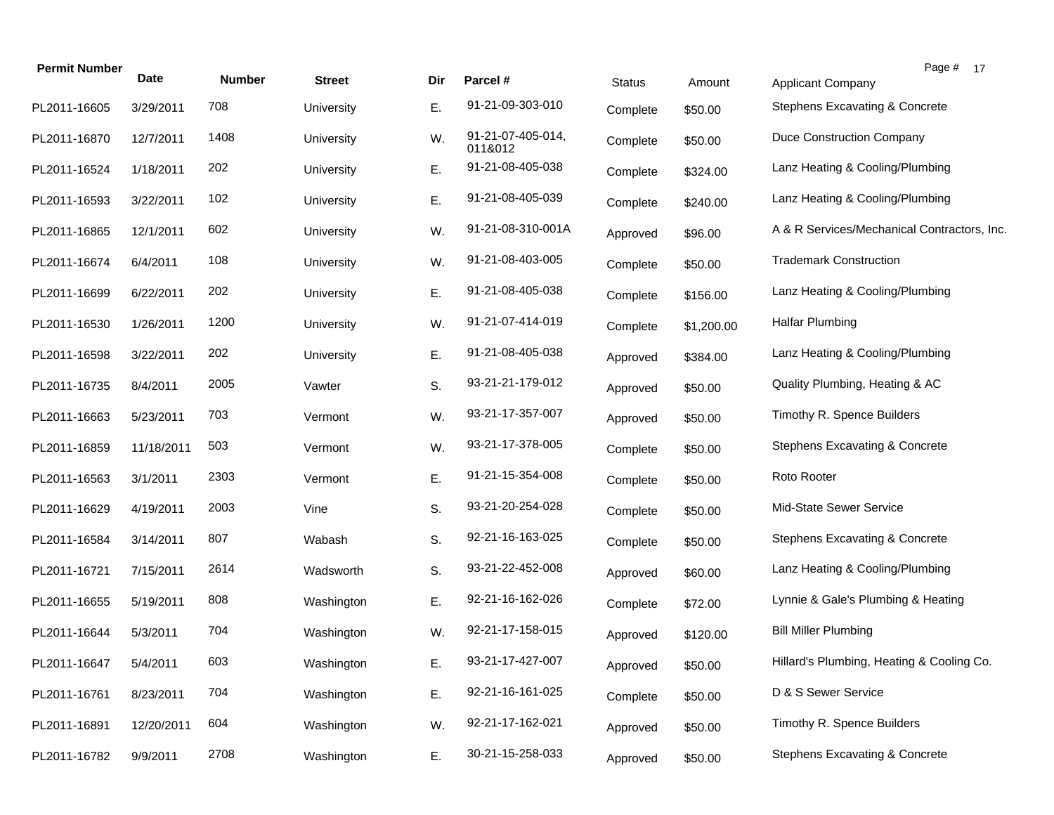| Permit Number | Date | Number | Street | Dir | Parcel # | Status | Amount | Applicant Company |
|---|---|---|---|---|---|---|---|---|
| PL2011-16605 | 3/29/2011 | 708 | University | E. | 91-21-09-303-010 | Complete | $50.00 | Stephens Excavating & Concrete |
| PL2011-16870 | 12/7/2011 | 1408 | University | W. | 91-21-07-405-014, 011&012 | Complete | $50.00 | Duce Construction Company |
| PL2011-16524 | 1/18/2011 | 202 | University | E. | 91-21-08-405-038 | Complete | $324.00 | Lanz Heating & Cooling/Plumbing |
| PL2011-16593 | 3/22/2011 | 102 | University | E. | 91-21-08-405-039 | Complete | $240.00 | Lanz Heating & Cooling/Plumbing |
| PL2011-16865 | 12/1/2011 | 602 | University | W. | 91-21-08-310-001A | Approved | $96.00 | A & R Services/Mechanical Contractors, Inc. |
| PL2011-16674 | 6/4/2011 | 108 | University | W. | 91-21-08-403-005 | Complete | $50.00 | Trademark Construction |
| PL2011-16699 | 6/22/2011 | 202 | University | E. | 91-21-08-405-038 | Complete | $156.00 | Lanz Heating & Cooling/Plumbing |
| PL2011-16530 | 1/26/2011 | 1200 | University | W. | 91-21-07-414-019 | Complete | $1,200.00 | Halfar Plumbing |
| PL2011-16598 | 3/22/2011 | 202 | University | E. | 91-21-08-405-038 | Approved | $384.00 | Lanz Heating & Cooling/Plumbing |
| PL2011-16735 | 8/4/2011 | 2005 | Vawter | S. | 93-21-21-179-012 | Approved | $50.00 | Quality Plumbing, Heating & AC |
| PL2011-16663 | 5/23/2011 | 703 | Vermont | W. | 93-21-17-357-007 | Approved | $50.00 | Timothy R. Spence Builders |
| PL2011-16859 | 11/18/2011 | 503 | Vermont | W. | 93-21-17-378-005 | Complete | $50.00 | Stephens Excavating & Concrete |
| PL2011-16563 | 3/1/2011 | 2303 | Vermont | E. | 91-21-15-354-008 | Complete | $50.00 | Roto Rooter |
| PL2011-16629 | 4/19/2011 | 2003 | Vine | S. | 93-21-20-254-028 | Complete | $50.00 | Mid-State Sewer Service |
| PL2011-16584 | 3/14/2011 | 807 | Wabash | S. | 92-21-16-163-025 | Complete | $50.00 | Stephens Excavating & Concrete |
| PL2011-16721 | 7/15/2011 | 2614 | Wadsworth | S. | 93-21-22-452-008 | Approved | $60.00 | Lanz Heating & Cooling/Plumbing |
| PL2011-16655 | 5/19/2011 | 808 | Washington | E. | 92-21-16-162-026 | Complete | $72.00 | Lynnie & Gale's Plumbing & Heating |
| PL2011-16644 | 5/3/2011 | 704 | Washington | W. | 92-21-17-158-015 | Approved | $120.00 | Bill Miller Plumbing |
| PL2011-16647 | 5/4/2011 | 603 | Washington | E. | 93-21-17-427-007 | Approved | $50.00 | Hillard's Plumbing, Heating & Cooling Co. |
| PL2011-16761 | 8/23/2011 | 704 | Washington | E. | 92-21-16-161-025 | Complete | $50.00 | D & S Sewer Service |
| PL2011-16891 | 12/20/2011 | 604 | Washington | W. | 92-21-17-162-021 | Approved | $50.00 | Timothy R. Spence Builders |
| PL2011-16782 | 9/9/2011 | 2708 | Washington | E. | 30-21-15-258-033 | Approved | $50.00 | Stephens Excavating & Concrete |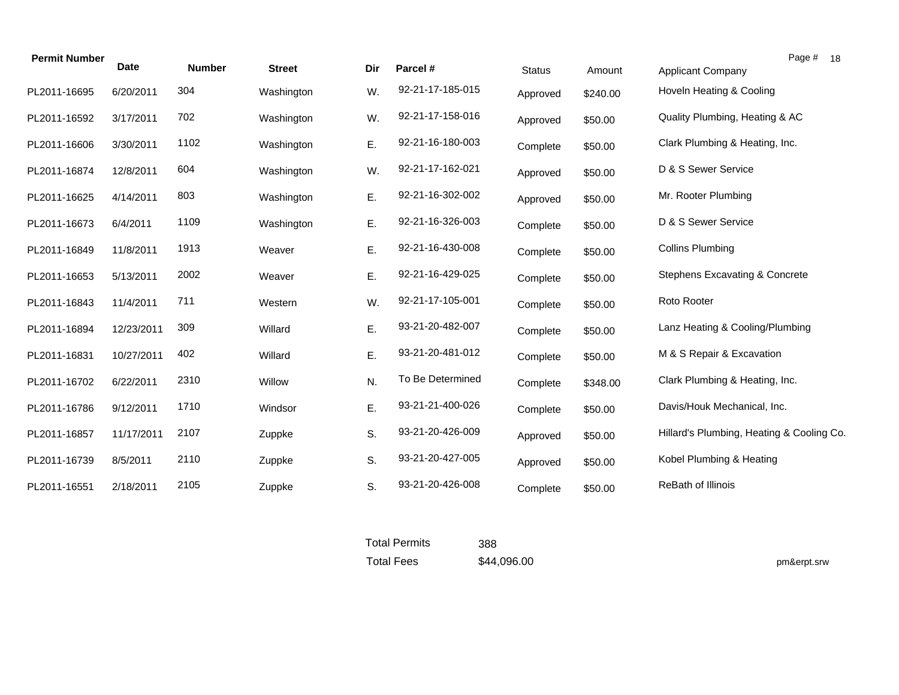| Permit Number | Date | Number | Street | Dir | Parcel # | Status | Amount | Applicant Company |
|---|---|---|---|---|---|---|---|---|
| PL2011-16695 | 6/20/2011 | 304 | Washington | W. | 92-21-17-185-015 | Approved | $240.00 | Hoveln Heating & Cooling |
| PL2011-16592 | 3/17/2011 | 702 | Washington | W. | 92-21-17-158-016 | Approved | $50.00 | Quality Plumbing, Heating & AC |
| PL2011-16606 | 3/30/2011 | 1102 | Washington | E. | 92-21-16-180-003 | Complete | $50.00 | Clark Plumbing & Heating, Inc. |
| PL2011-16874 | 12/8/2011 | 604 | Washington | W. | 92-21-17-162-021 | Approved | $50.00 | D & S Sewer Service |
| PL2011-16625 | 4/14/2011 | 803 | Washington | E. | 92-21-16-302-002 | Approved | $50.00 | Mr. Rooter Plumbing |
| PL2011-16673 | 6/4/2011 | 1109 | Washington | E. | 92-21-16-326-003 | Complete | $50.00 | D & S Sewer Service |
| PL2011-16849 | 11/8/2011 | 1913 | Weaver | E. | 92-21-16-430-008 | Complete | $50.00 | Collins Plumbing |
| PL2011-16653 | 5/13/2011 | 2002 | Weaver | E. | 92-21-16-429-025 | Complete | $50.00 | Stephens Excavating & Concrete |
| PL2011-16843 | 11/4/2011 | 711 | Western | W. | 92-21-17-105-001 | Complete | $50.00 | Roto Rooter |
| PL2011-16894 | 12/23/2011 | 309 | Willard | E. | 93-21-20-482-007 | Complete | $50.00 | Lanz Heating & Cooling/Plumbing |
| PL2011-16831 | 10/27/2011 | 402 | Willard | E. | 93-21-20-481-012 | Complete | $50.00 | M & S Repair & Excavation |
| PL2011-16702 | 6/22/2011 | 2310 | Willow | N. | To Be Determined | Complete | $348.00 | Clark Plumbing & Heating, Inc. |
| PL2011-16786 | 9/12/2011 | 1710 | Windsor | E. | 93-21-21-400-026 | Complete | $50.00 | Davis/Houk Mechanical, Inc. |
| PL2011-16857 | 11/17/2011 | 2107 | Zuppke | S. | 93-21-20-426-009 | Approved | $50.00 | Hillard's Plumbing, Heating & Cooling Co. |
| PL2011-16739 | 8/5/2011 | 2110 | Zuppke | S. | 93-21-20-427-005 | Approved | $50.00 | Kobel Plumbing & Heating |
| PL2011-16551 | 2/18/2011 | 2105 | Zuppke | S. | 93-21-20-426-008 | Complete | $50.00 | ReBath of Illinois |

Total Permits 388

Total Fees $44,096.00

pm&erpt.srw